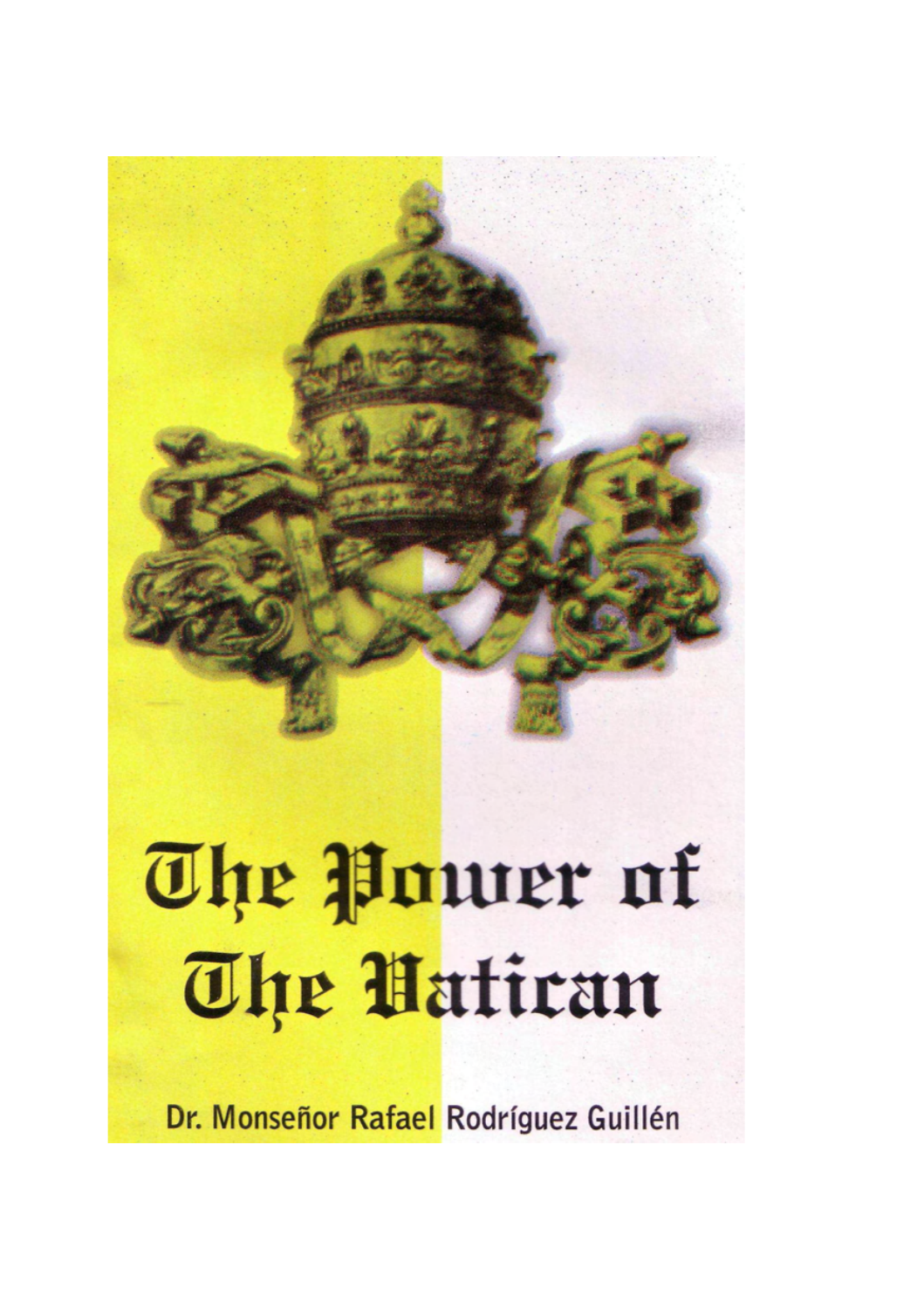# The Power of The Vatican

Dr. Monseñor Rafael Rodríguez Guillén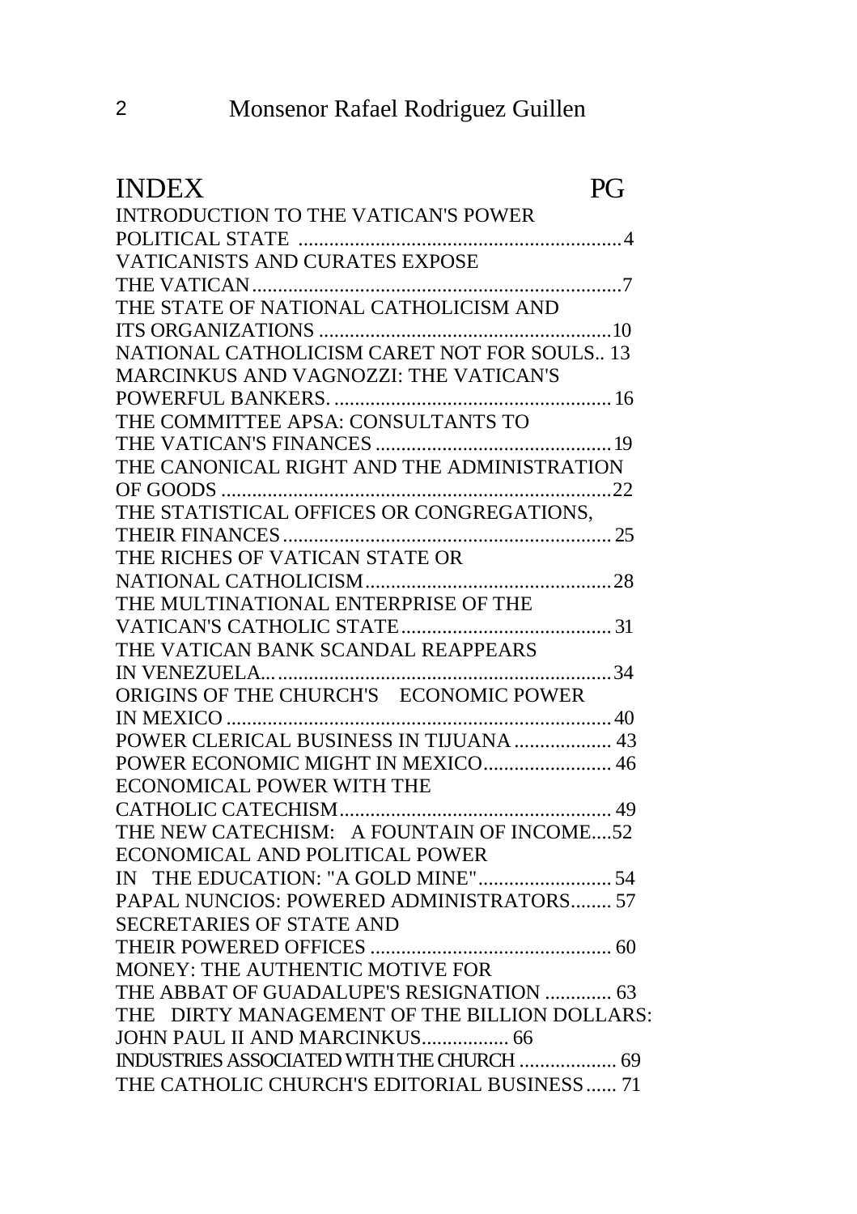# INDEX

| | PG |
|---|---|
| INTRODUCTION TO THE VATICAN'S POWER POLITICAL STATE | 4 |
| VATICANISTS AND CURATES EXPOSE THE VATICAN | 7 |
| THE STATE OF NATIONAL CATHOLICISM AND ITS ORGANIZATIONS | 10 |
| NATIONAL CATHOLICISM CARET NOT FOR SOULS | 13 |
| MARCINKUS AND VAGNOZZI: THE VATICAN'S POWERFUL BANKERS. | 16 |
| THE COMMITTEE APSA: CONSULTANTS TO THE VATICAN'S FINANCES | 19 |
| THE CANONICAL RIGHT AND THE ADMINISTRATION OF GOODS | 22 |
| THE STATISTICAL OFFICES OR CONGREGATIONS, THEIR FINANCES | 25 |
| THE RICHES OF VATICAN STATE OR NATIONAL CATHOLICISM | 28 |
| THE MULTINATIONAL ENTERPRISE OF THE VATICAN'S CATHOLIC STATE | 31 |
| THE VATICAN BANK SCANDAL REAPPEARS IN VENEZUELA... | 34 |
| ORIGINS OF THE CHURCH'S ECONOMIC POWER IN MEXICO | 40 |
| POWER CLERICAL BUSINESS IN TIJUANA | 43 |
| POWER ECONOMIC MIGHT IN MEXICO | 46 |
| ECONOMICAL POWER WITH THE CATHOLIC CATECHISM | 49 |
| THE NEW CATECHISM: A FOUNTAIN OF INCOME | 52 |
| ECONOMICAL AND POLITICAL POWER IN THE EDUCATION: "A GOLD MINE" | 54 |
| PAPAL NUNCIOS: POWERED ADMINISTRATORS | 57 |
| SECRETARIES OF STATE AND THEIR POWERED OFFICES | 60 |
| MONEY: THE AUTHENTIC MOTIVE FOR THE ABBAT OF GUADALUPE'S RESIGNATION | 63 |
| THE DIRTY MANAGEMENT OF THE BILLION DOLLARS: JOHN PAUL II AND MARCINKUS | 66 |
| INDUSTRIES ASSOCIATED WITH THE CHURCH | 69 |
| THE CATHOLIC CHURCH'S EDITORIAL BUSINESS | 71 |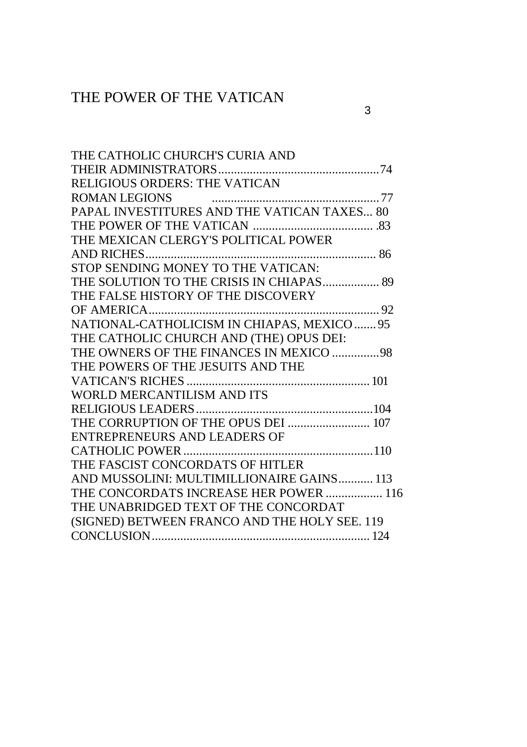THE CATHOLIC CHURCH'S CURIA AND THEIR ADMINISTRATORS....................................................74

RELIGIOUS ORDERS: THE VATICAN ROMAN LEGIONS .....................................................77

PAPAL INVESTITURES AND THE VATICAN TAXES... 80

THE POWER OF THE VATICAN ...................................... .83

THE MEXICAN CLERGY'S POLITICAL POWER AND RICHES......................................................................... 86

STOP SENDING MONEY TO THE VATICAN: THE SOLUTION TO THE CRISIS IN CHIAPAS.................. 89

THE FALSE HISTORY OF THE DISCOVERY OF AMERICA......................................................................... 92

NATIONAL-CATHOLICISM IN CHIAPAS, MEXICO....... 95

THE CATHOLIC CHURCH AND (THE) OPUS DEI: THE OWNERS OF THE FINANCES IN MEXICO ...............98

THE POWERS OF THE JESUITS AND THE VATICAN'S RICHES .......................................................... 101

WORLD MERCANTILISM AND ITS RELIGIOUS LEADERS........................................................104

THE CORRUPTION OF THE OPUS DEI .......................... 107

ENTREPRENEURS AND LEADERS OF CATHOLIC POWER ............................................................110

THE FASCIST CONCORDATS OF HITLER AND MUSSOLINI: MULTIMILLIONAIRE GAINS........... 113

THE CONCORDATS INCREASE HER POWER .................. 116

THE UNABRIDGED TEXT OF THE CONCORDAT (SIGNED) BETWEEN FRANCO AND THE HOLY SEE. 119

CONCLUSION..................................................................... 124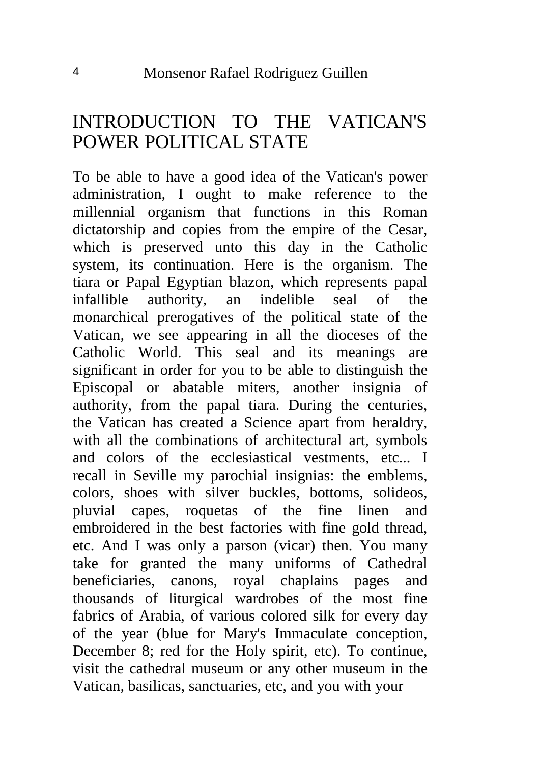# INTRODUCTION TO THE VATICAN'S POWER POLITICAL STATE

To be able to have a good idea of the Vatican's power administration, I ought to make reference to the millennial organism that functions in this Roman dictatorship and copies from the empire of the Cesar, which is preserved unto this day in the Catholic system, its continuation. Here is the organism. The tiara or Papal Egyptian blazon, which represents papal infallible authority, an indelible seal of the monarchical prerogatives of the political state of the Vatican, we see appearing in all the dioceses of the Catholic World. This seal and its meanings are significant in order for you to be able to distinguish the Episcopal or abatable miters, another insignia of authority, from the papal tiara. During the centuries, the Vatican has created a Science apart from heraldry, with all the combinations of architectural art, symbols and colors of the ecclesiastical vestments, etc... I recall in Seville my parochial insignias: the emblems, colors, shoes with silver buckles, bottoms, solideos, pluvial capes, roquetas of the fine linen and embroidered in the best factories with fine gold thread, etc. And I was only a parson (vicar) then. You many take for granted the many uniforms of Cathedral beneficiaries, canons, royal chaplains pages and thousands of liturgical wardrobes of the most fine fabrics of Arabia, of various colored silk for every day of the year (blue for Mary's Immaculate conception, December 8; red for the Holy spirit, etc). To continue, visit the cathedral museum or any other museum in the Vatican, basilicas, sanctuaries, etc, and you with your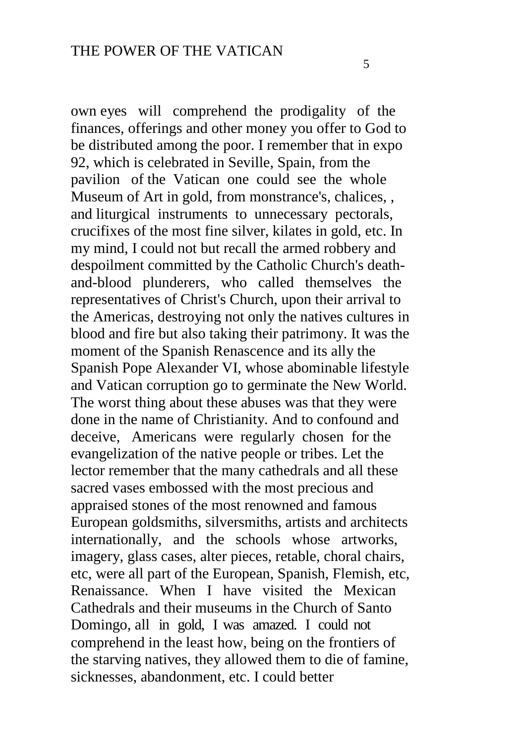own eyes will comprehend the prodigality of the finances, offerings and other money you offer to God to be distributed among the poor. I remember that in expo 92, which is celebrated in Seville, Spain, from the pavilion of the Vatican one could see the whole Museum of Art in gold, from monstrance's, chalices, , and liturgical instruments to unnecessary pectorals, crucifixes of the most fine silver, kilates in gold, etc. In my mind, I could not but recall the armed robbery and despoilment committed by the Catholic Church's death-and-blood plunderers, who called themselves the representatives of Christ's Church, upon their arrival to the Americas, destroying not only the natives cultures in blood and fire but also taking their patrimony. It was the moment of the Spanish Renascence and its ally the Spanish Pope Alexander VI, whose abominable lifestyle and Vatican corruption go to germinate the New World. The worst thing about these abuses was that they were done in the name of Christianity. And to confound and deceive, Americans were regularly chosen for the evangelization of the native people or tribes. Let the lector remember that the many cathedrals and all these sacred vases embossed with the most precious and appraised stones of the most renowned and famous European goldsmiths, silversmiths, artists and architects internationally, and the schools whose artworks, imagery, glass cases, alter pieces, retable, choral chairs, etc, were all part of the European, Spanish, Flemish, etc, Renaissance. When I have visited the Mexican Cathedrals and their museums in the Church of Santo Domingo, all in gold, I was amazed. I could not comprehend in the least how, being on the frontiers of the starving natives, they allowed them to die of famine, sicknesses, abandonment, etc. I could better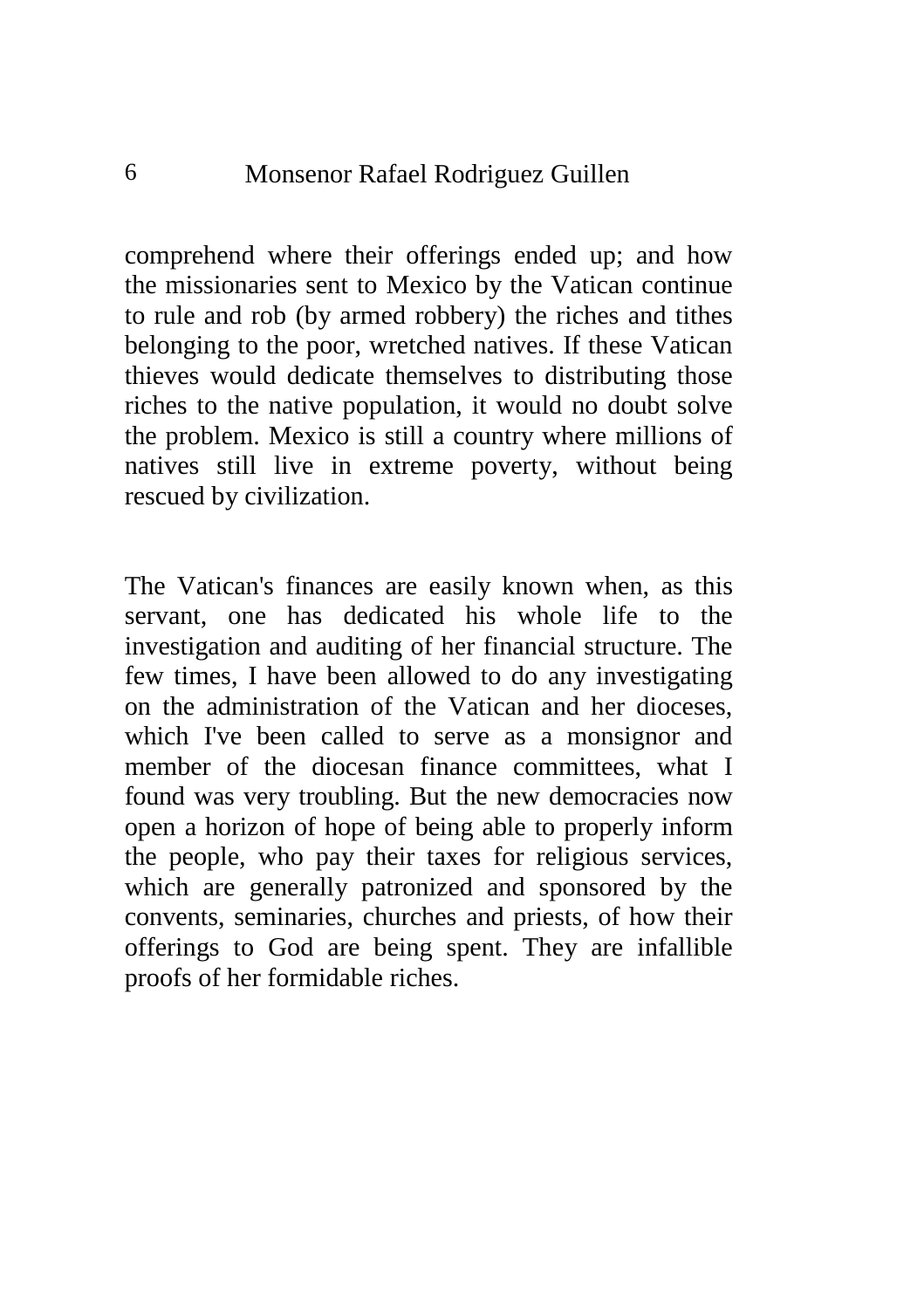comprehend where their offerings ended up; and how the missionaries sent to Mexico by the Vatican continue to rule and rob (by armed robbery) the riches and tithes belonging to the poor, wretched natives. If these Vatican thieves would dedicate themselves to distributing those riches to the native population, it would no doubt solve the problem. Mexico is still a country where millions of natives still live in extreme poverty, without being rescued by civilization.

The Vatican's finances are easily known when, as this servant, one has dedicated his whole life to the investigation and auditing of her financial structure. The few times, I have been allowed to do any investigating on the administration of the Vatican and her dioceses, which I've been called to serve as a monsignor and member of the diocesan finance committees, what I found was very troubling. But the new democracies now open a horizon of hope of being able to properly inform the people, who pay their taxes for religious services, which are generally patronized and sponsored by the convents, seminaries, churches and priests, of how their offerings to God are being spent. They are infallible proofs of her formidable riches.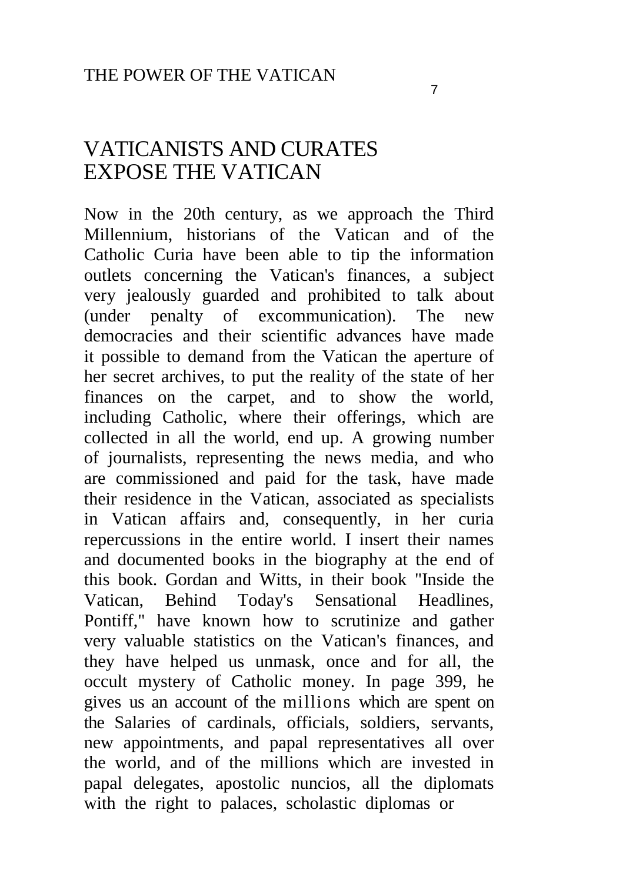# VATICANISTS AND CURATES EXPOSE THE VATICAN

Now in the 20th century, as we approach the Third Millennium, historians of the Vatican and of the Catholic Curia have been able to tip the information outlets concerning the Vatican's finances, a subject very jealously guarded and prohibited to talk about (under penalty of excommunication). The new democracies and their scientific advances have made it possible to demand from the Vatican the aperture of her secret archives, to put the reality of the state of her finances on the carpet, and to show the world, including Catholic, where their offerings, which are collected in all the world, end up. A growing number of journalists, representing the news media, and who are commissioned and paid for the task, have made their residence in the Vatican, associated as specialists in Vatican affairs and, consequently, in her curia repercussions in the entire world. I insert their names and documented books in the biography at the end of this book. Gordan and Witts, in their book "Inside the Vatican, Behind Today's Sensational Headlines, Pontiff," have known how to scrutinize and gather very valuable statistics on the Vatican's finances, and they have helped us unmask, once and for all, the occult mystery of Catholic money. In page 399, he gives us an account of the millions which are spent on the Salaries of cardinals, officials, soldiers, servants, new appointments, and papal representatives all over the world, and of the millions which are invested in papal delegates, apostolic nuncios, all the diplomats with the right to palaces, scholastic diplomas or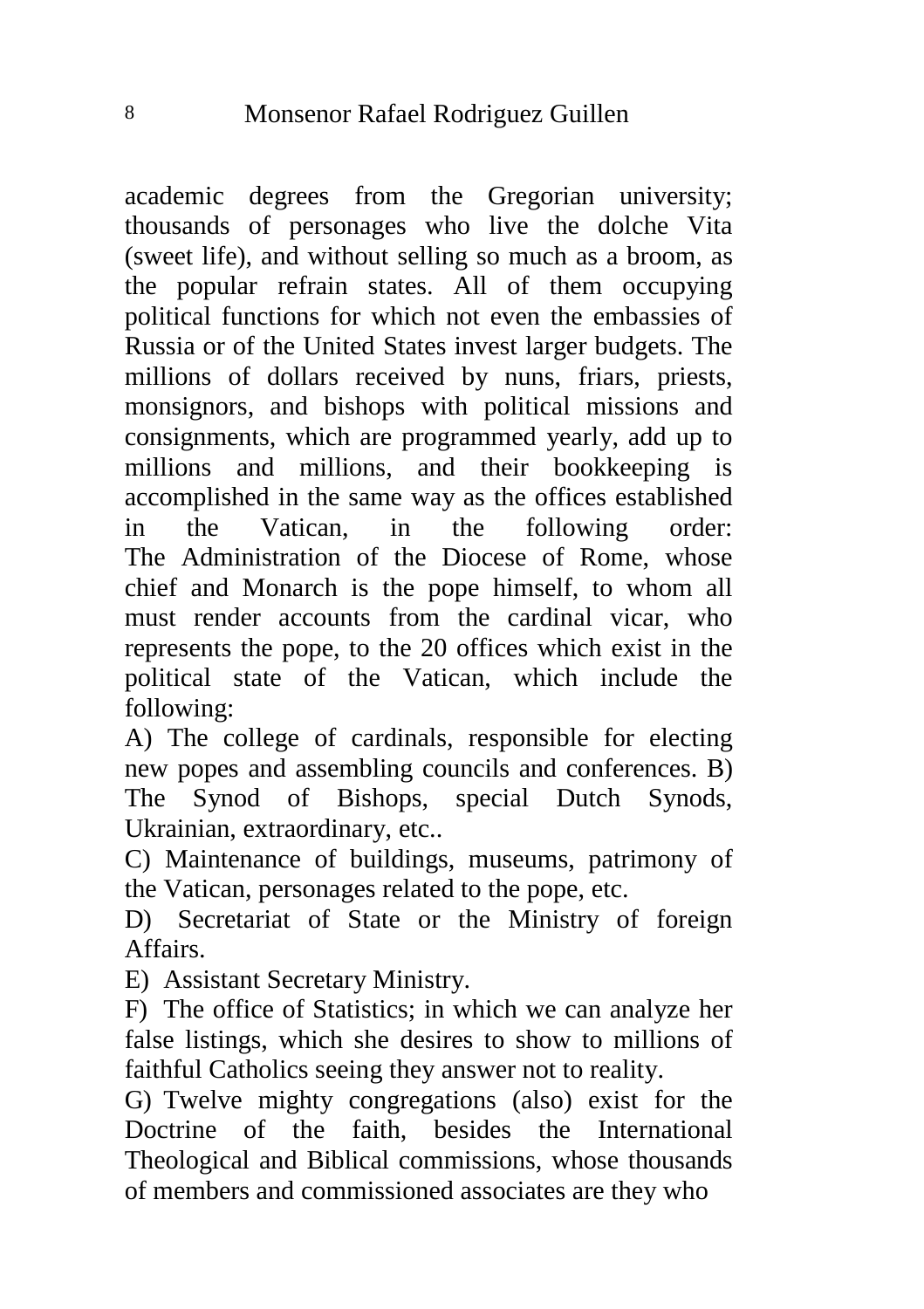academic degrees from the Gregorian university; thousands of personages who live the dolche Vita (sweet life), and without selling so much as a broom, as the popular refrain states. All of them occupying political functions for which not even the embassies of Russia or of the United States invest larger budgets. The millions of dollars received by nuns, friars, priests, monsignors, and bishops with political missions and consignments, which are programmed yearly, add up to millions and millions, and their bookkeeping is accomplished in the same way as the offices established in the Vatican, in the following order:
The Administration of the Diocese of Rome, whose chief and Monarch is the pope himself, to whom all must render accounts from the cardinal vicar, who represents the pope, to the 20 offices which exist in the political state of the Vatican, which include the following:

A) The college of cardinals, responsible for electing new popes and assembling councils and conferences. B) The Synod of Bishops, special Dutch Synods, Ukrainian, extraordinary, etc..

C) Maintenance of buildings, museums, patrimony of the Vatican, personages related to the pope, etc.

D) Secretariat of State or the Ministry of foreign Affairs.

E) Assistant Secretary Ministry.

F) The office of Statistics; in which we can analyze her false listings, which she desires to show to millions of faithful Catholics seeing they answer not to reality.

G) Twelve mighty congregations (also) exist for the Doctrine of the faith, besides the International Theological and Biblical commissions, whose thousands of members and commissioned associates are they who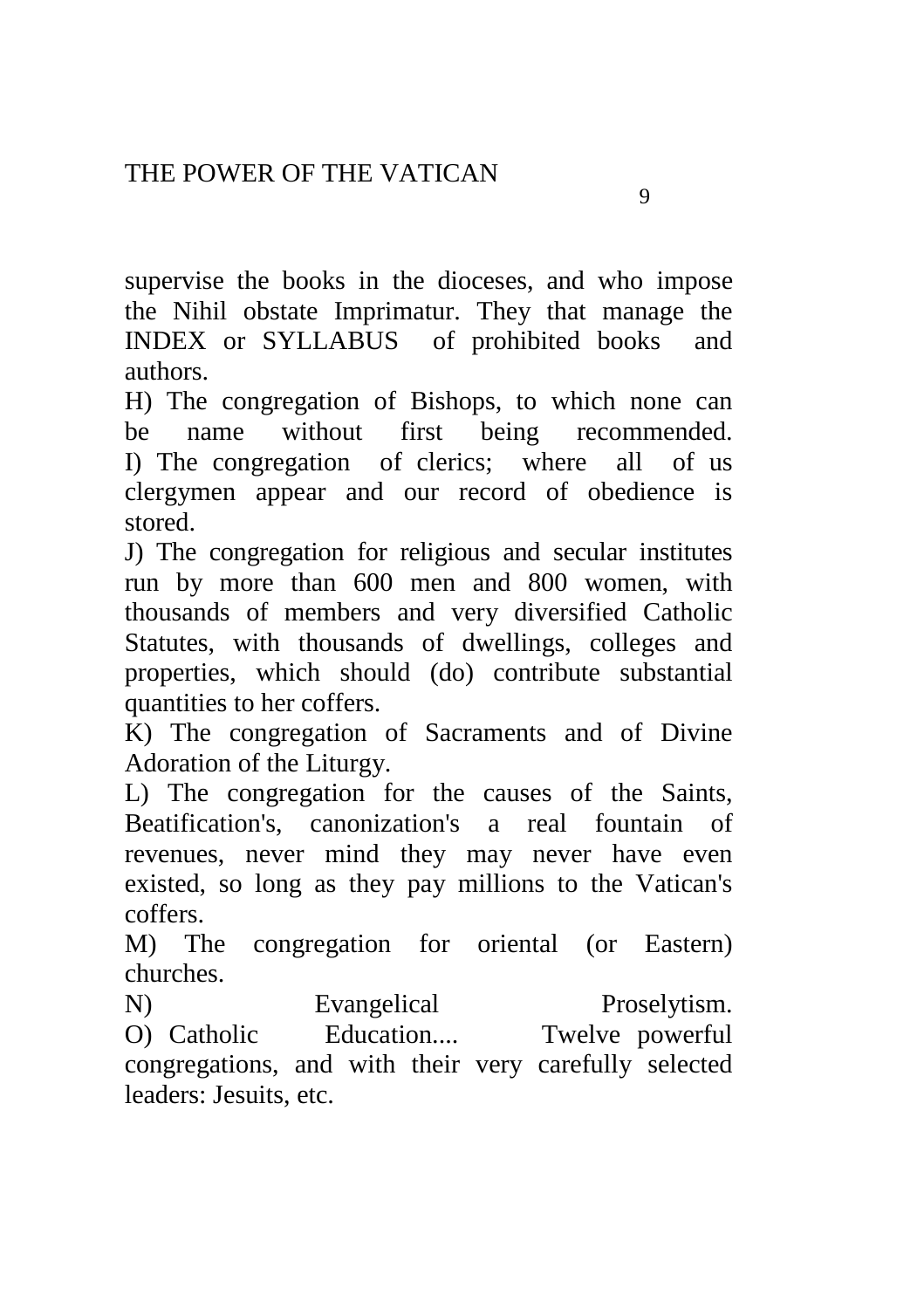supervise the books in the dioceses, and who impose the Nihil obstate Imprimatur. They that manage the INDEX or SYLLABUS of prohibited books and authors.

H) The congregation of Bishops, to which none can be name without first being recommended.

I) The congregation of clerics; where all of us clergymen appear and our record of obedience is stored.

J) The congregation for religious and secular institutes run by more than 600 men and 800 women, with thousands of members and very diversified Catholic Statutes, with thousands of dwellings, colleges and properties, which should (do) contribute substantial quantities to her coffers.

K) The congregation of Sacraments and of Divine Adoration of the Liturgy.

L) The congregation for the causes of the Saints, Beatification's, canonization's a real fountain of revenues, never mind they may never have even existed, so long as they pay millions to the Vatican's coffers.

M) The congregation for oriental (or Eastern) churches.

N) Evangelical Proselytism.

O) Catholic Education.... Twelve powerful congregations, and with their very carefully selected leaders: Jesuits, etc.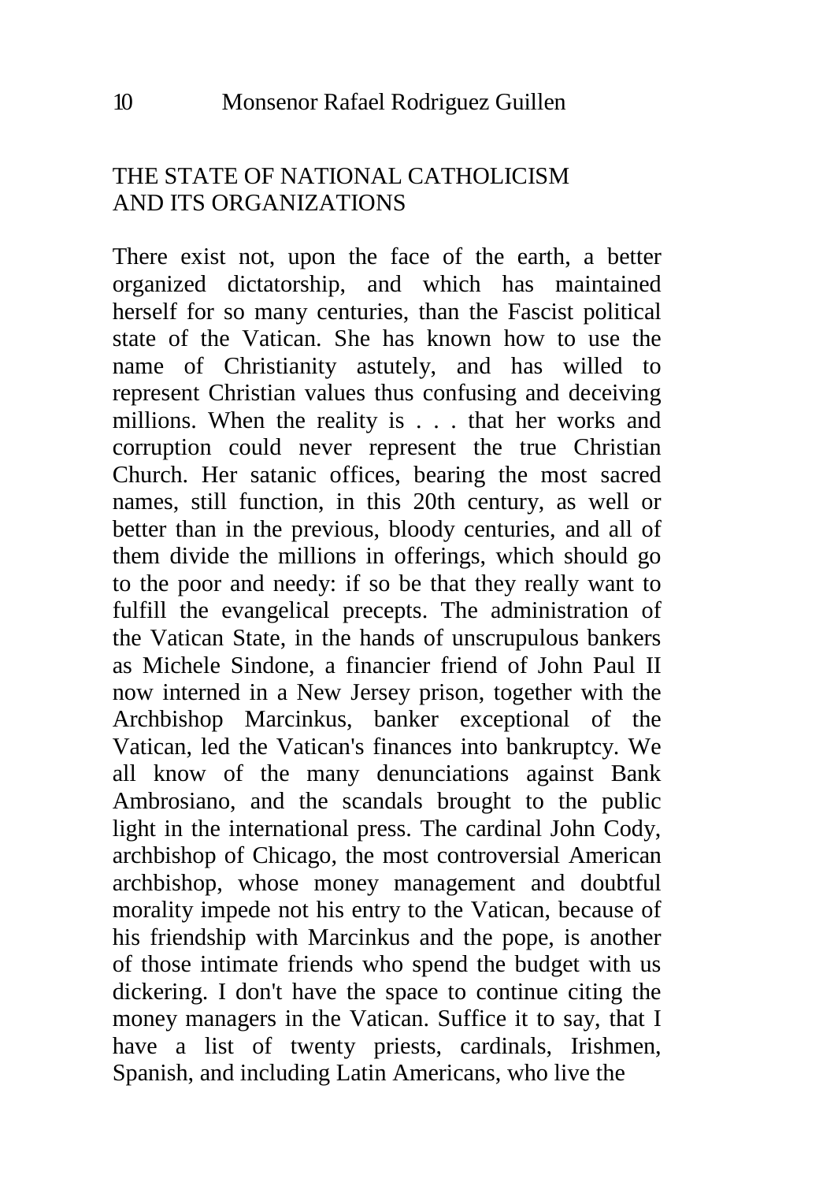## THE STATE OF NATIONAL CATHOLICISM AND ITS ORGANIZATIONS

There exist not, upon the face of the earth, a better organized dictatorship, and which has maintained herself for so many centuries, than the Fascist political state of the Vatican. She has known how to use the name of Christianity astutely, and has willed to represent Christian values thus confusing and deceiving millions. When the reality is . . . that her works and corruption could never represent the true Christian Church. Her satanic offices, bearing the most sacred names, still function, in this 20th century, as well or better than in the previous, bloody centuries, and all of them divide the millions in offerings, which should go to the poor and needy: if so be that they really want to fulfill the evangelical precepts. The administration of the Vatican State, in the hands of unscrupulous bankers as Michele Sindone, a financier friend of John Paul II now interned in a New Jersey prison, together with the Archbishop Marcinkus, banker exceptional of the Vatican, led the Vatican's finances into bankruptcy. We all know of the many denunciations against Bank Ambrosiano, and the scandals brought to the public light in the international press. The cardinal John Cody, archbishop of Chicago, the most controversial American archbishop, whose money management and doubtful morality impede not his entry to the Vatican, because of his friendship with Marcinkus and the pope, is another of those intimate friends who spend the budget with us dickering. I don't have the space to continue citing the money managers in the Vatican. Suffice it to say, that I have a list of twenty priests, cardinals, Irishmen, Spanish, and including Latin Americans, who live the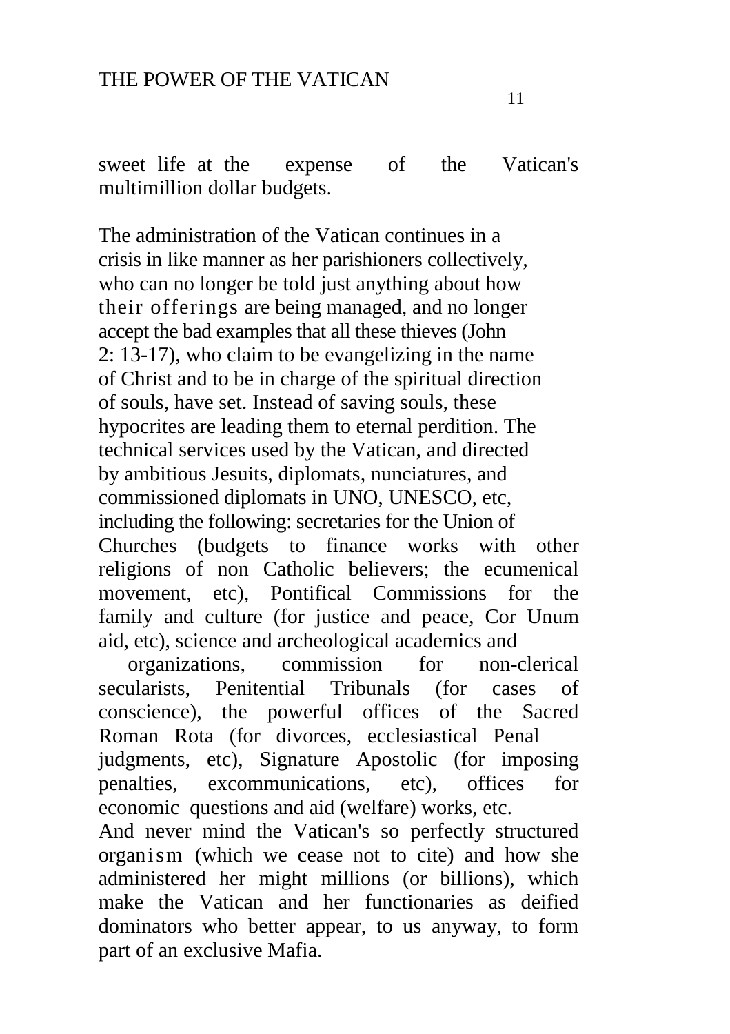sweet life at the expense of the Vatican's multimillion dollar budgets.

The administration of the Vatican continues in a crisis in like manner as her parishioners collectively, who can no longer be told just anything about how their offerings are being managed, and no longer accept the bad examples that all these thieves (John 2: 13-17), who claim to be evangelizing in the name of Christ and to be in charge of the spiritual direction of souls, have set. Instead of saving souls, these hypocrites are leading them to eternal perdition. The technical services used by the Vatican, and directed by ambitious Jesuits, diplomats, nunciatures, and commissioned diplomats in UNO, UNESCO, etc, including the following: secretaries for the Union of Churches (budgets to finance works with other religions of non Catholic believers; the ecumenical movement, etc), Pontifical Commissions for the family and culture (for justice and peace, Cor Unum aid, etc), science and archeological academics and organizations, commission for non-clerical secularists, Penitential Tribunals (for cases of conscience), the powerful offices of the Sacred Roman Rota (for divorces, ecclesiastical Penal judgments, etc), Signature Apostolic (for imposing penalties, excommunications, etc), offices for economic questions and aid (welfare) works, etc.
And never mind the Vatican's so perfectly structured organism (which we cease not to cite) and how she administered her might millions (or billions), which make the Vatican and her functionaries as deified dominators who better appear, to us anyway, to form part of an exclusive Mafia.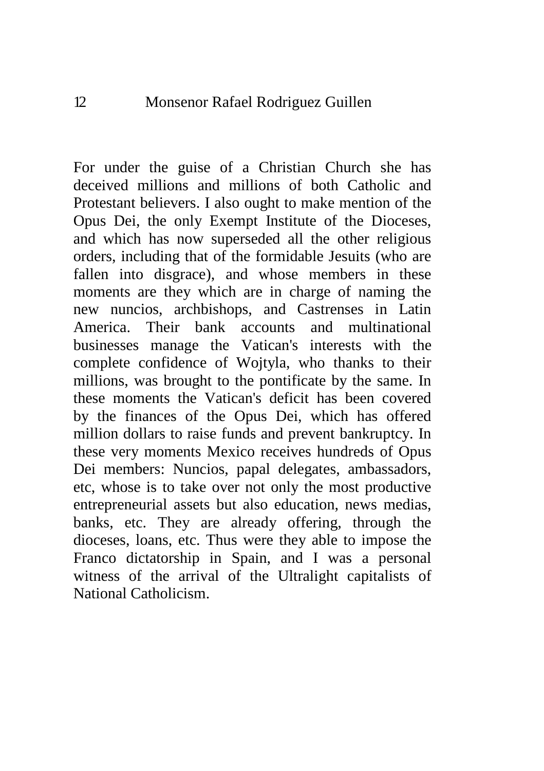For under the guise of a Christian Church she has deceived millions and millions of both Catholic and Protestant believers. I also ought to make mention of the Opus Dei, the only Exempt Institute of the Dioceses, and which has now superseded all the other religious orders, including that of the formidable Jesuits (who are fallen into disgrace), and whose members in these moments are they which are in charge of naming the new nuncios, archbishops, and Castrenses in Latin America. Their bank accounts and multinational businesses manage the Vatican's interests with the complete confidence of Wojtyla, who thanks to their millions, was brought to the pontificate by the same. In these moments the Vatican's deficit has been covered by the finances of the Opus Dei, which has offered million dollars to raise funds and prevent bankruptcy. In these very moments Mexico receives hundreds of Opus Dei members: Nuncios, papal delegates, ambassadors, etc, whose is to take over not only the most productive entrepreneurial assets but also education, news medias, banks, etc. They are already offering, through the dioceses, loans, etc. Thus were they able to impose the Franco dictatorship in Spain, and I was a personal witness of the arrival of the Ultralight capitalists of National Catholicism.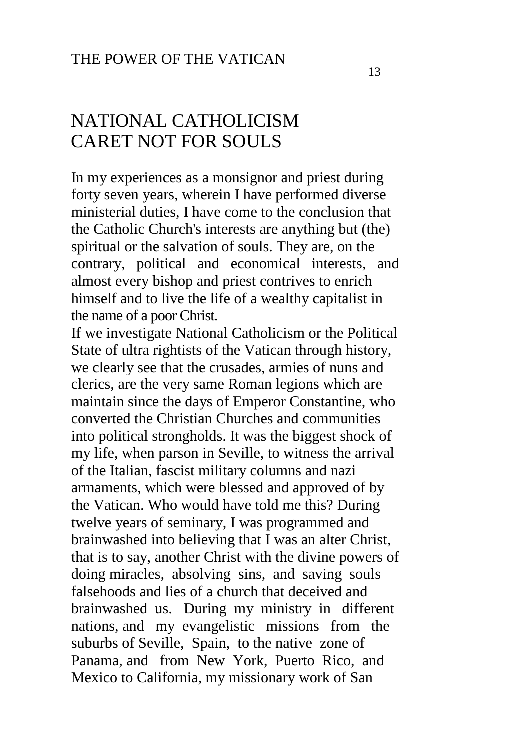# NATIONAL CATHOLICISM CARET NOT FOR SOULS

In my experiences as a monsignor and priest during forty seven years, wherein I have performed diverse ministerial duties, I have come to the conclusion that the Catholic Church's interests are anything but (the) spiritual or the salvation of souls. They are, on the contrary, political and economical interests, and almost every bishop and priest contrives to enrich himself and to live the life of a wealthy capitalist in the name of a poor Christ.

If we investigate National Catholicism or the Political State of ultra rightists of the Vatican through history, we clearly see that the crusades, armies of nuns and clerics, are the very same Roman legions which are maintain since the days of Emperor Constantine, who converted the Christian Churches and communities into political strongholds. It was the biggest shock of my life, when parson in Seville, to witness the arrival of the Italian, fascist military columns and nazi armaments, which were blessed and approved of by the Vatican. Who would have told me this? During twelve years of seminary, I was programmed and brainwashed into believing that I was an alter Christ, that is to say, another Christ with the divine powers of doing miracles, absolving sins, and saving souls falsehoods and lies of a church that deceived and brainwashed us. During my ministry in different nations, and my evangelistic missions from the suburbs of Seville, Spain, to the native zone of Panama, and from New York, Puerto Rico, and Mexico to California, my missionary work of San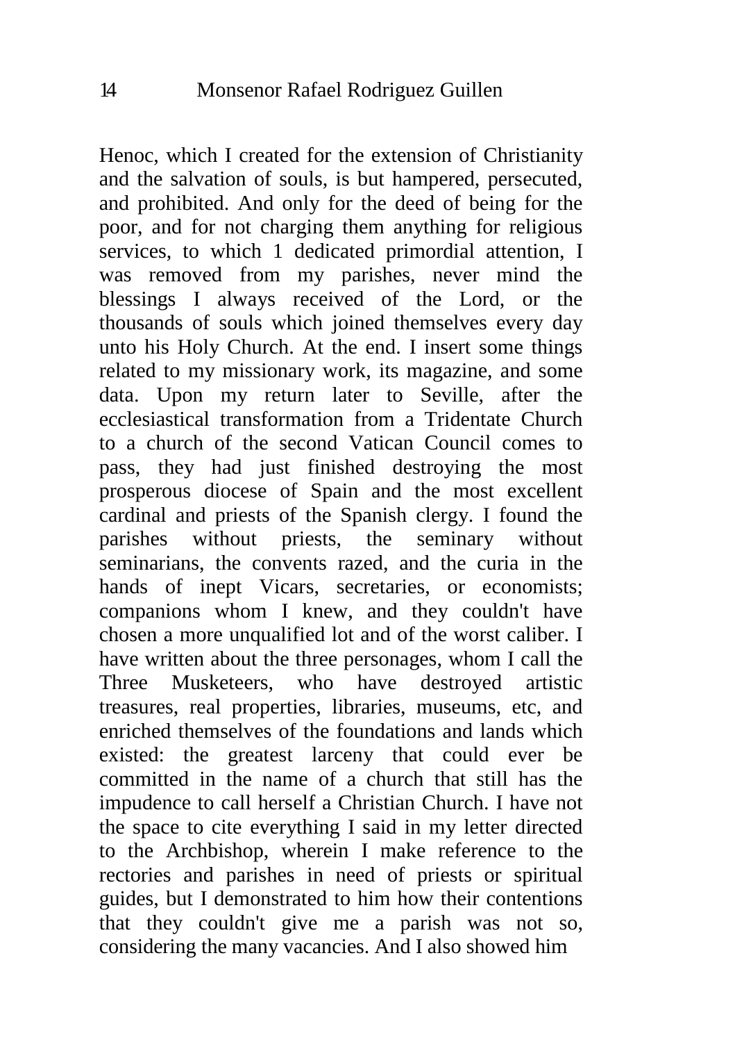Henoc, which I created for the extension of Christianity and the salvation of souls, is but hampered, persecuted, and prohibited. And only for the deed of being for the poor, and for not charging them anything for religious services, to which 1 dedicated primordial attention, I was removed from my parishes, never mind the blessings I always received of the Lord, or the thousands of souls which joined themselves every day unto his Holy Church. At the end. I insert some things related to my missionary work, its magazine, and some data. Upon my return later to Seville, after the ecclesiastical transformation from a Tridentate Church to a church of the second Vatican Council comes to pass, they had just finished destroying the most prosperous diocese of Spain and the most excellent cardinal and priests of the Spanish clergy. I found the parishes without priests, the seminary without seminarians, the convents razed, and the curia in the hands of inept Vicars, secretaries, or economists; companions whom I knew, and they couldn't have chosen a more unqualified lot and of the worst caliber. I have written about the three personages, whom I call the Three Musketeers, who have destroyed artistic treasures, real properties, libraries, museums, etc, and enriched themselves of the foundations and lands which existed: the greatest larceny that could ever be committed in the name of a church that still has the impudence to call herself a Christian Church. I have not the space to cite everything I said in my letter directed to the Archbishop, wherein I make reference to the rectories and parishes in need of priests or spiritual guides, but I demonstrated to him how their contentions that they couldn't give me a parish was not so, considering the many vacancies. And I also showed him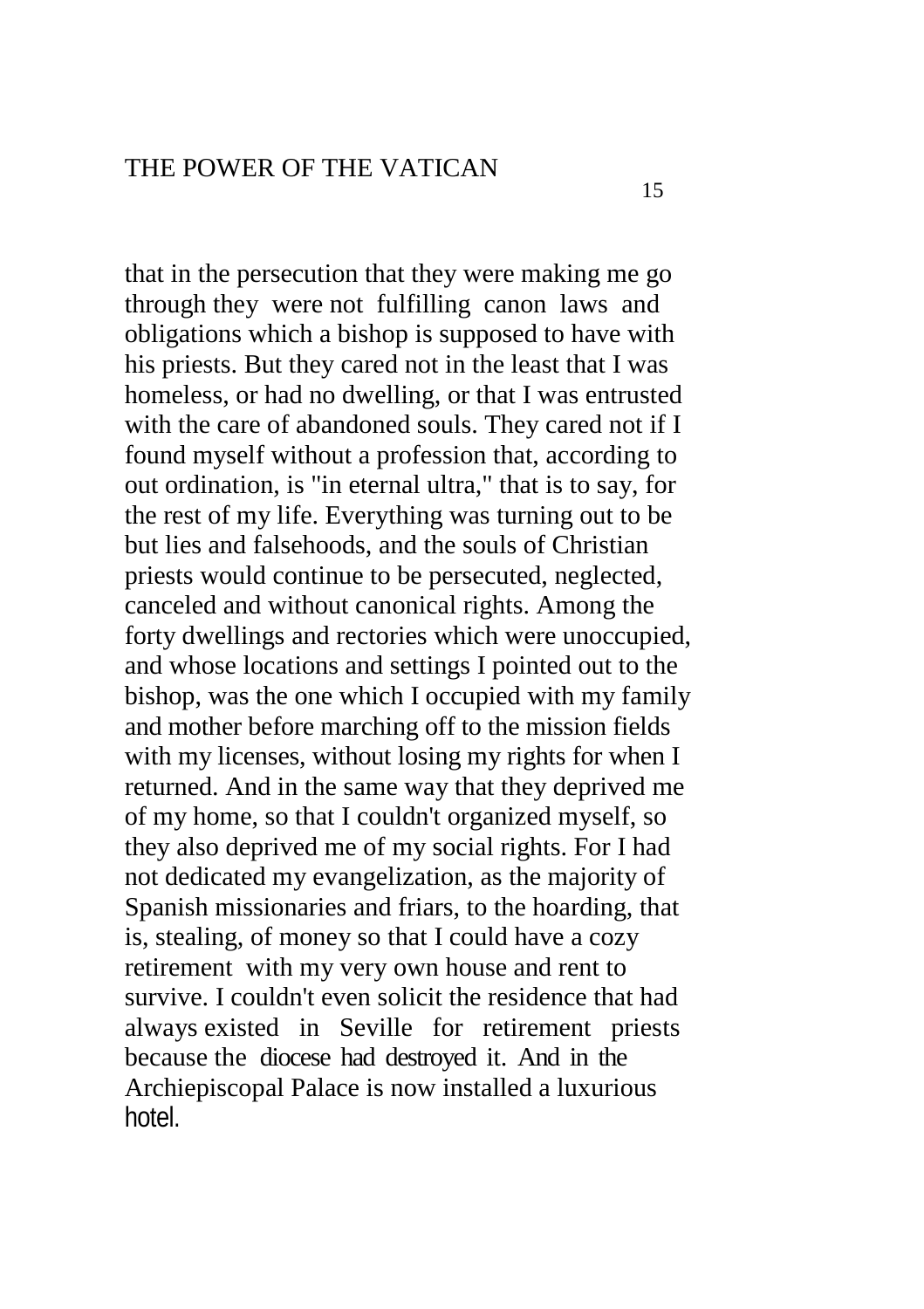that in the persecution that they were making me go through they were not fulfilling canon laws and obligations which a bishop is supposed to have with his priests. But they cared not in the least that I was homeless, or had no dwelling, or that I was entrusted with the care of abandoned souls. They cared not if I found myself without a profession that, according to out ordination, is "in eternal ultra," that is to say, for the rest of my life. Everything was turning out to be but lies and falsehoods, and the souls of Christian priests would continue to be persecuted, neglected, canceled and without canonical rights. Among the forty dwellings and rectories which were unoccupied, and whose locations and settings I pointed out to the bishop, was the one which I occupied with my family and mother before marching off to the mission fields with my licenses, without losing my rights for when I returned. And in the same way that they deprived me of my home, so that I couldn't organized myself, so they also deprived me of my social rights. For I had not dedicated my evangelization, as the majority of Spanish missionaries and friars, to the hoarding, that is, stealing, of money so that I could have a cozy retirement with my very own house and rent to survive. I couldn't even solicit the residence that had always existed in Seville for retirement priests because the diocese had destroyed it. And in the Archiepiscopal Palace is now installed a luxurious hotel.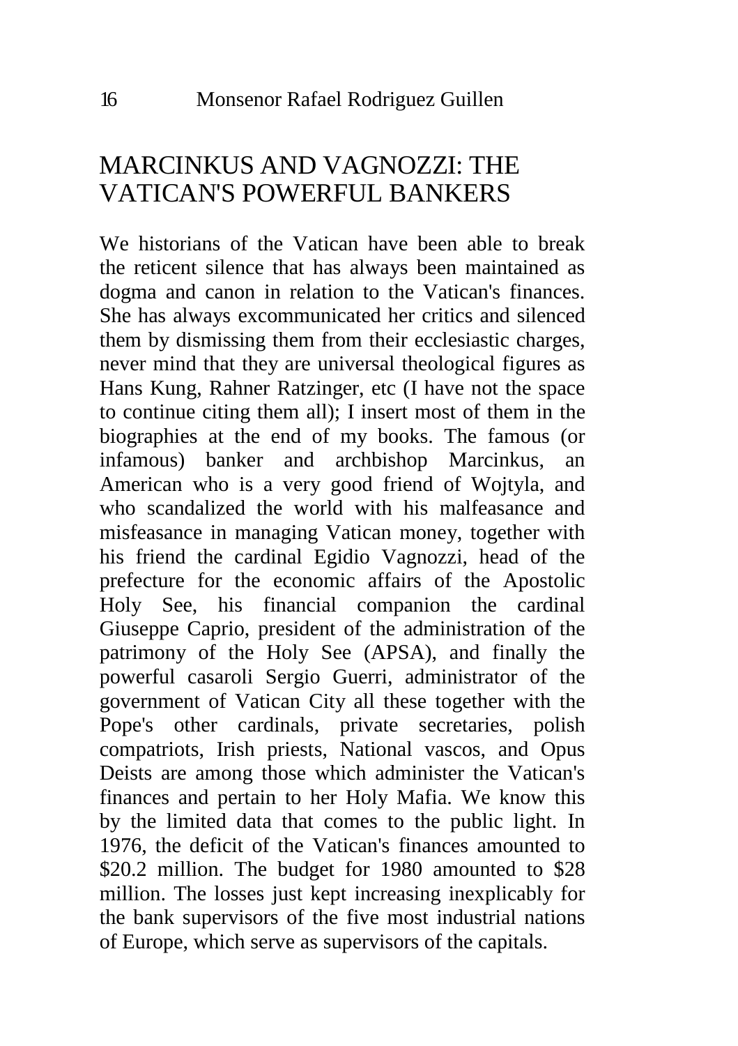# MARCINKUS AND VAGNOZZI: THE VATICAN'S POWERFUL BANKERS

We historians of the Vatican have been able to break the reticent silence that has always been maintained as dogma and canon in relation to the Vatican's finances. She has always excommunicated her critics and silenced them by dismissing them from their ecclesiastic charges, never mind that they are universal theological figures as Hans Kung, Rahner Ratzinger, etc (I have not the space to continue citing them all); I insert most of them in the biographies at the end of my books. The famous (or infamous) banker and archbishop Marcinkus, an American who is a very good friend of Wojtyla, and who scandalized the world with his malfeasance and misfeasance in managing Vatican money, together with his friend the cardinal Egidio Vagnozzi, head of the prefecture for the economic affairs of the Apostolic Holy See, his financial companion the cardinal Giuseppe Caprio, president of the administration of the patrimony of the Holy See (APSA), and finally the powerful casaroli Sergio Guerri, administrator of the government of Vatican City all these together with the Pope's other cardinals, private secretaries, polish compatriots, Irish priests, National vascos, and Opus Deists are among those which administer the Vatican's finances and pertain to her Holy Mafia. We know this by the limited data that comes to the public light. In 1976, the deficit of the Vatican's finances amounted to $20.2 million. The budget for 1980 amounted to $28 million. The losses just kept increasing inexplicably for the bank supervisors of the five most industrial nations of Europe, which serve as supervisors of the capitals.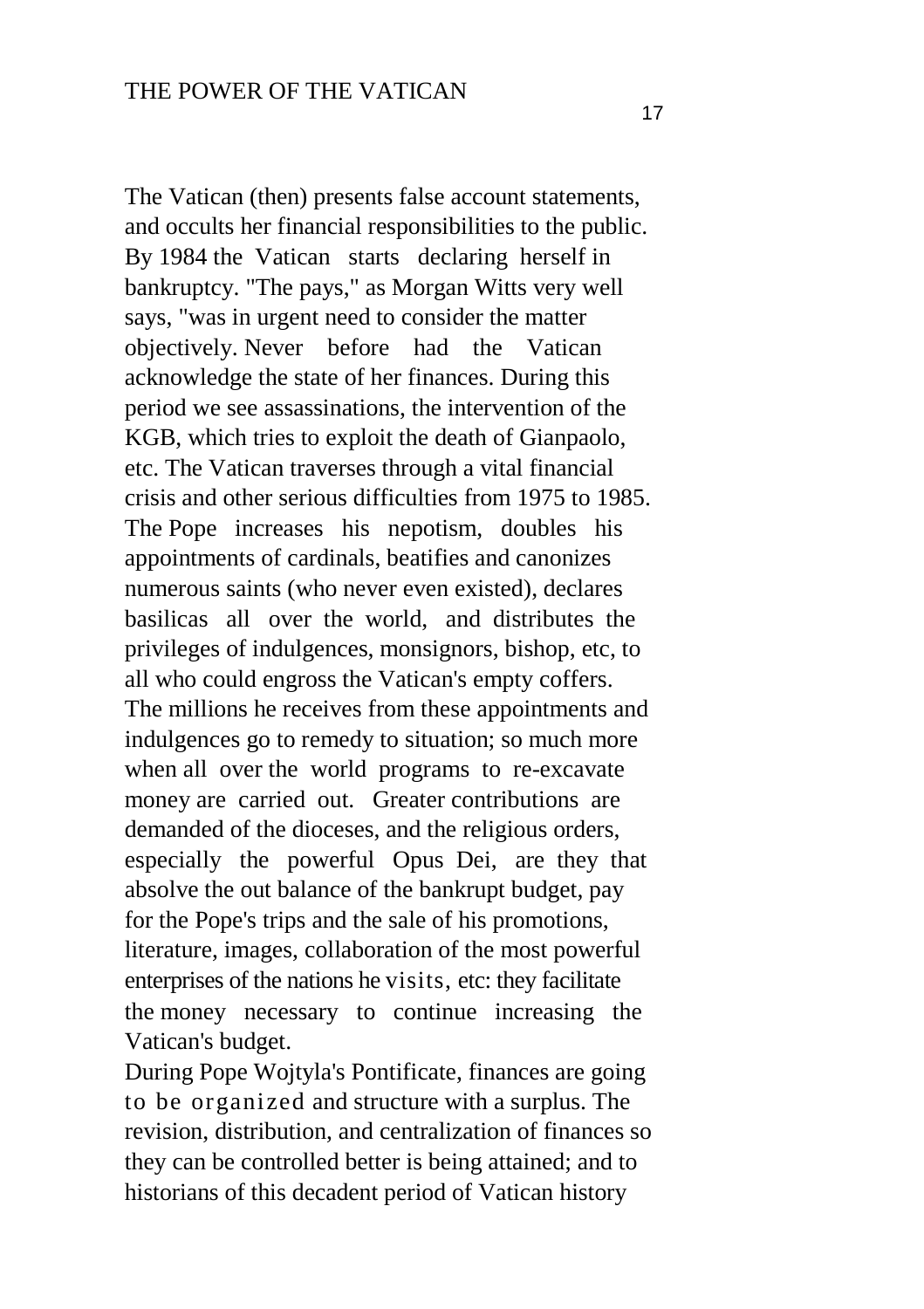The Vatican (then) presents false account statements, and occults her financial responsibilities to the public. By 1984 the Vatican starts declaring herself in bankruptcy. "The pays," as Morgan Witts very well says, "was in urgent need to consider the matter objectively. Never before had the Vatican acknowledge the state of her finances. During this period we see assassinations, the intervention of the KGB, which tries to exploit the death of Gianpaolo, etc. The Vatican traverses through a vital financial crisis and other serious difficulties from 1975 to 1985. The Pope increases his nepotism, doubles his appointments of cardinals, beatifies and canonizes numerous saints (who never even existed), declares basilicas all over the world, and distributes the privileges of indulgences, monsignors, bishop, etc, to all who could engross the Vatican's empty coffers. The millions he receives from these appointments and indulgences go to remedy to situation; so much more when all over the world programs to re-excavate money are carried out. Greater contributions are demanded of the dioceses, and the religious orders, especially the powerful Opus Dei, are they that absolve the out balance of the bankrupt budget, pay for the Pope's trips and the sale of his promotions, literature, images, collaboration of the most powerful enterprises of the nations he visits, etc: they facilitate the money necessary to continue increasing the Vatican's budget.

During Pope Wojtyla's Pontificate, finances are going to be organized and structure with a surplus. The revision, distribution, and centralization of finances so they can be controlled better is being attained; and to historians of this decadent period of Vatican history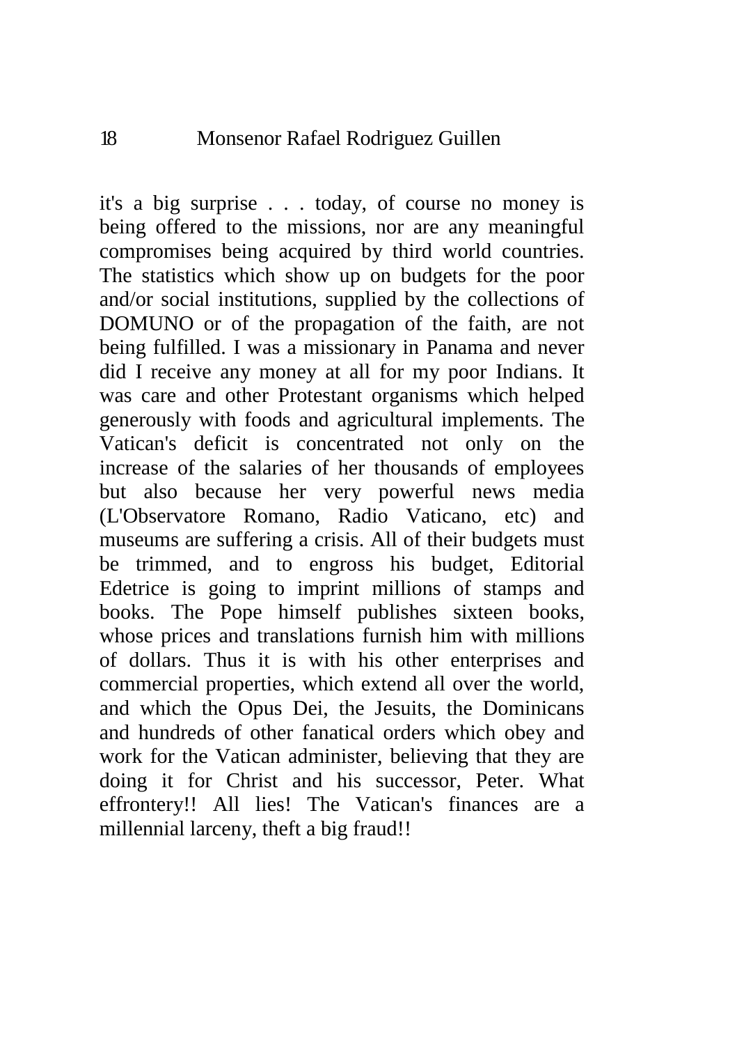it's a big surprise . . . today, of course no money is being offered to the missions, nor are any meaningful compromises being acquired by third world countries. The statistics which show up on budgets for the poor and/or social institutions, supplied by the collections of DOMUNO or of the propagation of the faith, are not being fulfilled. I was a missionary in Panama and never did I receive any money at all for my poor Indians. It was care and other Protestant organisms which helped generously with foods and agricultural implements. The Vatican's deficit is concentrated not only on the increase of the salaries of her thousands of employees but also because her very powerful news media (L'Observatore Romano, Radio Vaticano, etc) and museums are suffering a crisis. All of their budgets must be trimmed, and to engross his budget, Editorial Edetrice is going to imprint millions of stamps and books. The Pope himself publishes sixteen books, whose prices and translations furnish him with millions of dollars. Thus it is with his other enterprises and commercial properties, which extend all over the world, and which the Opus Dei, the Jesuits, the Dominicans and hundreds of other fanatical orders which obey and work for the Vatican administer, believing that they are doing it for Christ and his successor, Peter. What effrontery!! All lies! The Vatican's finances are a millennial larceny, theft a big fraud!!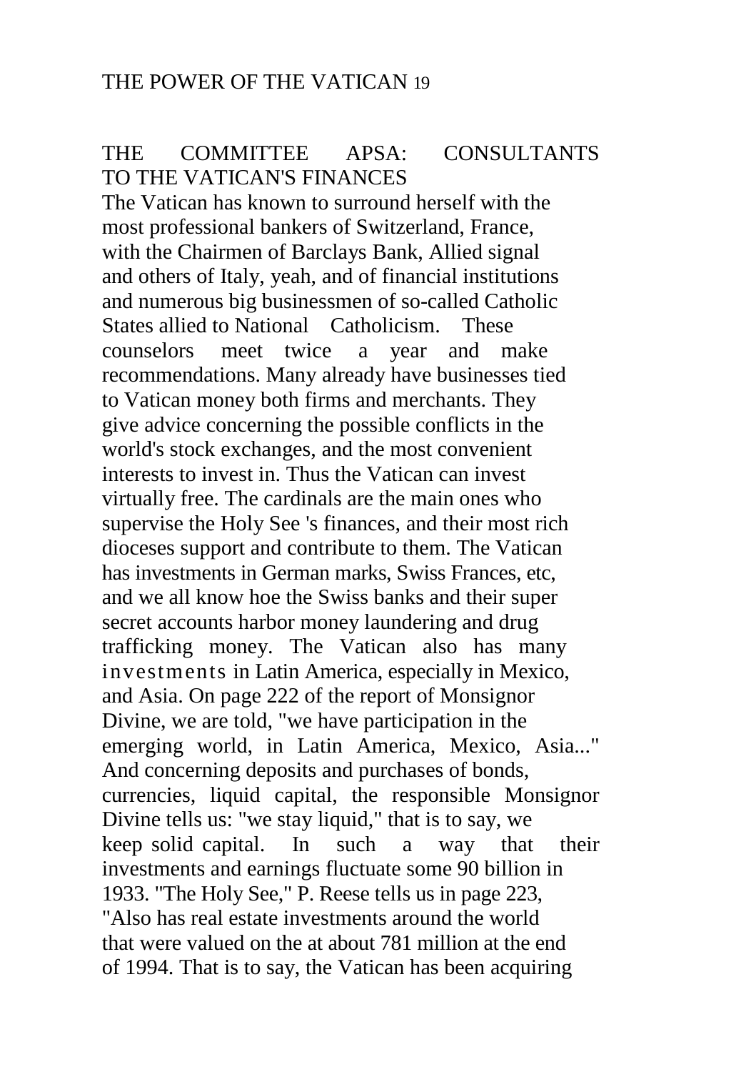## THE COMMITTEE APSA: CONSULTANTS TO THE VATICAN'S FINANCES

The Vatican has known to surround herself with the most professional bankers of Switzerland, France, with the Chairmen of Barclays Bank, Allied signal and others of Italy, yeah, and of financial institutions and numerous big businessmen of so-called Catholic States allied to National Catholicism. These counselors meet twice a year and make recommendations. Many already have businesses tied to Vatican money both firms and merchants. They give advice concerning the possible conflicts in the world's stock exchanges, and the most convenient interests to invest in. Thus the Vatican can invest virtually free. The cardinals are the main ones who supervise the Holy See 's finances, and their most rich dioceses support and contribute to them. The Vatican has investments in German marks, Swiss Frances, etc, and we all know hoe the Swiss banks and their super secret accounts harbor money laundering and drug trafficking money. The Vatican also has many investments in Latin America, especially in Mexico, and Asia. On page 222 of the report of Monsignor Divine, we are told, "we have participation in the emerging world, in Latin America, Mexico, Asia..." And concerning deposits and purchases of bonds, currencies, liquid capital, the responsible Monsignor Divine tells us: "we stay liquid," that is to say, we keep solid capital. In such a way that their investments and earnings fluctuate some 90 billion in 1933. "The Holy See," P. Reese tells us in page 223, "Also has real estate investments around the world that were valued on the at about 781 million at the end of 1994. That is to say, the Vatican has been acquiring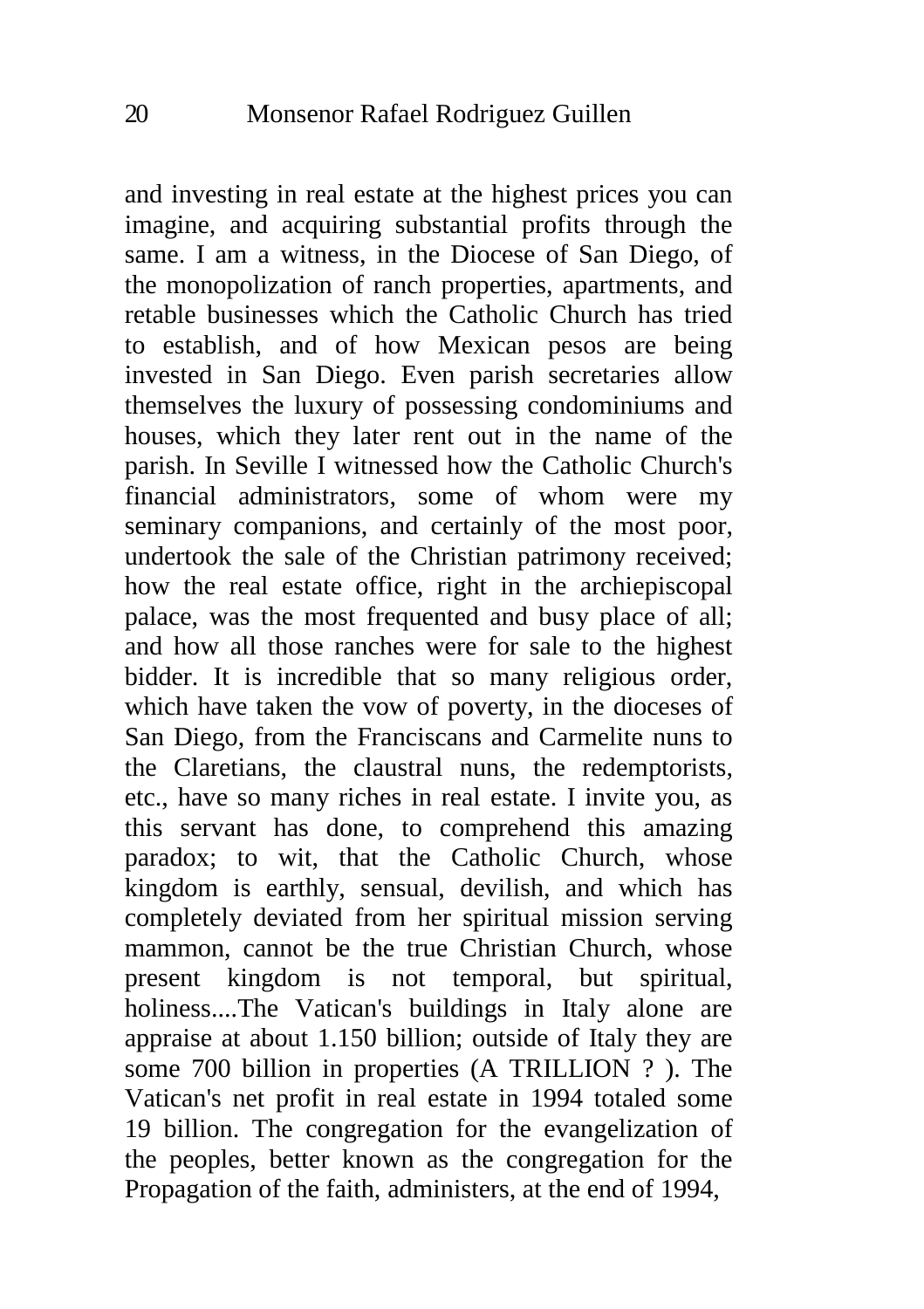and investing in real estate at the highest prices you can imagine, and acquiring substantial profits through the same. I am a witness, in the Diocese of San Diego, of the monopolization of ranch properties, apartments, and retable businesses which the Catholic Church has tried to establish, and of how Mexican pesos are being invested in San Diego. Even parish secretaries allow themselves the luxury of possessing condominiums and houses, which they later rent out in the name of the parish. In Seville I witnessed how the Catholic Church's financial administrators, some of whom were my seminary companions, and certainly of the most poor, undertook the sale of the Christian patrimony received; how the real estate office, right in the archiepiscopal palace, was the most frequented and busy place of all; and how all those ranches were for sale to the highest bidder. It is incredible that so many religious order, which have taken the vow of poverty, in the dioceses of San Diego, from the Franciscans and Carmelite nuns to the Claretians, the claustral nuns, the redemptorists, etc., have so many riches in real estate. I invite you, as this servant has done, to comprehend this amazing paradox; to wit, that the Catholic Church, whose kingdom is earthly, sensual, devilish, and which has completely deviated from her spiritual mission serving mammon, cannot be the true Christian Church, whose present kingdom is not temporal, but spiritual, holiness....The Vatican's buildings in Italy alone are appraise at about 1.150 billion; outside of Italy they are some 700 billion in properties (A TRILLION ? ). The Vatican's net profit in real estate in 1994 totaled some 19 billion. The congregation for the evangelization of the peoples, better known as the congregation for the Propagation of the faith, administers, at the end of 1994,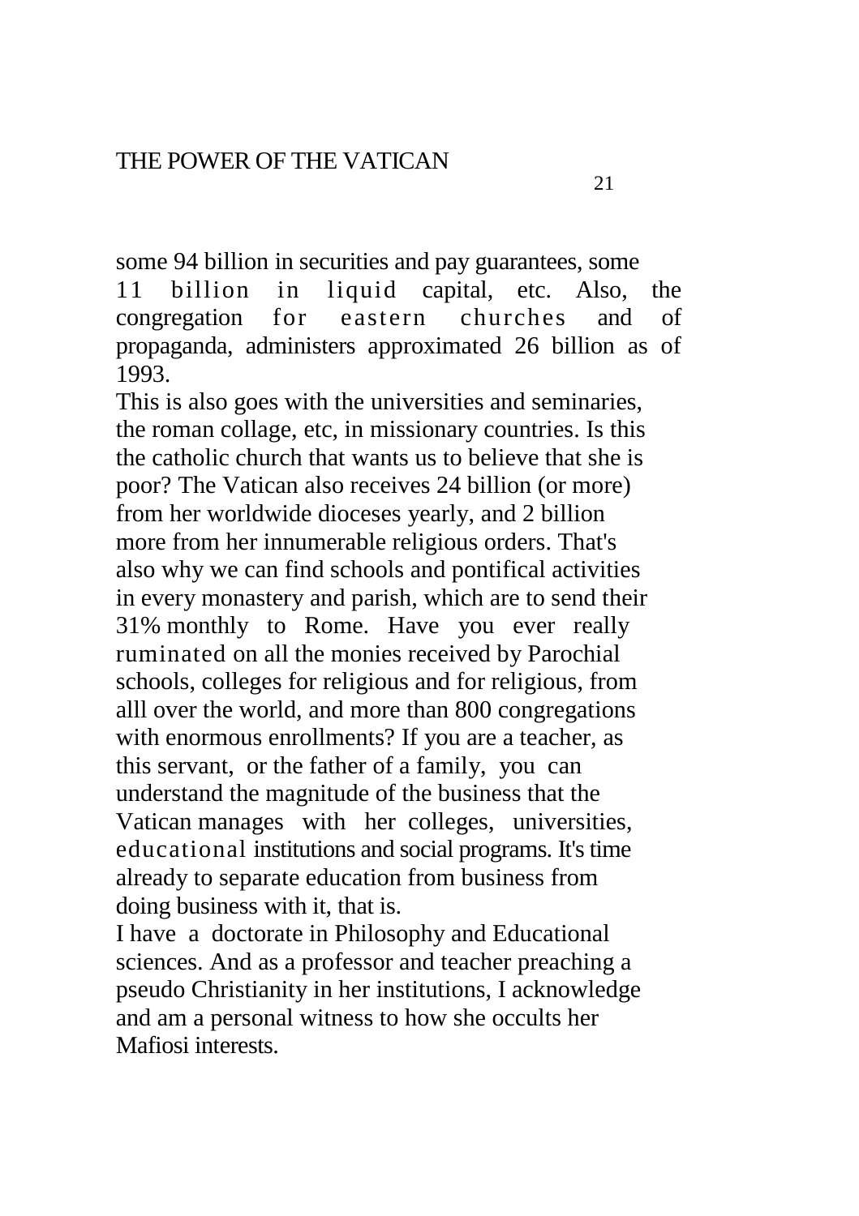some 94 billion in securities and pay guarantees, some 11 billion in liquid capital, etc. Also, the congregation for eastern churches and of propaganda, administers approximated 26 billion as of 1993.

This is also goes with the universities and seminaries, the roman collage, etc, in missionary countries. Is this the catholic church that wants us to believe that she is poor? The Vatican also receives 24 billion (or more) from her worldwide dioceses yearly, and 2 billion more from her innumerable religious orders. That's also why we can find schools and pontifical activities in every monastery and parish, which are to send their 31% monthly to Rome. Have you ever really ruminated on all the monies received by Parochial schools, colleges for religious and for religious, from alll over the world, and more than 800 congregations with enormous enrollments? If you are a teacher, as this servant, or the father of a family, you can understand the magnitude of the business that the Vatican manages with her colleges, universities, educational institutions and social programs. It's time already to separate education from business from doing business with it, that is.

I have a doctorate in Philosophy and Educational sciences. And as a professor and teacher preaching a pseudo Christianity in her institutions, I acknowledge and am a personal witness to how she occults her Mafiosi interests.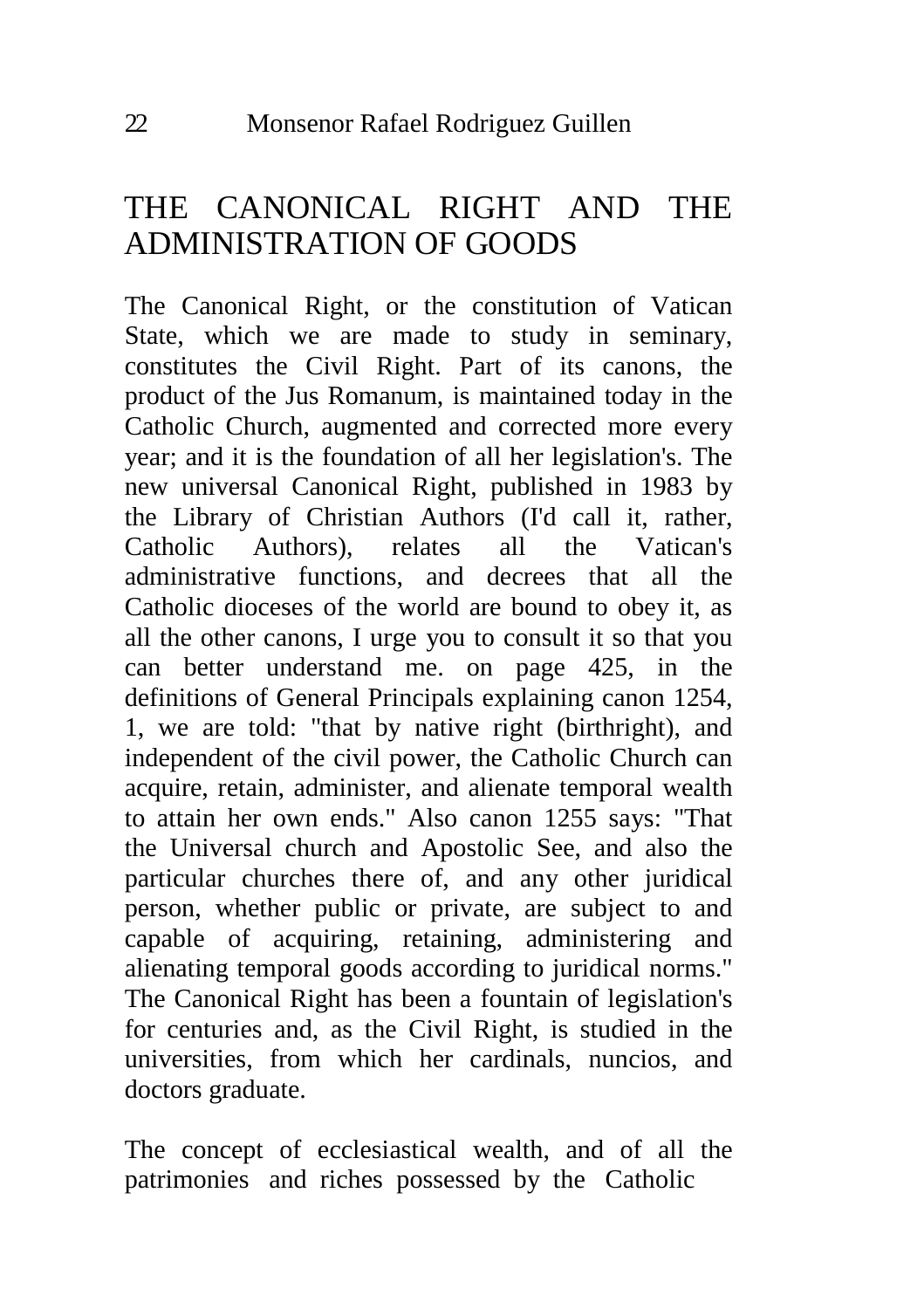# THE CANONICAL RIGHT AND THE ADMINISTRATION OF GOODS

The Canonical Right, or the constitution of Vatican State, which we are made to study in seminary, constitutes the Civil Right. Part of its canons, the product of the Jus Romanum, is maintained today in the Catholic Church, augmented and corrected more every year; and it is the foundation of all her legislation's. The new universal Canonical Right, published in 1983 by the Library of Christian Authors (I'd call it, rather, Catholic Authors), relates all the Vatican's administrative functions, and decrees that all the Catholic dioceses of the world are bound to obey it, as all the other canons, I urge you to consult it so that you can better understand me. on page 425, in the definitions of General Principals explaining canon 1254, 1, we are told: "that by native right (birthright), and independent of the civil power, the Catholic Church can acquire, retain, administer, and alienate temporal wealth to attain her own ends." Also canon 1255 says: "That the Universal church and Apostolic See, and also the particular churches there of, and any other juridical person, whether public or private, are subject to and capable of acquiring, retaining, administering and alienating temporal goods according to juridical norms." The Canonical Right has been a fountain of legislation's for centuries and, as the Civil Right, is studied in the universities, from which her cardinals, nuncios, and doctors graduate.

The concept of ecclesiastical wealth, and of all the patrimonies and riches possessed by the Catholic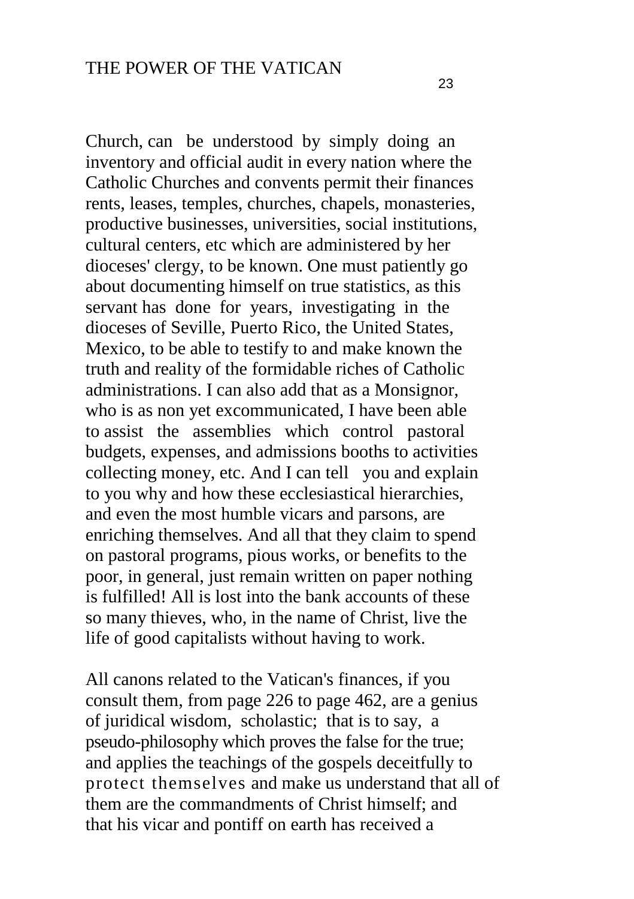Church, can be understood by simply doing an inventory and official audit in every nation where the Catholic Churches and convents permit their finances rents, leases, temples, churches, chapels, monasteries, productive businesses, universities, social institutions, cultural centers, etc which are administered by her dioceses' clergy, to be known. One must patiently go about documenting himself on true statistics, as this servant has done for years, investigating in the dioceses of Seville, Puerto Rico, the United States, Mexico, to be able to testify to and make known the truth and reality of the formidable riches of Catholic administrations. I can also add that as a Monsignor, who is as non yet excommunicated, I have been able to assist the assemblies which control pastoral budgets, expenses, and admissions booths to activities collecting money, etc. And I can tell you and explain to you why and how these ecclesiastical hierarchies, and even the most humble vicars and parsons, are enriching themselves. And all that they claim to spend on pastoral programs, pious works, or benefits to the poor, in general, just remain written on paper nothing is fulfilled! All is lost into the bank accounts of these so many thieves, who, in the name of Christ, live the life of good capitalists without having to work.

All canons related to the Vatican's finances, if you consult them, from page 226 to page 462, are a genius of juridical wisdom, scholastic; that is to say, a pseudo-philosophy which proves the false for the true; and applies the teachings of the gospels deceitfully to protect themselves and make us understand that all of them are the commandments of Christ himself; and that his vicar and pontiff on earth has received a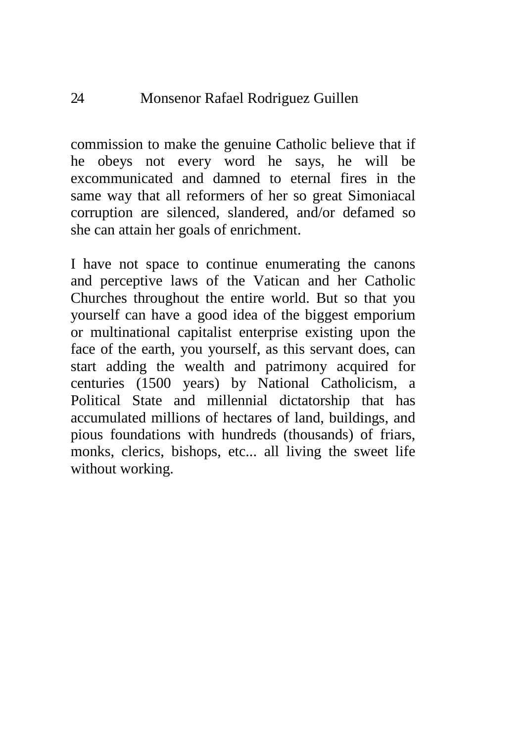commission to make the genuine Catholic believe that if he obeys not every word he says, he will be excommunicated and damned to eternal fires in the same way that all reformers of her so great Simoniacal corruption are silenced, slandered, and/or defamed so she can attain her goals of enrichment.

I have not space to continue enumerating the canons and perceptive laws of the Vatican and her Catholic Churches throughout the entire world. But so that you yourself can have a good idea of the biggest emporium or multinational capitalist enterprise existing upon the face of the earth, you yourself, as this servant does, can start adding the wealth and patrimony acquired for centuries (1500 years) by National Catholicism, a Political State and millennial dictatorship that has accumulated millions of hectares of land, buildings, and pious foundations with hundreds (thousands) of friars, monks, clerics, bishops, etc... all living the sweet life without working.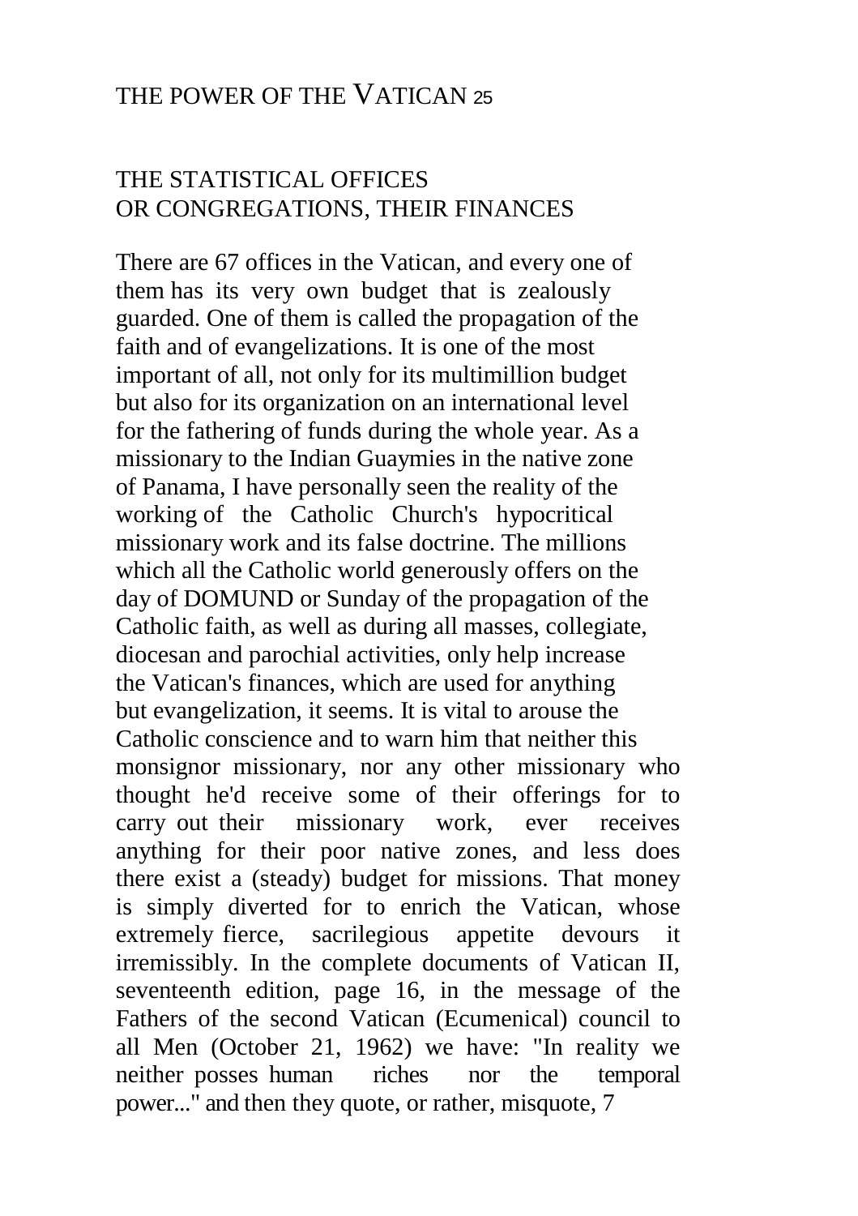## THE STATISTICAL OFFICES OR CONGREGATIONS, THEIR FINANCES

There are 67 offices in the Vatican, and every one of them has its very own budget that is zealously guarded. One of them is called the propagation of the faith and of evangelizations. It is one of the most important of all, not only for its multimillion budget but also for its organization on an international level for the fathering of funds during the whole year. As a missionary to the Indian Guaymies in the native zone of Panama, I have personally seen the reality of the working of the Catholic Church's hypocritical missionary work and its false doctrine. The millions which all the Catholic world generously offers on the day of DOMUND or Sunday of the propagation of the Catholic faith, as well as during all masses, collegiate, diocesan and parochial activities, only help increase the Vatican's finances, which are used for anything but evangelization, it seems. It is vital to arouse the Catholic conscience and to warn him that neither this monsignor missionary, nor any other missionary who thought he'd receive some of their offerings for to carry out their missionary work, ever receives anything for their poor native zones, and less does there exist a (steady) budget for missions. That money is simply diverted for to enrich the Vatican, whose extremely fierce, sacrilegious appetite devours it irremissibly. In the complete documents of Vatican II, seventeenth edition, page 16, in the message of the Fathers of the second Vatican (Ecumenical) council to all Men (October 21, 1962) we have: "In reality we neither posses human riches nor the temporal power..." and then they quote, or rather, misquote, 7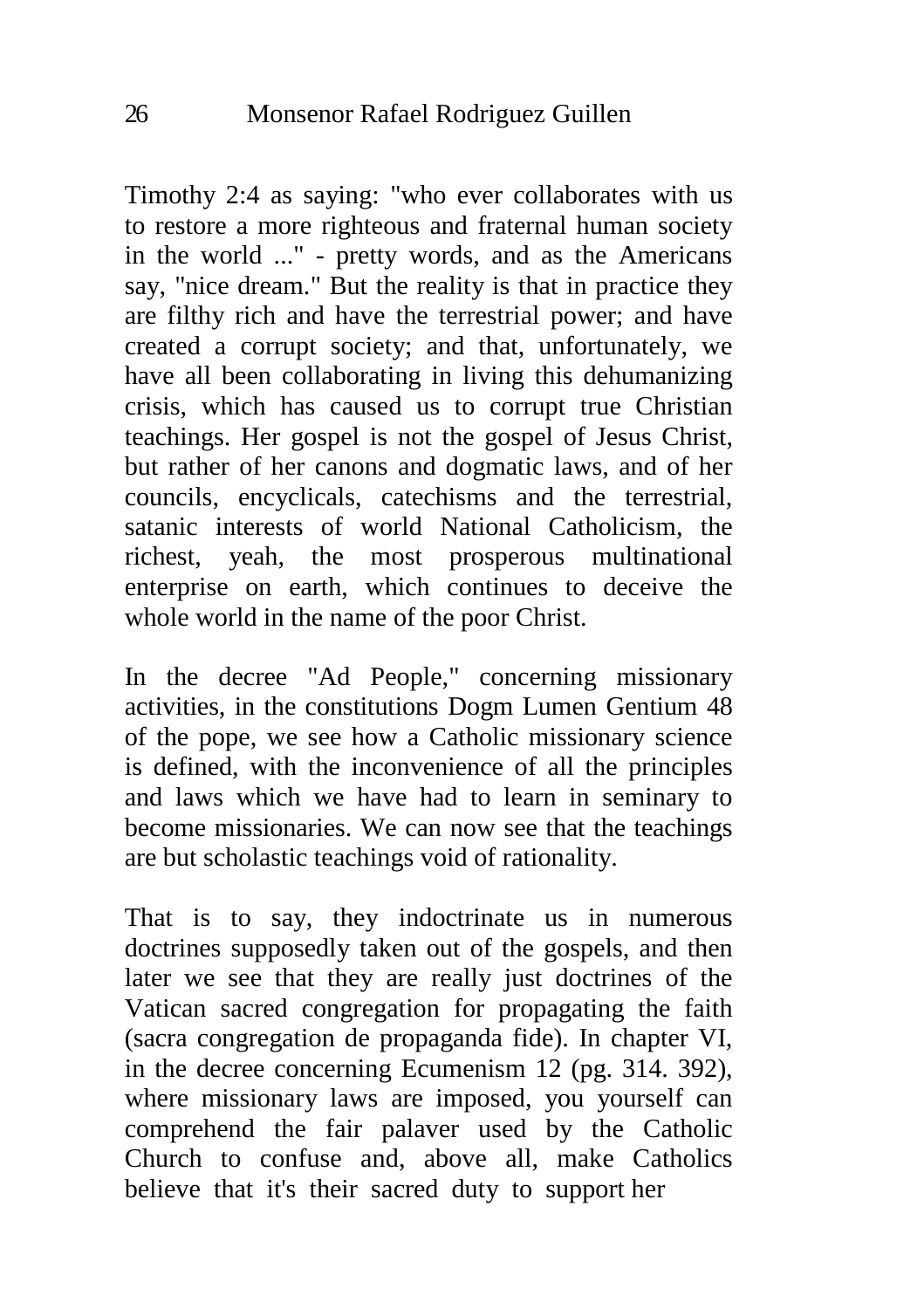Timothy 2:4 as saying: "who ever collaborates with us to restore a more righteous and fraternal human society in the world ..." - pretty words, and as the Americans say, "nice dream." But the reality is that in practice they are filthy rich and have the terrestrial power; and have created a corrupt society; and that, unfortunately, we have all been collaborating in living this dehumanizing crisis, which has caused us to corrupt true Christian teachings. Her gospel is not the gospel of Jesus Christ, but rather of her canons and dogmatic laws, and of her councils, encyclicals, catechisms and the terrestrial, satanic interests of world National Catholicism, the richest, yeah, the most prosperous multinational enterprise on earth, which continues to deceive the whole world in the name of the poor Christ.

In the decree "Ad People," concerning missionary activities, in the constitutions Dogm Lumen Gentium 48 of the pope, we see how a Catholic missionary science is defined, with the inconvenience of all the principles and laws which we have had to learn in seminary to become missionaries. We can now see that the teachings are but scholastic teachings void of rationality.

That is to say, they indoctrinate us in numerous doctrines supposedly taken out of the gospels, and then later we see that they are really just doctrines of the Vatican sacred congregation for propagating the faith (sacra congregation de propaganda fide). In chapter VI, in the decree concerning Ecumenism 12 (pg. 314. 392), where missionary laws are imposed, you yourself can comprehend the fair palaver used by the Catholic Church to confuse and, above all, make Catholics believe that it's their sacred duty to support her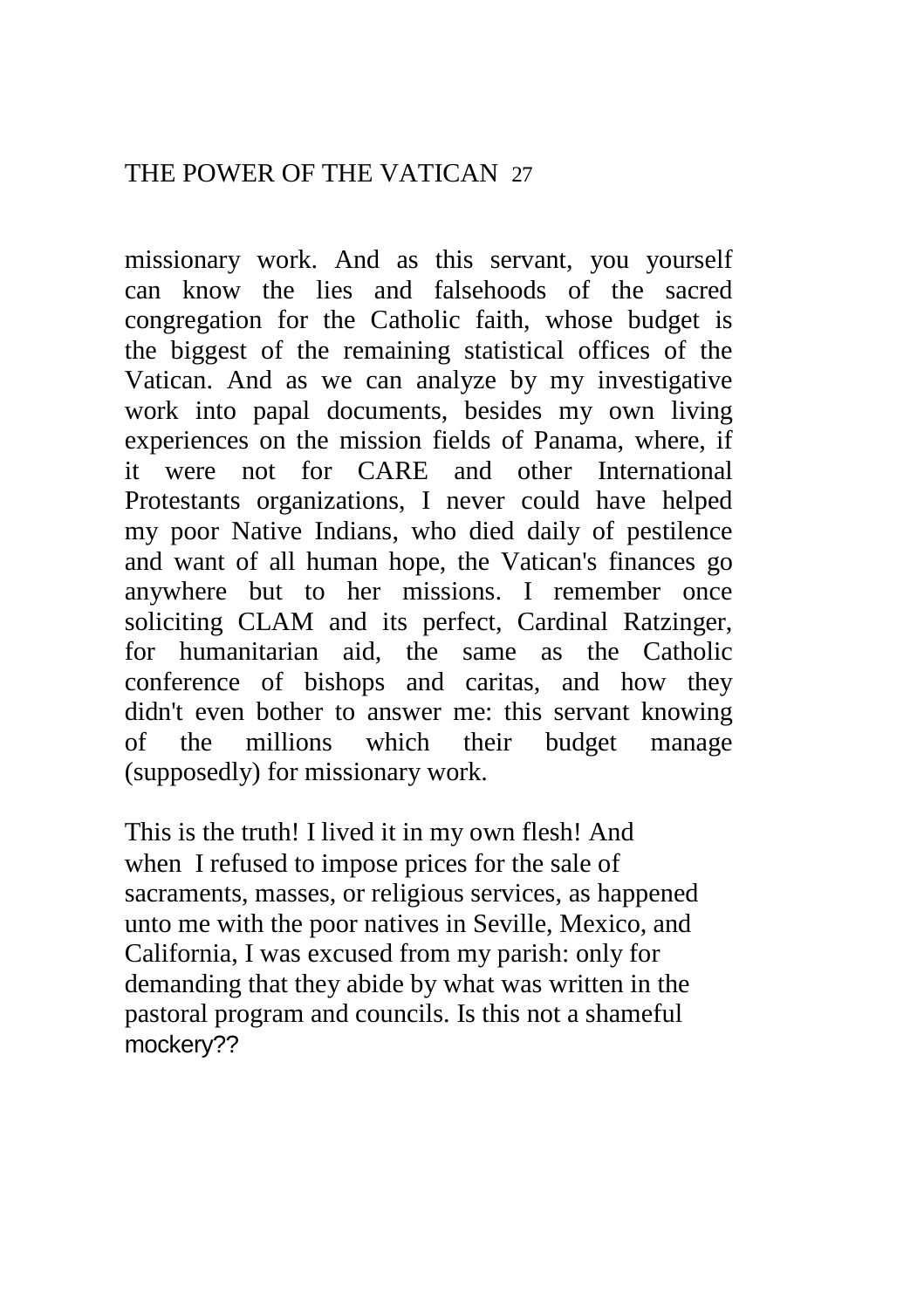missionary work. And as this servant, you yourself can know the lies and falsehoods of the sacred congregation for the Catholic faith, whose budget is the biggest of the remaining statistical offices of the Vatican. And as we can analyze by my investigative work into papal documents, besides my own living experiences on the mission fields of Panama, where, if it were not for CARE and other International Protestants organizations, I never could have helped my poor Native Indians, who died daily of pestilence and want of all human hope, the Vatican's finances go anywhere but to her missions. I remember once soliciting CLAM and its perfect, Cardinal Ratzinger, for humanitarian aid, the same as the Catholic conference of bishops and caritas, and how they didn't even bother to answer me: this servant knowing of the millions which their budget manage (supposedly) for missionary work.

This is the truth! I lived it in my own flesh! And when I refused to impose prices for the sale of sacraments, masses, or religious services, as happened unto me with the poor natives in Seville, Mexico, and California, I was excused from my parish: only for demanding that they abide by what was written in the pastoral program and councils. Is this not a shameful mockery??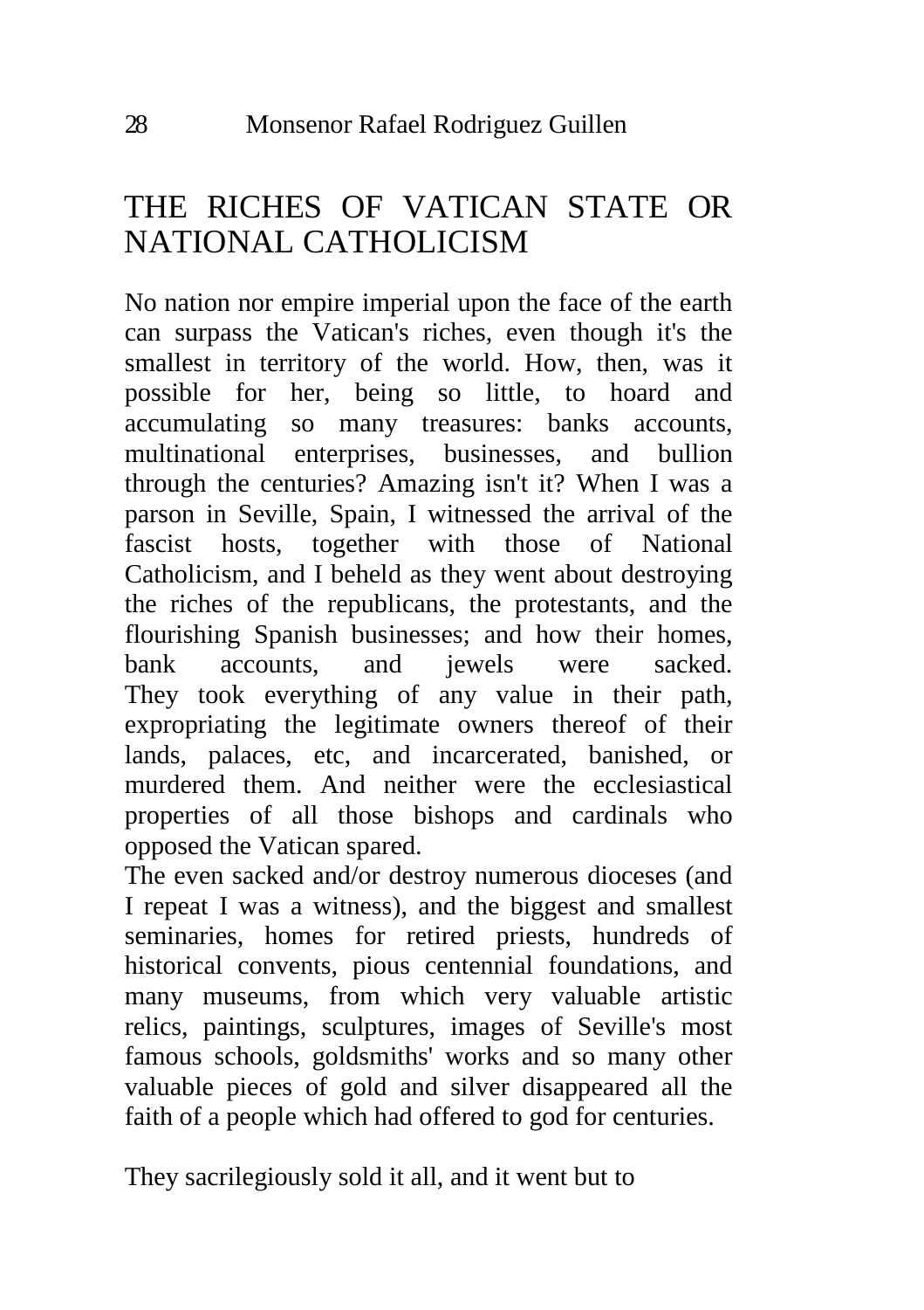# THE RICHES OF VATICAN STATE OR NATIONAL CATHOLICISM

No nation nor empire imperial upon the face of the earth can surpass the Vatican's riches, even though it's the smallest in territory of the world. How, then, was it possible for her, being so little, to hoard and accumulating so many treasures: banks accounts, multinational enterprises, businesses, and bullion through the centuries? Amazing isn't it? When I was a parson in Seville, Spain, I witnessed the arrival of the fascist hosts, together with those of National Catholicism, and I beheld as they went about destroying the riches of the republicans, the protestants, and the flourishing Spanish businesses; and how their homes, bank accounts, and jewels were sacked. They took everything of any value in their path, expropriating the legitimate owners thereof of their lands, palaces, etc, and incarcerated, banished, or murdered them. And neither were the ecclesiastical properties of all those bishops and cardinals who opposed the Vatican spared.

The even sacked and/or destroy numerous dioceses (and I repeat I was a witness), and the biggest and smallest seminaries, homes for retired priests, hundreds of historical convents, pious centennial foundations, and many museums, from which very valuable artistic relics, paintings, sculptures, images of Seville's most famous schools, goldsmiths' works and so many other valuable pieces of gold and silver disappeared all the faith of a people which had offered to god for centuries.

They sacrilegiously sold it all, and it went but to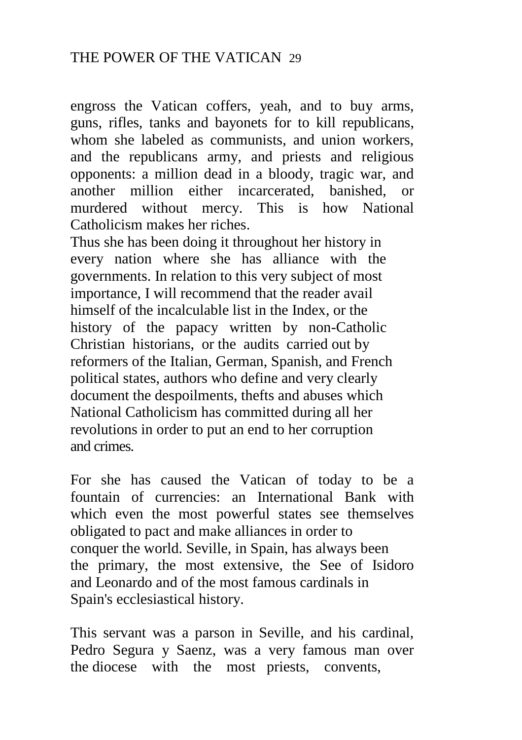engross the Vatican coffers, yeah, and to buy arms, guns, rifles, tanks and bayonets for to kill republicans, whom she labeled as communists, and union workers, and the republicans army, and priests and religious opponents: a million dead in a bloody, tragic war, and another million either incarcerated, banished, or murdered without mercy. This is how National Catholicism makes her riches.

Thus she has been doing it throughout her history in every nation where she has alliance with the governments. In relation to this very subject of most importance, I will recommend that the reader avail himself of the incalculable list in the Index, or the history of the papacy written by non-Catholic Christian historians, or the audits carried out by reformers of the Italian, German, Spanish, and French political states, authors who define and very clearly document the despoilments, thefts and abuses which National Catholicism has committed during all her revolutions in order to put an end to her corruption and crimes.

For she has caused the Vatican of today to be a fountain of currencies: an International Bank with which even the most powerful states see themselves obligated to pact and make alliances in order to conquer the world. Seville, in Spain, has always been the primary, the most extensive, the See of Isidoro and Leonardo and of the most famous cardinals in Spain's ecclesiastical history.

This servant was a parson in Seville, and his cardinal, Pedro Segura y Saenz, was a very famous man over the diocese with the most priests, convents,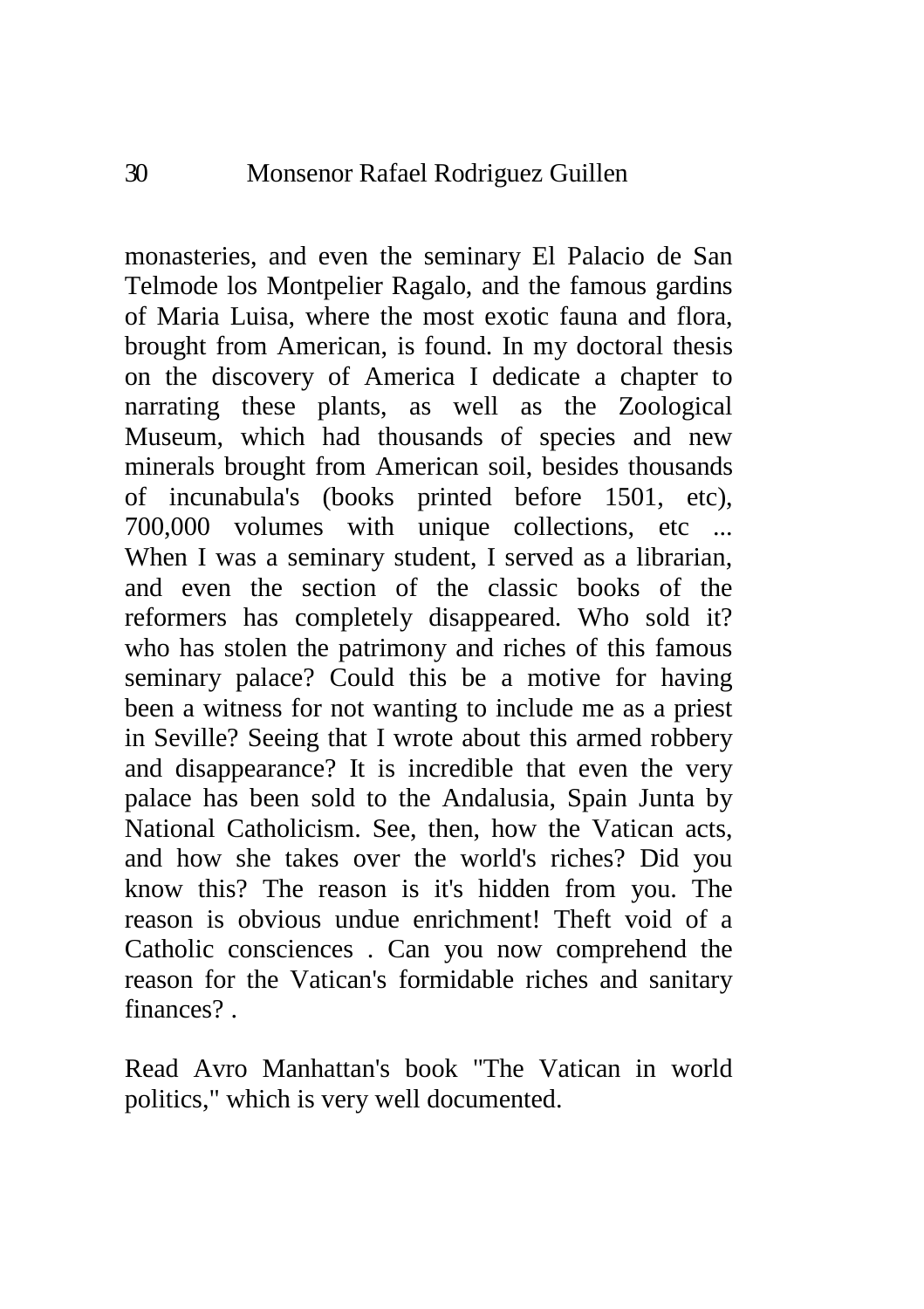monasteries, and even the seminary El Palacio de San Telmode los Montpelier Ragalo, and the famous gardins of Maria Luisa, where the most exotic fauna and flora, brought from American, is found. In my doctoral thesis on the discovery of America I dedicate a chapter to narrating these plants, as well as the Zoological Museum, which had thousands of species and new minerals brought from American soil, besides thousands of incunabula's (books printed before 1501, etc), 700,000 volumes with unique collections, etc ... When I was a seminary student, I served as a librarian, and even the section of the classic books of the reformers has completely disappeared. Who sold it? who has stolen the patrimony and riches of this famous seminary palace? Could this be a motive for having been a witness for not wanting to include me as a priest in Seville? Seeing that I wrote about this armed robbery and disappearance? It is incredible that even the very palace has been sold to the Andalusia, Spain Junta by National Catholicism. See, then, how the Vatican acts, and how she takes over the world's riches? Did you know this? The reason is it's hidden from you. The reason is obvious undue enrichment! Theft void of a Catholic consciences . Can you now comprehend the reason for the Vatican's formidable riches and sanitary finances? .

Read Avro Manhattan's book "The Vatican in world politics," which is very well documented.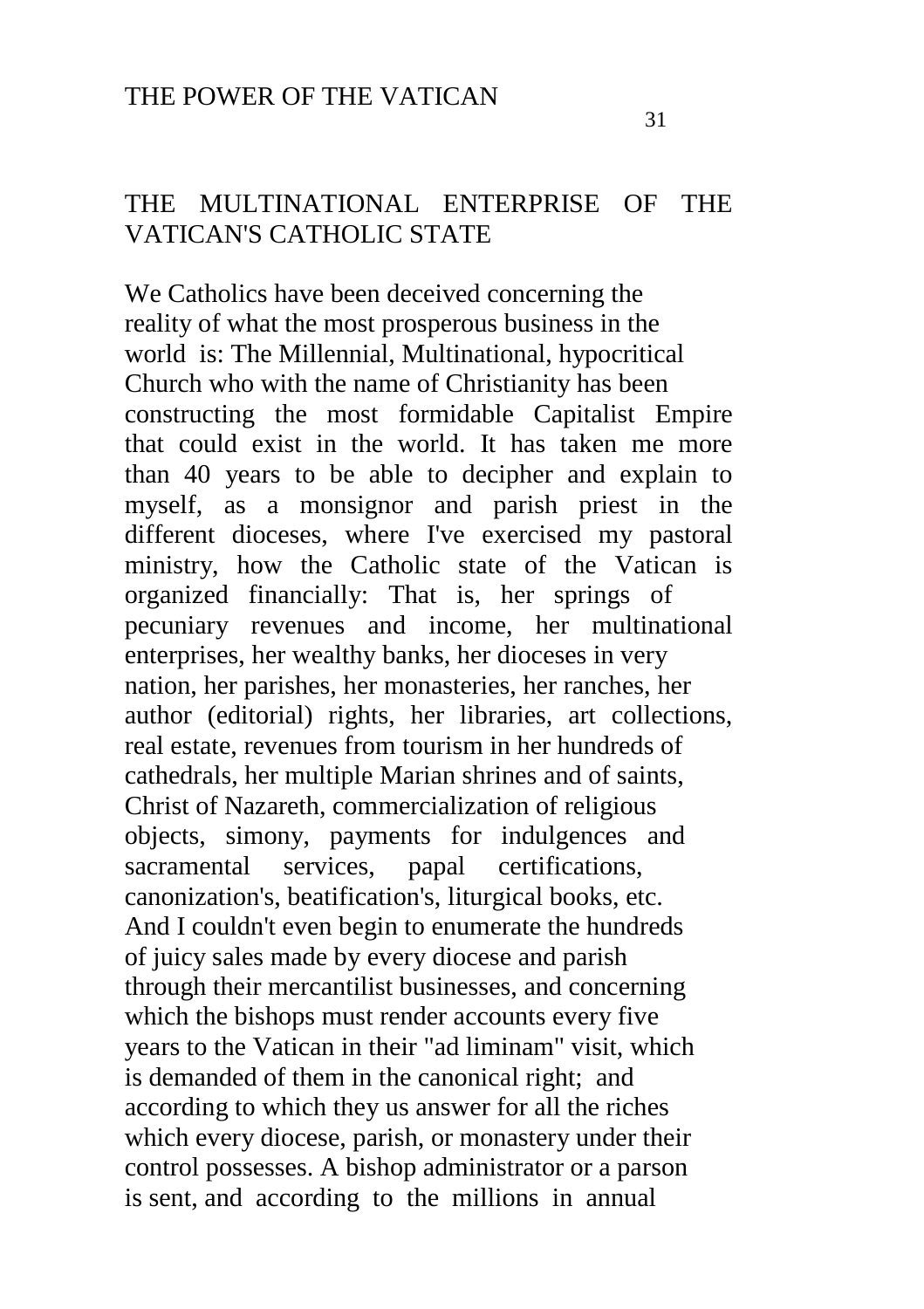## THE MULTINATIONAL ENTERPRISE OF THE VATICAN'S CATHOLIC STATE

We Catholics have been deceived concerning the reality of what the most prosperous business in the world is: The Millennial, Multinational, hypocritical Church who with the name of Christianity has been constructing the most formidable Capitalist Empire that could exist in the world. It has taken me more than 40 years to be able to decipher and explain to myself, as a monsignor and parish priest in the different dioceses, where I've exercised my pastoral ministry, how the Catholic state of the Vatican is organized financially: That is, her springs of pecuniary revenues and income, her multinational enterprises, her wealthy banks, her dioceses in very nation, her parishes, her monasteries, her ranches, her author (editorial) rights, her libraries, art collections, real estate, revenues from tourism in her hundreds of cathedrals, her multiple Marian shrines and of saints, Christ of Nazareth, commercialization of religious objects, simony, payments for indulgences and sacramental services, papal certifications, canonization's, beatification's, liturgical books, etc. And I couldn't even begin to enumerate the hundreds of juicy sales made by every diocese and parish through their mercantilist businesses, and concerning which the bishops must render accounts every five years to the Vatican in their "ad liminam" visit, which is demanded of them in the canonical right; and according to which they us answer for all the riches which every diocese, parish, or monastery under their control possesses. A bishop administrator or a parson is sent, and according to the millions in annual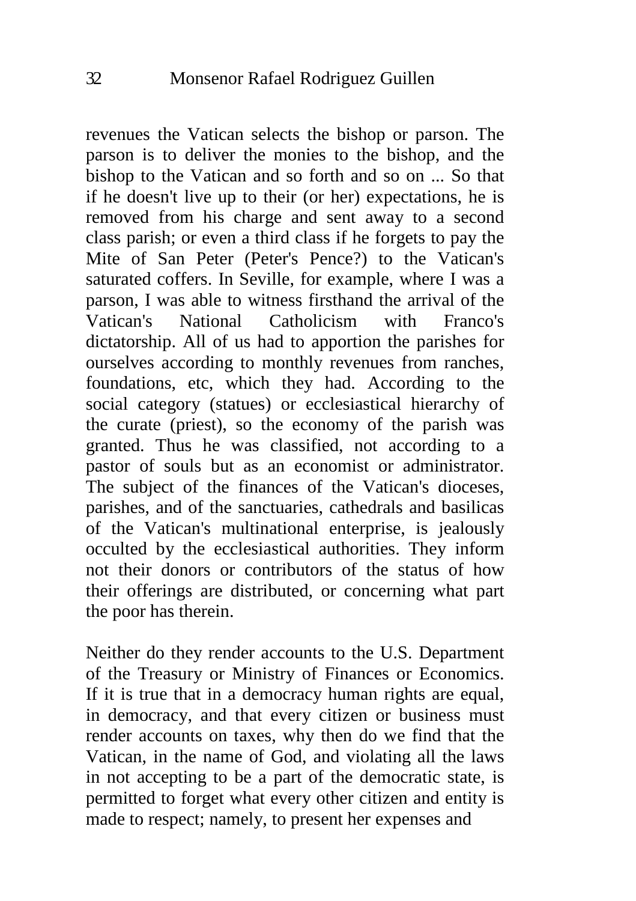revenues the Vatican selects the bishop or parson. The parson is to deliver the monies to the bishop, and the bishop to the Vatican and so forth and so on ... So that if he doesn't live up to their (or her) expectations, he is removed from his charge and sent away to a second class parish; or even a third class if he forgets to pay the Mite of San Peter (Peter's Pence?) to the Vatican's saturated coffers. In Seville, for example, where I was a parson, I was able to witness firsthand the arrival of the Vatican's National Catholicism with Franco's dictatorship. All of us had to apportion the parishes for ourselves according to monthly revenues from ranches, foundations, etc, which they had. According to the social category (statues) or ecclesiastical hierarchy of the curate (priest), so the economy of the parish was granted. Thus he was classified, not according to a pastor of souls but as an economist or administrator. The subject of the finances of the Vatican's dioceses, parishes, and of the sanctuaries, cathedrals and basilicas of the Vatican's multinational enterprise, is jealously occulted by the ecclesiastical authorities. They inform not their donors or contributors of the status of how their offerings are distributed, or concerning what part the poor has therein.

Neither do they render accounts to the U.S. Department of the Treasury or Ministry of Finances or Economics. If it is true that in a democracy human rights are equal, in democracy, and that every citizen or business must render accounts on taxes, why then do we find that the Vatican, in the name of God, and violating all the laws in not accepting to be a part of the democratic state, is permitted to forget what every other citizen and entity is made to respect; namely, to present her expenses and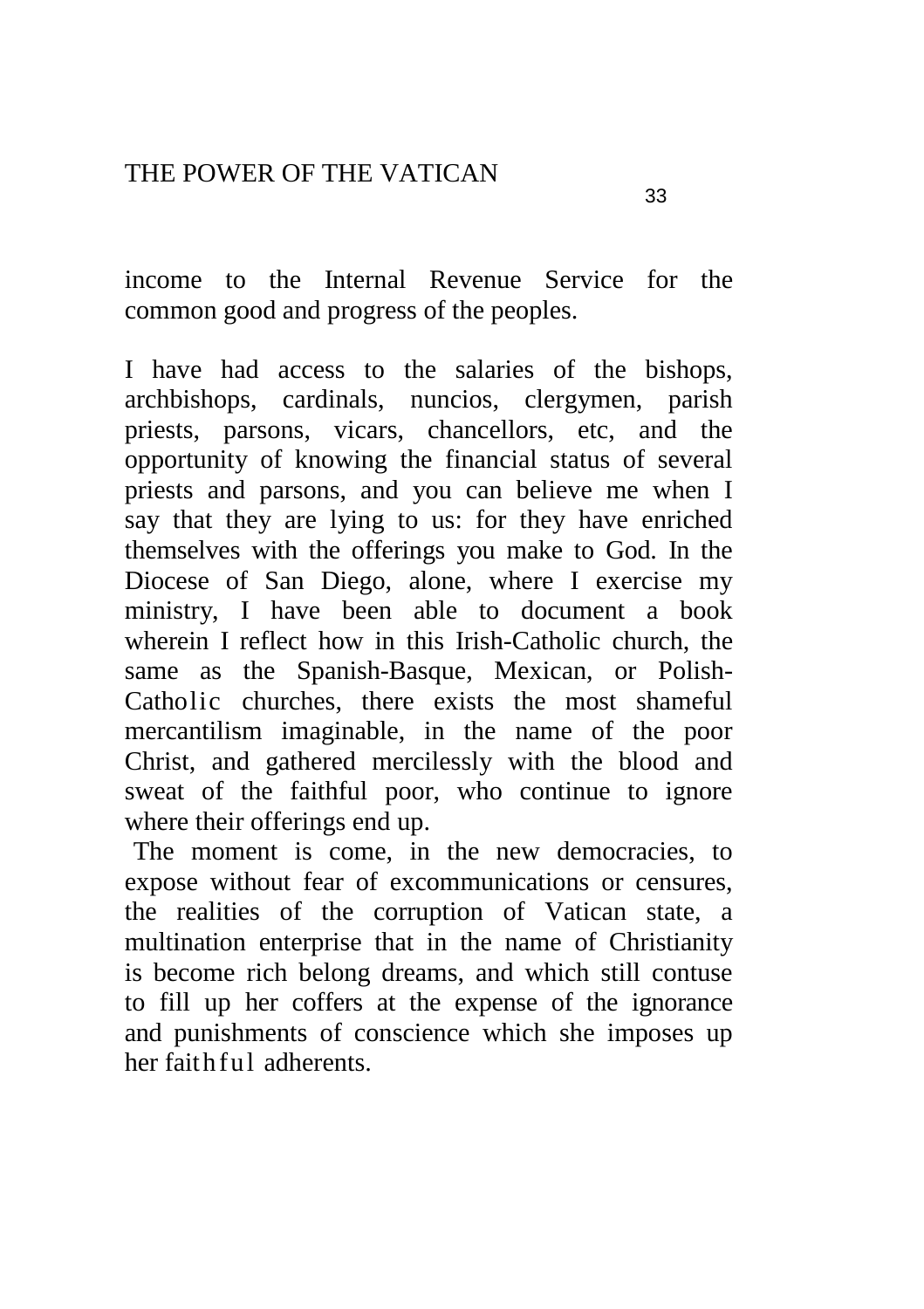income to the Internal Revenue Service for the common good and progress of the peoples.

I have had access to the salaries of the bishops, archbishops, cardinals, nuncios, clergymen, parish priests, parsons, vicars, chancellors, etc, and the opportunity of knowing the financial status of several priests and parsons, and you can believe me when I say that they are lying to us: for they have enriched themselves with the offerings you make to God. In the Diocese of San Diego, alone, where I exercise my ministry, I have been able to document a book wherein I reflect how in this Irish-Catholic church, the same as the Spanish-Basque, Mexican, or Polish-Catholic churches, there exists the most shameful mercantilism imaginable, in the name of the poor Christ, and gathered mercilessly with the blood and sweat of the faithful poor, who continue to ignore where their offerings end up.

The moment is come, in the new democracies, to expose without fear of excommunications or censures, the realities of the corruption of Vatican state, a multination enterprise that in the name of Christianity is become rich belong dreams, and which still contuse to fill up her coffers at the expense of the ignorance and punishments of conscience which she imposes up her faithful adherents.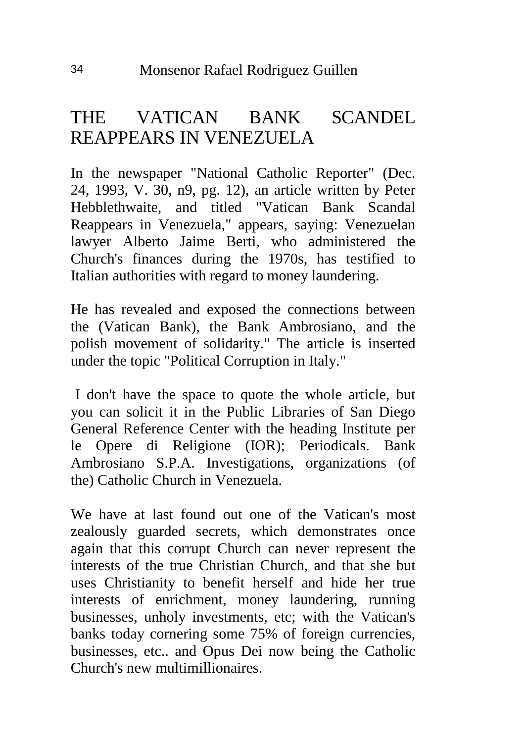# THE VATICAN BANK SCANDEL REAPPEARS IN VENEZUELA

In the newspaper "National Catholic Reporter" (Dec. 24, 1993, V. 30, n9, pg. 12), an article written by Peter Hebblethwaite, and titled "Vatican Bank Scandal Reappears in Venezuela," appears, saying: Venezuelan lawyer Alberto Jaime Berti, who administered the Church's finances during the 1970s, has testified to Italian authorities with regard to money laundering.

He has revealed and exposed the connections between the (Vatican Bank), the Bank Ambrosiano, and the polish movement of solidarity." The article is inserted under the topic "Political Corruption in Italy."

I don't have the space to quote the whole article, but you can solicit it in the Public Libraries of San Diego General Reference Center with the heading Institute per le Opere di Religione (IOR); Periodicals. Bank Ambrosiano S.P.A. Investigations, organizations (of the) Catholic Church in Venezuela.

We have at last found out one of the Vatican's most zealously guarded secrets, which demonstrates once again that this corrupt Church can never represent the interests of the true Christian Church, and that she but uses Christianity to benefit herself and hide her true interests of enrichment, money laundering, running businesses, unholy investments, etc; with the Vatican's banks today cornering some 75% of foreign currencies, businesses, etc.. and Opus Dei now being the Catholic Church's new multimillionaires.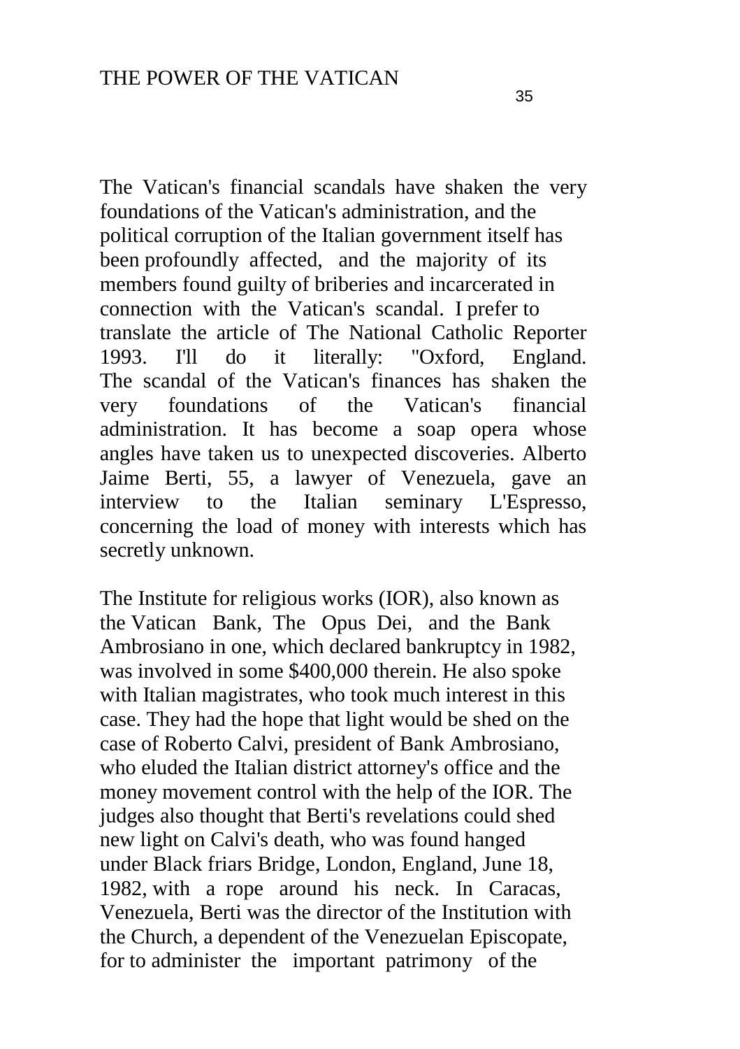The Vatican's financial scandals have shaken the very foundations of the Vatican's administration, and the political corruption of the Italian government itself has been profoundly affected, and the majority of its members found guilty of briberies and incarcerated in connection with the Vatican's scandal. I prefer to translate the article of The National Catholic Reporter 1993. I'll do it literally: "Oxford, England. The scandal of the Vatican's finances has shaken the very foundations of the Vatican's financial administration. It has become a soap opera whose angles have taken us to unexpected discoveries. Alberto Jaime Berti, 55, a lawyer of Venezuela, gave an interview to the Italian seminary L'Espresso, concerning the load of money with interests which has secretly unknown.

The Institute for religious works (IOR), also known as the Vatican Bank, The Opus Dei, and the Bank Ambrosiano in one, which declared bankruptcy in 1982, was involved in some $400,000 therein. He also spoke with Italian magistrates, who took much interest in this case. They had the hope that light would be shed on the case of Roberto Calvi, president of Bank Ambrosiano, who eluded the Italian district attorney's office and the money movement control with the help of the IOR. The judges also thought that Berti's revelations could shed new light on Calvi's death, who was found hanged under Black friars Bridge, London, England, June 18, 1982, with a rope around his neck. In Caracas, Venezuela, Berti was the director of the Institution with the Church, a dependent of the Venezuelan Episcopate, for to administer the important patrimony of the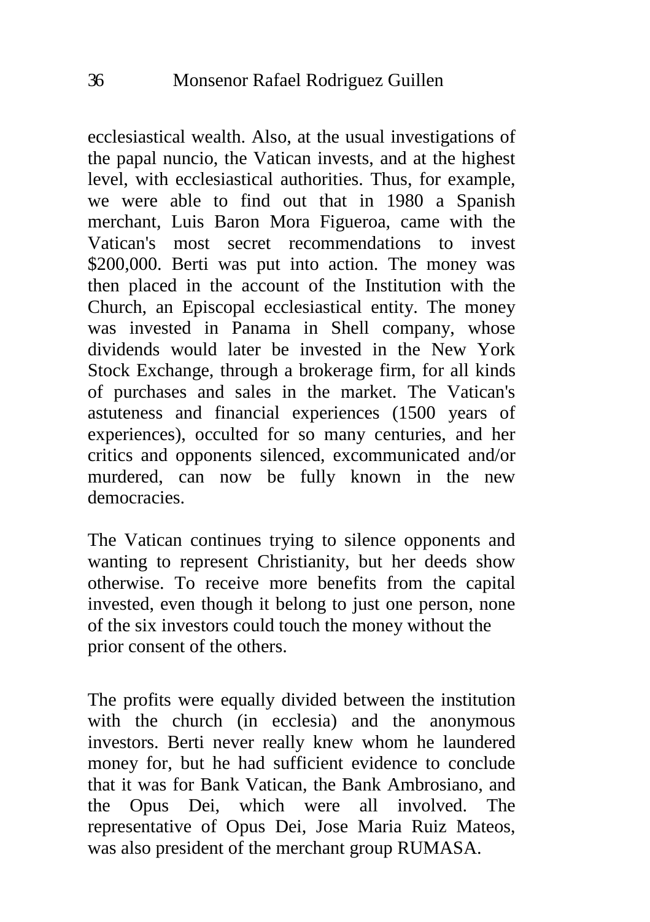ecclesiastical wealth. Also, at the usual investigations of the papal nuncio, the Vatican invests, and at the highest level, with ecclesiastical authorities. Thus, for example, we were able to find out that in 1980 a Spanish merchant, Luis Baron Mora Figueroa, came with the Vatican's most secret recommendations to invest \$200,000. Berti was put into action. The money was then placed in the account of the Institution with the Church, an Episcopal ecclesiastical entity. The money was invested in Panama in Shell company, whose dividends would later be invested in the New York Stock Exchange, through a brokerage firm, for all kinds of purchases and sales in the market. The Vatican's astuteness and financial experiences (1500 years of experiences), occulted for so many centuries, and her critics and opponents silenced, excommunicated and/or murdered, can now be fully known in the new democracies.

The Vatican continues trying to silence opponents and wanting to represent Christianity, but her deeds show otherwise. To receive more benefits from the capital invested, even though it belong to just one person, none of the six investors could touch the money without the prior consent of the others.

The profits were equally divided between the institution with the church (in ecclesia) and the anonymous investors. Berti never really knew whom he laundered money for, but he had sufficient evidence to conclude that it was for Bank Vatican, the Bank Ambrosiano, and the Opus Dei, which were all involved. The representative of Opus Dei, Jose Maria Ruiz Mateos, was also president of the merchant group RUMASA.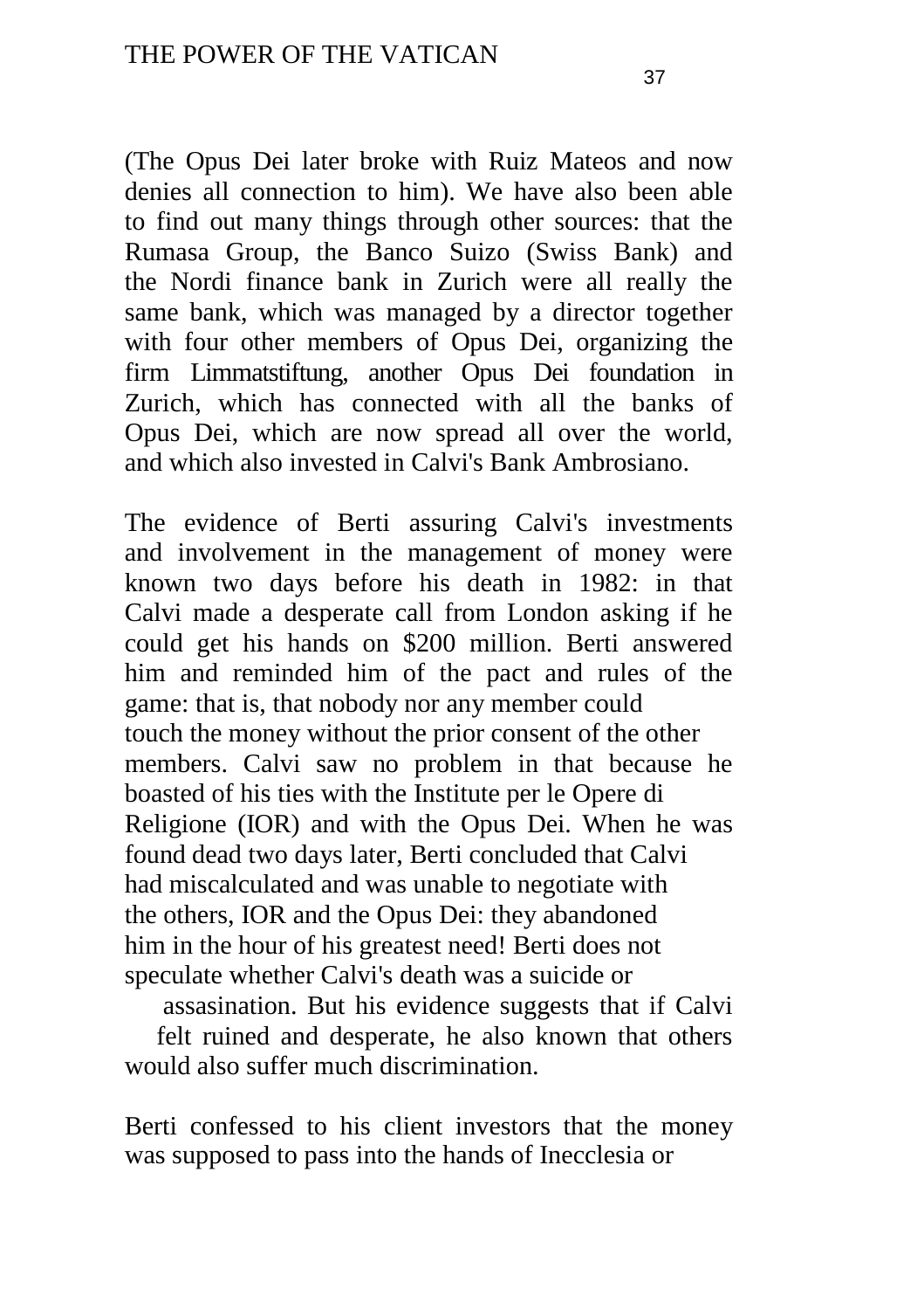(The Opus Dei later broke with Ruiz Mateos and now denies all connection to him). We have also been able to find out many things through other sources: that the Rumasa Group, the Banco Suizo (Swiss Bank) and the Nordi finance bank in Zurich were all really the same bank, which was managed by a director together with four other members of Opus Dei, organizing the firm Limmatstiftung, another Opus Dei foundation in Zurich, which has connected with all the banks of Opus Dei, which are now spread all over the world, and which also invested in Calvi's Bank Ambrosiano.

The evidence of Berti assuring Calvi's investments and involvement in the management of money were known two days before his death in 1982: in that Calvi made a desperate call from London asking if he could get his hands on $200 million. Berti answered him and reminded him of the pact and rules of the game: that is, that nobody nor any member could touch the money without the prior consent of the other members. Calvi saw no problem in that because he boasted of his ties with the Institute per le Opere di Religione (IOR) and with the Opus Dei. When he was found dead two days later, Berti concluded that Calvi had miscalculated and was unable to negotiate with the others, IOR and the Opus Dei: they abandoned him in the hour of his greatest need! Berti does not speculate whether Calvi's death was a suicide or assasination. But his evidence suggests that if Calvi felt ruined and desperate, he also known that others would also suffer much discrimination.

Berti confessed to his client investors that the money was supposed to pass into the hands of Inecclesia or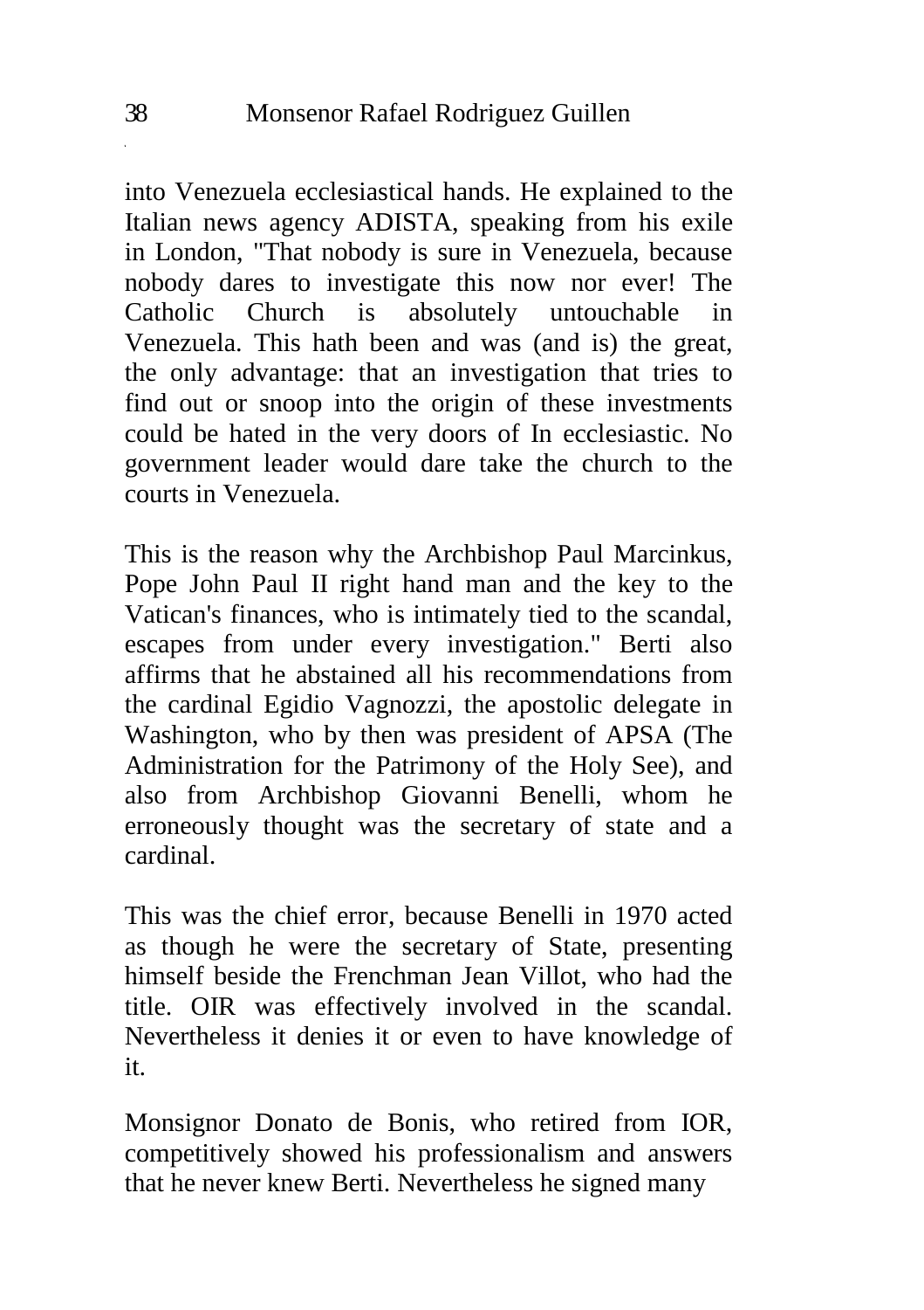into Venezuela ecclesiastical hands. He explained to the Italian news agency ADISTA, speaking from his exile in London, "That nobody is sure in Venezuela, because nobody dares to investigate this now nor ever! The Catholic Church is absolutely untouchable in Venezuela. This hath been and was (and is) the great, the only advantage: that an investigation that tries to find out or snoop into the origin of these investments could be hated in the very doors of In ecclesiastic. No government leader would dare take the church to the courts in Venezuela.

This is the reason why the Archbishop Paul Marcinkus, Pope John Paul II right hand man and the key to the Vatican's finances, who is intimately tied to the scandal, escapes from under every investigation." Berti also affirms that he abstained all his recommendations from the cardinal Egidio Vagnozzi, the apostolic delegate in Washington, who by then was president of APSA (The Administration for the Patrimony of the Holy See), and also from Archbishop Giovanni Benelli, whom he erroneously thought was the secretary of state and a cardinal.

This was the chief error, because Benelli in 1970 acted as though he were the secretary of State, presenting himself beside the Frenchman Jean Villot, who had the title. OIR was effectively involved in the scandal. Nevertheless it denies it or even to have knowledge of it.

Monsignor Donato de Bonis, who retired from IOR, competitively showed his professionalism and answers that he never knew Berti. Nevertheless he signed many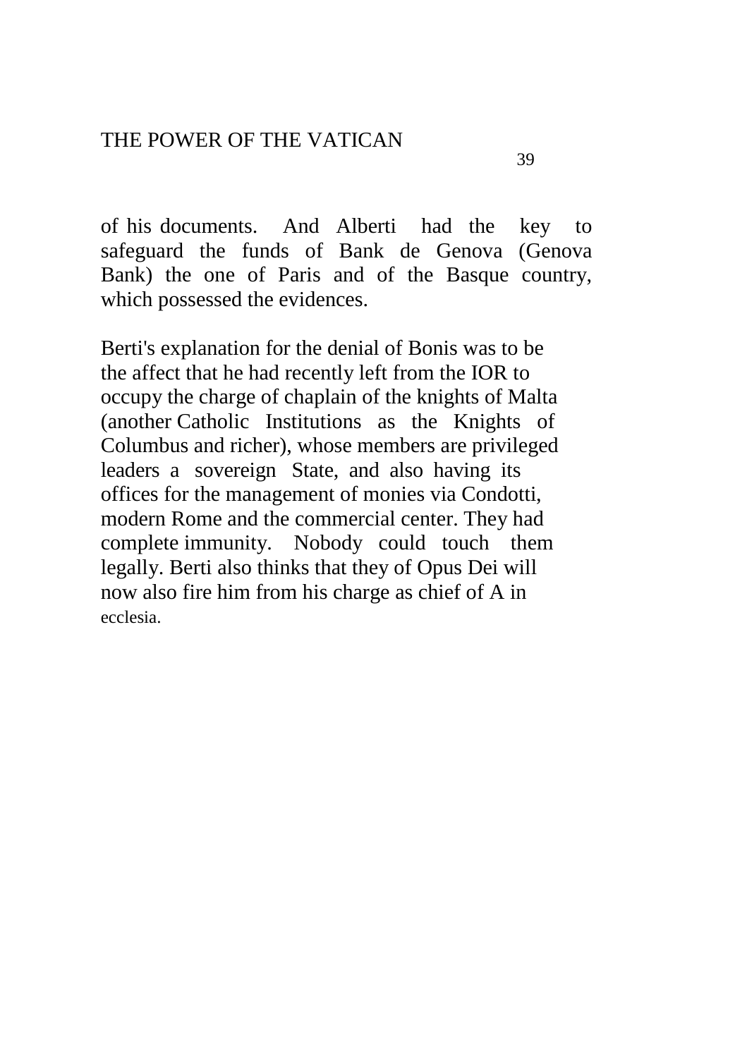of his documents. And Alberti had the key to safeguard the funds of Bank de Genova (Genova Bank) the one of Paris and of the Basque country, which possessed the evidences.

Berti's explanation for the denial of Bonis was to be the affect that he had recently left from the IOR to occupy the charge of chaplain of the knights of Malta (another Catholic Institutions as the Knights of Columbus and richer), whose members are privileged leaders a sovereign State, and also having its offices for the management of monies via Condotti, modern Rome and the commercial center. They had complete immunity. Nobody could touch them legally. Berti also thinks that they of Opus Dei will now also fire him from his charge as chief of A in ecclesia.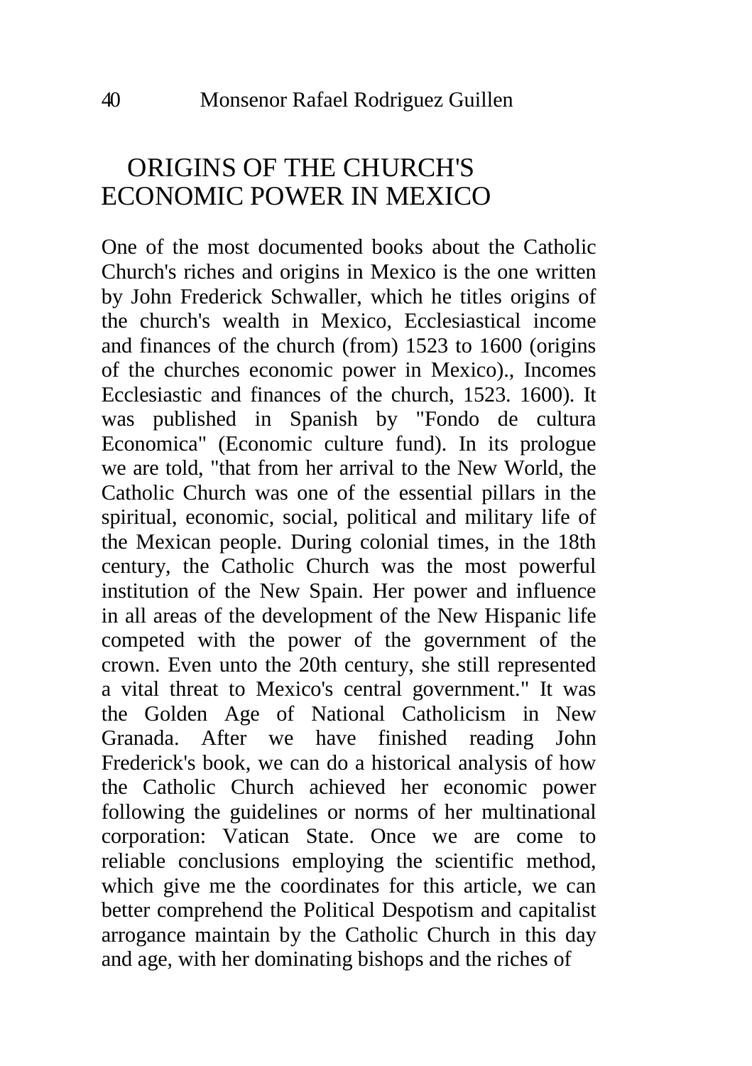# ORIGINS OF THE CHURCH'S ECONOMIC POWER IN MEXICO

One of the most documented books about the Catholic Church's riches and origins in Mexico is the one written by John Frederick Schwaller, which he titles origins of the church's wealth in Mexico, Ecclesiastical income and finances of the church (from) 1523 to 1600 (origins of the churches economic power in Mexico)., Incomes Ecclesiastic and finances of the church, 1523. 1600). It was published in Spanish by "Fondo de cultura Economica" (Economic culture fund). In its prologue we are told, "that from her arrival to the New World, the Catholic Church was one of the essential pillars in the spiritual, economic, social, political and military life of the Mexican people. During colonial times, in the 18th century, the Catholic Church was the most powerful institution of the New Spain. Her power and influence in all areas of the development of the New Hispanic life competed with the power of the government of the crown. Even unto the 20th century, she still represented a vital threat to Mexico's central government." It was the Golden Age of National Catholicism in New Granada. After we have finished reading John Frederick's book, we can do a historical analysis of how the Catholic Church achieved her economic power following the guidelines or norms of her multinational corporation: Vatican State. Once we are come to reliable conclusions employing the scientific method, which give me the coordinates for this article, we can better comprehend the Political Despotism and capitalist arrogance maintain by the Catholic Church in this day and age, with her dominating bishops and the riches of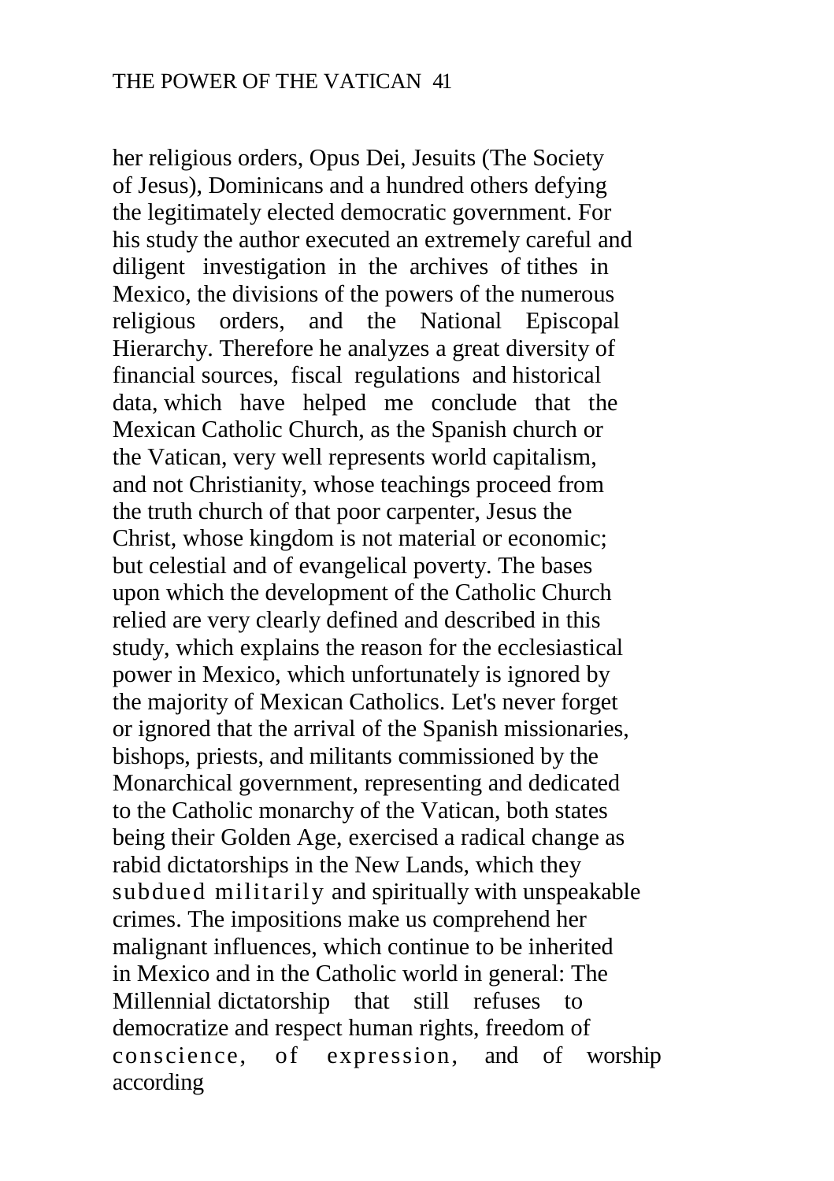her religious orders, Opus Dei, Jesuits (The Society of Jesus), Dominicans and a hundred others defying the legitimately elected democratic government. For his study the author executed an extremely careful and diligent investigation in the archives of tithes in Mexico, the divisions of the powers of the numerous religious orders, and the National Episcopal Hierarchy. Therefore he analyzes a great diversity of financial sources, fiscal regulations and historical data, which have helped me conclude that the Mexican Catholic Church, as the Spanish church or the Vatican, very well represents world capitalism, and not Christianity, whose teachings proceed from the truth church of that poor carpenter, Jesus the Christ, whose kingdom is not material or economic; but celestial and of evangelical poverty. The bases upon which the development of the Catholic Church relied are very clearly defined and described in this study, which explains the reason for the ecclesiastical power in Mexico, which unfortunately is ignored by the majority of Mexican Catholics. Let's never forget or ignored that the arrival of the Spanish missionaries, bishops, priests, and militants commissioned by the Monarchical government, representing and dedicated to the Catholic monarchy of the Vatican, both states being their Golden Age, exercised a radical change as rabid dictatorships in the New Lands, which they subdued militarily and spiritually with unspeakable crimes. The impositions make us comprehend her malignant influences, which continue to be inherited in Mexico and in the Catholic world in general: The Millennial dictatorship that still refuses to democratize and respect human rights, freedom of conscience, of expression, and of worship according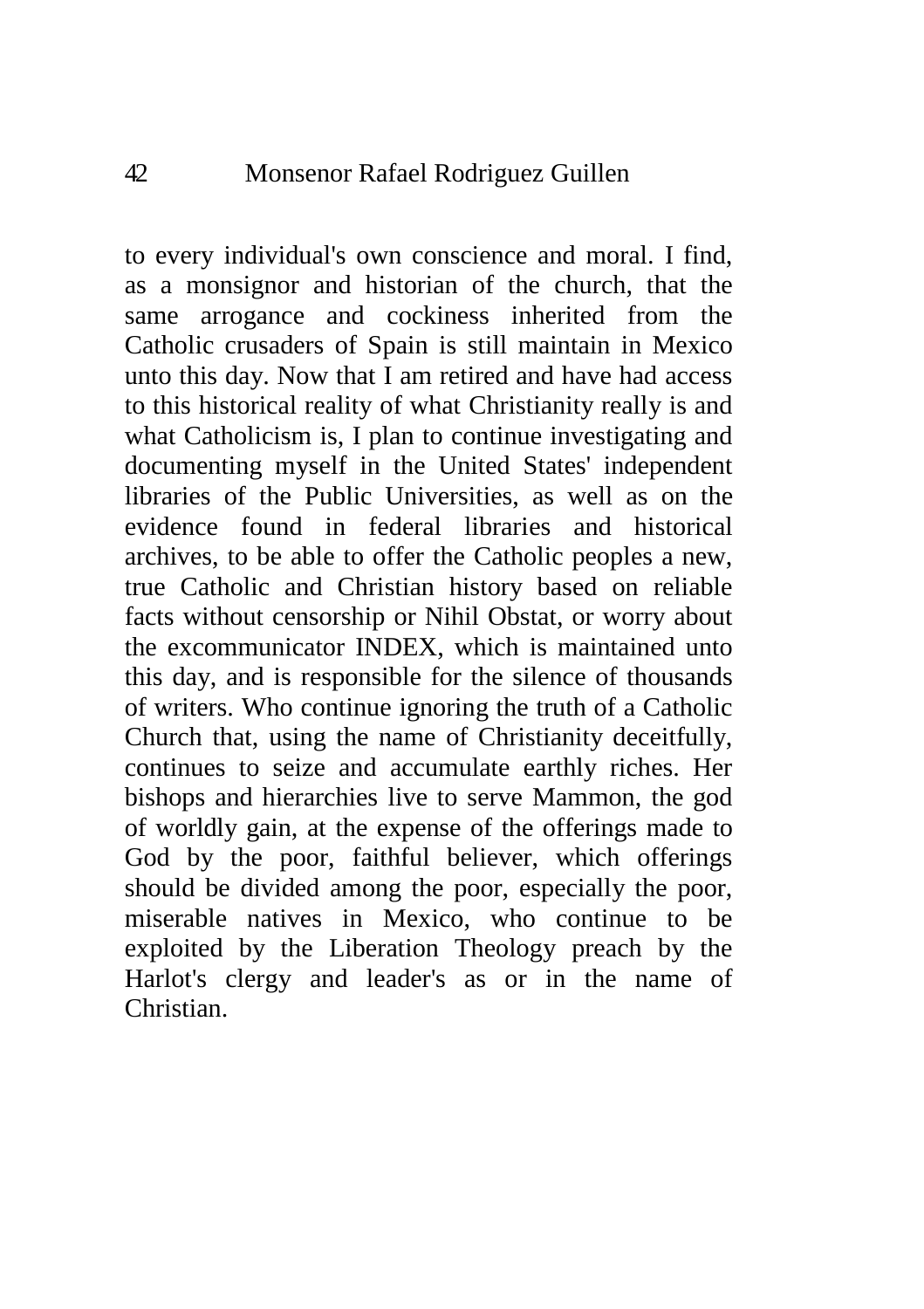to every individual's own conscience and moral. I find, as a monsignor and historian of the church, that the same arrogance and cockiness inherited from the Catholic crusaders of Spain is still maintain in Mexico unto this day. Now that I am retired and have had access to this historical reality of what Christianity really is and what Catholicism is, I plan to continue investigating and documenting myself in the United States' independent libraries of the Public Universities, as well as on the evidence found in federal libraries and historical archives, to be able to offer the Catholic peoples a new, true Catholic and Christian history based on reliable facts without censorship or Nihil Obstat, or worry about the excommunicator INDEX, which is maintained unto this day, and is responsible for the silence of thousands of writers. Who continue ignoring the truth of a Catholic Church that, using the name of Christianity deceitfully, continues to seize and accumulate earthly riches. Her bishops and hierarchies live to serve Mammon, the god of worldly gain, at the expense of the offerings made to God by the poor, faithful believer, which offerings should be divided among the poor, especially the poor, miserable natives in Mexico, who continue to be exploited by the Liberation Theology preach by the Harlot's clergy and leader's as or in the name of Christian.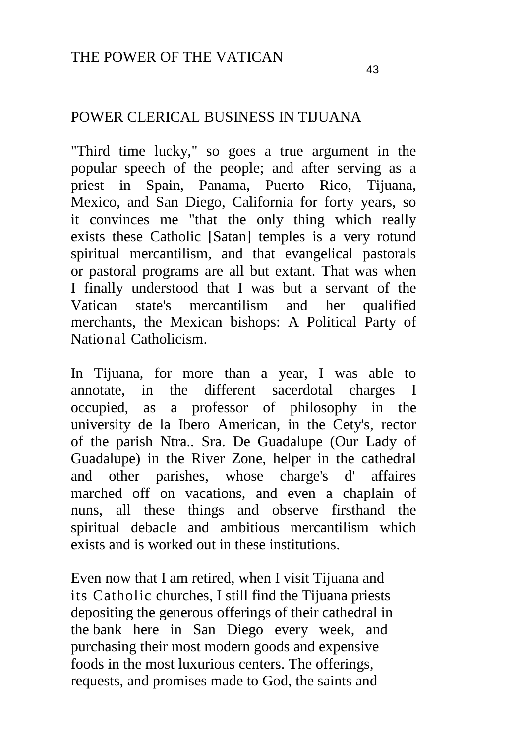## POWER CLERICAL BUSINESS IN TIJUANA

"Third time lucky," so goes a true argument in the popular speech of the people; and after serving as a priest in Spain, Panama, Puerto Rico, Tijuana, Mexico, and San Diego, California for forty years, so it convinces me "that the only thing which really exists these Catholic [Satan] temples is a very rotund spiritual mercantilism, and that evangelical pastorals or pastoral programs are all but extant. That was when I finally understood that I was but a servant of the Vatican state's mercantilism and her qualified merchants, the Mexican bishops: A Political Party of National Catholicism.

In Tijuana, for more than a year, I was able to annotate, in the different sacerdotal charges I occupied, as a professor of philosophy in the university de la Ibero American, in the Cety's, rector of the parish Ntra.. Sra. De Guadalupe (Our Lady of Guadalupe) in the River Zone, helper in the cathedral and other parishes, whose charge's d' affaires marched off on vacations, and even a chaplain of nuns, all these things and observe firsthand the spiritual debacle and ambitious mercantilism which exists and is worked out in these institutions.

Even now that I am retired, when I visit Tijuana and its Catholic churches, I still find the Tijuana priests depositing the generous offerings of their cathedral in the bank here in San Diego every week, and purchasing their most modern goods and expensive foods in the most luxurious centers. The offerings, requests, and promises made to God, the saints and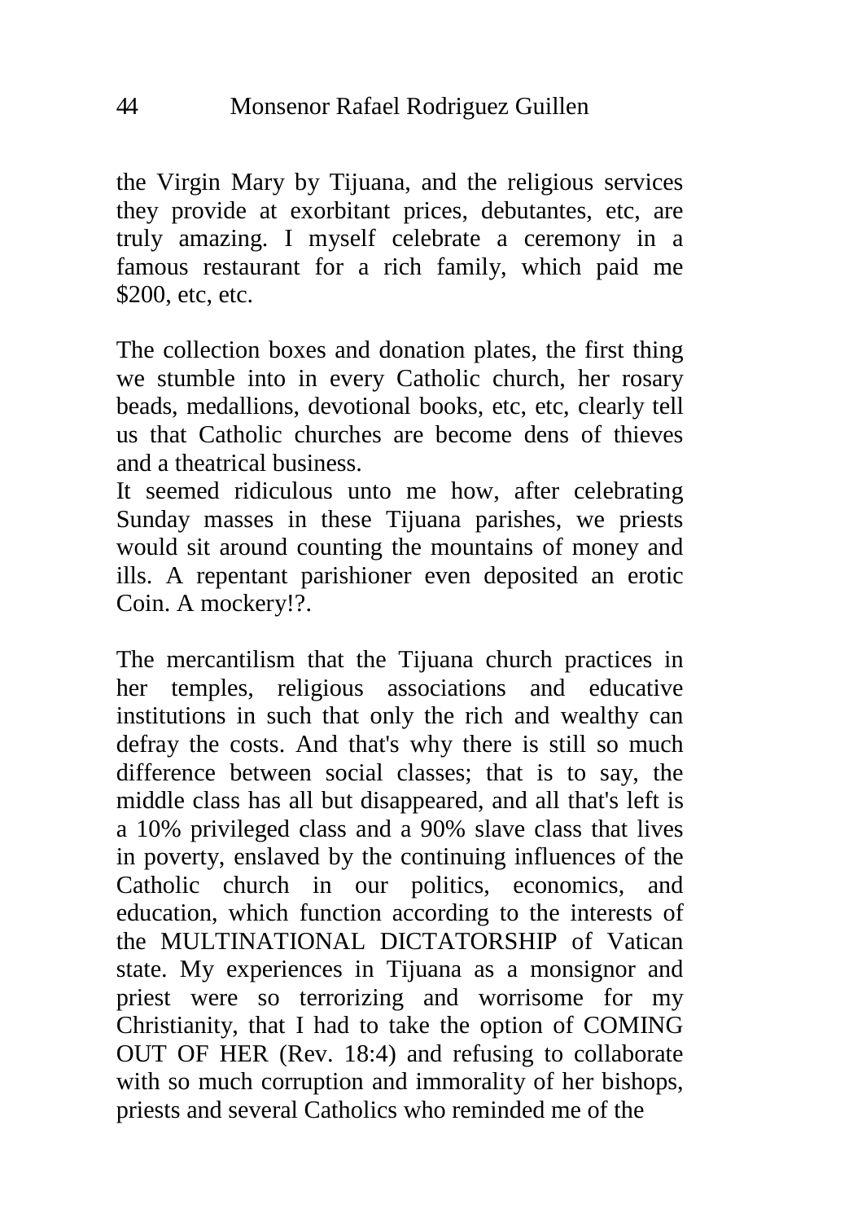the Virgin Mary by Tijuana, and the religious services they provide at exorbitant prices, debutantes, etc, are truly amazing. I myself celebrate a ceremony in a famous restaurant for a rich family, which paid me $200, etc, etc.

The collection boxes and donation plates, the first thing we stumble into in every Catholic church, her rosary beads, medallions, devotional books, etc, etc, clearly tell us that Catholic churches are become dens of thieves and a theatrical business.
It seemed ridiculous unto me how, after celebrating Sunday masses in these Tijuana parishes, we priests would sit around counting the mountains of money and ills. A repentant parishioner even deposited an erotic Coin. A mockery!?.

The mercantilism that the Tijuana church practices in her temples, religious associations and educative institutions in such that only the rich and wealthy can defray the costs. And that's why there is still so much difference between social classes; that is to say, the middle class has all but disappeared, and all that's left is a 10% privileged class and a 90% slave class that lives in poverty, enslaved by the continuing influences of the Catholic church in our politics, economics, and education, which function according to the interests of the MULTINATIONAL DICTATORSHIP of Vatican state. My experiences in Tijuana as a monsignor and priest were so terrorizing and worrisome for my Christianity, that I had to take the option of COMING OUT OF HER (Rev. 18:4) and refusing to collaborate with so much corruption and immorality of her bishops, priests and several Catholics who reminded me of the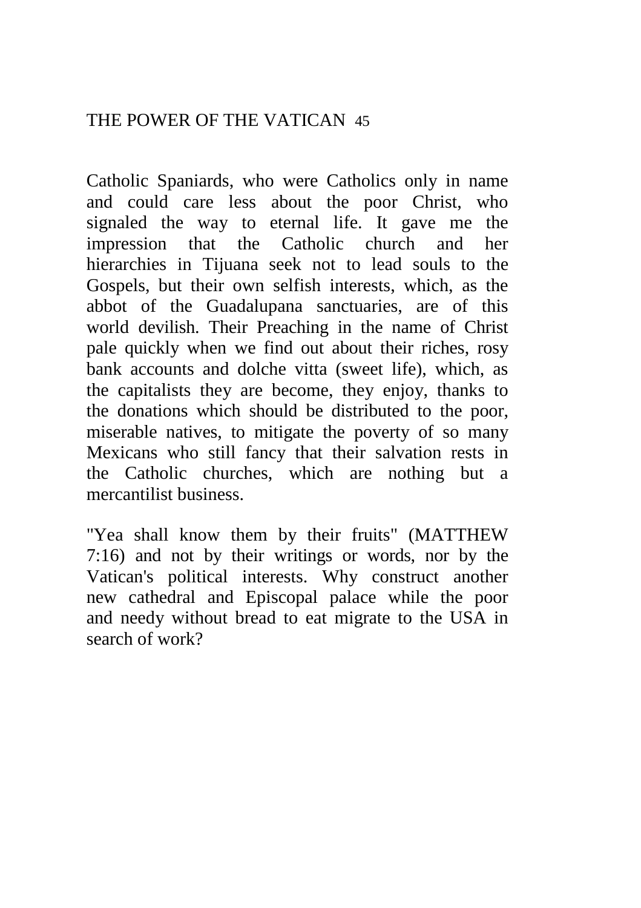Catholic Spaniards, who were Catholics only in name and could care less about the poor Christ, who signaled the way to eternal life. It gave me the impression that the Catholic church and her hierarchies in Tijuana seek not to lead souls to the Gospels, but their own selfish interests, which, as the abbot of the Guadalupana sanctuaries, are of this world devilish. Their Preaching in the name of Christ pale quickly when we find out about their riches, rosy bank accounts and dolche vitta (sweet life), which, as the capitalists they are become, they enjoy, thanks to the donations which should be distributed to the poor, miserable natives, to mitigate the poverty of so many Mexicans who still fancy that their salvation rests in the Catholic churches, which are nothing but a mercantilist business.

"Yea shall know them by their fruits" (MATTHEW 7:16) and not by their writings or words, nor by the Vatican's political interests. Why construct another new cathedral and Episcopal palace while the poor and needy without bread to eat migrate to the USA in search of work?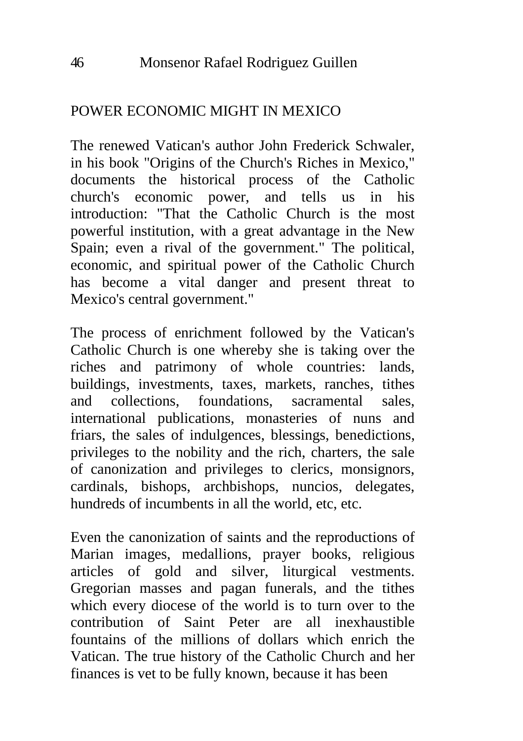## POWER ECONOMIC MIGHT IN MEXICO

The renewed Vatican's author John Frederick Schwaler, in his book "Origins of the Church's Riches in Mexico," documents the historical process of the Catholic church's economic power, and tells us in his introduction: "That the Catholic Church is the most powerful institution, with a great advantage in the New Spain; even a rival of the government." The political, economic, and spiritual power of the Catholic Church has become a vital danger and present threat to Mexico's central government."

The process of enrichment followed by the Vatican's Catholic Church is one whereby she is taking over the riches and patrimony of whole countries: lands, buildings, investments, taxes, markets, ranches, tithes and collections, foundations, sacramental sales, international publications, monasteries of nuns and friars, the sales of indulgences, blessings, benedictions, privileges to the nobility and the rich, charters, the sale of canonization and privileges to clerics, monsignors, cardinals, bishops, archbishops, nuncios, delegates, hundreds of incumbents in all the world, etc, etc.

Even the canonization of saints and the reproductions of Marian images, medallions, prayer books, religious articles of gold and silver, liturgical vestments. Gregorian masses and pagan funerals, and the tithes which every diocese of the world is to turn over to the contribution of Saint Peter are all inexhaustible fountains of the millions of dollars which enrich the Vatican. The true history of the Catholic Church and her finances is vet to be fully known, because it has been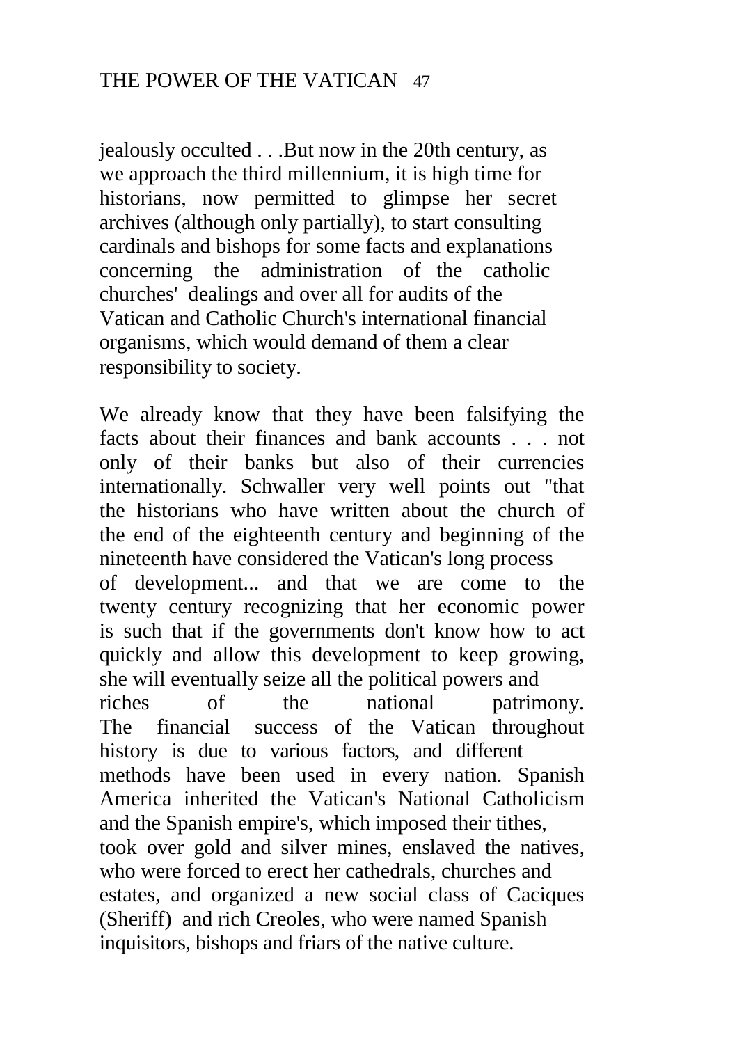jealously occulted . . .But now in the 20th century, as we approach the third millennium, it is high time for historians, now permitted to glimpse her secret archives (although only partially), to start consulting cardinals and bishops for some facts and explanations concerning the administration of the catholic churches' dealings and over all for audits of the Vatican and Catholic Church's international financial organisms, which would demand of them a clear responsibility to society.

We already know that they have been falsifying the facts about their finances and bank accounts . . . not only of their banks but also of their currencies internationally. Schwaller very well points out "that the historians who have written about the church of the end of the eighteenth century and beginning of the nineteenth have considered the Vatican's long process of development... and that we are come to the twenty century recognizing that her economic power is such that if the governments don't know how to act quickly and allow this development to keep growing, she will eventually seize all the political powers and riches of the national patrimony. The financial success of the Vatican throughout history is due to various factors, and different methods have been used in every nation. Spanish America inherited the Vatican's National Catholicism and the Spanish empire's, which imposed their tithes, took over gold and silver mines, enslaved the natives, who were forced to erect her cathedrals, churches and estates, and organized a new social class of Caciques (Sheriff) and rich Creoles, who were named Spanish inquisitors, bishops and friars of the native culture.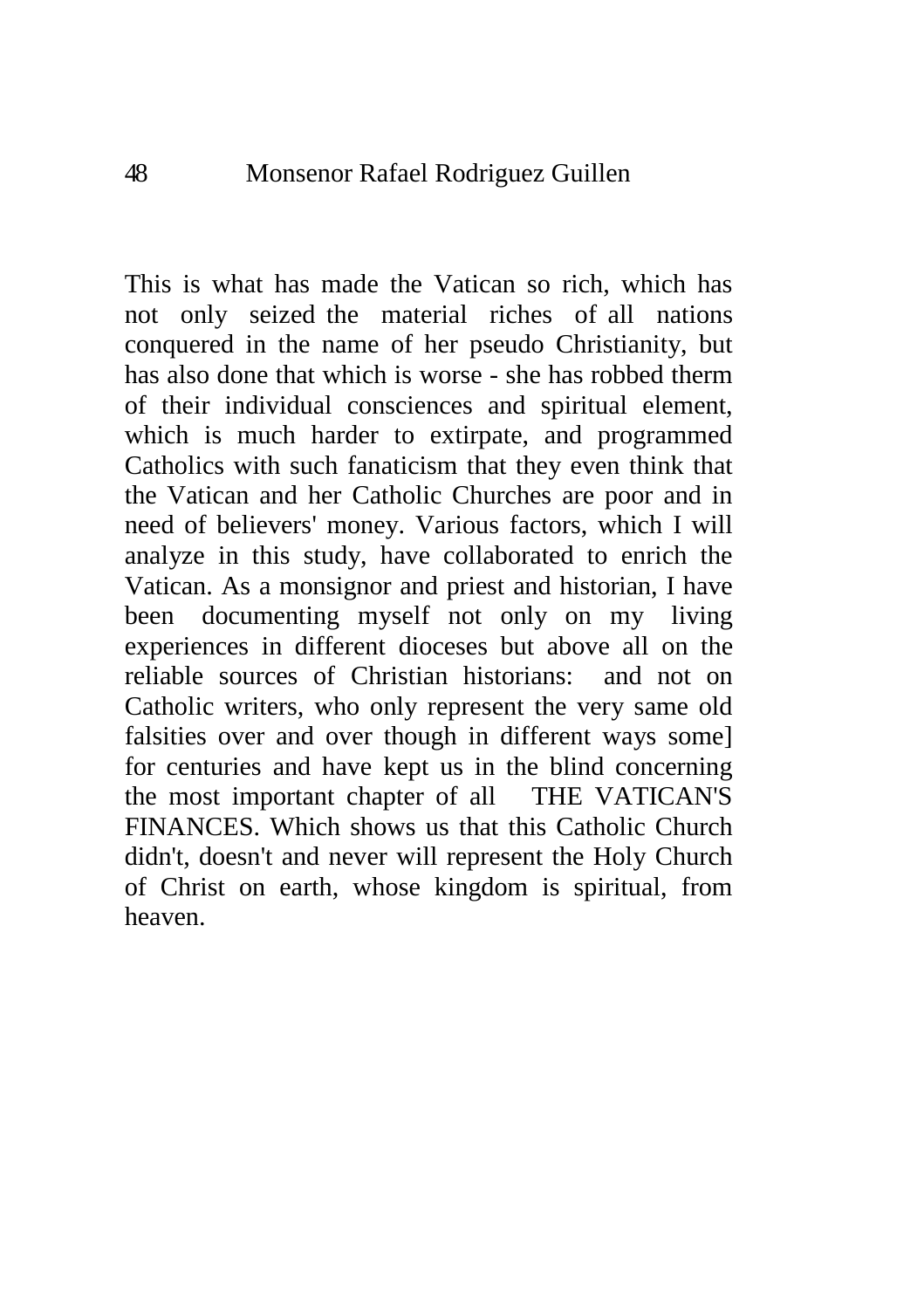This is what has made the Vatican so rich, which has not only seized the material riches of all nations conquered in the name of her pseudo Christianity, but has also done that which is worse - she has robbed therm of their individual consciences and spiritual element, which is much harder to extirpate, and programmed Catholics with such fanaticism that they even think that the Vatican and her Catholic Churches are poor and in need of believers' money. Various factors, which I will analyze in this study, have collaborated to enrich the Vatican. As a monsignor and priest and historian, I have been documenting myself not only on my living experiences in different dioceses but above all on the reliable sources of Christian historians: and not on Catholic writers, who only represent the very same old falsities over and over though in different ways some] for centuries and have kept us in the blind concerning the most important chapter of all THE VATICAN'S FINANCES. Which shows us that this Catholic Church didn't, doesn't and never will represent the Holy Church of Christ on earth, whose kingdom is spiritual, from heaven.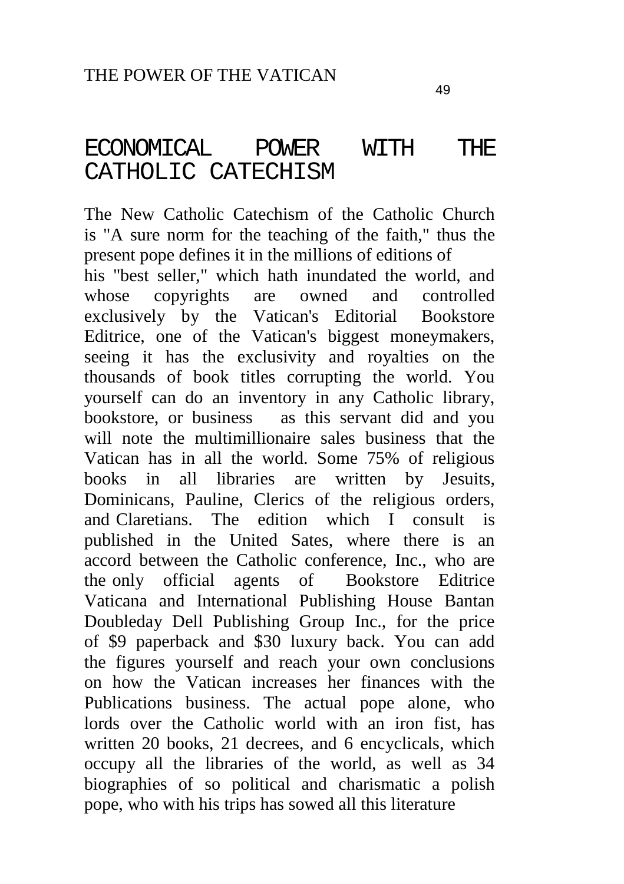# ECONOMICAL POWER WITH THE CATHOLIC CATECHISM

The New Catholic Catechism of the Catholic Church is "A sure norm for the teaching of the faith," thus the present pope defines it in the millions of editions of his "best seller," which hath inundated the world, and whose copyrights are owned and controlled exclusively by the Vatican's Editorial Bookstore Editrice, one of the Vatican's biggest moneymakers, seeing it has the exclusivity and royalties on the thousands of book titles corrupting the world. You yourself can do an inventory in any Catholic library, bookstore, or business as this servant did and you will note the multimillionaire sales business that the Vatican has in all the world. Some 75% of religious books in all libraries are written by Jesuits, Dominicans, Pauline, Clerics of the religious orders, and Claretians. The edition which I consult is published in the United Sates, where there is an accord between the Catholic conference, Inc., who are the only official agents of Bookstore Editrice Vaticana and International Publishing House Bantan Doubleday Dell Publishing Group Inc., for the price of \$9 paperback and \$30 luxury back. You can add the figures yourself and reach your own conclusions on how the Vatican increases her finances with the Publications business. The actual pope alone, who lords over the Catholic world with an iron fist, has written 20 books, 21 decrees, and 6 encyclicals, which occupy all the libraries of the world, as well as 34 biographies of so political and charismatic a polish pope, who with his trips has sowed all this literature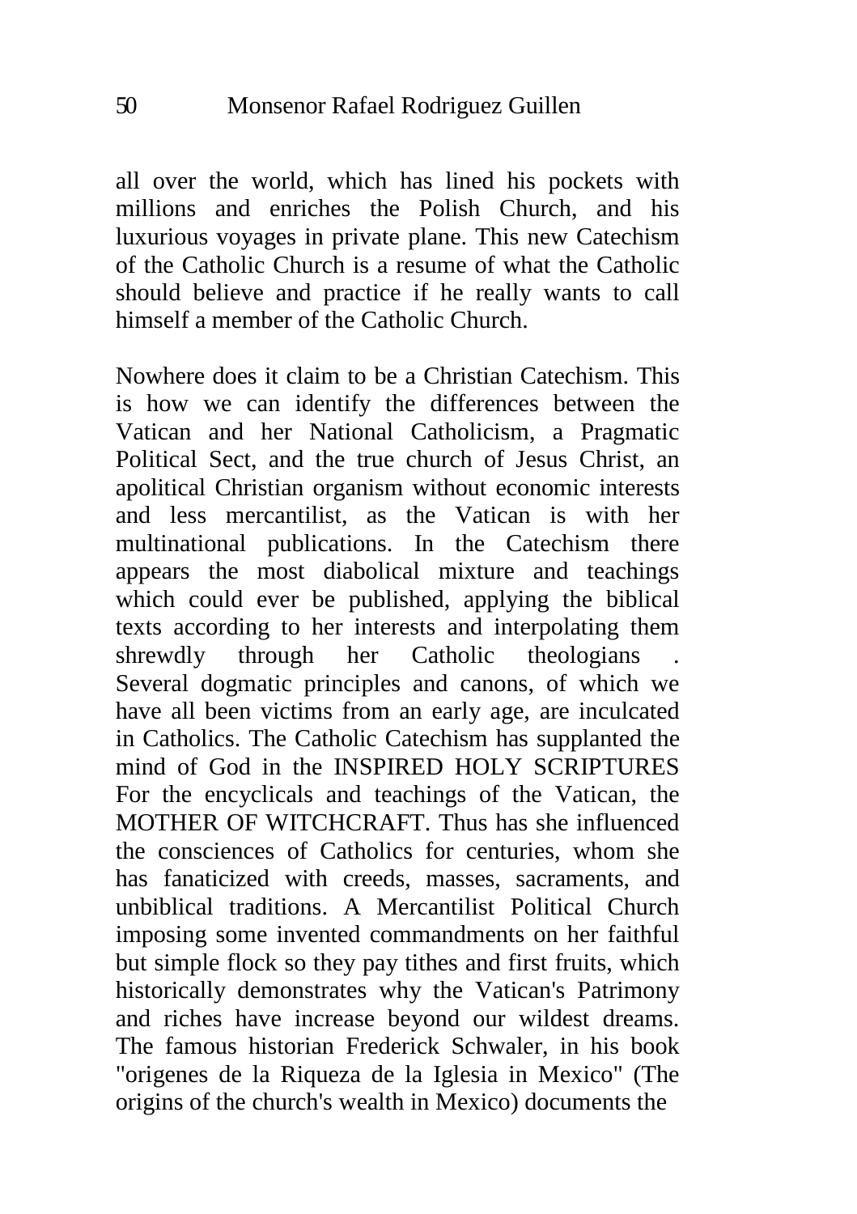all over the world, which has lined his pockets with millions and enriches the Polish Church, and his luxurious voyages in private plane. This new Catechism of the Catholic Church is a resume of what the Catholic should believe and practice if he really wants to call himself a member of the Catholic Church.

Nowhere does it claim to be a Christian Catechism. This is how we can identify the differences between the Vatican and her National Catholicism, a Pragmatic Political Sect, and the true church of Jesus Christ, an apolitical Christian organism without economic interests and less mercantilist, as the Vatican is with her multinational publications. In the Catechism there appears the most diabolical mixture and teachings which could ever be published, applying the biblical texts according to her interests and interpolating them shrewdly through her Catholic theologians . Several dogmatic principles and canons, of which we have all been victims from an early age, are inculcated in Catholics. The Catholic Catechism has supplanted the mind of God in the INSPIRED HOLY SCRIPTURES For the encyclicals and teachings of the Vatican, the MOTHER OF WITCHCRAFT. Thus has she influenced the consciences of Catholics for centuries, whom she has fanaticized with creeds, masses, sacraments, and unbiblical traditions. A Mercantilist Political Church imposing some invented commandments on her faithful but simple flock so they pay tithes and first fruits, which historically demonstrates why the Vatican's Patrimony and riches have increase beyond our wildest dreams. The famous historian Frederick Schwaler, in his book "origenes de la Riqueza de la Iglesia in Mexico" (The origins of the church's wealth in Mexico) documents the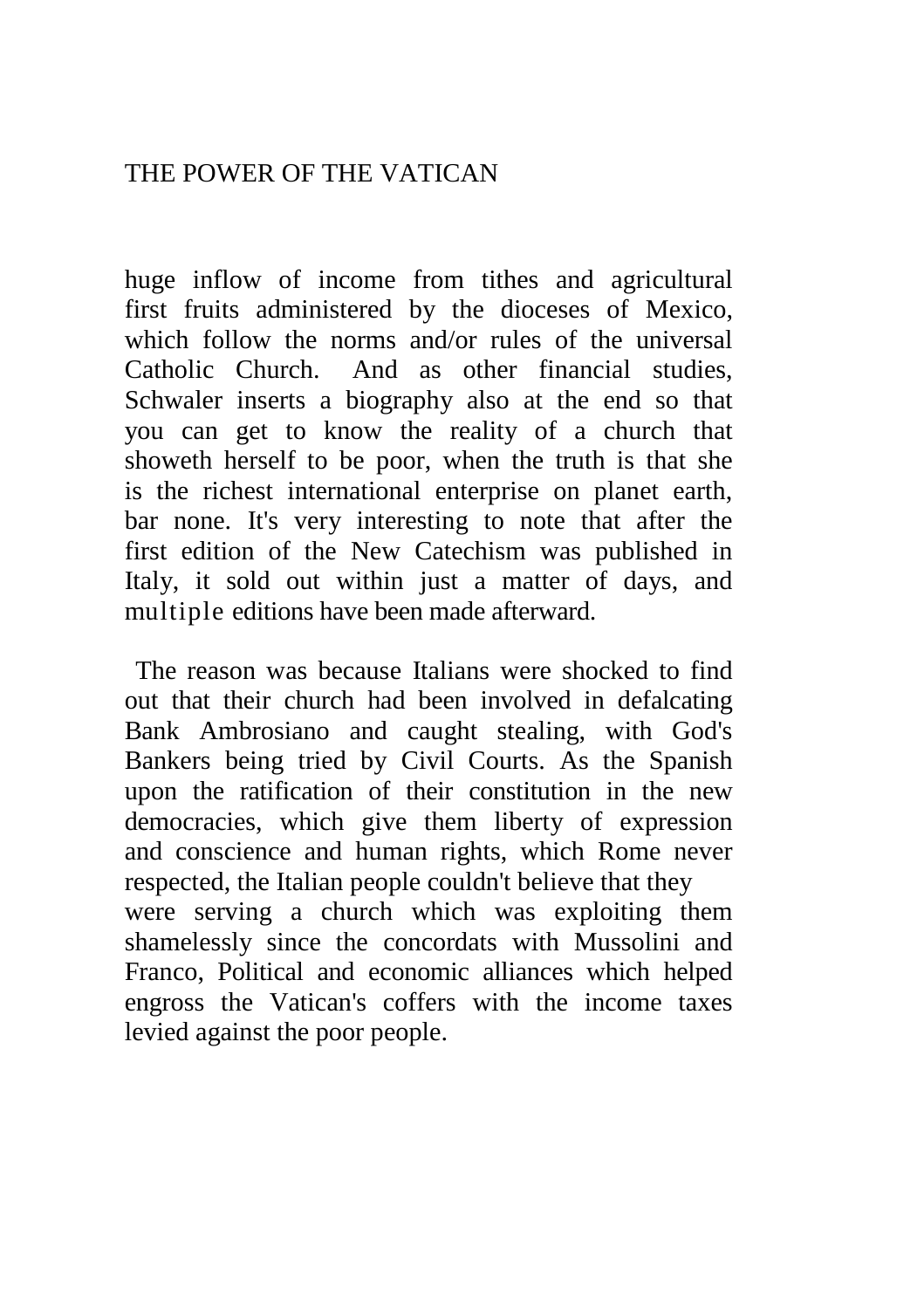huge inflow of income from tithes and agricultural first fruits administered by the dioceses of Mexico, which follow the norms and/or rules of the universal Catholic Church. And as other financial studies, Schwaler inserts a biography also at the end so that you can get to know the reality of a church that showeth herself to be poor, when the truth is that she is the richest international enterprise on planet earth, bar none. It's very interesting to note that after the first edition of the New Catechism was published in Italy, it sold out within just a matter of days, and multiple editions have been made afterward.

The reason was because Italians were shocked to find out that their church had been involved in defalcating Bank Ambrosiano and caught stealing, with God's Bankers being tried by Civil Courts. As the Spanish upon the ratification of their constitution in the new democracies, which give them liberty of expression and conscience and human rights, which Rome never respected, the Italian people couldn't believe that they were serving a church which was exploiting them shamelessly since the concordats with Mussolini and Franco, Political and economic alliances which helped engross the Vatican's coffers with the income taxes levied against the poor people.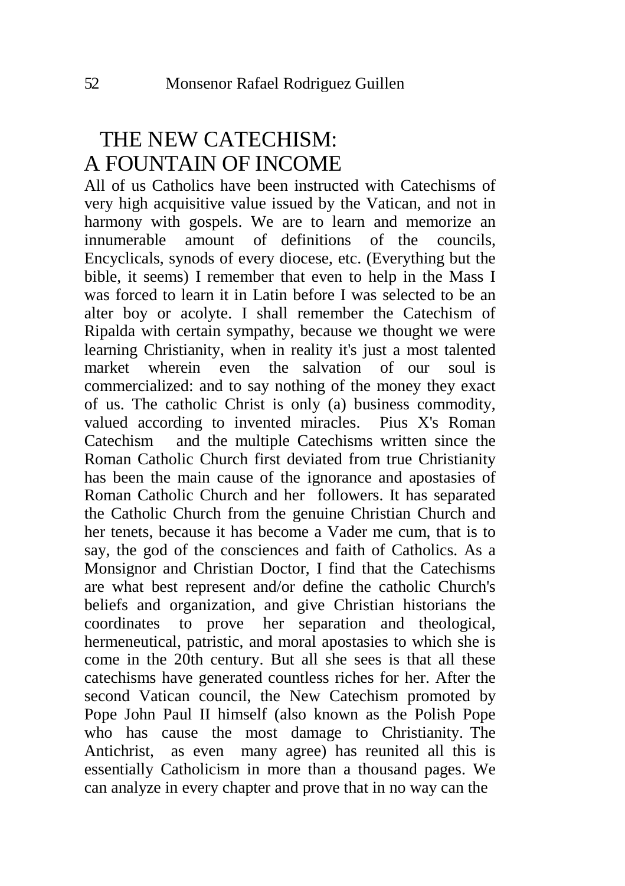# THE NEW CATECHISM: A FOUNTAIN OF INCOME

All of us Catholics have been instructed with Catechisms of very high acquisitive value issued by the Vatican, and not in harmony with gospels. We are to learn and memorize an innumerable amount of definitions of the councils, Encyclicals, synods of every diocese, etc. (Everything but the bible, it seems) I remember that even to help in the Mass I was forced to learn it in Latin before I was selected to be an alter boy or acolyte. I shall remember the Catechism of Ripalda with certain sympathy, because we thought we were learning Christianity, when in reality it's just a most talented market wherein even the salvation of our soul is commercialized: and to say nothing of the money they exact of us. The catholic Christ is only (a) business commodity, valued according to invented miracles. Pius X's Roman Catechism and the multiple Catechisms written since the Roman Catholic Church first deviated from true Christianity has been the main cause of the ignorance and apostasies of Roman Catholic Church and her followers. It has separated the Catholic Church from the genuine Christian Church and her tenets, because it has become a Vader me cum, that is to say, the god of the consciences and faith of Catholics. As a Monsignor and Christian Doctor, I find that the Catechisms are what best represent and/or define the catholic Church's beliefs and organization, and give Christian historians the coordinates to prove her separation and theological, hermeneutical, patristic, and moral apostasies to which she is come in the 20th century. But all she sees is that all these catechisms have generated countless riches for her. After the second Vatican council, the New Catechism promoted by Pope John Paul II himself (also known as the Polish Pope who has cause the most damage to Christianity. The Antichrist, as even many agree) has reunited all this is essentially Catholicism in more than a thousand pages. We can analyze in every chapter and prove that in no way can the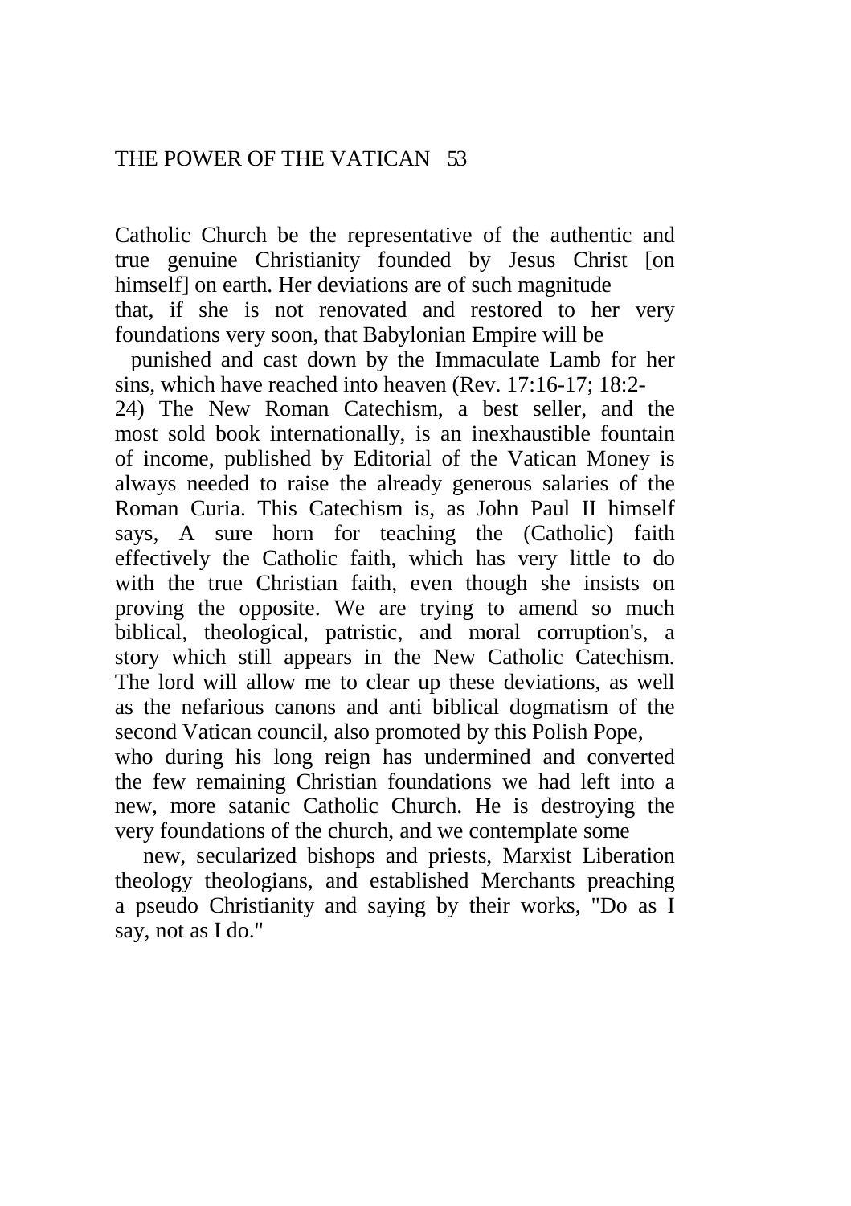Catholic Church be the representative of the authentic and true genuine Christianity founded by Jesus Christ [on himself] on earth. Her deviations are of such magnitude that, if she is not renovated and restored to her very foundations very soon, that Babylonian Empire will be punished and cast down by the Immaculate Lamb for her sins, which have reached into heaven (Rev. 17:16-17; 18:2-24) The New Roman Catechism, a best seller, and the most sold book internationally, is an inexhaustible fountain of income, published by Editorial of the Vatican Money is always needed to raise the already generous salaries of the Roman Curia. This Catechism is, as John Paul II himself says, A sure horn for teaching the (Catholic) faith effectively the Catholic faith, which has very little to do with the true Christian faith, even though she insists on proving the opposite. We are trying to amend so much biblical, theological, patristic, and moral corruption's, a story which still appears in the New Catholic Catechism. The lord will allow me to clear up these deviations, as well as the nefarious canons and anti biblical dogmatism of the second Vatican council, also promoted by this Polish Pope, who during his long reign has undermined and converted the few remaining Christian foundations we had left into a new, more satanic Catholic Church. He is destroying the very foundations of the church, and we contemplate some new, secularized bishops and priests, Marxist Liberation theology theologians, and established Merchants preaching a pseudo Christianity and saying by their works, "Do as I say, not as I do."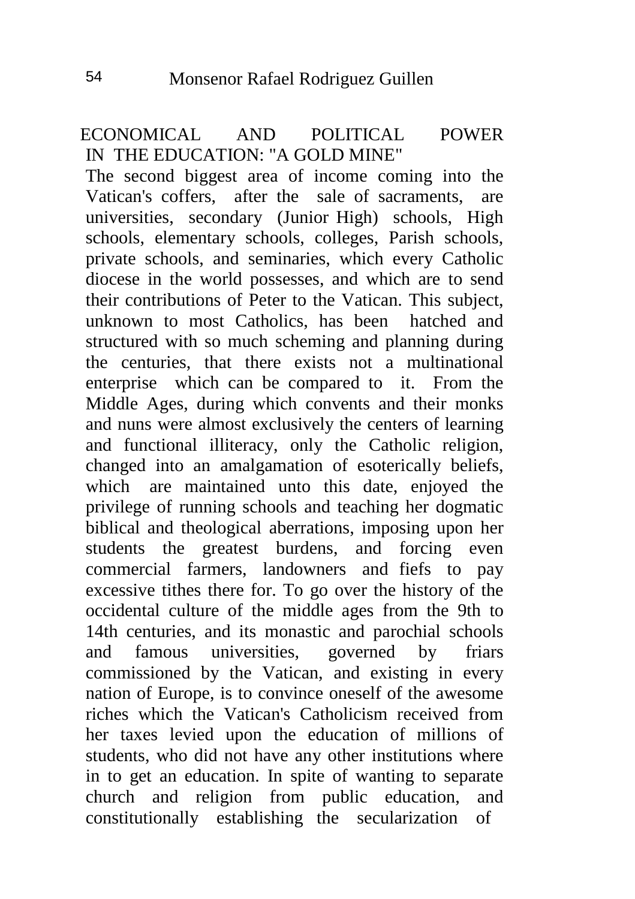## ECONOMICAL AND POLITICAL POWER IN THE EDUCATION: "A GOLD MINE"

The second biggest area of income coming into the Vatican's coffers, after the sale of sacraments, are universities, secondary (Junior High) schools, High schools, elementary schools, colleges, Parish schools, private schools, and seminaries, which every Catholic diocese in the world possesses, and which are to send their contributions of Peter to the Vatican. This subject, unknown to most Catholics, has been hatched and structured with so much scheming and planning during the centuries, that there exists not a multinational enterprise which can be compared to it. From the Middle Ages, during which convents and their monks and nuns were almost exclusively the centers of learning and functional illiteracy, only the Catholic religion, changed into an amalgamation of esoterically beliefs, which are maintained unto this date, enjoyed the privilege of running schools and teaching her dogmatic biblical and theological aberrations, imposing upon her students the greatest burdens, and forcing even commercial farmers, landowners and fiefs to pay excessive tithes there for. To go over the history of the occidental culture of the middle ages from the 9th to 14th centuries, and its monastic and parochial schools and famous universities, governed by friars commissioned by the Vatican, and existing in every nation of Europe, is to convince oneself of the awesome riches which the Vatican's Catholicism received from her taxes levied upon the education of millions of students, who did not have any other institutions where in to get an education. In spite of wanting to separate church and religion from public education, and constitutionally establishing the secularization of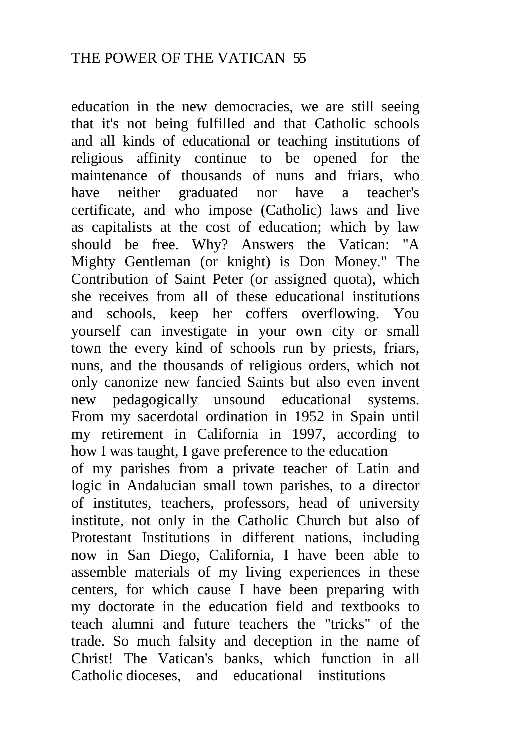education in the new democracies, we are still seeing that it's not being fulfilled and that Catholic schools and all kinds of educational or teaching institutions of religious affinity continue to be opened for the maintenance of thousands of nuns and friars, who have neither graduated nor have a teacher's certificate, and who impose (Catholic) laws and live as capitalists at the cost of education; which by law should be free. Why? Answers the Vatican: "A Mighty Gentleman (or knight) is Don Money." The Contribution of Saint Peter (or assigned quota), which she receives from all of these educational institutions and schools, keep her coffers overflowing. You yourself can investigate in your own city or small town the every kind of schools run by priests, friars, nuns, and the thousands of religious orders, which not only canonize new fancied Saints but also even invent new pedagogically unsound educational systems. From my sacerdotal ordination in 1952 in Spain until my retirement in California in 1997, according to how I was taught, I gave preference to the education of my parishes from a private teacher of Latin and logic in Andalucian small town parishes, to a director of institutes, teachers, professors, head of university institute, not only in the Catholic Church but also of Protestant Institutions in different nations, including now in San Diego, California, I have been able to assemble materials of my living experiences in these centers, for which cause I have been preparing with my doctorate in the education field and textbooks to teach alumni and future teachers the "tricks" of the trade. So much falsity and deception in the name of Christ! The Vatican's banks, which function in all Catholic dioceses, and educational institutions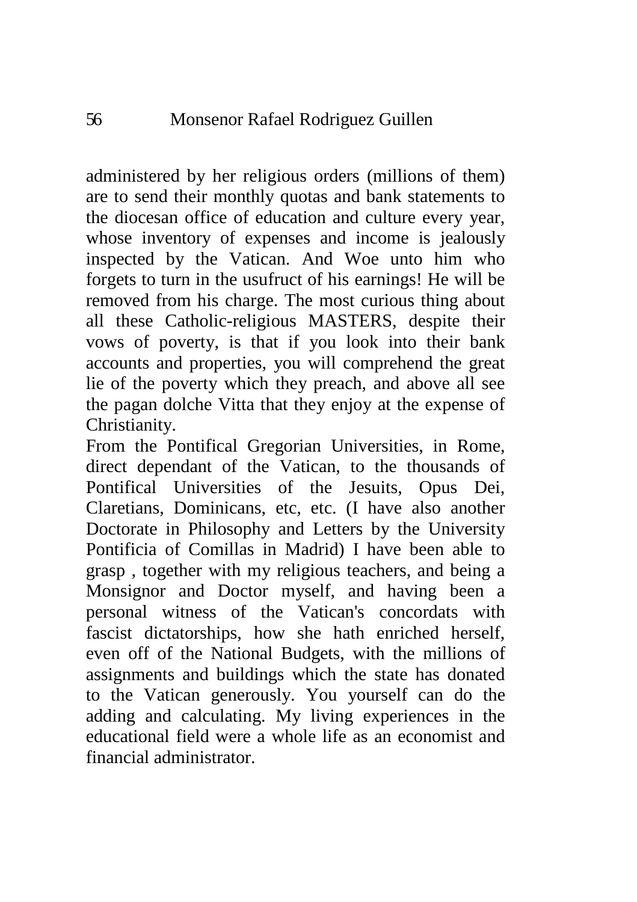administered by her religious orders (millions of them) are to send their monthly quotas and bank statements to the diocesan office of education and culture every year, whose inventory of expenses and income is jealously inspected by the Vatican. And Woe unto him who forgets to turn in the usufruct of his earnings! He will be removed from his charge. The most curious thing about all these Catholic-religious MASTERS, despite their vows of poverty, is that if you look into their bank accounts and properties, you will comprehend the great lie of the poverty which they preach, and above all see the pagan dolche Vitta that they enjoy at the expense of Christianity.

From the Pontifical Gregorian Universities, in Rome, direct dependant of the Vatican, to the thousands of Pontifical Universities of the Jesuits, Opus Dei, Claretians, Dominicans, etc, etc. (I have also another Doctorate in Philosophy and Letters by the University Pontificia of Comillas in Madrid) I have been able to grasp , together with my religious teachers, and being a Monsignor and Doctor myself, and having been a personal witness of the Vatican's concordats with fascist dictatorships, how she hath enriched herself, even off of the National Budgets, with the millions of assignments and buildings which the state has donated to the Vatican generously. You yourself can do the adding and calculating. My living experiences in the educational field were a whole life as an economist and financial administrator.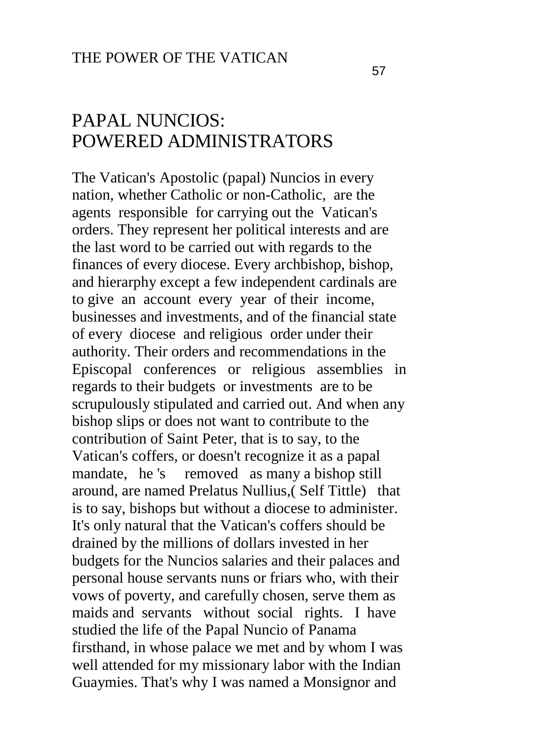# PAPAL NUNCIOS: POWERED ADMINISTRATORS

The Vatican's Apostolic (papal) Nuncios in every nation, whether Catholic or non-Catholic, are the agents responsible for carrying out the Vatican's orders. They represent her political interests and are the last word to be carried out with regards to the finances of every diocese. Every archbishop, bishop, and hierarphy except a few independent cardinals are to give an account every year of their income, businesses and investments, and of the financial state of every diocese and religious order under their authority. Their orders and recommendations in the Episcopal conferences or religious assemblies in regards to their budgets or investments are to be scrupulously stipulated and carried out. And when any bishop slips or does not want to contribute to the contribution of Saint Peter, that is to say, to the Vatican's coffers, or doesn't recognize it as a papal mandate, he 's removed as many a bishop still around, are named Prelatus Nullius,( Self Tittle) that is to say, bishops but without a diocese to administer. It's only natural that the Vatican's coffers should be drained by the millions of dollars invested in her budgets for the Nuncios salaries and their palaces and personal house servants nuns or friars who, with their vows of poverty, and carefully chosen, serve them as maids and servants without social rights. I have studied the life of the Papal Nuncio of Panama firsthand, in whose palace we met and by whom I was well attended for my missionary labor with the Indian Guaymies. That's why I was named a Monsignor and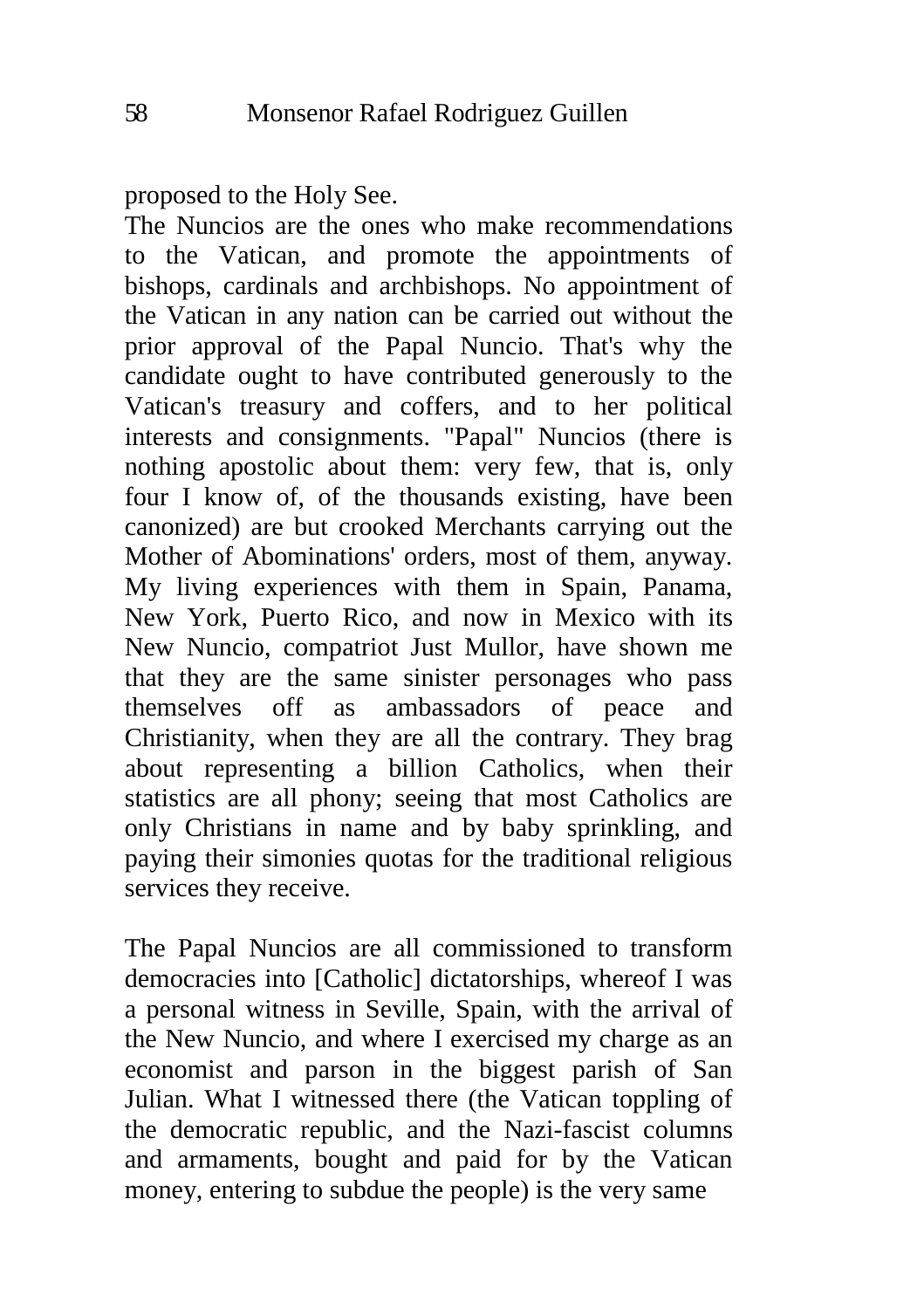proposed to the Holy See.

The Nuncios are the ones who make recommendations to the Vatican, and promote the appointments of bishops, cardinals and archbishops. No appointment of the Vatican in any nation can be carried out without the prior approval of the Papal Nuncio. That's why the candidate ought to have contributed generously to the Vatican's treasury and coffers, and to her political interests and consignments. "Papal" Nuncios (there is nothing apostolic about them: very few, that is, only four I know of, of the thousands existing, have been canonized) are but crooked Merchants carrying out the Mother of Abominations' orders, most of them, anyway. My living experiences with them in Spain, Panama, New York, Puerto Rico, and now in Mexico with its New Nuncio, compatriot Just Mullor, have shown me that they are the same sinister personages who pass themselves off as ambassadors of peace and Christianity, when they are all the contrary. They brag about representing a billion Catholics, when their statistics are all phony; seeing that most Catholics are only Christians in name and by baby sprinkling, and paying their simonies quotas for the traditional religious services they receive.

The Papal Nuncios are all commissioned to transform democracies into [Catholic] dictatorships, whereof I was a personal witness in Seville, Spain, with the arrival of the New Nuncio, and where I exercised my charge as an economist and parson in the biggest parish of San Julian. What I witnessed there (the Vatican toppling of the democratic republic, and the Nazi-fascist columns and armaments, bought and paid for by the Vatican money, entering to subdue the people) is the very same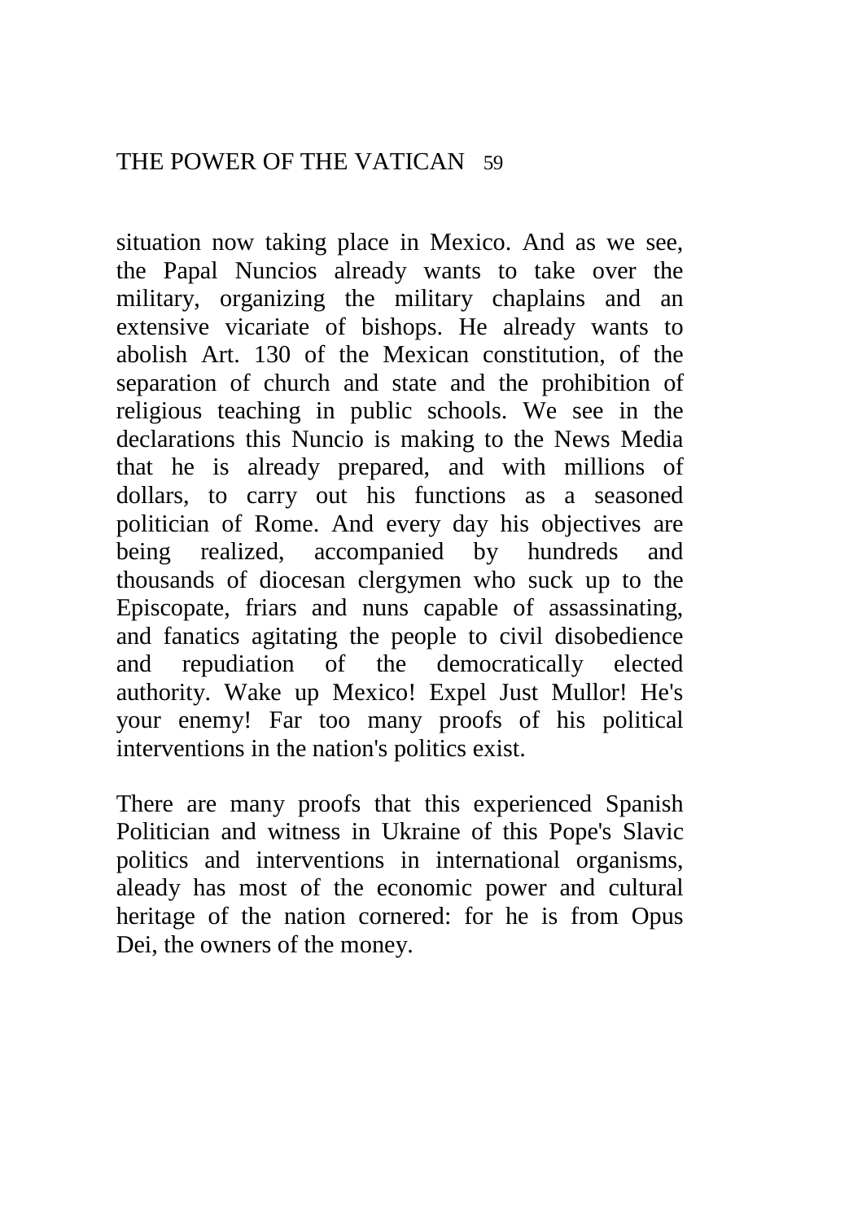situation now taking place in Mexico. And as we see, the Papal Nuncios already wants to take over the military, organizing the military chaplains and an extensive vicariate of bishops. He already wants to abolish Art. 130 of the Mexican constitution, of the separation of church and state and the prohibition of religious teaching in public schools. We see in the declarations this Nuncio is making to the News Media that he is already prepared, and with millions of dollars, to carry out his functions as a seasoned politician of Rome. And every day his objectives are being realized, accompanied by hundreds and thousands of diocesan clergymen who suck up to the Episcopate, friars and nuns capable of assassinating, and fanatics agitating the people to civil disobedience and repudiation of the democratically elected authority. Wake up Mexico! Expel Just Mullor! He's your enemy! Far too many proofs of his political interventions in the nation's politics exist.

There are many proofs that this experienced Spanish Politician and witness in Ukraine of this Pope's Slavic politics and interventions in international organisms, aleady has most of the economic power and cultural heritage of the nation cornered: for he is from Opus Dei, the owners of the money.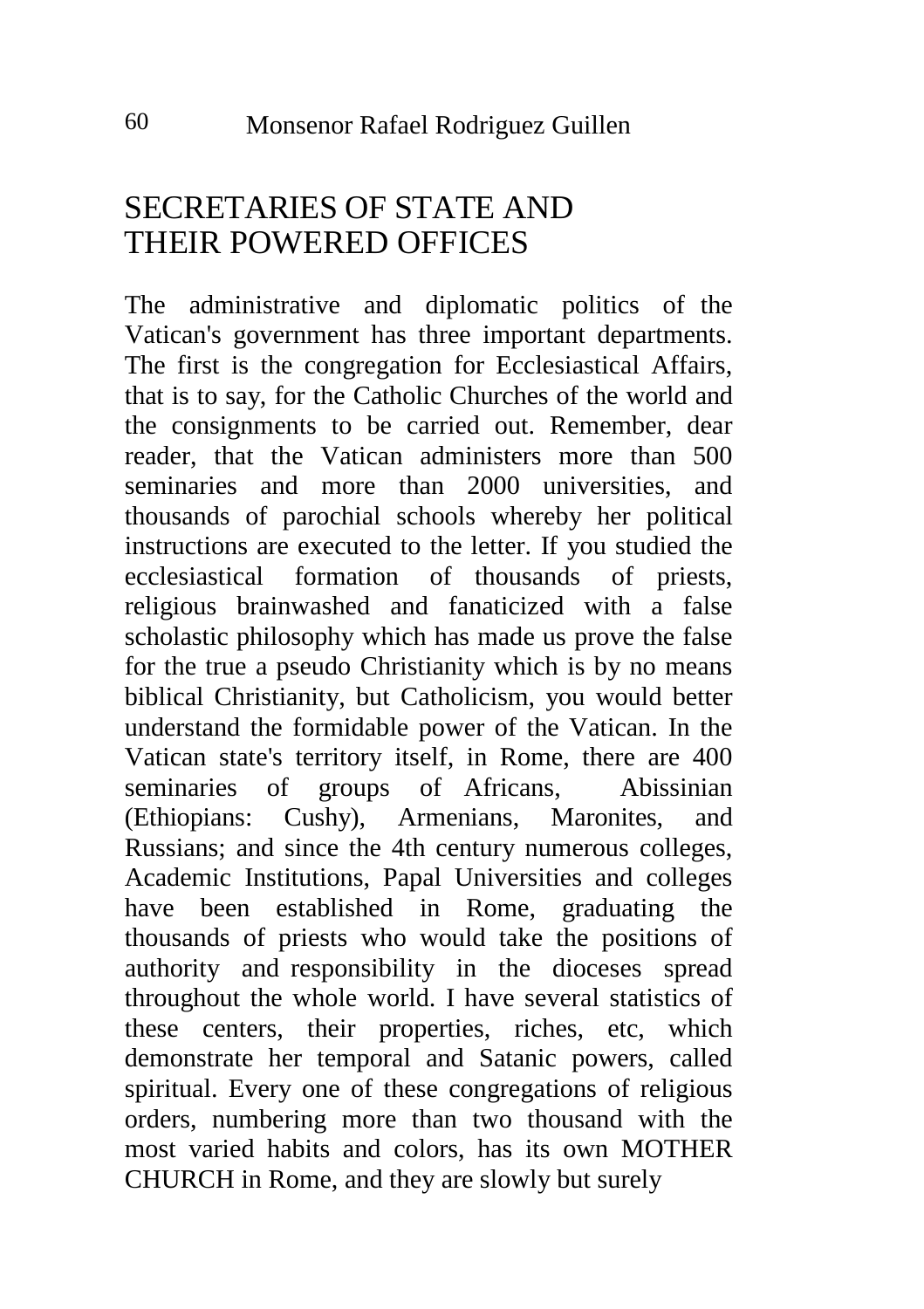## SECRETARIES OF STATE AND THEIR POWERED OFFICES

The administrative and diplomatic politics of the Vatican's government has three important departments. The first is the congregation for Ecclesiastical Affairs, that is to say, for the Catholic Churches of the world and the consignments to be carried out. Remember, dear reader, that the Vatican administers more than 500 seminaries and more than 2000 universities, and thousands of parochial schools whereby her political instructions are executed to the letter. If you studied the ecclesiastical formation of thousands of priests, religious brainwashed and fanaticized with a false scholastic philosophy which has made us prove the false for the true a pseudo Christianity which is by no means biblical Christianity, but Catholicism, you would better understand the formidable power of the Vatican. In the Vatican state's territory itself, in Rome, there are 400 seminaries of groups of Africans, Abissinian (Ethiopians: Cushy), Armenians, Maronites, and Russians; and since the 4th century numerous colleges, Academic Institutions, Papal Universities and colleges have been established in Rome, graduating the thousands of priests who would take the positions of authority and responsibility in the dioceses spread throughout the whole world. I have several statistics of these centers, their properties, riches, etc, which demonstrate her temporal and Satanic powers, called spiritual. Every one of these congregations of religious orders, numbering more than two thousand with the most varied habits and colors, has its own MOTHER CHURCH in Rome, and they are slowly but surely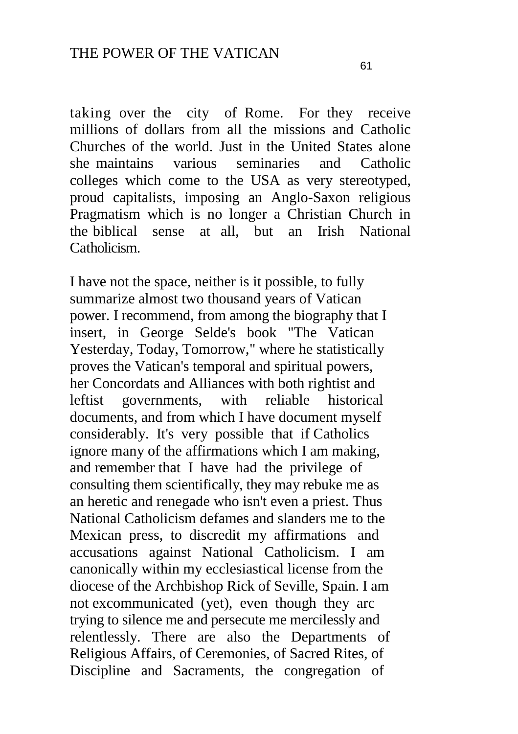taking over the city of Rome. For they receive millions of dollars from all the missions and Catholic Churches of the world. Just in the United States alone she maintains various seminaries and Catholic colleges which come to the USA as very stereotyped, proud capitalists, imposing an Anglo-Saxon religious Pragmatism which is no longer a Christian Church in the biblical sense at all, but an Irish National Catholicism.

I have not the space, neither is it possible, to fully summarize almost two thousand years of Vatican power. I recommend, from among the biography that I insert, in George Selde's book "The Vatican Yesterday, Today, Tomorrow," where he statistically proves the Vatican's temporal and spiritual powers, her Concordats and Alliances with both rightist and leftist governments, with reliable historical documents, and from which I have document myself considerably. It's very possible that if Catholics ignore many of the affirmations which I am making, and remember that I have had the privilege of consulting them scientifically, they may rebuke me as an heretic and renegade who isn't even a priest. Thus National Catholicism defames and slanders me to the Mexican press, to discredit my affirmations and accusations against National Catholicism. I am canonically within my ecclesiastical license from the diocese of the Archbishop Rick of Seville, Spain. I am not excommunicated (yet), even though they arc trying to silence me and persecute me mercilessly and relentlessly. There are also the Departments of Religious Affairs, of Ceremonies, of Sacred Rites, of Discipline and Sacraments, the congregation of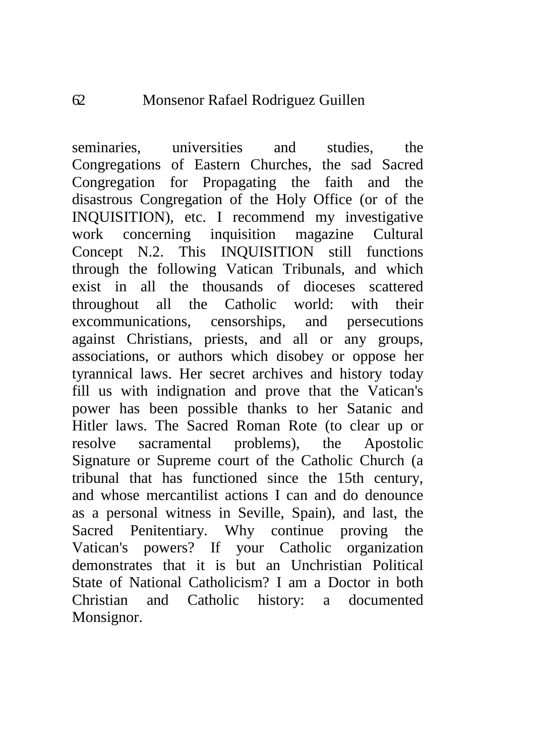seminaries, universities and studies, the Congregations of Eastern Churches, the sad Sacred Congregation for Propagating the faith and the disastrous Congregation of the Holy Office (or of the INQUISITION), etc. I recommend my investigative work concerning inquisition magazine Cultural Concept N.2. This INQUISITION still functions through the following Vatican Tribunals, and which exist in all the thousands of dioceses scattered throughout all the Catholic world: with their excommunications, censorships, and persecutions against Christians, priests, and all or any groups, associations, or authors which disobey or oppose her tyrannical laws. Her secret archives and history today fill us with indignation and prove that the Vatican's power has been possible thanks to her Satanic and Hitler laws. The Sacred Roman Rote (to clear up or resolve sacramental problems), the Apostolic Signature or Supreme court of the Catholic Church (a tribunal that has functioned since the 15th century, and whose mercantilist actions I can and do denounce as a personal witness in Seville, Spain), and last, the Sacred Penitentiary. Why continue proving the Vatican's powers? If your Catholic organization demonstrates that it is but an Unchristian Political State of National Catholicism? I am a Doctor in both Christian and Catholic history: a documented Monsignor.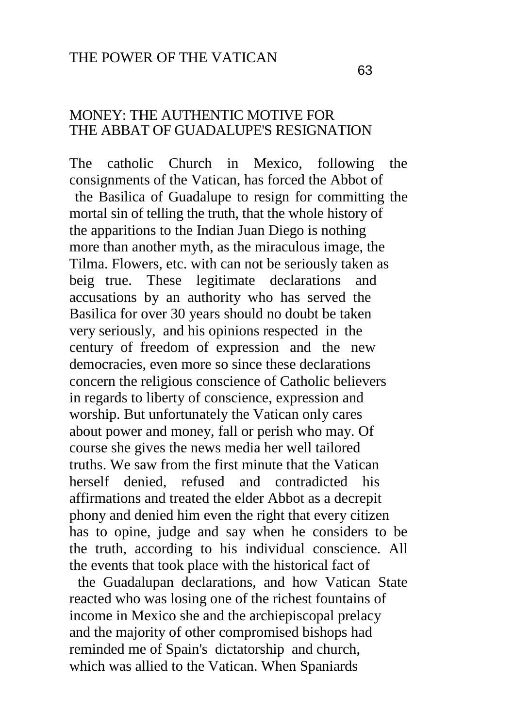## MONEY: THE AUTHENTIC MOTIVE FOR THE ABBAT OF GUADALUPE'S RESIGNATION

The catholic Church in Mexico, following the consignments of the Vatican, has forced the Abbot of the Basilica of Guadalupe to resign for committing the mortal sin of telling the truth, that the whole history of the apparitions to the Indian Juan Diego is nothing more than another myth, as the miraculous image, the Tilma. Flowers, etc. with can not be seriously taken as beig true. These legitimate declarations and accusations by an authority who has served the Basilica for over 30 years should no doubt be taken very seriously, and his opinions respected in the century of freedom of expression and the new democracies, even more so since these declarations concern the religious conscience of Catholic believers in regards to liberty of conscience, expression and worship. But unfortunately the Vatican only cares about power and money, fall or perish who may. Of course she gives the news media her well tailored truths. We saw from the first minute that the Vatican herself denied, refused and contradicted his affirmations and treated the elder Abbot as a decrepit phony and denied him even the right that every citizen has to opine, judge and say when he considers to be the truth, according to his individual conscience. All the events that took place with the historical fact of the Guadalupan declarations, and how Vatican State reacted who was losing one of the richest fountains of income in Mexico she and the archiepiscopal prelacy and the majority of other compromised bishops had reminded me of Spain's dictatorship and church, which was allied to the Vatican. When Spaniards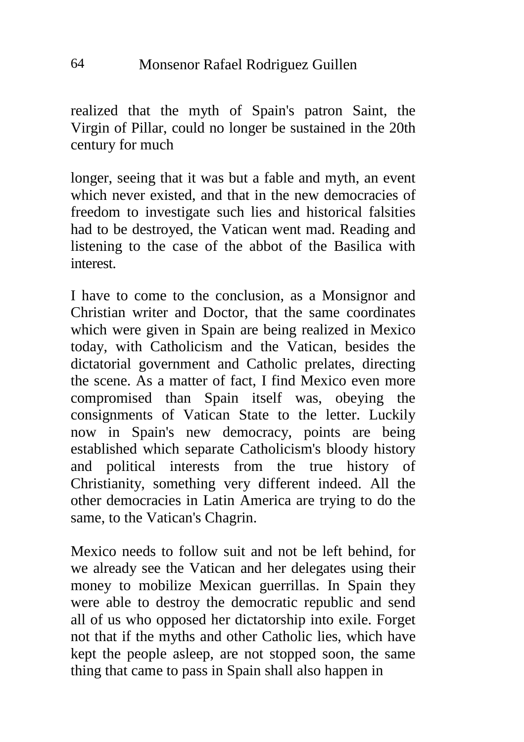realized that the myth of Spain's patron Saint, the Virgin of Pillar, could no longer be sustained in the 20th century for much

longer, seeing that it was but a fable and myth, an event which never existed, and that in the new democracies of freedom to investigate such lies and historical falsities had to be destroyed, the Vatican went mad. Reading and listening to the case of the abbot of the Basilica with interest.

I have to come to the conclusion, as a Monsignor and Christian writer and Doctor, that the same coordinates which were given in Spain are being realized in Mexico today, with Catholicism and the Vatican, besides the dictatorial government and Catholic prelates, directing the scene. As a matter of fact, I find Mexico even more compromised than Spain itself was, obeying the consignments of Vatican State to the letter. Luckily now in Spain's new democracy, points are being established which separate Catholicism's bloody history and political interests from the true history of Christianity, something very different indeed. All the other democracies in Latin America are trying to do the same, to the Vatican's Chagrin.

Mexico needs to follow suit and not be left behind, for we already see the Vatican and her delegates using their money to mobilize Mexican guerrillas. In Spain they were able to destroy the democratic republic and send all of us who opposed her dictatorship into exile. Forget not that if the myths and other Catholic lies, which have kept the people asleep, are not stopped soon, the same thing that came to pass in Spain shall also happen in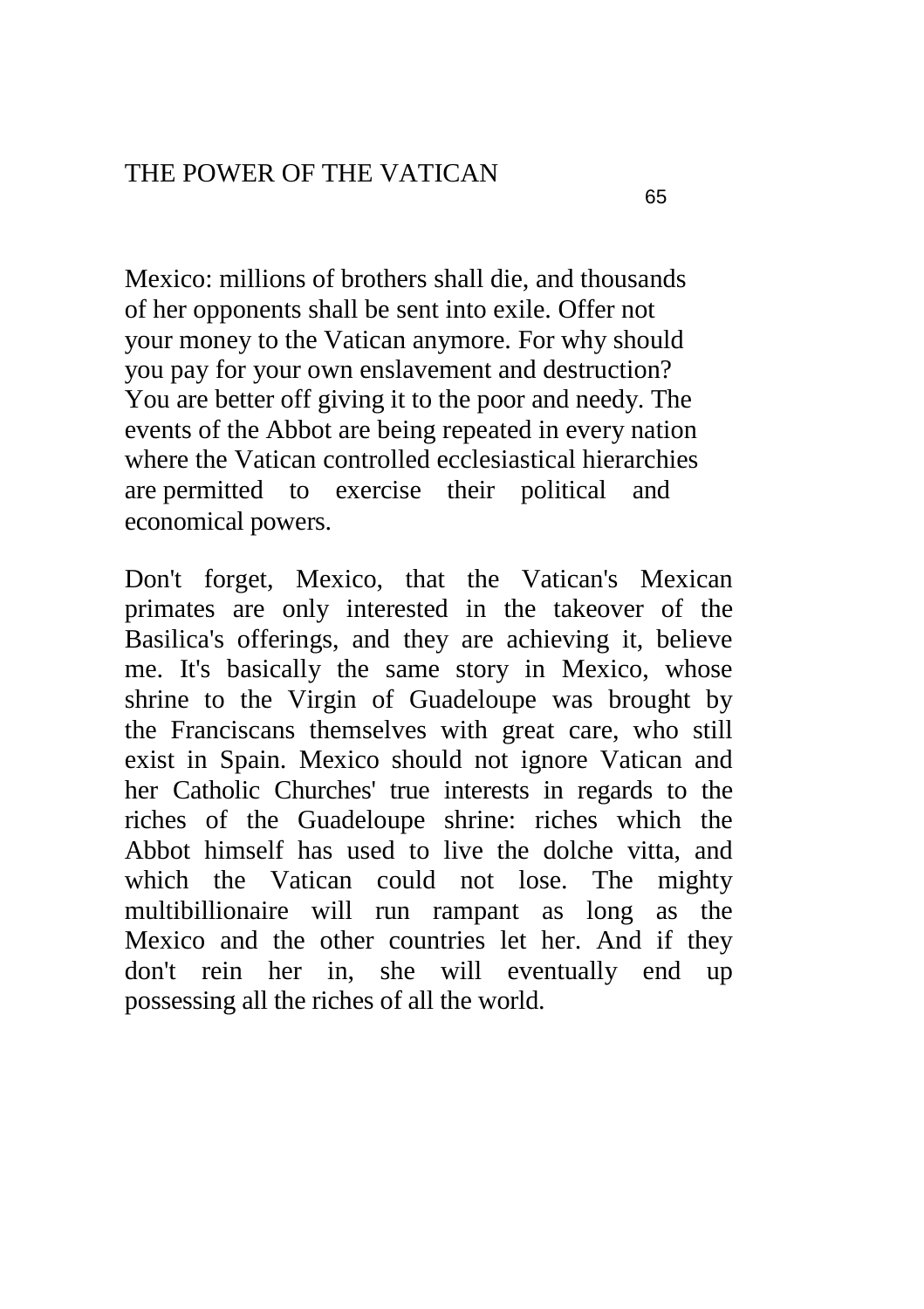Mexico: millions of brothers shall die, and thousands of her opponents shall be sent into exile. Offer not your money to the Vatican anymore. For why should you pay for your own enslavement and destruction? You are better off giving it to the poor and needy. The events of the Abbot are being repeated in every nation where the Vatican controlled ecclesiastical hierarchies are permitted to exercise their political and economical powers.

Don't forget, Mexico, that the Vatican's Mexican primates are only interested in the takeover of the Basilica's offerings, and they are achieving it, believe me. It's basically the same story in Mexico, whose shrine to the Virgin of Guadeloupe was brought by the Franciscans themselves with great care, who still exist in Spain. Mexico should not ignore Vatican and her Catholic Churches' true interests in regards to the riches of the Guadeloupe shrine: riches which the Abbot himself has used to live the dolche vitta, and which the Vatican could not lose. The mighty multibillionaire will run rampant as long as the Mexico and the other countries let her. And if they don't rein her in, she will eventually end up possessing all the riches of all the world.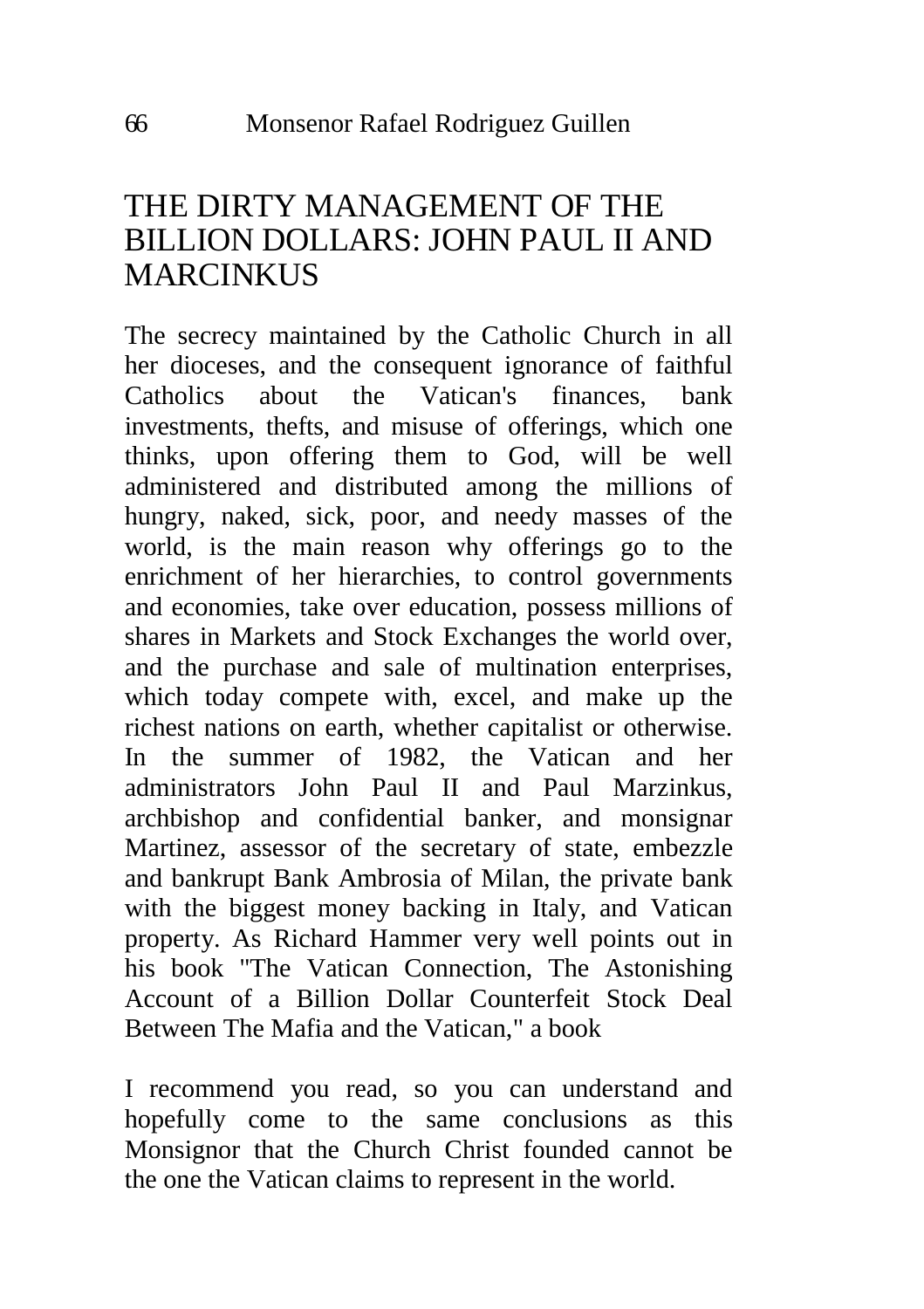# THE DIRTY MANAGEMENT OF THE BILLION DOLLARS: JOHN PAUL II AND MARCINKUS

The secrecy maintained by the Catholic Church in all her dioceses, and the consequent ignorance of faithful Catholics about the Vatican's finances, bank investments, thefts, and misuse of offerings, which one thinks, upon offering them to God, will be well administered and distributed among the millions of hungry, naked, sick, poor, and needy masses of the world, is the main reason why offerings go to the enrichment of her hierarchies, to control governments and economies, take over education, possess millions of shares in Markets and Stock Exchanges the world over, and the purchase and sale of multination enterprises, which today compete with, excel, and make up the richest nations on earth, whether capitalist or otherwise. In the summer of 1982, the Vatican and her administrators John Paul II and Paul Marzinkus, archbishop and confidential banker, and monsignar Martinez, assessor of the secretary of state, embezzle and bankrupt Bank Ambrosia of Milan, the private bank with the biggest money backing in Italy, and Vatican property. As Richard Hammer very well points out in his book "The Vatican Connection, The Astonishing Account of a Billion Dollar Counterfeit Stock Deal Between The Mafia and the Vatican," a book

I recommend you read, so you can understand and hopefully come to the same conclusions as this Monsignor that the Church Christ founded cannot be the one the Vatican claims to represent in the world.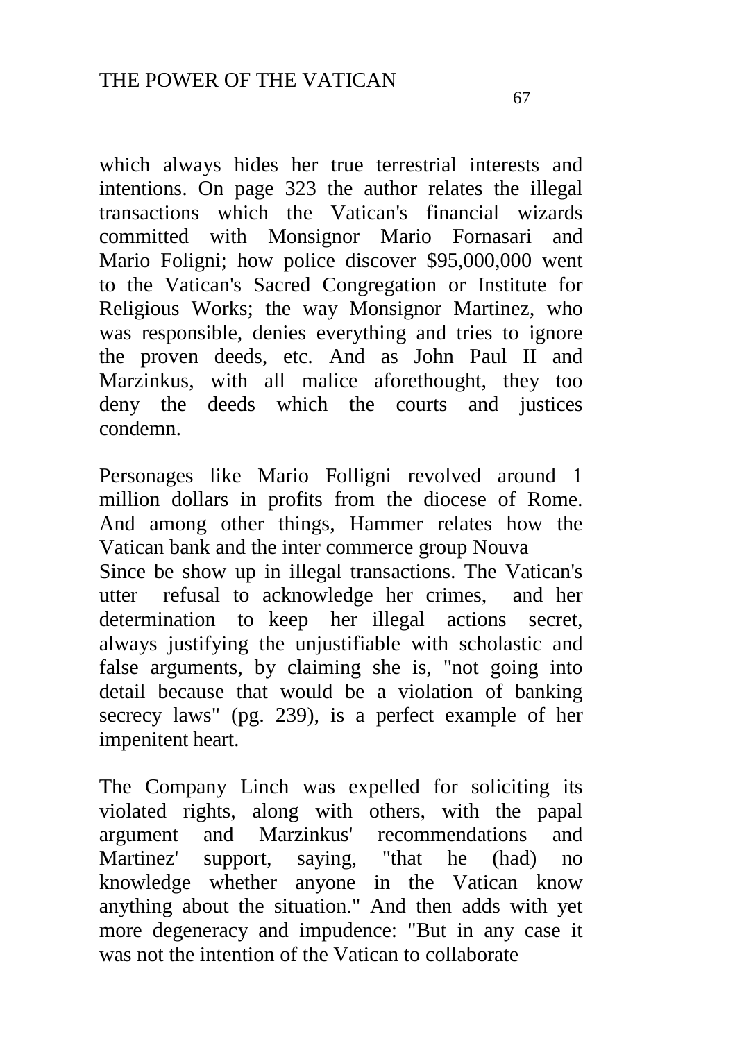which always hides her true terrestrial interests and intentions. On page 323 the author relates the illegal transactions which the Vatican's financial wizards committed with Monsignor Mario Fornasari and Mario Foligni; how police discover $95,000,000 went to the Vatican's Sacred Congregation or Institute for Religious Works; the way Monsignor Martinez, who was responsible, denies everything and tries to ignore the proven deeds, etc. And as John Paul II and Marzinkus, with all malice aforethought, they too deny the deeds which the courts and justices condemn.

Personages like Mario Folligni revolved around 1 million dollars in profits from the diocese of Rome. And among other things, Hammer relates how the Vatican bank and the inter commerce group Nouva Since be show up in illegal transactions. The Vatican's utter refusal to acknowledge her crimes, and her determination to keep her illegal actions secret, always justifying the unjustifiable with scholastic and false arguments, by claiming she is, "not going into detail because that would be a violation of banking secrecy laws" (pg. 239), is a perfect example of her impenitent heart.

The Company Linch was expelled for soliciting its violated rights, along with others, with the papal argument and Marzinkus' recommendations and Martinez' support, saying, "that he (had) no knowledge whether anyone in the Vatican know anything about the situation." And then adds with yet more degeneracy and impudence: "But in any case it was not the intention of the Vatican to collaborate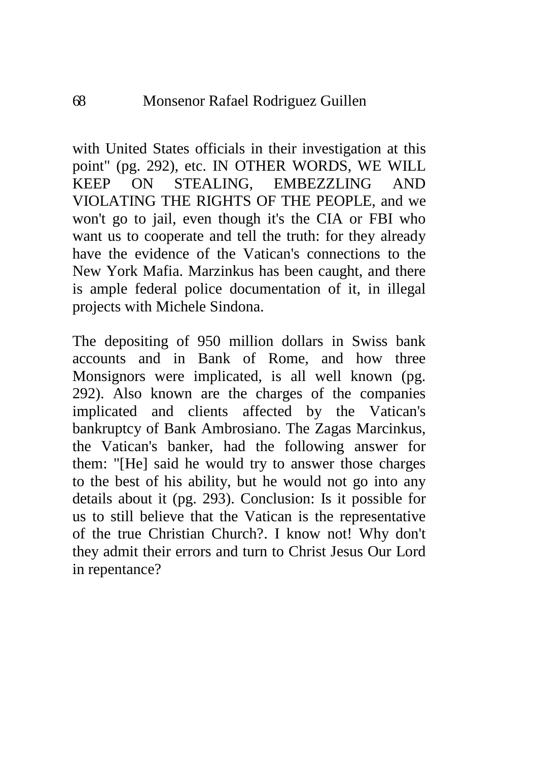with United States officials in their investigation at this point" (pg. 292), etc. IN OTHER WORDS, WE WILL KEEP ON STEALING, EMBEZZLING AND VIOLATING THE RIGHTS OF THE PEOPLE, and we won't go to jail, even though it's the CIA or FBI who want us to cooperate and tell the truth: for they already have the evidence of the Vatican's connections to the New York Mafia. Marzinkus has been caught, and there is ample federal police documentation of it, in illegal projects with Michele Sindona.

The depositing of 950 million dollars in Swiss bank accounts and in Bank of Rome, and how three Monsignors were implicated, is all well known (pg. 292). Also known are the charges of the companies implicated and clients affected by the Vatican's bankruptcy of Bank Ambrosiano. The Zagas Marcinkus, the Vatican's banker, had the following answer for them: "[He] said he would try to answer those charges to the best of his ability, but he would not go into any details about it (pg. 293). Conclusion: Is it possible for us to still believe that the Vatican is the representative of the true Christian Church?. I know not! Why don't they admit their errors and turn to Christ Jesus Our Lord in repentance?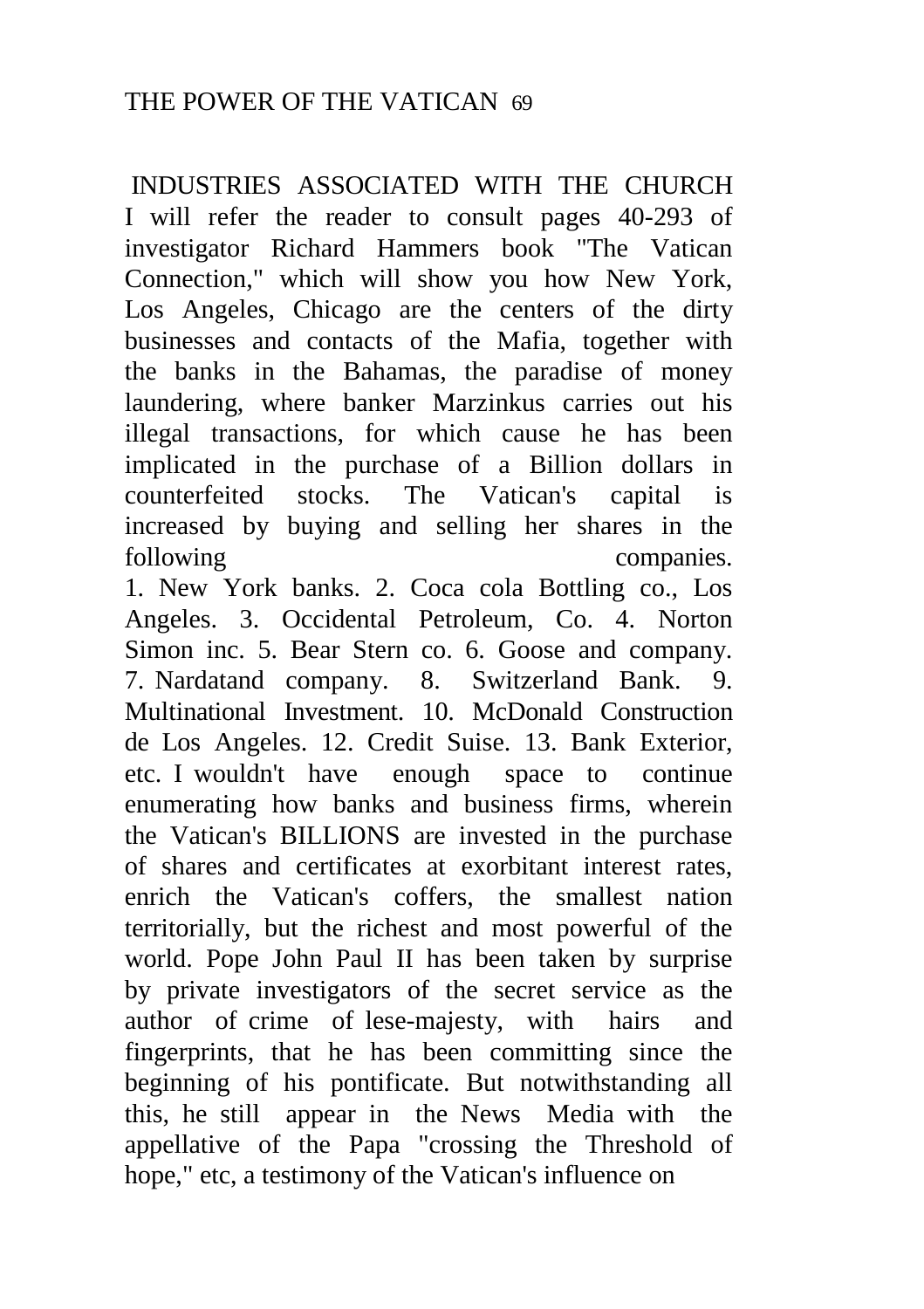## INDUSTRIES ASSOCIATED WITH THE CHURCH

I will refer the reader to consult pages 40-293 of investigator Richard Hammers book "The Vatican Connection," which will show you how New York, Los Angeles, Chicago are the centers of the dirty businesses and contacts of the Mafia, together with the banks in the Bahamas, the paradise of money laundering, where banker Marzinkus carries out his illegal transactions, for which cause he has been implicated in the purchase of a Billion dollars in counterfeited stocks. The Vatican's capital is increased by buying and selling her shares in the following companies.

1. New York banks. 2. Coca cola Bottling co., Los Angeles. 3. Occidental Petroleum, Co. 4. Norton Simon inc. 5. Bear Stern co. 6. Goose and company. 7. Nardatand company. 8. Switzerland Bank. 9. Multinational Investment. 10. McDonald Construction de Los Angeles. 12. Credit Suise. 13. Bank Exterior, etc. I wouldn't have enough space to continue enumerating how banks and business firms, wherein the Vatican's BILLIONS are invested in the purchase of shares and certificates at exorbitant interest rates, enrich the Vatican's coffers, the smallest nation territorially, but the richest and most powerful of the world. Pope John Paul II has been taken by surprise by private investigators of the secret service as the author of crime of lese-majesty, with hairs and fingerprints, that he has been committing since the beginning of his pontificate. But notwithstanding all this, he still appear in the News Media with the appellative of the Papa "crossing the Threshold of hope," etc, a testimony of the Vatican's influence on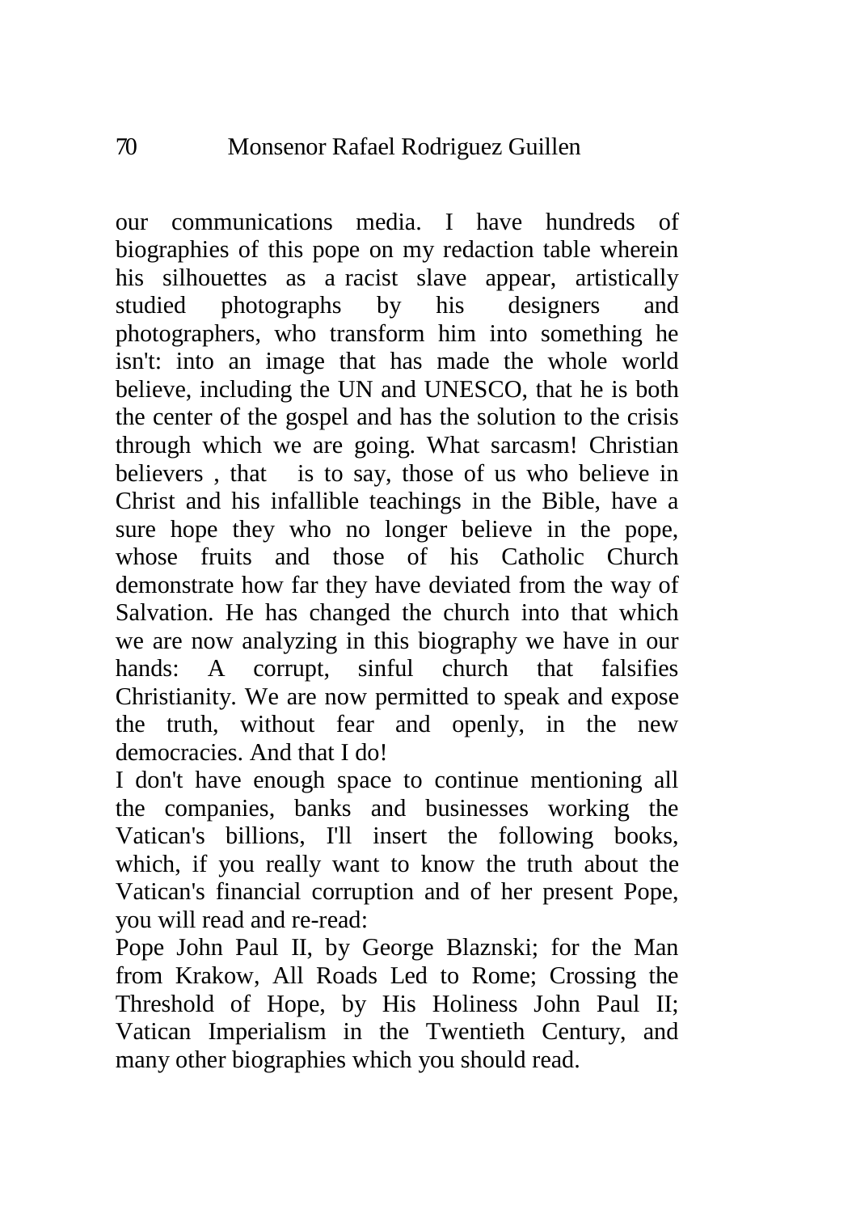our communications media. I have hundreds of biographies of this pope on my redaction table wherein his silhouettes as a racist slave appear, artistically studied photographs by his designers and photographers, who transform him into something he isn't: into an image that has made the whole world believe, including the UN and UNESCO, that he is both the center of the gospel and has the solution to the crisis through which we are going. What sarcasm! Christian believers , that is to say, those of us who believe in Christ and his infallible teachings in the Bible, have a sure hope they who no longer believe in the pope, whose fruits and those of his Catholic Church demonstrate how far they have deviated from the way of Salvation. He has changed the church into that which we are now analyzing in this biography we have in our hands: A corrupt, sinful church that falsifies Christianity. We are now permitted to speak and expose the truth, without fear and openly, in the new democracies. And that I do!

I don't have enough space to continue mentioning all the companies, banks and businesses working the Vatican's billions, I'll insert the following books, which, if you really want to know the truth about the Vatican's financial corruption and of her present Pope, you will read and re-read:

Pope John Paul II, by George Blaznski; for the Man from Krakow, All Roads Led to Rome; Crossing the Threshold of Hope, by His Holiness John Paul II; Vatican Imperialism in the Twentieth Century, and many other biographies which you should read.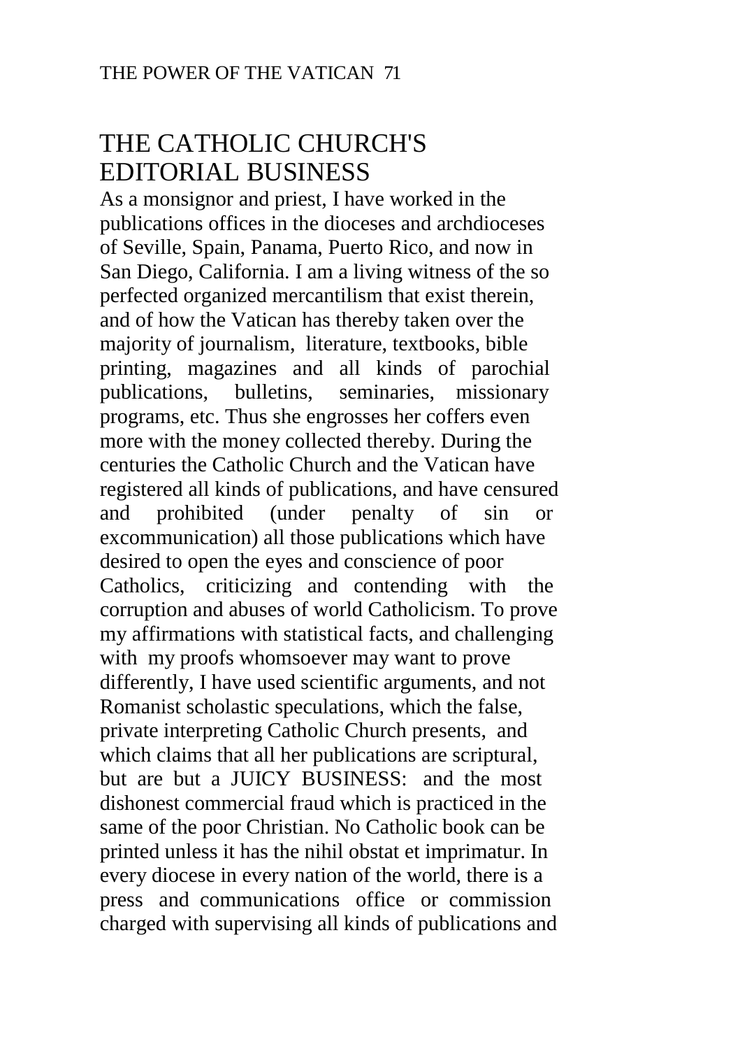# THE CATHOLIC CHURCH'S EDITORIAL BUSINESS

As a monsignor and priest, I have worked in the publications offices in the dioceses and archdioceses of Seville, Spain, Panama, Puerto Rico, and now in San Diego, California. I am a living witness of the so perfected organized mercantilism that exist therein, and of how the Vatican has thereby taken over the majority of journalism, literature, textbooks, bible printing, magazines and all kinds of parochial publications, bulletins, seminaries, missionary programs, etc. Thus she engrosses her coffers even more with the money collected thereby. During the centuries the Catholic Church and the Vatican have registered all kinds of publications, and have censured and prohibited (under penalty of sin or excommunication) all those publications which have desired to open the eyes and conscience of poor Catholics, criticizing and contending with the corruption and abuses of world Catholicism. To prove my affirmations with statistical facts, and challenging with my proofs whomsoever may want to prove differently, I have used scientific arguments, and not Romanist scholastic speculations, which the false, private interpreting Catholic Church presents, and which claims that all her publications are scriptural, but are but a JUICY BUSINESS: and the most dishonest commercial fraud which is practiced in the same of the poor Christian. No Catholic book can be printed unless it has the nihil obstat et imprimatur. In every diocese in every nation of the world, there is a press and communications office or commission charged with supervising all kinds of publications and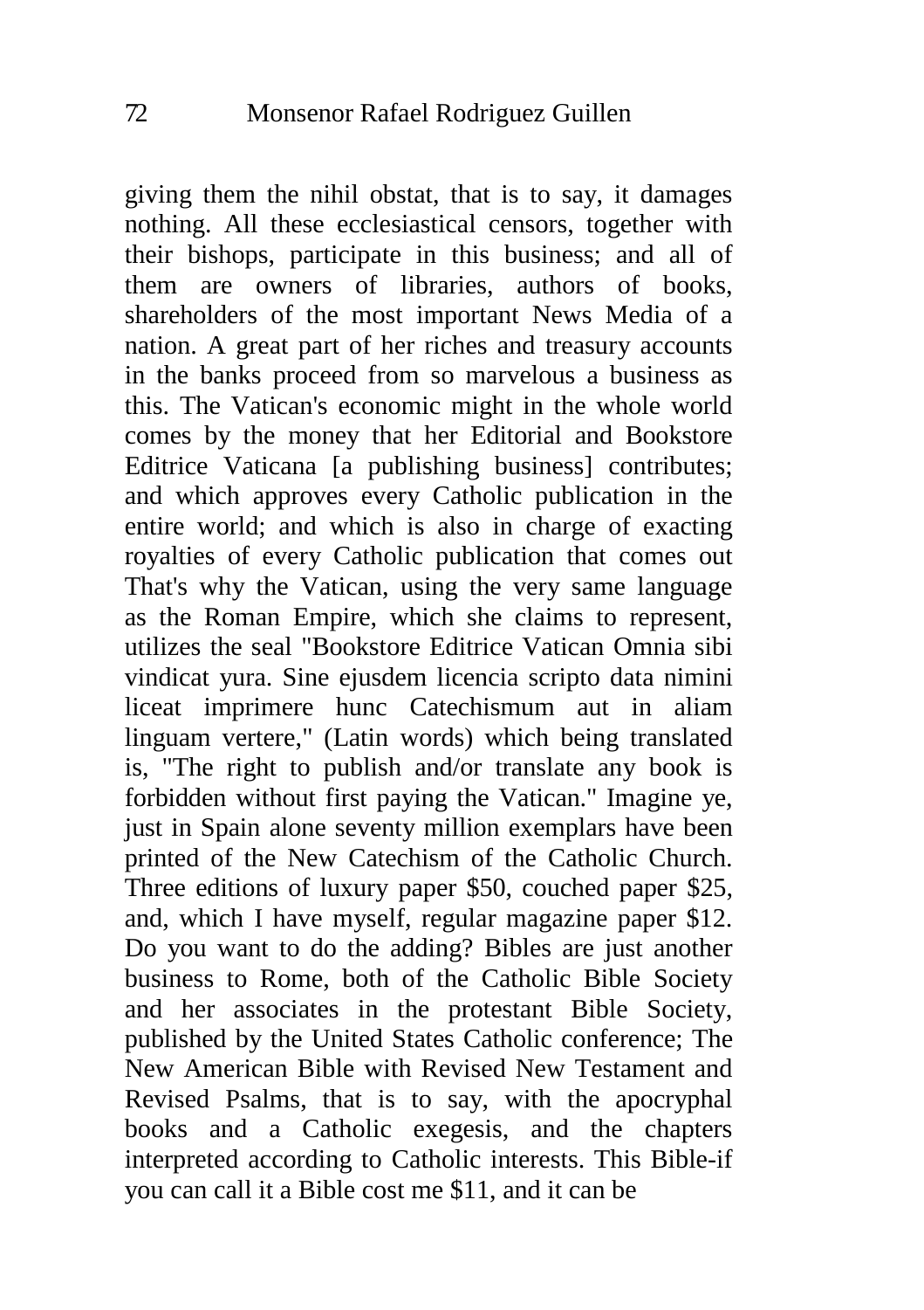giving them the nihil obstat, that is to say, it damages nothing. All these ecclesiastical censors, together with their bishops, participate in this business; and all of them are owners of libraries, authors of books, shareholders of the most important News Media of a nation. A great part of her riches and treasury accounts in the banks proceed from so marvelous a business as this. The Vatican's economic might in the whole world comes by the money that her Editorial and Bookstore Editrice Vaticana [a publishing business] contributes; and which approves every Catholic publication in the entire world; and which is also in charge of exacting royalties of every Catholic publication that comes out That's why the Vatican, using the very same language as the Roman Empire, which she claims to represent, utilizes the seal "Bookstore Editrice Vatican Omnia sibi vindicat yura. Sine ejusdem licencia scripto data nimini liceat imprimere hunc Catechismum aut in aliam linguam vertere," (Latin words) which being translated is, "The right to publish and/or translate any book is forbidden without first paying the Vatican." Imagine ye, just in Spain alone seventy million exemplars have been printed of the New Catechism of the Catholic Church. Three editions of luxury paper $50, couched paper $25, and, which I have myself, regular magazine paper $12. Do you want to do the adding? Bibles are just another business to Rome, both of the Catholic Bible Society and her associates in the protestant Bible Society, published by the United States Catholic conference; The New American Bible with Revised New Testament and Revised Psalms, that is to say, with the apocryphal books and a Catholic exegesis, and the chapters interpreted according to Catholic interests. This Bible-if you can call it a Bible cost me $11, and it can be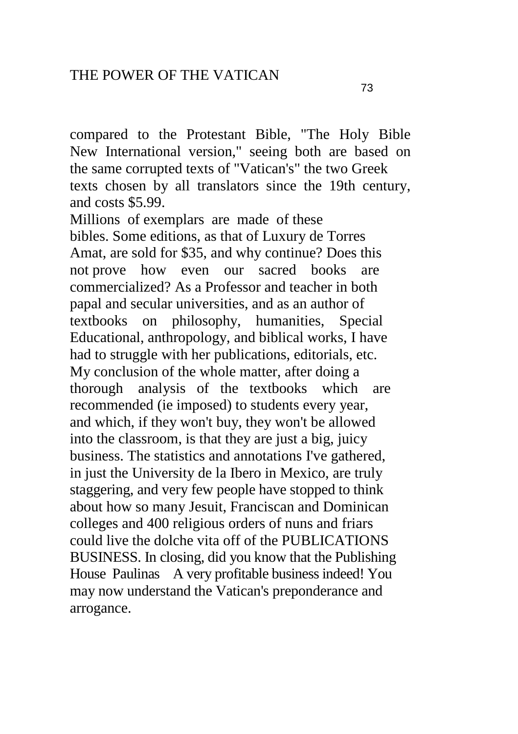compared to the Protestant Bible, "The Holy Bible New International version," seeing both are based on the same corrupted texts of "Vatican's" the two Greek texts chosen by all translators since the 19th century, and costs $5.99.

Millions of exemplars are made of these bibles. Some editions, as that of Luxury de Torres Amat, are sold for $35, and why continue? Does this not prove how even our sacred books are commercialized? As a Professor and teacher in both papal and secular universities, and as an author of textbooks on philosophy, humanities, Special Educational, anthropology, and biblical works, I have had to struggle with her publications, editorials, etc. My conclusion of the whole matter, after doing a thorough analysis of the textbooks which are recommended (ie imposed) to students every year, and which, if they won't buy, they won't be allowed into the classroom, is that they are just a big, juicy business. The statistics and annotations I've gathered, in just the University de la Ibero in Mexico, are truly staggering, and very few people have stopped to think about how so many Jesuit, Franciscan and Dominican colleges and 400 religious orders of nuns and friars could live the dolche vita off of the PUBLICATIONS BUSINESS. In closing, did you know that the Publishing House Paulinas A very profitable business indeed! You may now understand the Vatican's preponderance and arrogance.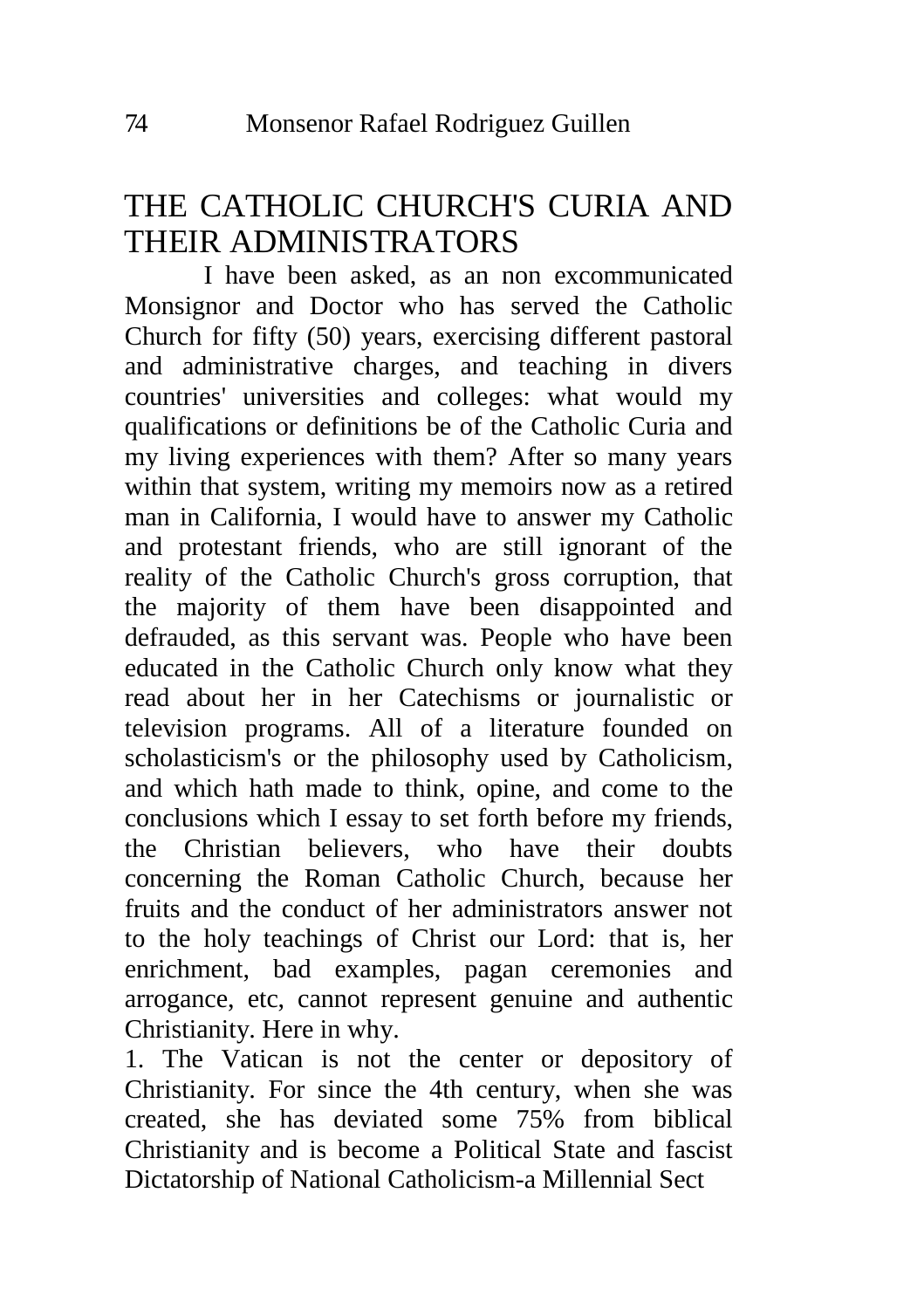## THE CATHOLIC CHURCH'S CURIA AND THEIR ADMINISTRATORS

I have been asked, as an non excommunicated Monsignor and Doctor who has served the Catholic Church for fifty (50) years, exercising different pastoral and administrative charges, and teaching in divers countries' universities and colleges: what would my qualifications or definitions be of the Catholic Curia and my living experiences with them? After so many years within that system, writing my memoirs now as a retired man in California, I would have to answer my Catholic and protestant friends, who are still ignorant of the reality of the Catholic Church's gross corruption, that the majority of them have been disappointed and defrauded, as this servant was. People who have been educated in the Catholic Church only know what they read about her in her Catechisms or journalistic or television programs. All of a literature founded on scholasticism's or the philosophy used by Catholicism, and which hath made to think, opine, and come to the conclusions which I essay to set forth before my friends, the Christian believers, who have their doubts concerning the Roman Catholic Church, because her fruits and the conduct of her administrators answer not to the holy teachings of Christ our Lord: that is, her enrichment, bad examples, pagan ceremonies and arrogance, etc, cannot represent genuine and authentic Christianity. Here in why.

1. The Vatican is not the center or depository of Christianity. For since the 4th century, when she was created, she has deviated some 75% from biblical Christianity and is become a Political State and fascist Dictatorship of National Catholicism-a Millennial Sect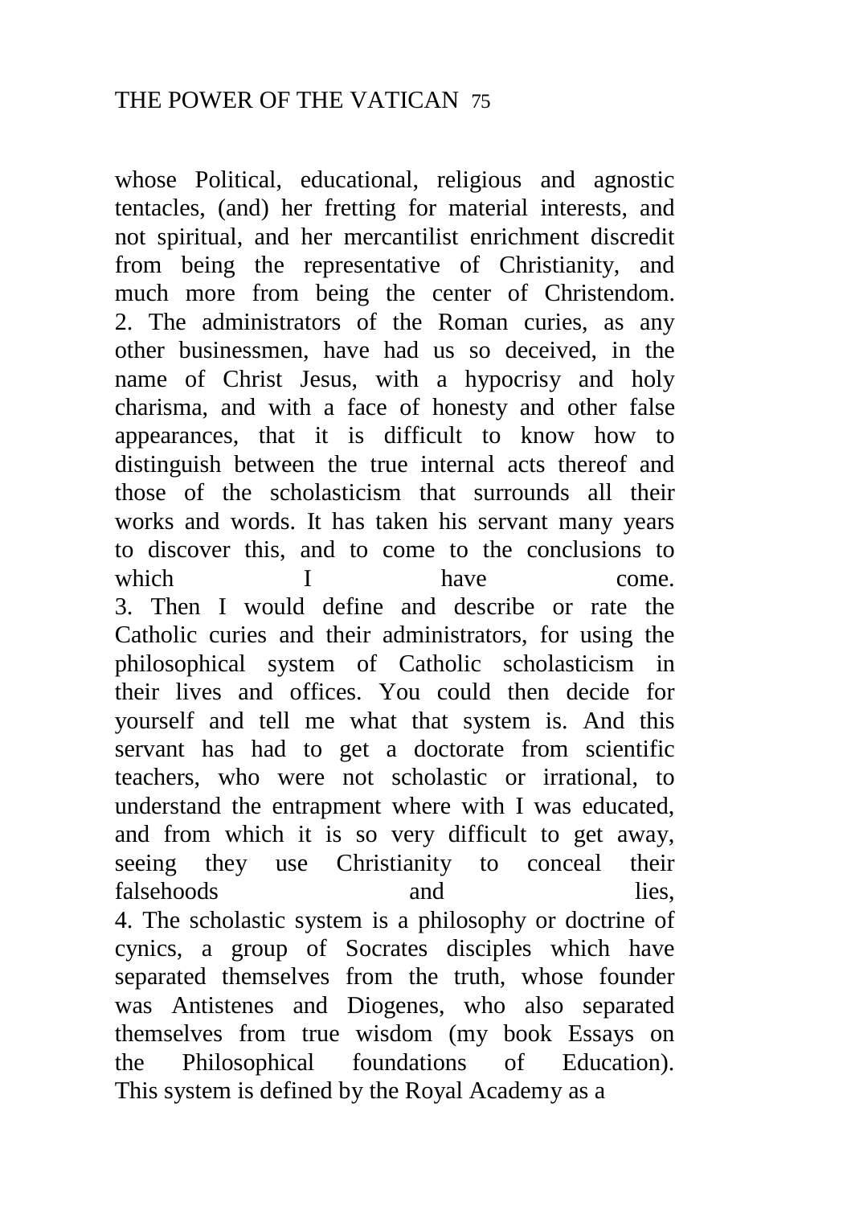whose Political, educational, religious and agnostic tentacles, (and) her fretting for material interests, and not spiritual, and her mercantilist enrichment discredit from being the representative of Christianity, and much more from being the center of Christendom.

2. The administrators of the Roman curies, as any other businessmen, have had us so deceived, in the name of Christ Jesus, with a hypocrisy and holy charisma, and with a face of honesty and other false appearances, that it is difficult to know how to distinguish between the true internal acts thereof and those of the scholasticism that surrounds all their works and words. It has taken his servant many years to discover this, and to come to the conclusions to which I have come.

3. Then I would define and describe or rate the Catholic curies and their administrators, for using the philosophical system of Catholic scholasticism in their lives and offices. You could then decide for yourself and tell me what that system is. And this servant has had to get a doctorate from scientific teachers, who were not scholastic or irrational, to understand the entrapment where with I was educated, and from which it is so very difficult to get away, seeing they use Christianity to conceal their falsehoods and lies,

4. The scholastic system is a philosophy or doctrine of cynics, a group of Socrates disciples which have separated themselves from the truth, whose founder was Antistenes and Diogenes, who also separated themselves from true wisdom (my book Essays on the Philosophical foundations of Education). This system is defined by the Royal Academy as a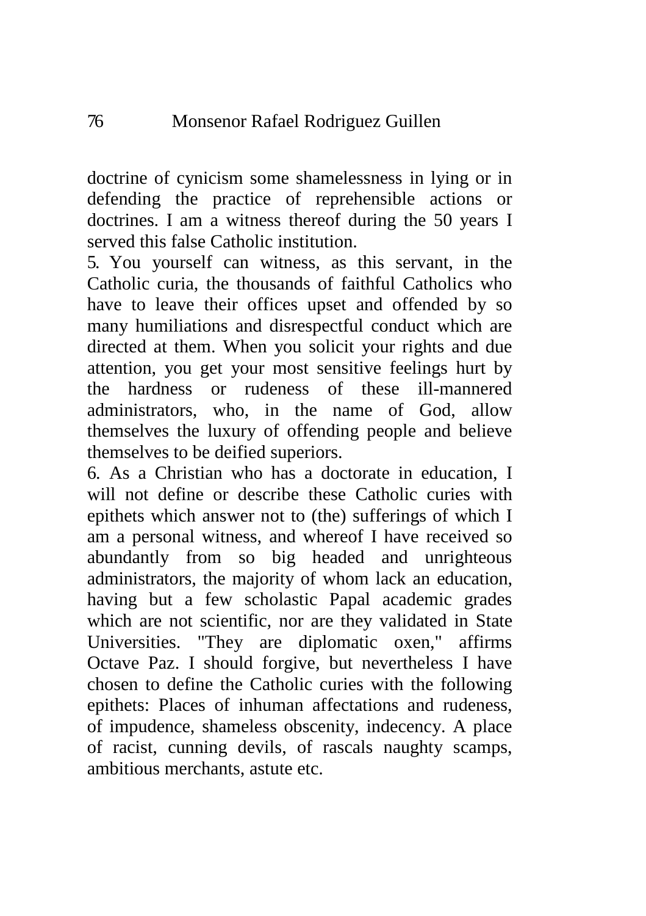doctrine of cynicism some shamelessness in lying or in defending the practice of reprehensible actions or doctrines. I am a witness thereof during the 50 years I served this false Catholic institution.

5. You yourself can witness, as this servant, in the Catholic curia, the thousands of faithful Catholics who have to leave their offices upset and offended by so many humiliations and disrespectful conduct which are directed at them. When you solicit your rights and due attention, you get your most sensitive feelings hurt by the hardness or rudeness of these ill-mannered administrators, who, in the name of God, allow themselves the luxury of offending people and believe themselves to be deified superiors.

6. As a Christian who has a doctorate in education, I will not define or describe these Catholic curies with epithets which answer not to (the) sufferings of which I am a personal witness, and whereof I have received so abundantly from so big headed and unrighteous administrators, the majority of whom lack an education, having but a few scholastic Papal academic grades which are not scientific, nor are they validated in State Universities. "They are diplomatic oxen," affirms Octave Paz. I should forgive, but nevertheless I have chosen to define the Catholic curies with the following epithets: Places of inhuman affectations and rudeness, of impudence, shameless obscenity, indecency. A place of racist, cunning devils, of rascals naughty scamps, ambitious merchants, astute etc.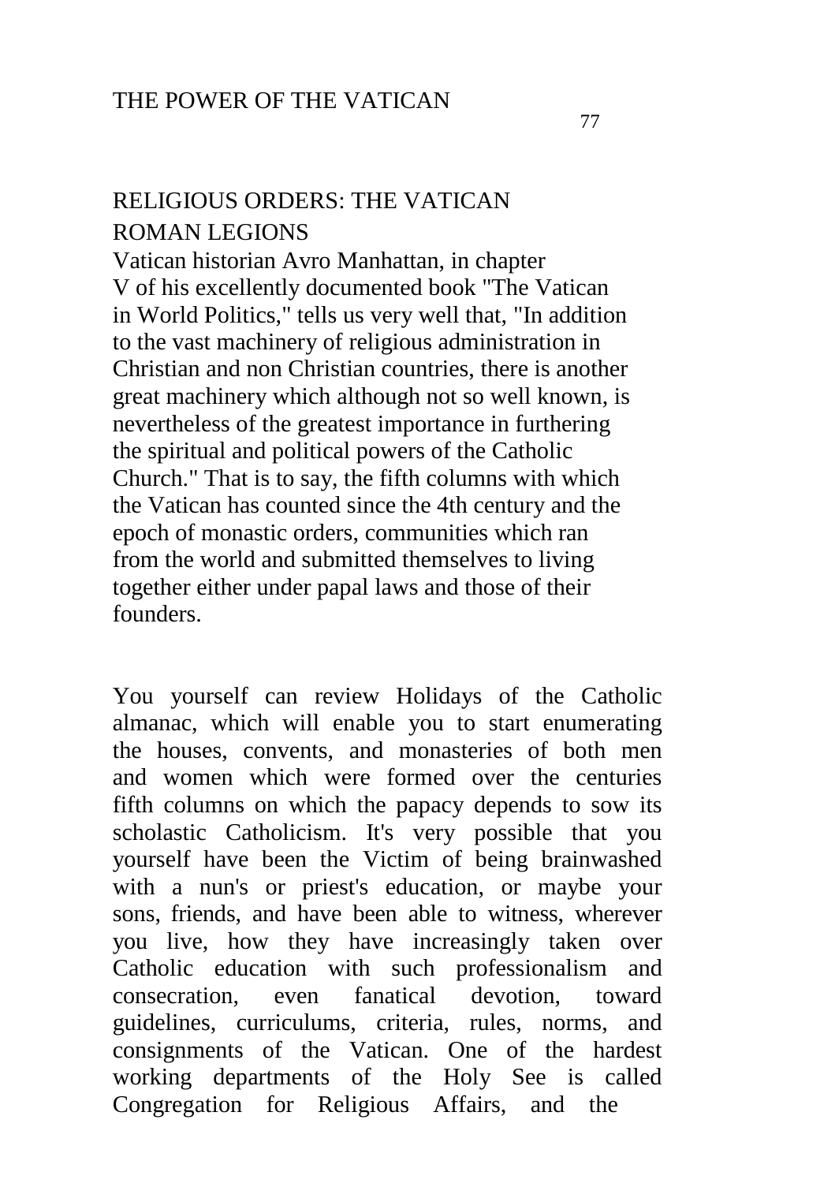## RELIGIOUS ORDERS: THE VATICAN ROMAN LEGIONS

Vatican historian Avro Manhattan, in chapter V of his excellently documented book "The Vatican in World Politics," tells us very well that, "In addition to the vast machinery of religious administration in Christian and non Christian countries, there is another great machinery which although not so well known, is nevertheless of the greatest importance in furthering the spiritual and political powers of the Catholic Church." That is to say, the fifth columns with which the Vatican has counted since the 4th century and the epoch of monastic orders, communities which ran from the world and submitted themselves to living together either under papal laws and those of their founders.

You yourself can review Holidays of the Catholic almanac, which will enable you to start enumerating the houses, convents, and monasteries of both men and women which were formed over the centuries fifth columns on which the papacy depends to sow its scholastic Catholicism. It's very possible that you yourself have been the Victim of being brainwashed with a nun's or priest's education, or maybe your sons, friends, and have been able to witness, wherever you live, how they have increasingly taken over Catholic education with such professionalism and consecration, even fanatical devotion, toward guidelines, curriculums, criteria, rules, norms, and consignments of the Vatican. One of the hardest working departments of the Holy See is called Congregation for Religious Affairs, and the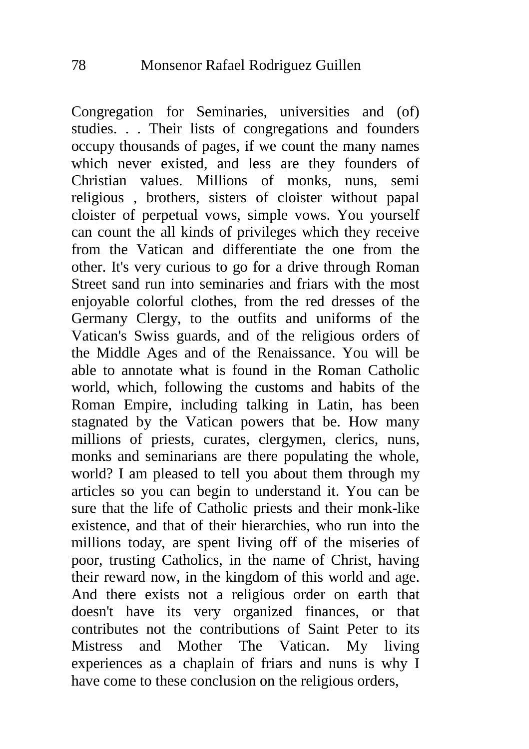Congregation for Seminaries, universities and (of) studies. . . Their lists of congregations and founders occupy thousands of pages, if we count the many names which never existed, and less are they founders of Christian values. Millions of monks, nuns, semi religious , brothers, sisters of cloister without papal cloister of perpetual vows, simple vows. You yourself can count the all kinds of privileges which they receive from the Vatican and differentiate the one from the other. It's very curious to go for a drive through Roman Street sand run into seminaries and friars with the most enjoyable colorful clothes, from the red dresses of the Germany Clergy, to the outfits and uniforms of the Vatican's Swiss guards, and of the religious orders of the Middle Ages and of the Renaissance. You will be able to annotate what is found in the Roman Catholic world, which, following the customs and habits of the Roman Empire, including talking in Latin, has been stagnated by the Vatican powers that be. How many millions of priests, curates, clergymen, clerics, nuns, monks and seminarians are there populating the whole, world? I am pleased to tell you about them through my articles so you can begin to understand it. You can be sure that the life of Catholic priests and their monk-like existence, and that of their hierarchies, who run into the millions today, are spent living off of the miseries of poor, trusting Catholics, in the name of Christ, having their reward now, in the kingdom of this world and age. And there exists not a religious order on earth that doesn't have its very organized finances, or that contributes not the contributions of Saint Peter to its Mistress and Mother The Vatican. My living experiences as a chaplain of friars and nuns is why I have come to these conclusion on the religious orders,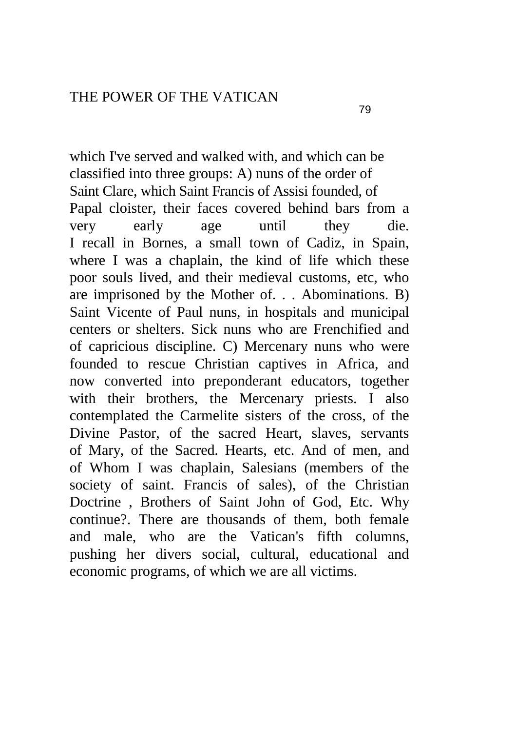which I've served and walked with, and which can be classified into three groups: A) nuns of the order of Saint Clare, which Saint Francis of Assisi founded, of Papal cloister, their faces covered behind bars from a very early age until they die.
I recall in Bornes, a small town of Cadiz, in Spain, where I was a chaplain, the kind of life which these poor souls lived, and their medieval customs, etc, who are imprisoned by the Mother of. . . Abominations. B) Saint Vicente of Paul nuns, in hospitals and municipal centers or shelters. Sick nuns who are Frenchified and of capricious discipline. C) Mercenary nuns who were founded to rescue Christian captives in Africa, and now converted into preponderant educators, together with their brothers, the Mercenary priests. I also contemplated the Carmelite sisters of the cross, of the Divine Pastor, of the sacred Heart, slaves, servants of Mary, of the Sacred. Hearts, etc. And of men, and of Whom I was chaplain, Salesians (members of the society of saint. Francis of sales), of the Christian Doctrine , Brothers of Saint John of God, Etc. Why continue?. There are thousands of them, both female and male, who are the Vatican's fifth columns, pushing her divers social, cultural, educational and economic programs, of which we are all victims.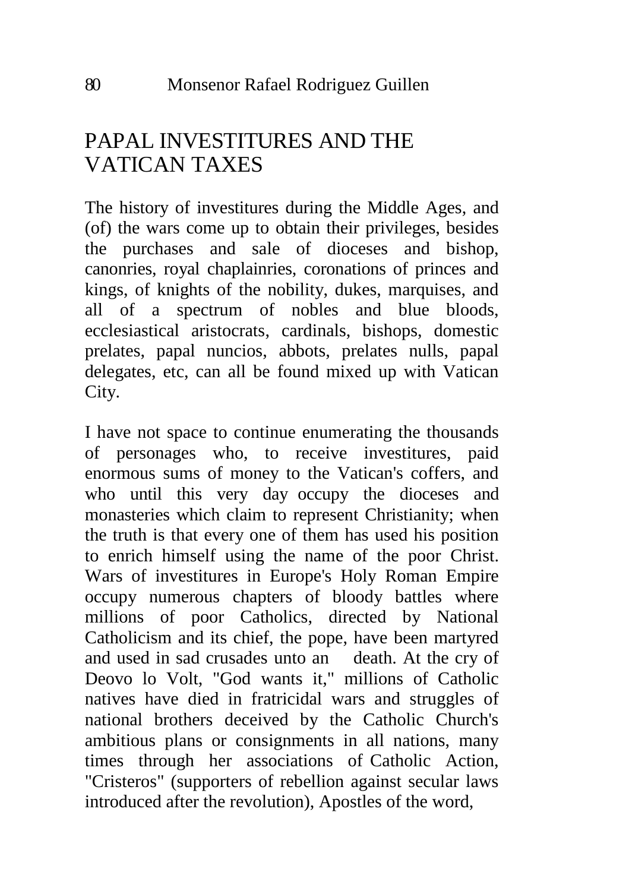# PAPAL INVESTITURES AND THE VATICAN TAXES

The history of investitures during the Middle Ages, and (of) the wars come up to obtain their privileges, besides the purchases and sale of dioceses and bishop, canonries, royal chaplainries, coronations of princes and kings, of knights of the nobility, dukes, marquises, and all of a spectrum of nobles and blue bloods, ecclesiastical aristocrats, cardinals, bishops, domestic prelates, papal nuncios, abbots, prelates nulls, papal delegates, etc, can all be found mixed up with Vatican City.

I have not space to continue enumerating the thousands of personages who, to receive investitures, paid enormous sums of money to the Vatican's coffers, and who until this very day occupy the dioceses and monasteries which claim to represent Christianity; when the truth is that every one of them has used his position to enrich himself using the name of the poor Christ. Wars of investitures in Europe's Holy Roman Empire occupy numerous chapters of bloody battles where millions of poor Catholics, directed by National Catholicism and its chief, the pope, have been martyred and used in sad crusades unto an death. At the cry of Deovo lo Volt, "God wants it," millions of Catholic natives have died in fratricidal wars and struggles of national brothers deceived by the Catholic Church's ambitious plans or consignments in all nations, many times through her associations of Catholic Action, "Cristeros" (supporters of rebellion against secular laws introduced after the revolution), Apostles of the word,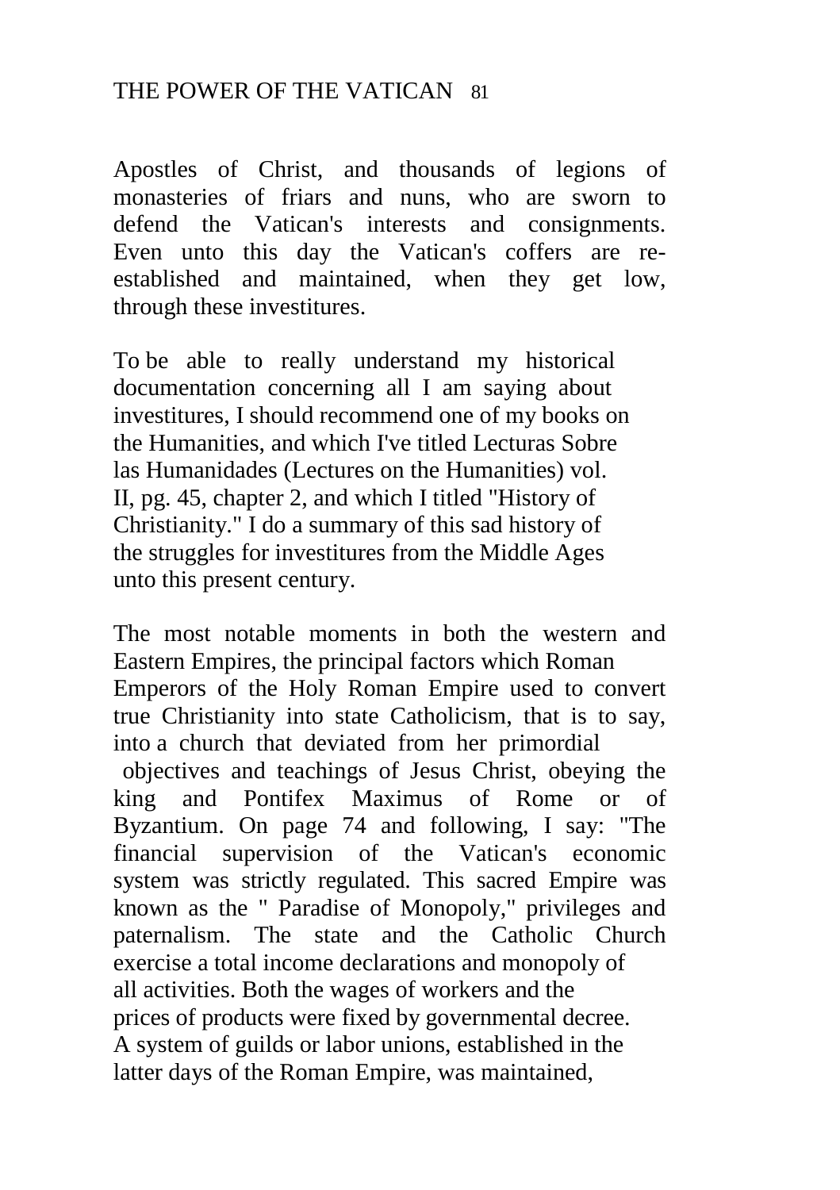Apostles of Christ, and thousands of legions of monasteries of friars and nuns, who are sworn to defend the Vatican's interests and consignments. Even unto this day the Vatican's coffers are re-established and maintained, when they get low, through these investitures.

To be able to really understand my historical documentation concerning all I am saying about investitures, I should recommend one of my books on the Humanities, and which I've titled Lecturas Sobre las Humanidades (Lectures on the Humanities) vol. II, pg. 45, chapter 2, and which I titled "History of Christianity." I do a summary of this sad history of the struggles for investitures from the Middle Ages unto this present century.

The most notable moments in both the western and Eastern Empires, the principal factors which Roman Emperors of the Holy Roman Empire used to convert true Christianity into state Catholicism, that is to say, into a church that deviated from her primordial objectives and teachings of Jesus Christ, obeying the king and Pontifex Maximus of Rome or of Byzantium. On page 74 and following, I say: "The financial supervision of the Vatican's economic system was strictly regulated. This sacred Empire was known as the " Paradise of Monopoly," privileges and paternalism. The state and the Catholic Church exercise a total income declarations and monopoly of all activities. Both the wages of workers and the prices of products were fixed by governmental decree. A system of guilds or labor unions, established in the latter days of the Roman Empire, was maintained,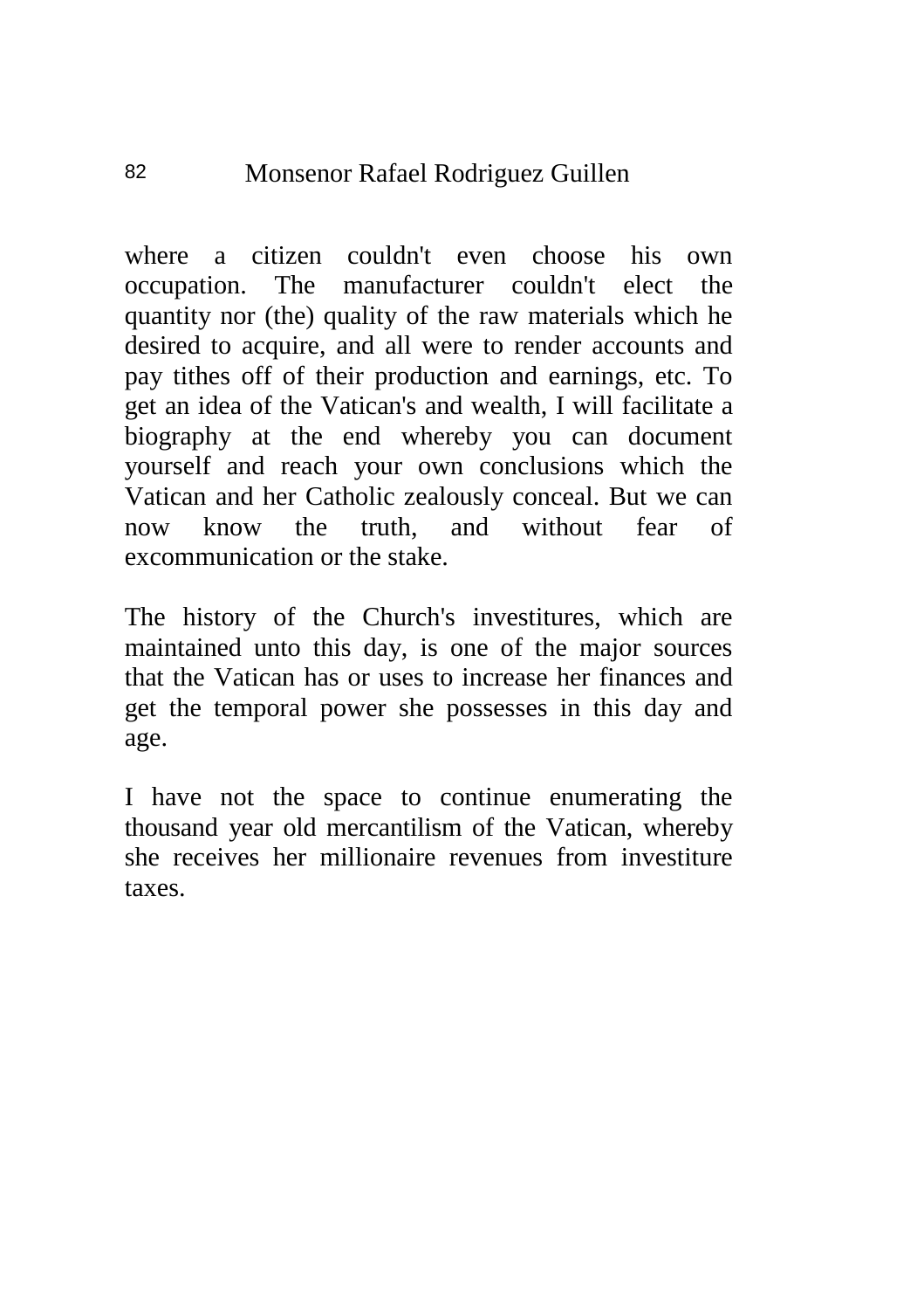where a citizen couldn't even choose his own occupation. The manufacturer couldn't elect the quantity nor (the) quality of the raw materials which he desired to acquire, and all were to render accounts and pay tithes off of their production and earnings, etc. To get an idea of the Vatican's and wealth, I will facilitate a biography at the end whereby you can document yourself and reach your own conclusions which the Vatican and her Catholic zealously conceal. But we can now know the truth, and without fear of excommunication or the stake.

The history of the Church's investitures, which are maintained unto this day, is one of the major sources that the Vatican has or uses to increase her finances and get the temporal power she possesses in this day and age.

I have not the space to continue enumerating the thousand year old mercantilism of the Vatican, whereby she receives her millionaire revenues from investiture taxes.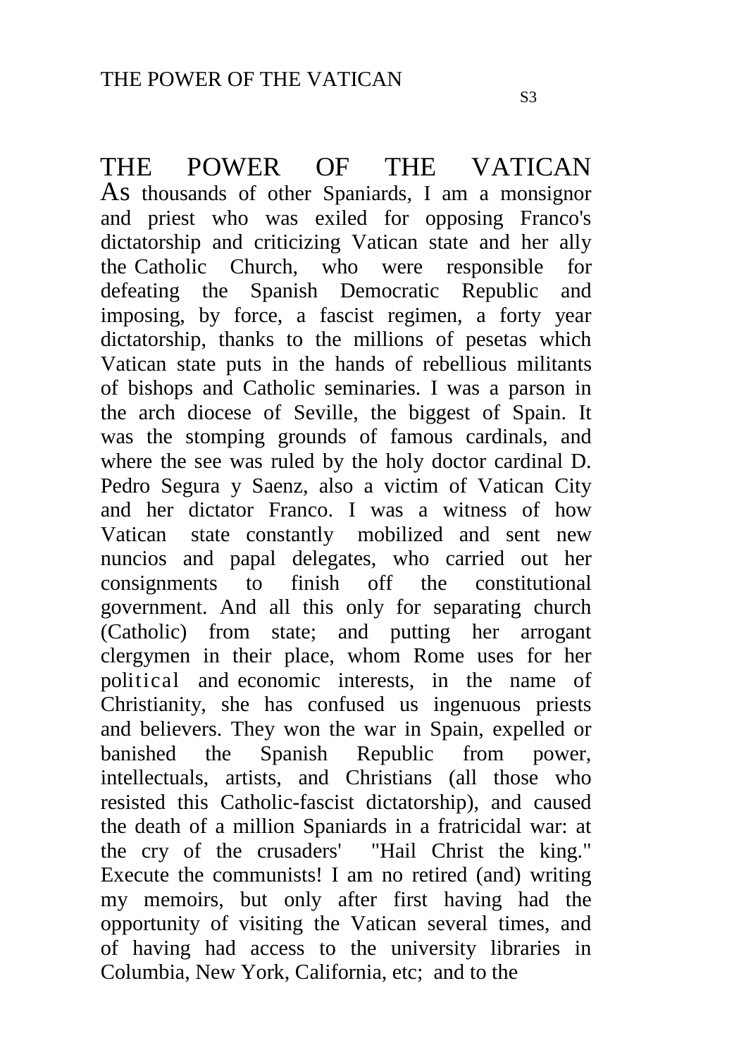# THE POWER OF THE VATICAN

As thousands of other Spaniards, I am a monsignor and priest who was exiled for opposing Franco's dictatorship and criticizing Vatican state and her ally the Catholic Church, who were responsible for defeating the Spanish Democratic Republic and imposing, by force, a fascist regimen, a forty year dictatorship, thanks to the millions of pesetas which Vatican state puts in the hands of rebellious militants of bishops and Catholic seminaries. I was a parson in the arch diocese of Seville, the biggest of Spain. It was the stomping grounds of famous cardinals, and where the see was ruled by the holy doctor cardinal D. Pedro Segura y Saenz, also a victim of Vatican City and her dictator Franco. I was a witness of how Vatican state constantly mobilized and sent new nuncios and papal delegates, who carried out her consignments to finish off the constitutional government. And all this only for separating church (Catholic) from state; and putting her arrogant clergymen in their place, whom Rome uses for her political and economic interests, in the name of Christianity, she has confused us ingenuous priests and believers. They won the war in Spain, expelled or banished the Spanish Republic from power, intellectuals, artists, and Christians (all those who resisted this Catholic-fascist dictatorship), and caused the death of a million Spaniards in a fratricidal war: at the cry of the crusaders' "Hail Christ the king." Execute the communists! I am no retired (and) writing my memoirs, but only after first having had the opportunity of visiting the Vatican several times, and of having had access to the university libraries in Columbia, New York, California, etc; and to the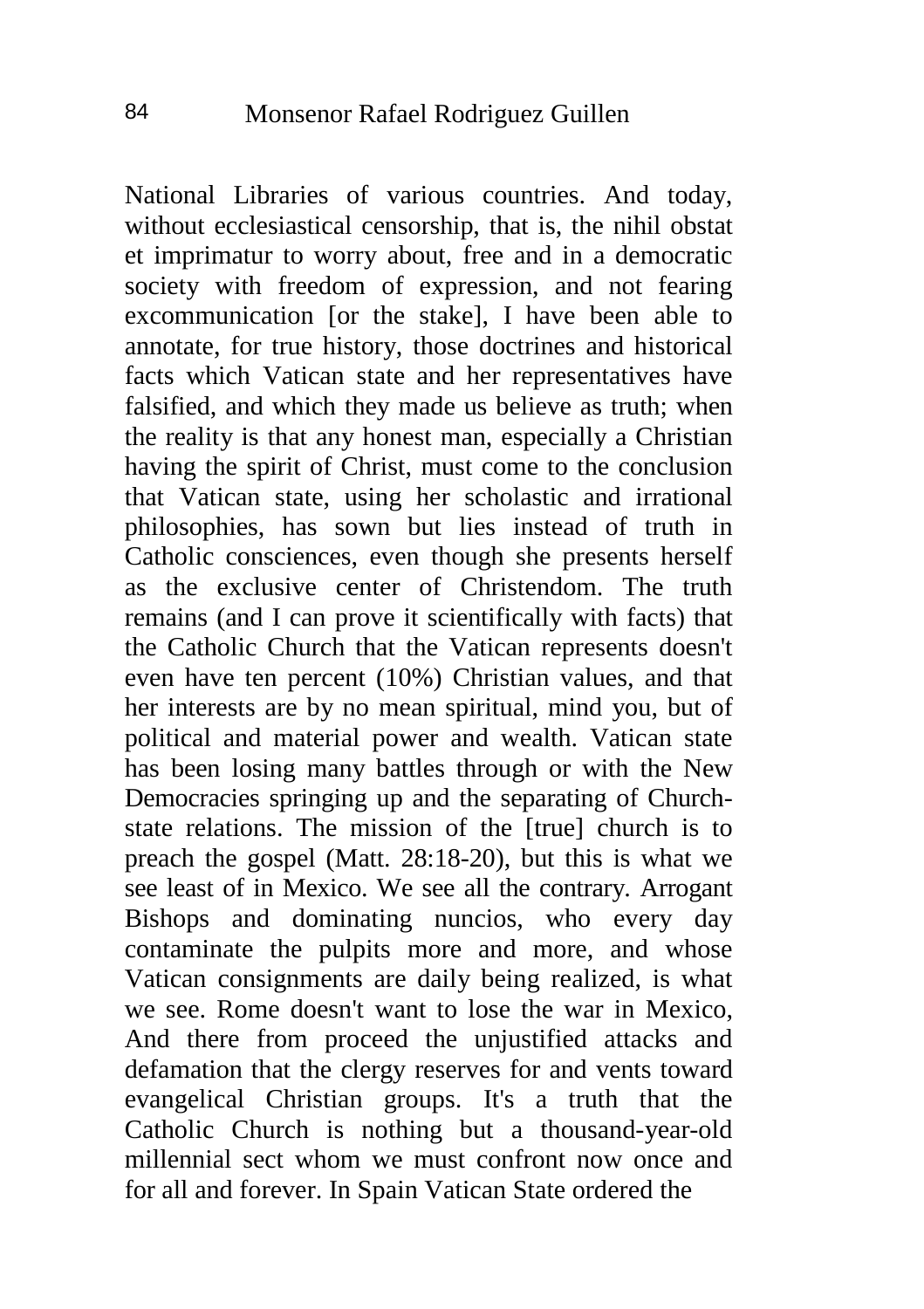National Libraries of various countries. And today, without ecclesiastical censorship, that is, the nihil obstat et imprimatur to worry about, free and in a democratic society with freedom of expression, and not fearing excommunication [or the stake], I have been able to annotate, for true history, those doctrines and historical facts which Vatican state and her representatives have falsified, and which they made us believe as truth; when the reality is that any honest man, especially a Christian having the spirit of Christ, must come to the conclusion that Vatican state, using her scholastic and irrational philosophies, has sown but lies instead of truth in Catholic consciences, even though she presents herself as the exclusive center of Christendom. The truth remains (and I can prove it scientifically with facts) that the Catholic Church that the Vatican represents doesn't even have ten percent (10%) Christian values, and that her interests are by no mean spiritual, mind you, but of political and material power and wealth. Vatican state has been losing many battles through or with the New Democracies springing up and the separating of Church-state relations. The mission of the [true] church is to preach the gospel (Matt. 28:18-20), but this is what we see least of in Mexico. We see all the contrary. Arrogant Bishops and dominating nuncios, who every day contaminate the pulpits more and more, and whose Vatican consignments are daily being realized, is what we see. Rome doesn't want to lose the war in Mexico, And there from proceed the unjustified attacks and defamation that the clergy reserves for and vents toward evangelical Christian groups. It's a truth that the Catholic Church is nothing but a thousand-year-old millennial sect whom we must confront now once and for all and forever. In Spain Vatican State ordered the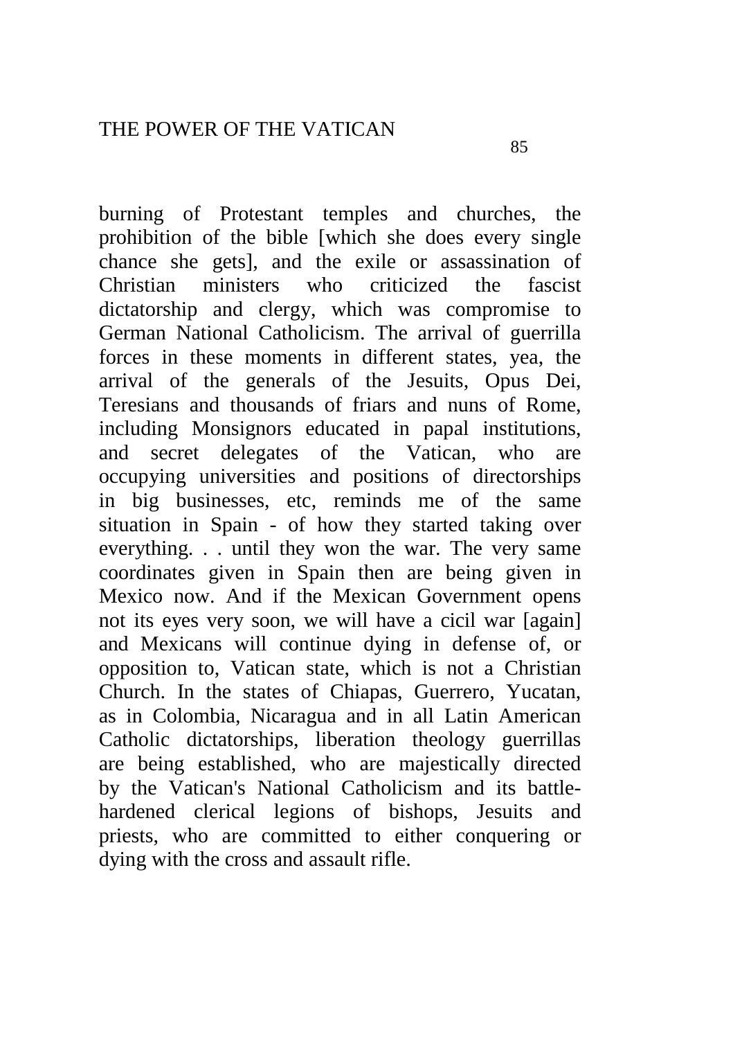burning of Protestant temples and churches, the prohibition of the bible [which she does every single chance she gets], and the exile or assassination of Christian ministers who criticized the fascist dictatorship and clergy, which was compromise to German National Catholicism. The arrival of guerrilla forces in these moments in different states, yea, the arrival of the generals of the Jesuits, Opus Dei, Teresians and thousands of friars and nuns of Rome, including Monsignors educated in papal institutions, and secret delegates of the Vatican, who are occupying universities and positions of directorships in big businesses, etc, reminds me of the same situation in Spain - of how they started taking over everything. . . until they won the war. The very same coordinates given in Spain then are being given in Mexico now. And if the Mexican Government opens not its eyes very soon, we will have a cicil war [again] and Mexicans will continue dying in defense of, or opposition to, Vatican state, which is not a Christian Church. In the states of Chiapas, Guerrero, Yucatan, as in Colombia, Nicaragua and in all Latin American Catholic dictatorships, liberation theology guerrillas are being established, who are majestically directed by the Vatican's National Catholicism and its battle-hardened clerical legions of bishops, Jesuits and priests, who are committed to either conquering or dying with the cross and assault rifle.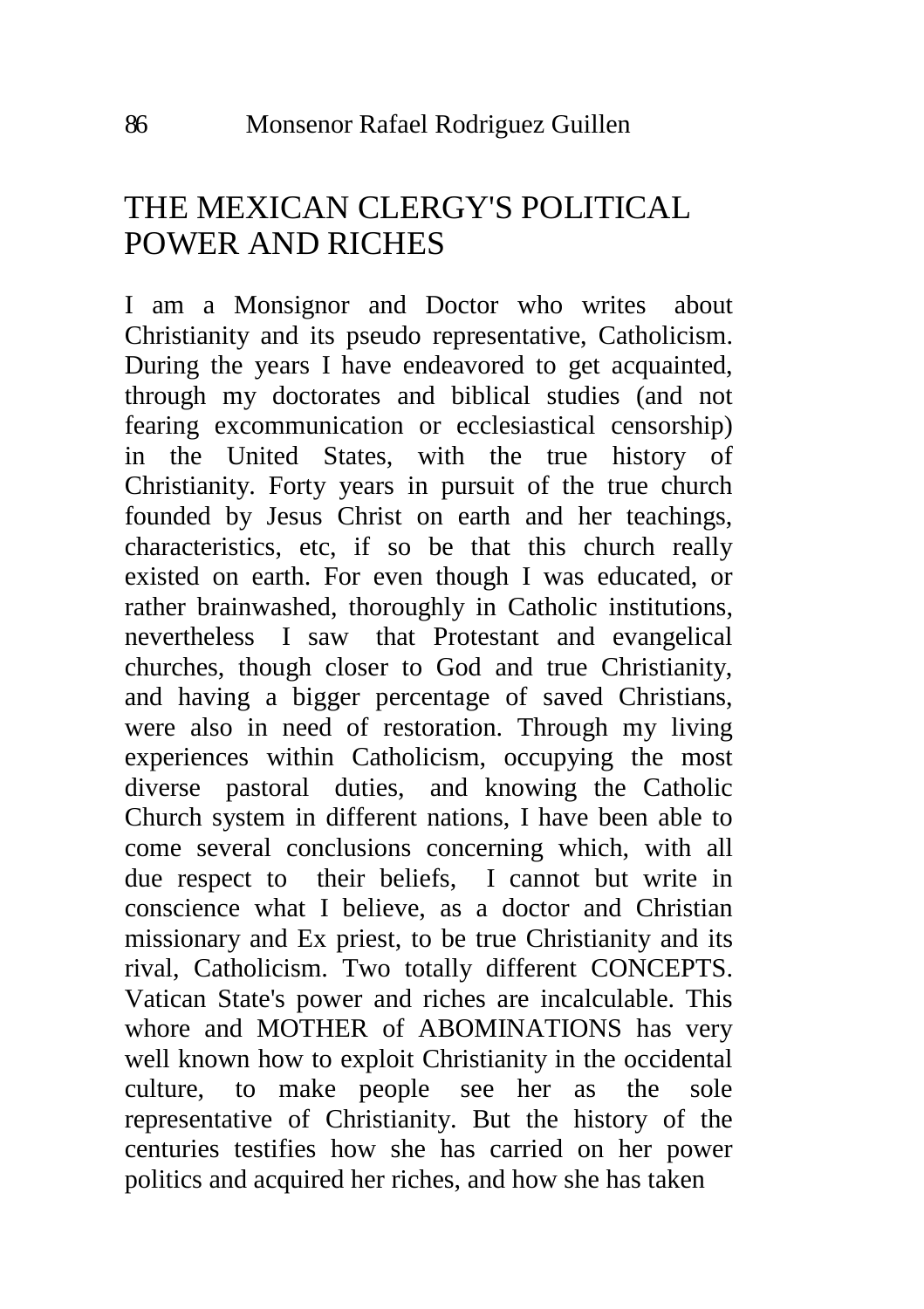# THE MEXICAN CLERGY'S POLITICAL POWER AND RICHES

I am a Monsignor and Doctor who writes about Christianity and its pseudo representative, Catholicism. During the years I have endeavored to get acquainted, through my doctorates and biblical studies (and not fearing excommunication or ecclesiastical censorship) in the United States, with the true history of Christianity. Forty years in pursuit of the true church founded by Jesus Christ on earth and her teachings, characteristics, etc, if so be that this church really existed on earth. For even though I was educated, or rather brainwashed, thoroughly in Catholic institutions, nevertheless I saw that Protestant and evangelical churches, though closer to God and true Christianity, and having a bigger percentage of saved Christians, were also in need of restoration. Through my living experiences within Catholicism, occupying the most diverse pastoral duties, and knowing the Catholic Church system in different nations, I have been able to come several conclusions concerning which, with all due respect to their beliefs, I cannot but write in conscience what I believe, as a doctor and Christian missionary and Ex priest, to be true Christianity and its rival, Catholicism. Two totally different CONCEPTS. Vatican State's power and riches are incalculable. This whore and MOTHER of ABOMINATIONS has very well known how to exploit Christianity in the occidental culture, to make people see her as the sole representative of Christianity. But the history of the centuries testifies how she has carried on her power politics and acquired her riches, and how she has taken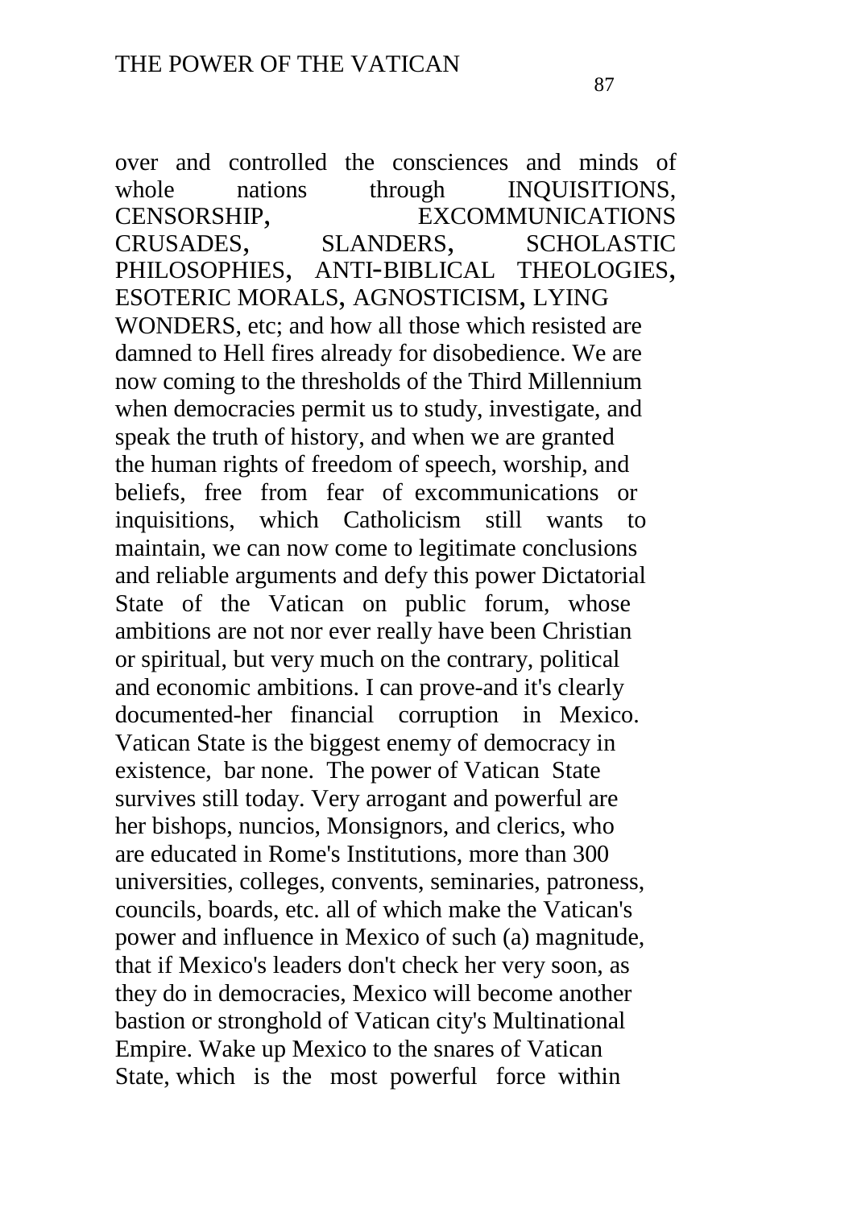over and controlled the consciences and minds of whole nations through INQUISITIONS, CENSORSHIP, EXCOMMUNICATIONS CRUSADES, SLANDERS, SCHOLASTIC PHILOSOPHIES, ANTI-BIBLICAL THEOLOGIES, ESOTERIC MORALS, AGNOSTICISM, LYING WONDERS, etc; and how all those which resisted are damned to Hell fires already for disobedience. We are now coming to the thresholds of the Third Millennium when democracies permit us to study, investigate, and speak the truth of history, and when we are granted the human rights of freedom of speech, worship, and beliefs, free from fear of excommunications or inquisitions, which Catholicism still wants to maintain, we can now come to legitimate conclusions and reliable arguments and defy this power Dictatorial State of the Vatican on public forum, whose ambitions are not nor ever really have been Christian or spiritual, but very much on the contrary, political and economic ambitions. I can prove-and it's clearly documented-her financial corruption in Mexico. Vatican State is the biggest enemy of democracy in existence, bar none. The power of Vatican State survives still today. Very arrogant and powerful are her bishops, nuncios, Monsignors, and clerics, who are educated in Rome's Institutions, more than 300 universities, colleges, convents, seminaries, patroness, councils, boards, etc. all of which make the Vatican's power and influence in Mexico of such (a) magnitude, that if Mexico's leaders don't check her very soon, as they do in democracies, Mexico will become another bastion or stronghold of Vatican city's Multinational Empire. Wake up Mexico to the snares of Vatican State, which is the most powerful force within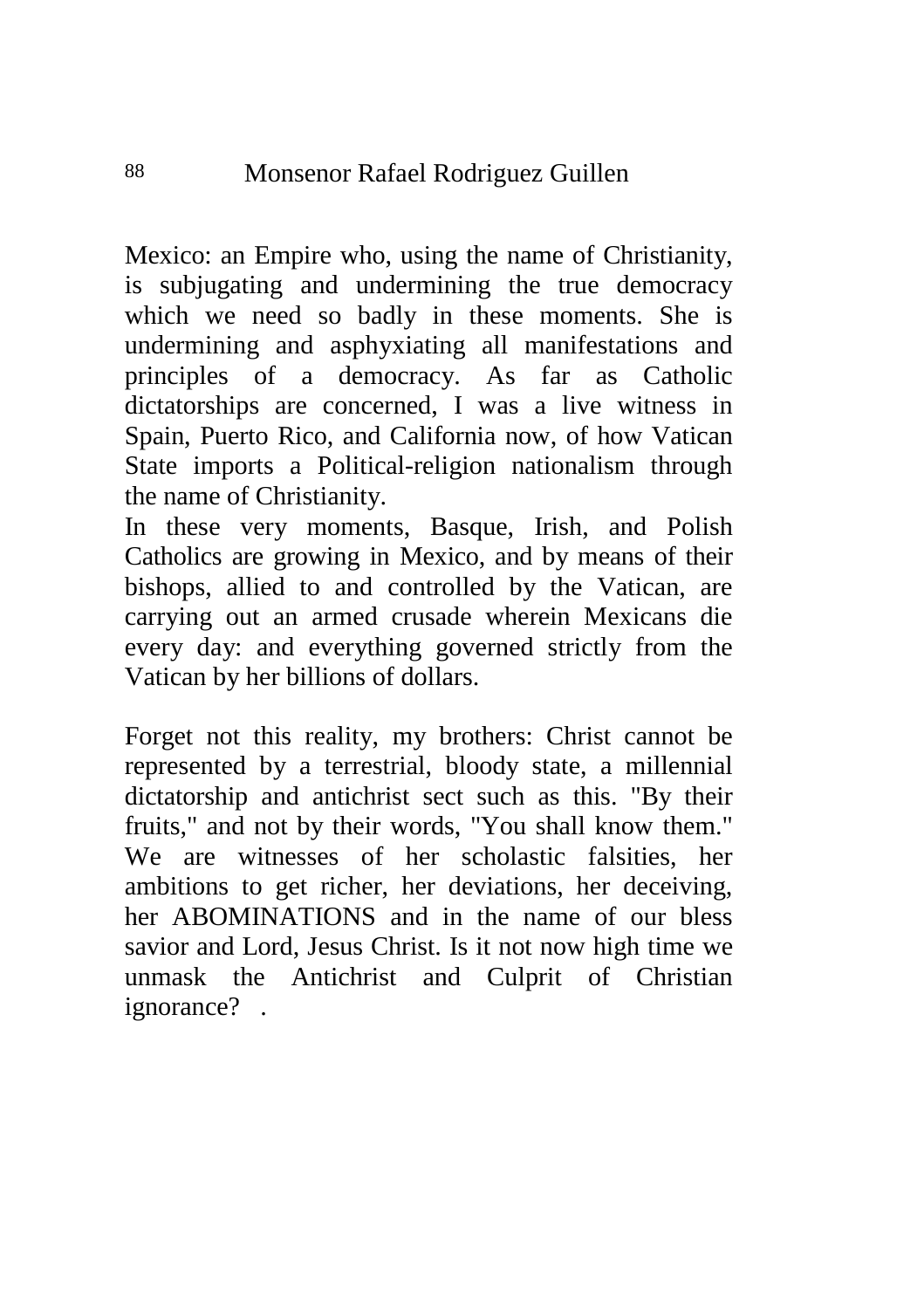Mexico: an Empire who, using the name of Christianity, is subjugating and undermining the true democracy which we need so badly in these moments. She is undermining and asphyxiating all manifestations and principles of a democracy. As far as Catholic dictatorships are concerned, I was a live witness in Spain, Puerto Rico, and California now, of how Vatican State imports a Political-religion nationalism through the name of Christianity.

In these very moments, Basque, Irish, and Polish Catholics are growing in Mexico, and by means of their bishops, allied to and controlled by the Vatican, are carrying out an armed crusade wherein Mexicans die every day: and everything governed strictly from the Vatican by her billions of dollars.

Forget not this reality, my brothers: Christ cannot be represented by a terrestrial, bloody state, a millennial dictatorship and antichrist sect such as this. "By their fruits," and not by their words, "You shall know them." We are witnesses of her scholastic falsities, her ambitions to get richer, her deviations, her deceiving, her ABOMINATIONS and in the name of our bless savior and Lord, Jesus Christ. Is it not now high time we unmask the Antichrist and Culprit of Christian ignorance? .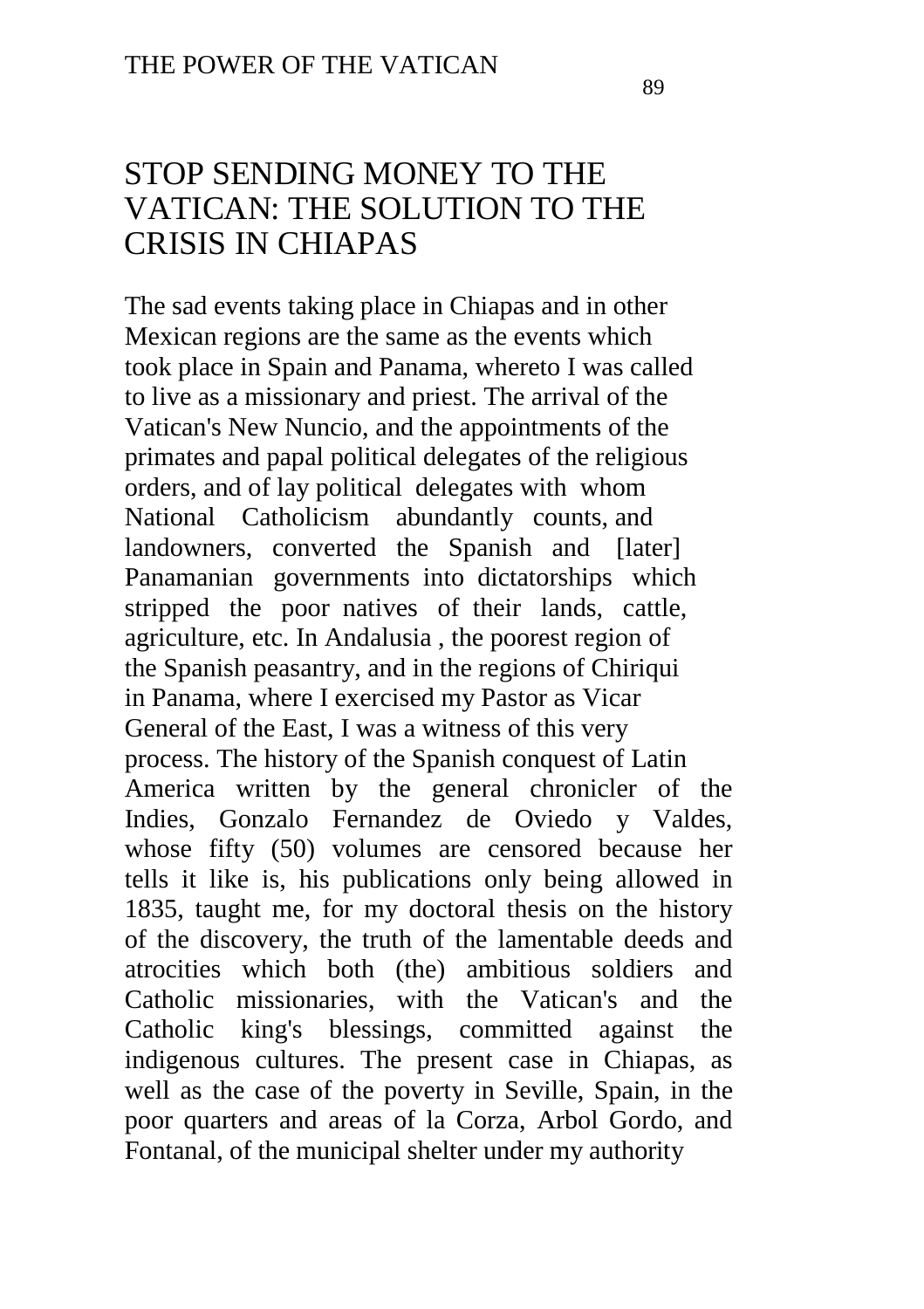# STOP SENDING MONEY TO THE VATICAN: THE SOLUTION TO THE CRISIS IN CHIAPAS

The sad events taking place in Chiapas and in other Mexican regions are the same as the events which took place in Spain and Panama, whereto I was called to live as a missionary and priest. The arrival of the Vatican's New Nuncio, and the appointments of the primates and papal political delegates of the religious orders, and of lay political delegates with whom National Catholicism abundantly counts, and landowners, converted the Spanish and [later] Panamanian governments into dictatorships which stripped the poor natives of their lands, cattle, agriculture, etc. In Andalusia , the poorest region of the Spanish peasantry, and in the regions of Chiriqui in Panama, where I exercised my Pastor as Vicar General of the East, I was a witness of this very process. The history of the Spanish conquest of Latin America written by the general chronicler of the Indies, Gonzalo Fernandez de Oviedo y Valdes, whose fifty (50) volumes are censored because her tells it like is, his publications only being allowed in 1835, taught me, for my doctoral thesis on the history of the discovery, the truth of the lamentable deeds and atrocities which both (the) ambitious soldiers and Catholic missionaries, with the Vatican's and the Catholic king's blessings, committed against the indigenous cultures. The present case in Chiapas, as well as the case of the poverty in Seville, Spain, in the poor quarters and areas of la Corza, Arbol Gordo, and Fontanal, of the municipal shelter under my authority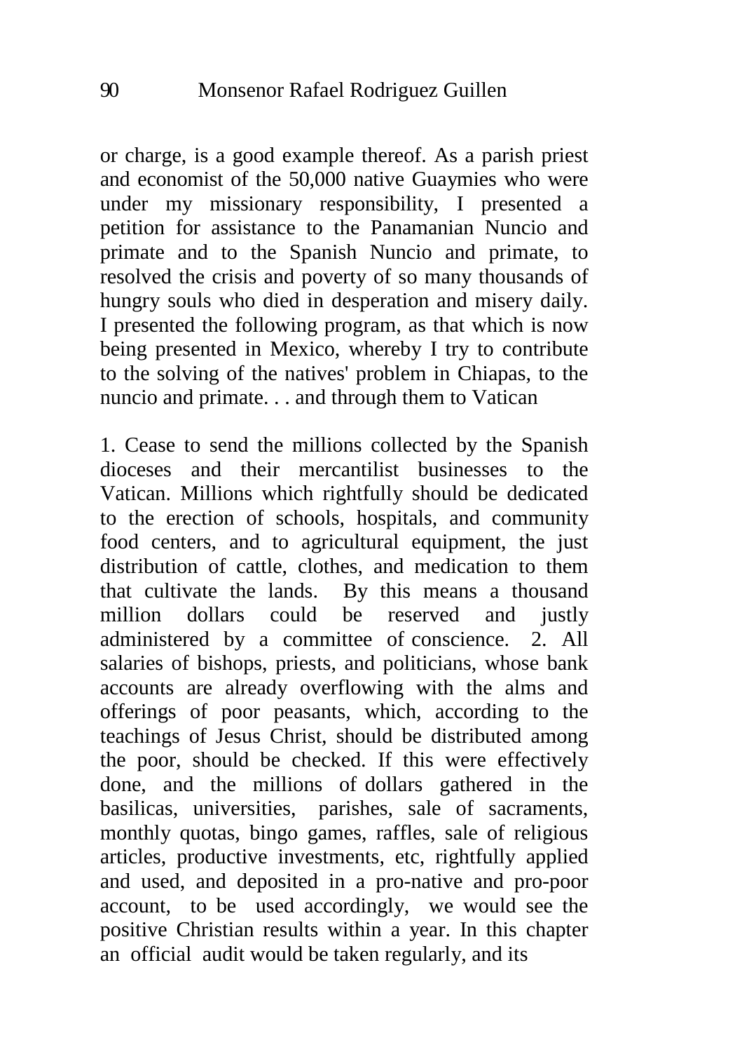or charge, is a good example thereof. As a parish priest and economist of the 50,000 native Guaymies who were under my missionary responsibility, I presented a petition for assistance to the Panamanian Nuncio and primate and to the Spanish Nuncio and primate, to resolved the crisis and poverty of so many thousands of hungry souls who died in desperation and misery daily. I presented the following program, as that which is now being presented in Mexico, whereby I try to contribute to the solving of the natives' problem in Chiapas, to the nuncio and primate. . . and through them to Vatican

1. Cease to send the millions collected by the Spanish dioceses and their mercantilist businesses to the Vatican. Millions which rightfully should be dedicated to the erection of schools, hospitals, and community food centers, and to agricultural equipment, the just distribution of cattle, clothes, and medication to them that cultivate the lands. By this means a thousand million dollars could be reserved and justly administered by a committee of conscience. 2. All salaries of bishops, priests, and politicians, whose bank accounts are already overflowing with the alms and offerings of poor peasants, which, according to the teachings of Jesus Christ, should be distributed among the poor, should be checked. If this were effectively done, and the millions of dollars gathered in the basilicas, universities, parishes, sale of sacraments, monthly quotas, bingo games, raffles, sale of religious articles, productive investments, etc, rightfully applied and used, and deposited in a pro-native and pro-poor account, to be used accordingly, we would see the positive Christian results within a year. In this chapter an official audit would be taken regularly, and its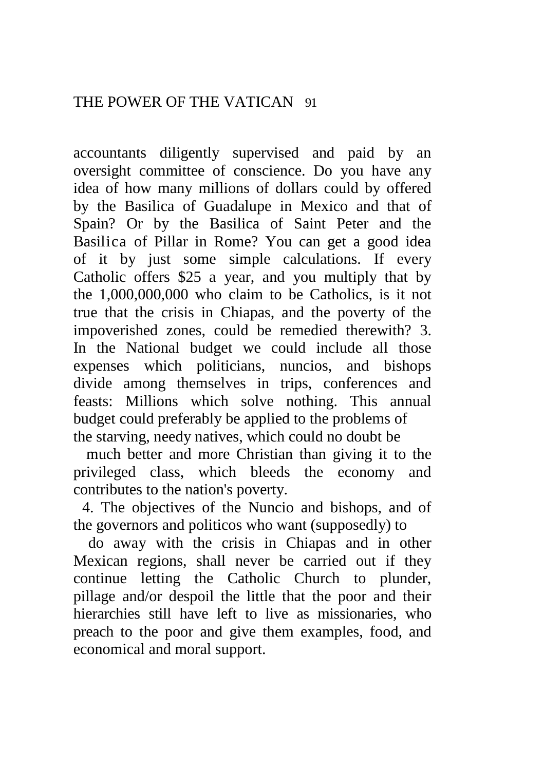accountants diligently supervised and paid by an oversight committee of conscience. Do you have any idea of how many millions of dollars could by offered by the Basilica of Guadalupe in Mexico and that of Spain? Or by the Basilica of Saint Peter and the Basilica of Pillar in Rome? You can get a good idea of it by just some simple calculations. If every Catholic offers $25 a year, and you multiply that by the 1,000,000,000 who claim to be Catholics, is it not true that the crisis in Chiapas, and the poverty of the impoverished zones, could be remedied therewith? 3. In the National budget we could include all those expenses which politicians, nuncios, and bishops divide among themselves in trips, conferences and feasts: Millions which solve nothing. This annual budget could preferably be applied to the problems of the starving, needy natives, which could no doubt be much better and more Christian than giving it to the privileged class, which bleeds the economy and contributes to the nation's poverty.

4. The objectives of the Nuncio and bishops, and of the governors and politicos who want (supposedly) to do away with the crisis in Chiapas and in other Mexican regions, shall never be carried out if they continue letting the Catholic Church to plunder, pillage and/or despoil the little that the poor and their hierarchies still have left to live as missionaries, who preach to the poor and give them examples, food, and economical and moral support.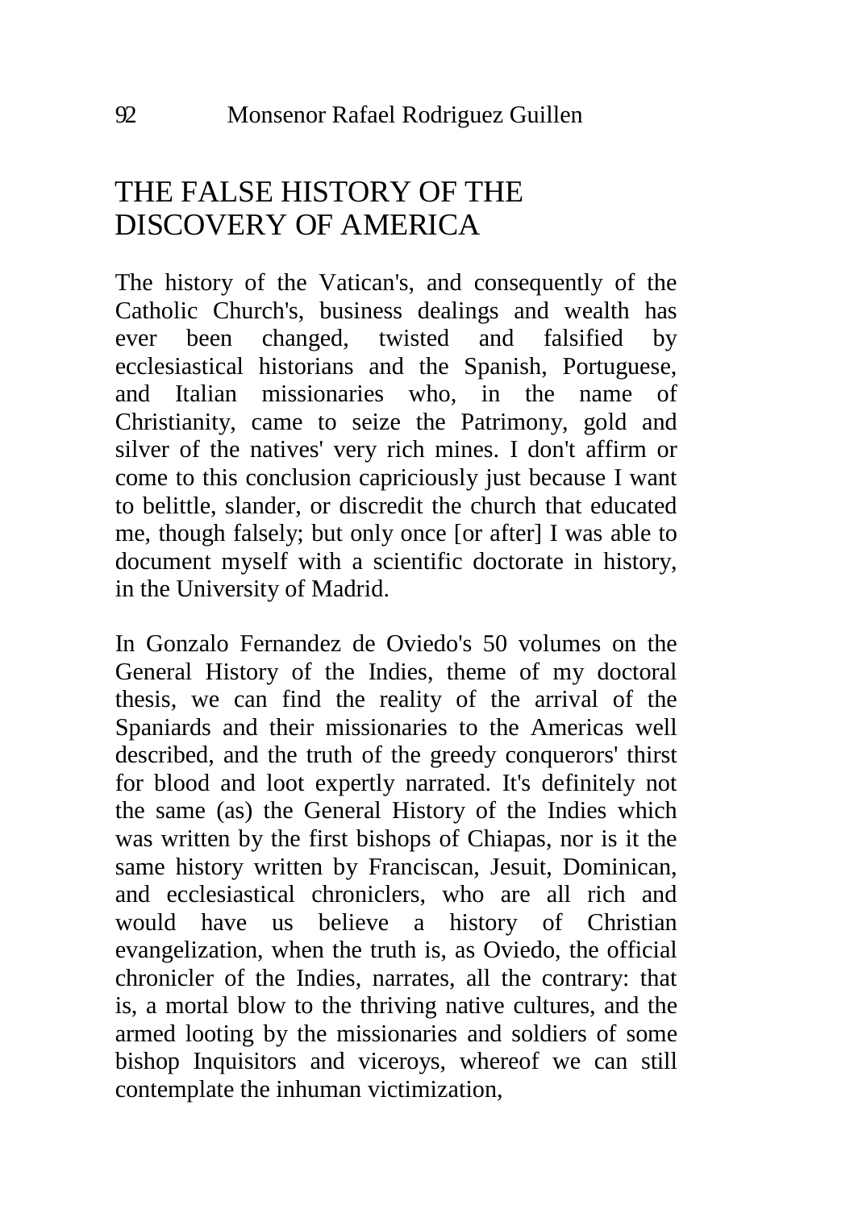# THE FALSE HISTORY OF THE DISCOVERY OF AMERICA

The history of the Vatican's, and consequently of the Catholic Church's, business dealings and wealth has ever been changed, twisted and falsified by ecclesiastical historians and the Spanish, Portuguese, and Italian missionaries who, in the name of Christianity, came to seize the Patrimony, gold and silver of the natives' very rich mines. I don't affirm or come to this conclusion capriciously just because I want to belittle, slander, or discredit the church that educated me, though falsely; but only once [or after] I was able to document myself with a scientific doctorate in history, in the University of Madrid.

In Gonzalo Fernandez de Oviedo's 50 volumes on the General History of the Indies, theme of my doctoral thesis, we can find the reality of the arrival of the Spaniards and their missionaries to the Americas well described, and the truth of the greedy conquerors' thirst for blood and loot expertly narrated. It's definitely not the same (as) the General History of the Indies which was written by the first bishops of Chiapas, nor is it the same history written by Franciscan, Jesuit, Dominican, and ecclesiastical chroniclers, who are all rich and would have us believe a history of Christian evangelization, when the truth is, as Oviedo, the official chronicler of the Indies, narrates, all the contrary: that is, a mortal blow to the thriving native cultures, and the armed looting by the missionaries and soldiers of some bishop Inquisitors and viceroys, whereof we can still contemplate the inhuman victimization,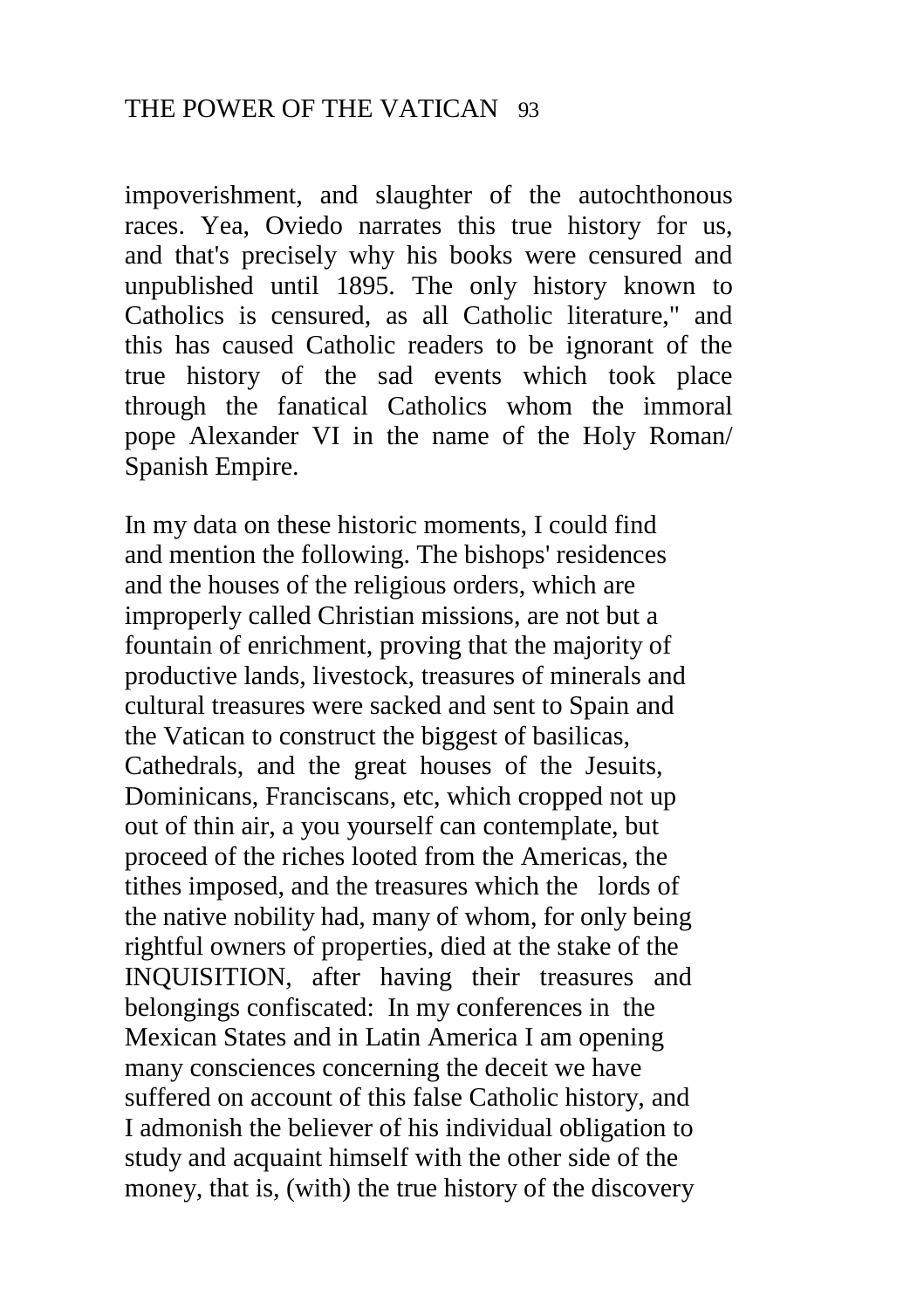impoverishment, and slaughter of the autochthonous races. Yea, Oviedo narrates this true history for us, and that's precisely why his books were censured and unpublished until 1895. The only history known to Catholics is censured, as all Catholic literature," and this has caused Catholic readers to be ignorant of the true history of the sad events which took place through the fanatical Catholics whom the immoral pope Alexander VI in the name of the Holy Roman/ Spanish Empire.

In my data on these historic moments, I could find and mention the following. The bishops' residences and the houses of the religious orders, which are improperly called Christian missions, are not but a fountain of enrichment, proving that the majority of productive lands, livestock, treasures of minerals and cultural treasures were sacked and sent to Spain and the Vatican to construct the biggest of basilicas, Cathedrals, and the great houses of the Jesuits, Dominicans, Franciscans, etc, which cropped not up out of thin air, a you yourself can contemplate, but proceed of the riches looted from the Americas, the tithes imposed, and the treasures which the lords of the native nobility had, many of whom, for only being rightful owners of properties, died at the stake of the INQUISITION, after having their treasures and belongings confiscated: In my conferences in the Mexican States and in Latin America I am opening many consciences concerning the deceit we have suffered on account of this false Catholic history, and I admonish the believer of his individual obligation to study and acquaint himself with the other side of the money, that is, (with) the true history of the discovery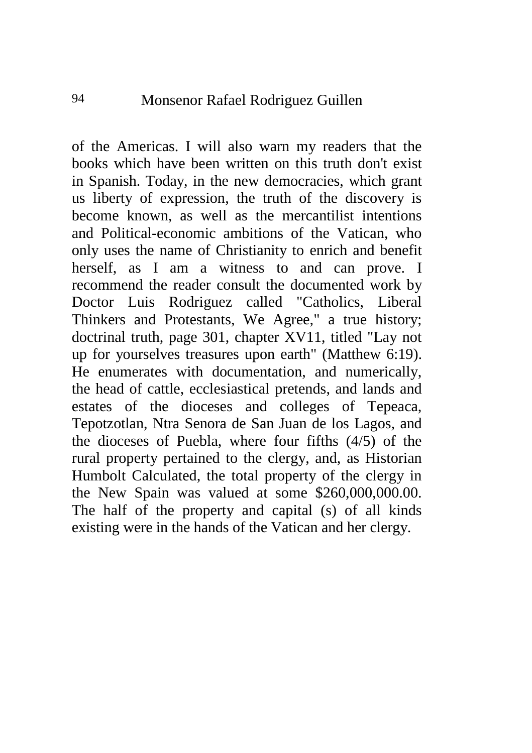of the Americas. I will also warn my readers that the books which have been written on this truth don't exist in Spanish. Today, in the new democracies, which grant us liberty of expression, the truth of the discovery is become known, as well as the mercantilist intentions and Political-economic ambitions of the Vatican, who only uses the name of Christianity to enrich and benefit herself, as I am a witness to and can prove. I recommend the reader consult the documented work by Doctor Luis Rodriguez called "Catholics, Liberal Thinkers and Protestants, We Agree," a true history; doctrinal truth, page 301, chapter XV11, titled "Lay not up for yourselves treasures upon earth" (Matthew 6:19). He enumerates with documentation, and numerically, the head of cattle, ecclesiastical pretends, and lands and estates of the dioceses and colleges of Tepeaca, Tepotzotlan, Ntra Senora de San Juan de los Lagos, and the dioceses of Puebla, where four fifths (4/5) of the rural property pertained to the clergy, and, as Historian Humbolt Calculated, the total property of the clergy in the New Spain was valued at some $260,000,000.00. The half of the property and capital (s) of all kinds existing were in the hands of the Vatican and her clergy.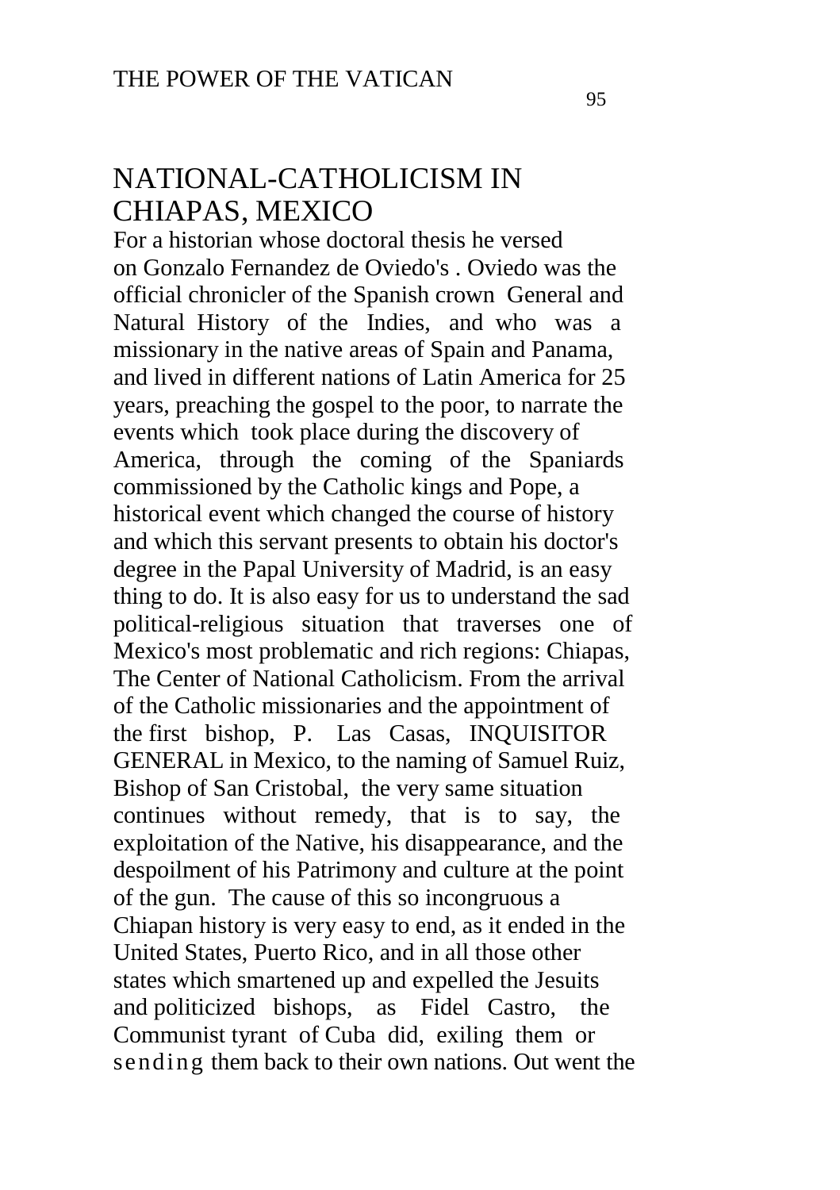# NATIONAL-CATHOLICISM IN CHIAPAS, MEXICO

For a historian whose doctoral thesis he versed on Gonzalo Fernandez de Oviedo's . Oviedo was the official chronicler of the Spanish crown General and Natural History of the Indies, and who was a missionary in the native areas of Spain and Panama, and lived in different nations of Latin America for 25 years, preaching the gospel to the poor, to narrate the events which took place during the discovery of America, through the coming of the Spaniards commissioned by the Catholic kings and Pope, a historical event which changed the course of history and which this servant presents to obtain his doctor's degree in the Papal University of Madrid, is an easy thing to do. It is also easy for us to understand the sad political-religious situation that traverses one of Mexico's most problematic and rich regions: Chiapas, The Center of National Catholicism. From the arrival of the Catholic missionaries and the appointment of the first bishop, P. Las Casas, INQUISITOR GENERAL in Mexico, to the naming of Samuel Ruiz, Bishop of San Cristobal, the very same situation continues without remedy, that is to say, the exploitation of the Native, his disappearance, and the despoilment of his Patrimony and culture at the point of the gun. The cause of this so incongruous a Chiapan history is very easy to end, as it ended in the United States, Puerto Rico, and in all those other states which smartened up and expelled the Jesuits and politicized bishops, as Fidel Castro, the Communist tyrant of Cuba did, exiling them or sending them back to their own nations. Out went the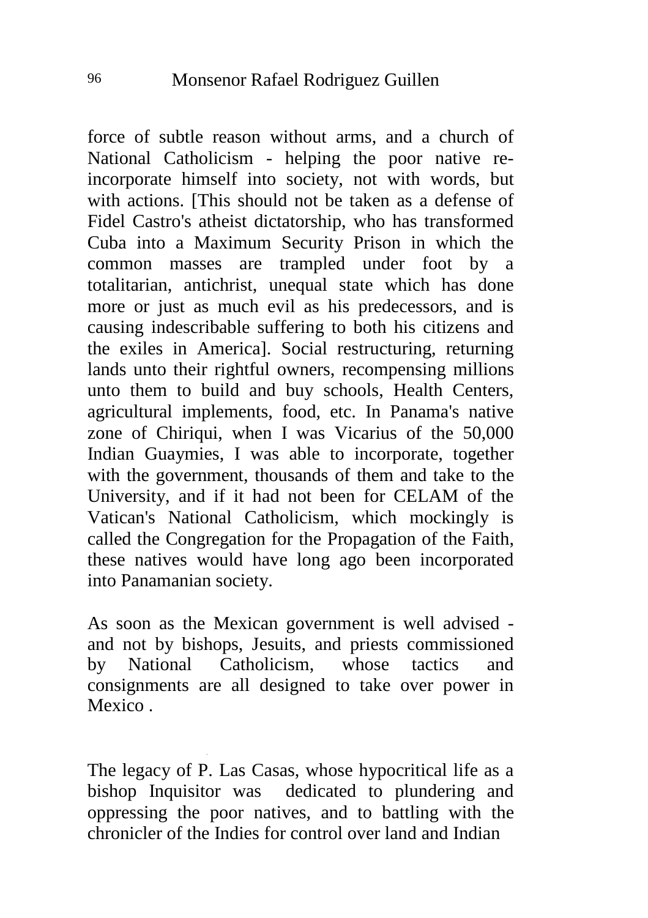force of subtle reason without arms, and a church of National Catholicism - helping the poor native re-incorporate himself into society, not with words, but with actions. [This should not be taken as a defense of Fidel Castro's atheist dictatorship, who has transformed Cuba into a Maximum Security Prison in which the common masses are trampled under foot by a totalitarian, antichrist, unequal state which has done more or just as much evil as his predecessors, and is causing indescribable suffering to both his citizens and the exiles in America]. Social restructuring, returning lands unto their rightful owners, recompensing millions unto them to build and buy schools, Health Centers, agricultural implements, food, etc. In Panama's native zone of Chiriqui, when I was Vicarius of the 50,000 Indian Guaymies, I was able to incorporate, together with the government, thousands of them and take to the University, and if it had not been for CELAM of the Vatican's National Catholicism, which mockingly is called the Congregation for the Propagation of the Faith, these natives would have long ago been incorporated into Panamanian society.

As soon as the Mexican government is well advised - and not by bishops, Jesuits, and priests commissioned by National Catholicism, whose tactics and consignments are all designed to take over power in Mexico .

The legacy of P. Las Casas, whose hypocritical life as a bishop Inquisitor was dedicated to plundering and oppressing the poor natives, and to battling with the chronicler of the Indies for control over land and Indian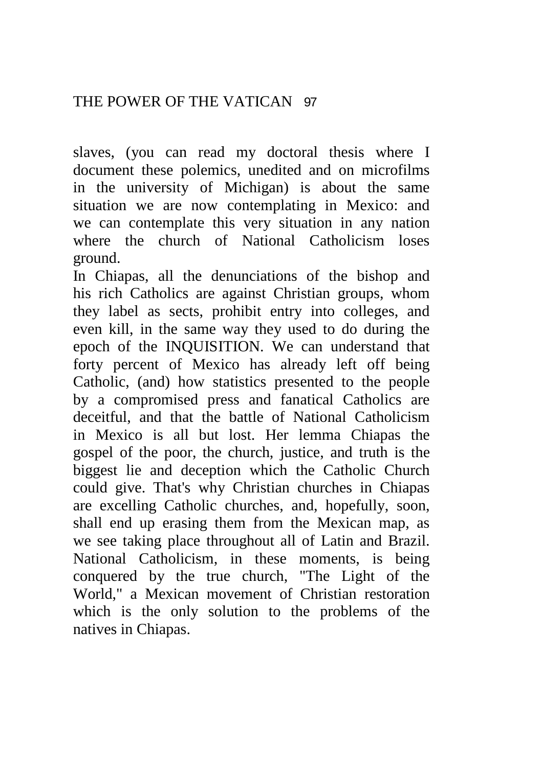slaves, (you can read my doctoral thesis where I document these polemics, unedited and on microfilms in the university of Michigan) is about the same situation we are now contemplating in Mexico: and we can contemplate this very situation in any nation where the church of National Catholicism loses ground.

In Chiapas, all the denunciations of the bishop and his rich Catholics are against Christian groups, whom they label as sects, prohibit entry into colleges, and even kill, in the same way they used to do during the epoch of the INQUISITION. We can understand that forty percent of Mexico has already left off being Catholic, (and) how statistics presented to the people by a compromised press and fanatical Catholics are deceitful, and that the battle of National Catholicism in Mexico is all but lost. Her lemma Chiapas the gospel of the poor, the church, justice, and truth is the biggest lie and deception which the Catholic Church could give. That's why Christian churches in Chiapas are excelling Catholic churches, and, hopefully, soon, shall end up erasing them from the Mexican map, as we see taking place throughout all of Latin and Brazil. National Catholicism, in these moments, is being conquered by the true church, "The Light of the World," a Mexican movement of Christian restoration which is the only solution to the problems of the natives in Chiapas.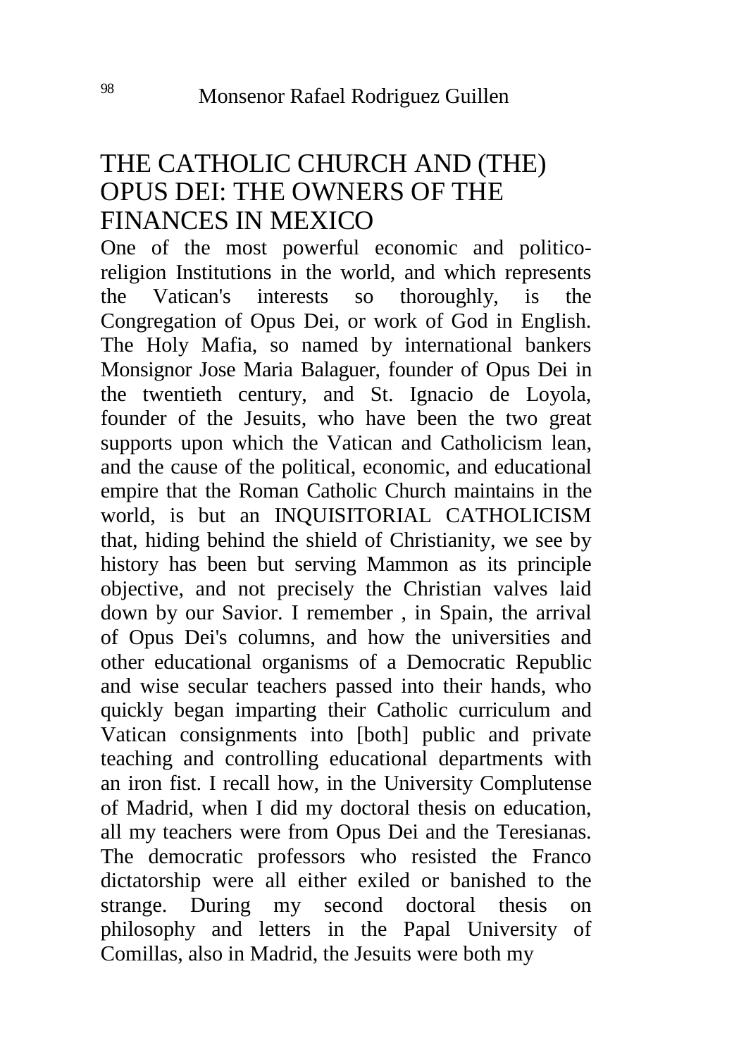# THE CATHOLIC CHURCH AND (THE) OPUS DEI: THE OWNERS OF THE FINANCES IN MEXICO

One of the most powerful economic and politico-religion Institutions in the world, and which represents the Vatican's interests so thoroughly, is the Congregation of Opus Dei, or work of God in English. The Holy Mafia, so named by international bankers Monsignor Jose Maria Balaguer, founder of Opus Dei in the twentieth century, and St. Ignacio de Loyola, founder of the Jesuits, who have been the two great supports upon which the Vatican and Catholicism lean, and the cause of the political, economic, and educational empire that the Roman Catholic Church maintains in the world, is but an INQUISITORIAL CATHOLICISM that, hiding behind the shield of Christianity, we see by history has been but serving Mammon as its principle objective, and not precisely the Christian valves laid down by our Savior. I remember , in Spain, the arrival of Opus Dei's columns, and how the universities and other educational organisms of a Democratic Republic and wise secular teachers passed into their hands, who quickly began imparting their Catholic curriculum and Vatican consignments into [both] public and private teaching and controlling educational departments with an iron fist. I recall how, in the University Complutense of Madrid, when I did my doctoral thesis on education, all my teachers were from Opus Dei and the Teresianas. The democratic professors who resisted the Franco dictatorship were all either exiled or banished to the strange. During my second doctoral thesis on philosophy and letters in the Papal University of Comillas, also in Madrid, the Jesuits were both my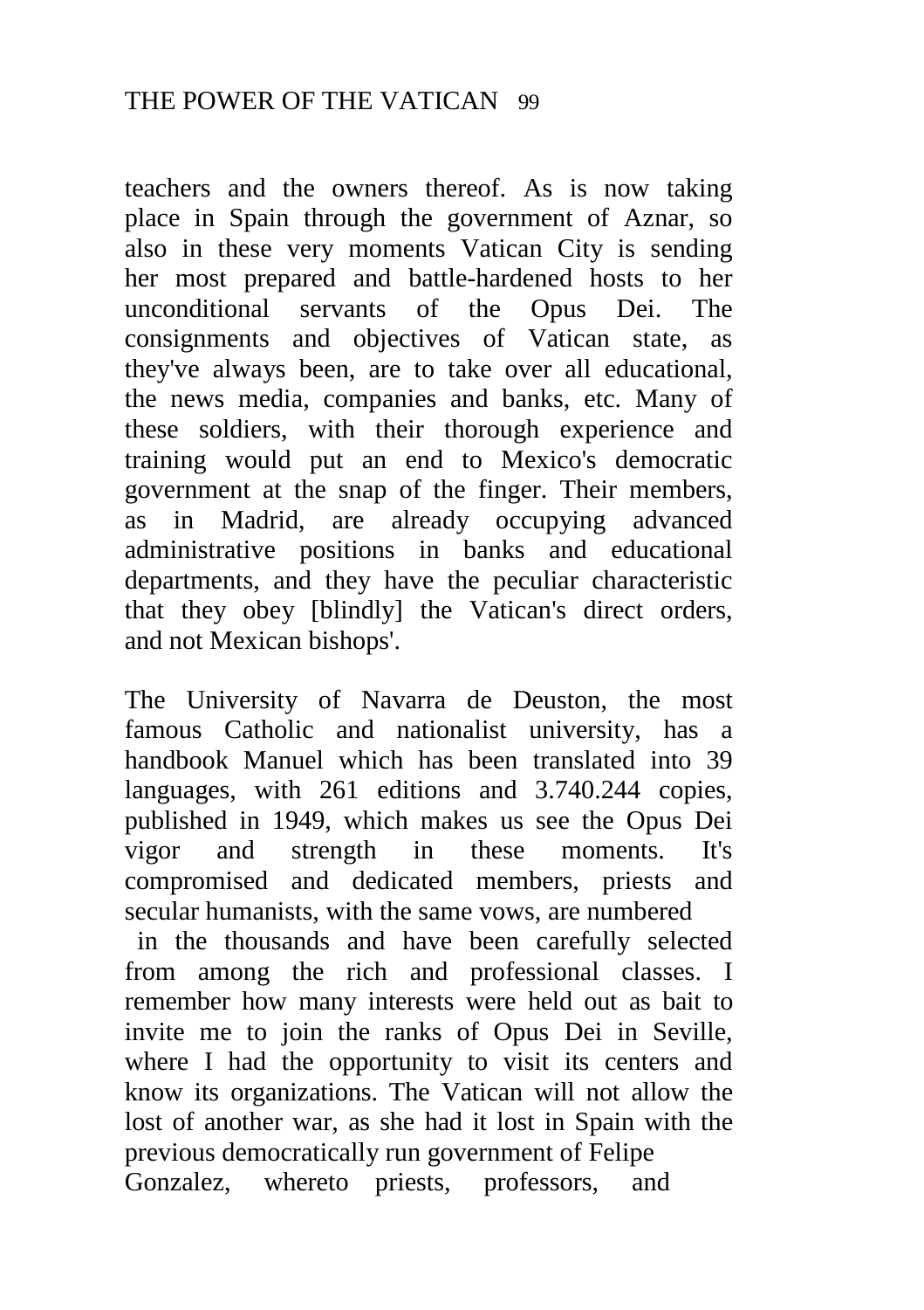teachers and the owners thereof. As is now taking place in Spain through the government of Aznar, so also in these very moments Vatican City is sending her most prepared and battle-hardened hosts to her unconditional servants of the Opus Dei. The consignments and objectives of Vatican state, as they've always been, are to take over all educational, the news media, companies and banks, etc. Many of these soldiers, with their thorough experience and training would put an end to Mexico's democratic government at the snap of the finger. Their members, as in Madrid, are already occupying advanced administrative positions in banks and educational departments, and they have the peculiar characteristic that they obey [blindly] the Vatican's direct orders, and not Mexican bishops'.

The University of Navarra de Deuston, the most famous Catholic and nationalist university, has a handbook Manuel which has been translated into 39 languages, with 261 editions and 3.740.244 copies, published in 1949, which makes us see the Opus Dei vigor and strength in these moments. It's compromised and dedicated members, priests and secular humanists, with the same vows, are numbered in the thousands and have been carefully selected from among the rich and professional classes. I remember how many interests were held out as bait to invite me to join the ranks of Opus Dei in Seville, where I had the opportunity to visit its centers and know its organizations. The Vatican will not allow the lost of another war, as she had it lost in Spain with the previous democratically run government of Felipe Gonzalez, whereto priests, professors, and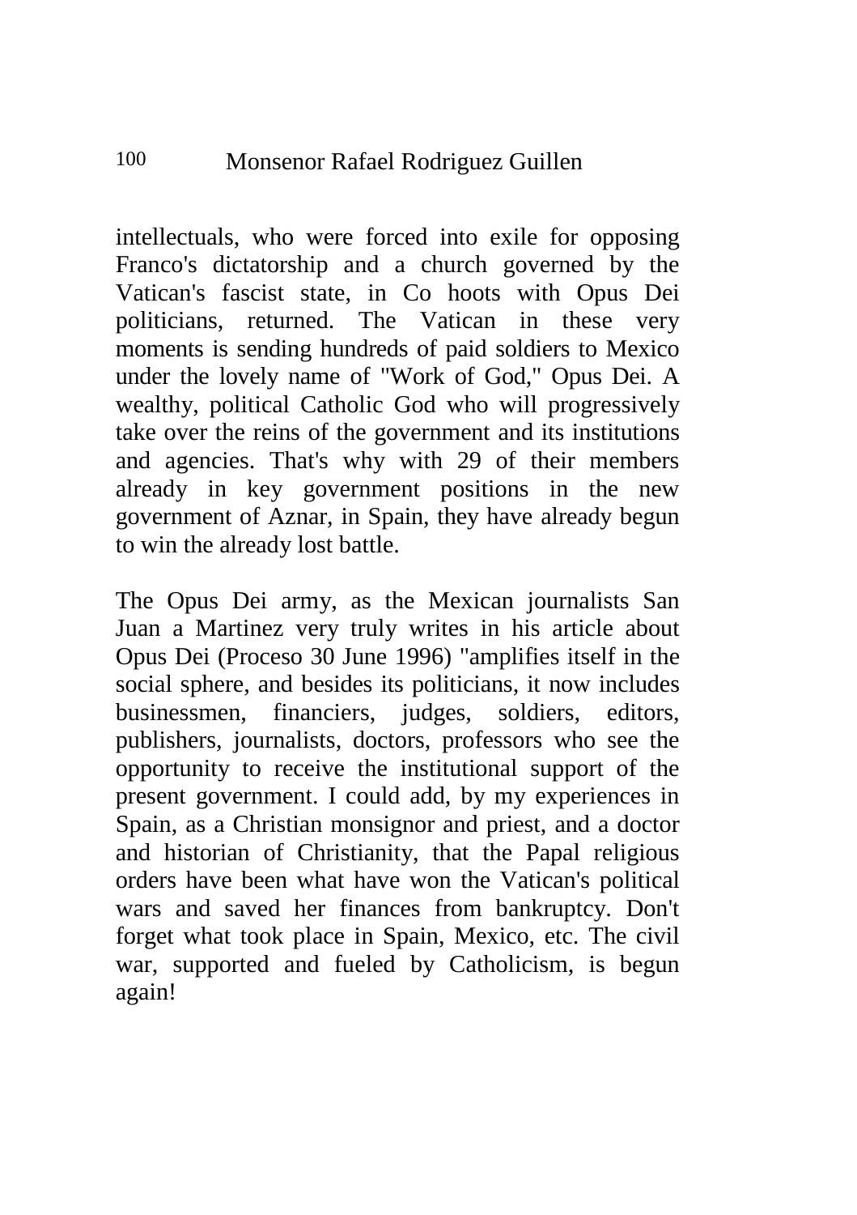intellectuals, who were forced into exile for opposing Franco's dictatorship and a church governed by the Vatican's fascist state, in Co hoots with Opus Dei politicians, returned. The Vatican in these very moments is sending hundreds of paid soldiers to Mexico under the lovely name of "Work of God," Opus Dei. A wealthy, political Catholic God who will progressively take over the reins of the government and its institutions and agencies. That's why with 29 of their members already in key government positions in the new government of Aznar, in Spain, they have already begun to win the already lost battle.

The Opus Dei army, as the Mexican journalists San Juan a Martinez very truly writes in his article about Opus Dei (Proceso 30 June 1996) "amplifies itself in the social sphere, and besides its politicians, it now includes businessmen, financiers, judges, soldiers, editors, publishers, journalists, doctors, professors who see the opportunity to receive the institutional support of the present government. I could add, by my experiences in Spain, as a Christian monsignor and priest, and a doctor and historian of Christianity, that the Papal religious orders have been what have won the Vatican's political wars and saved her finances from bankruptcy. Don't forget what took place in Spain, Mexico, etc. The civil war, supported and fueled by Catholicism, is begun again!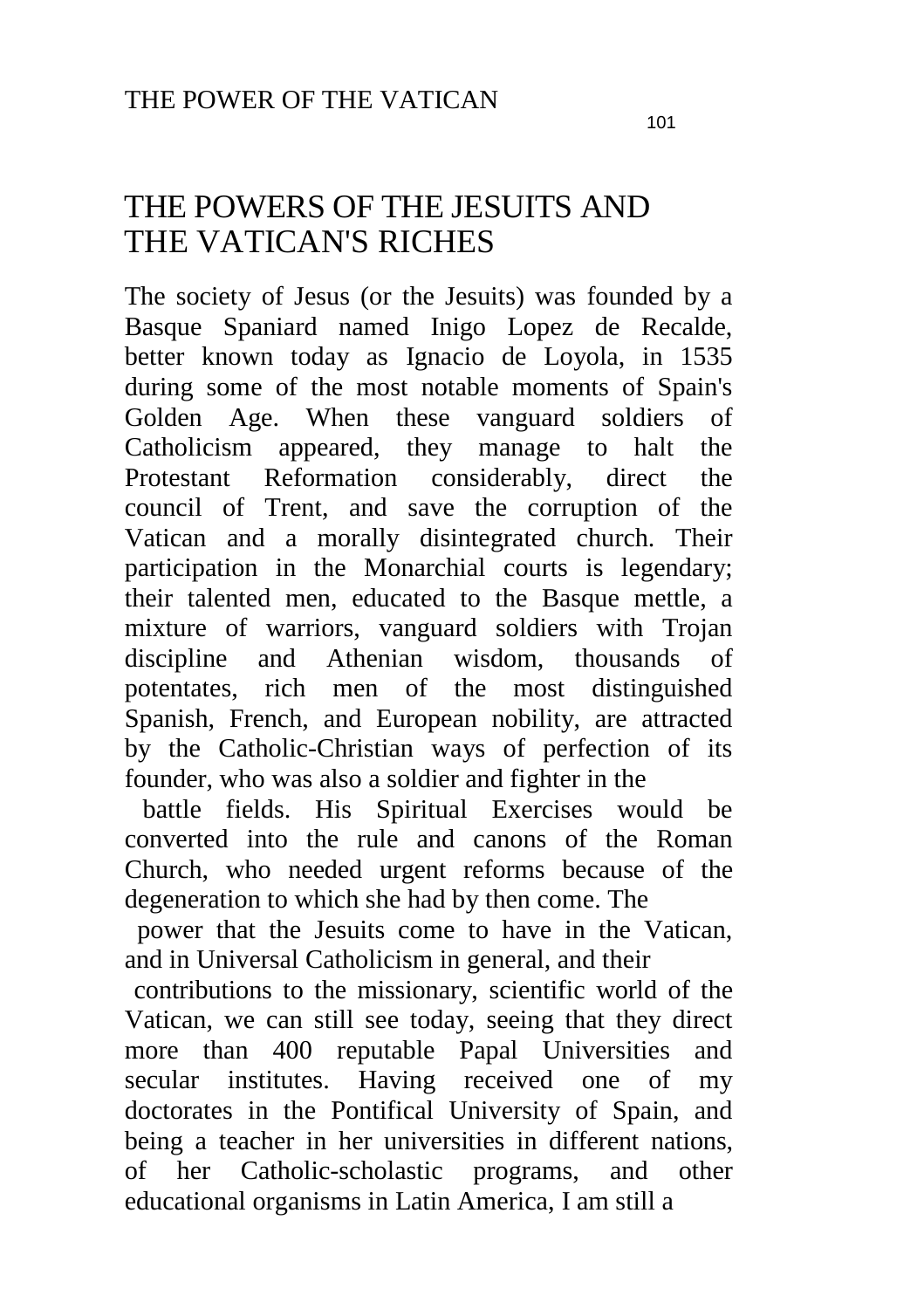# THE POWERS OF THE JESUITS AND THE VATICAN'S RICHES

The society of Jesus (or the Jesuits) was founded by a Basque Spaniard named Inigo Lopez de Recalde, better known today as Ignacio de Loyola, in 1535 during some of the most notable moments of Spain's Golden Age. When these vanguard soldiers of Catholicism appeared, they manage to halt the Protestant Reformation considerably, direct the council of Trent, and save the corruption of the Vatican and a morally disintegrated church. Their participation in the Monarchial courts is legendary; their talented men, educated to the Basque mettle, a mixture of warriors, vanguard soldiers with Trojan discipline and Athenian wisdom, thousands of potentates, rich men of the most distinguished Spanish, French, and European nobility, are attracted by the Catholic-Christian ways of perfection of its founder, who was also a soldier and fighter in the battle fields. His Spiritual Exercises would be converted into the rule and canons of the Roman Church, who needed urgent reforms because of the degeneration to which she had by then come. The power that the Jesuits come to have in the Vatican, and in Universal Catholicism in general, and their contributions to the missionary, scientific world of the Vatican, we can still see today, seeing that they direct more than 400 reputable Papal Universities and secular institutes. Having received one of my doctorates in the Pontifical University of Spain, and being a teacher in her universities in different nations, of her Catholic-scholastic programs, and other educational organisms in Latin America, I am still a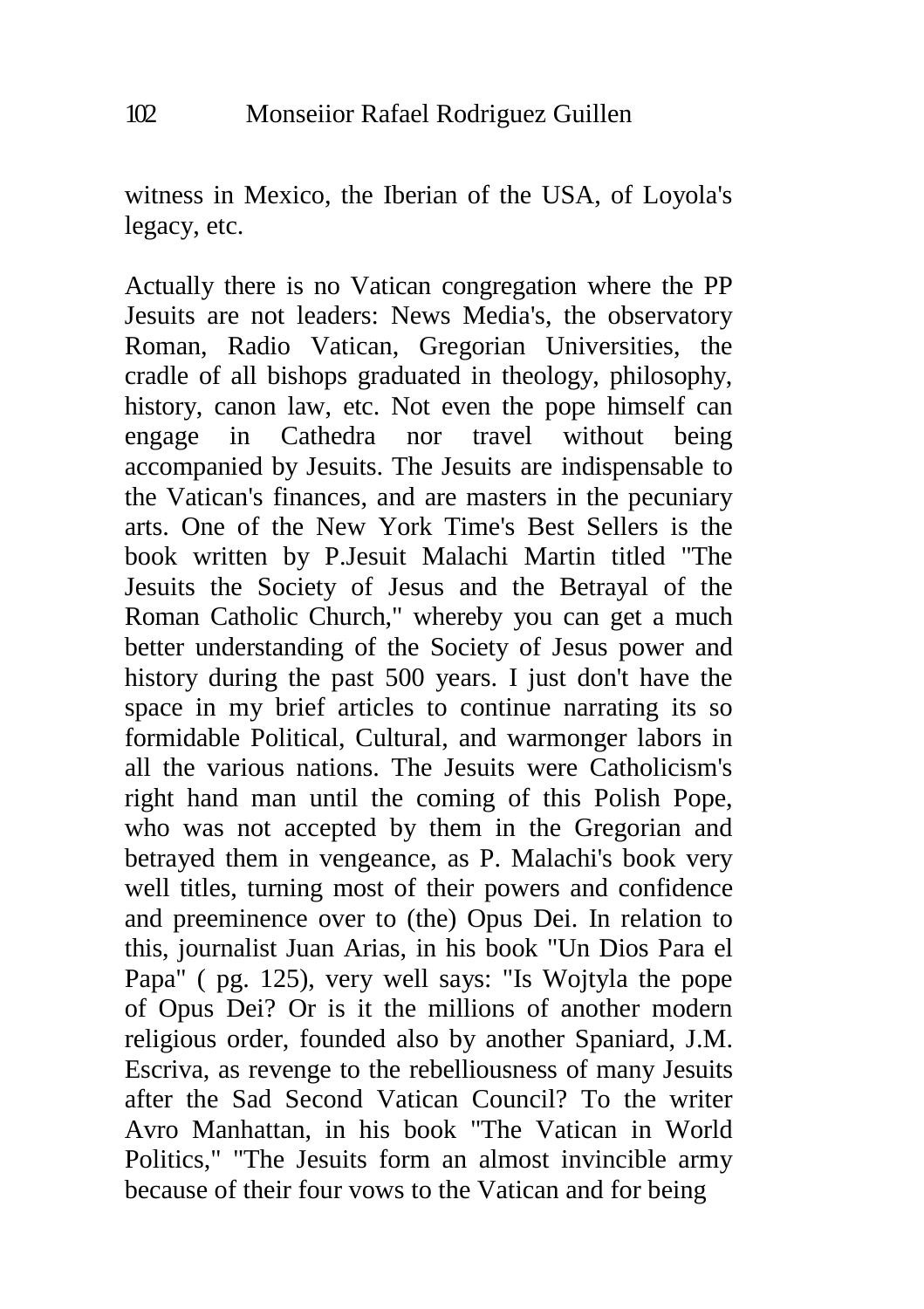witness in Mexico, the Iberian of the USA, of Loyola's legacy, etc.

Actually there is no Vatican congregation where the PP Jesuits are not leaders: News Media's, the observatory Roman, Radio Vatican, Gregorian Universities, the cradle of all bishops graduated in theology, philosophy, history, canon law, etc. Not even the pope himself can engage in Cathedra nor travel without being accompanied by Jesuits. The Jesuits are indispensable to the Vatican's finances, and are masters in the pecuniary arts. One of the New York Time's Best Sellers is the book written by P.Jesuit Malachi Martin titled "The Jesuits the Society of Jesus and the Betrayal of the Roman Catholic Church," whereby you can get a much better understanding of the Society of Jesus power and history during the past 500 years. I just don't have the space in my brief articles to continue narrating its so formidable Political, Cultural, and warmonger labors in all the various nations. The Jesuits were Catholicism's right hand man until the coming of this Polish Pope, who was not accepted by them in the Gregorian and betrayed them in vengeance, as P. Malachi's book very well titles, turning most of their powers and confidence and preeminence over to (the) Opus Dei. In relation to this, journalist Juan Arias, in his book "Un Dios Para el Papa" ( pg. 125), very well says: "Is Wojtyla the pope of Opus Dei? Or is it the millions of another modern religious order, founded also by another Spaniard, J.M. Escriva, as revenge to the rebelliousness of many Jesuits after the Sad Second Vatican Council? To the writer Avro Manhattan, in his book "The Vatican in World Politics," "The Jesuits form an almost invincible army because of their four vows to the Vatican and for being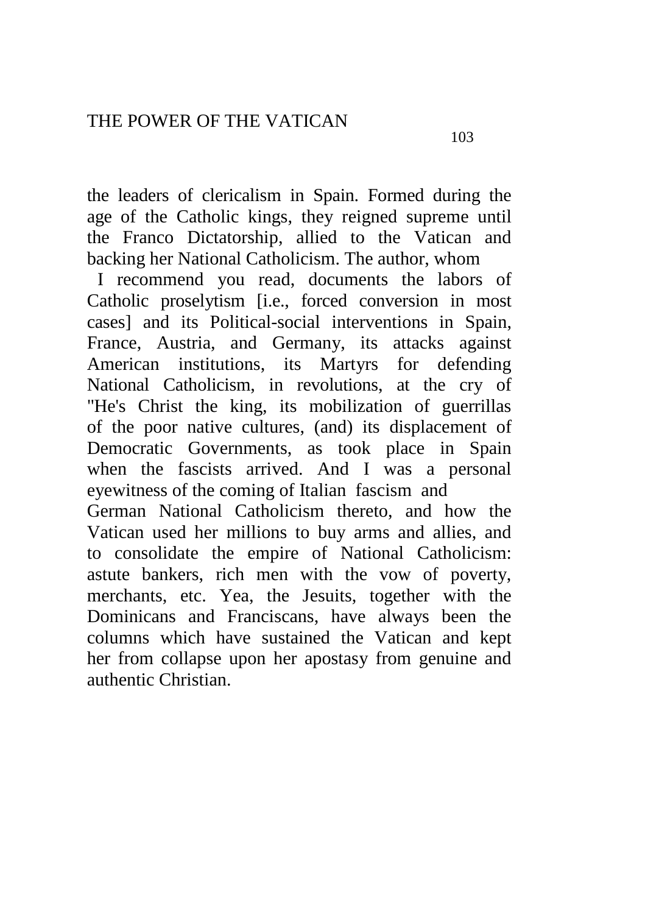the leaders of clericalism in Spain. Formed during the age of the Catholic kings, they reigned supreme until the Franco Dictatorship, allied to the Vatican and backing her National Catholicism. The author, whom I recommend you read, documents the labors of Catholic proselytism [i.e., forced conversion in most cases] and its Political-social interventions in Spain, France, Austria, and Germany, its attacks against American institutions, its Martyrs for defending National Catholicism, in revolutions, at the cry of "He's Christ the king, its mobilization of guerrillas of the poor native cultures, (and) its displacement of Democratic Governments, as took place in Spain when the fascists arrived. And I was a personal eyewitness of the coming of Italian fascism and German National Catholicism thereto, and how the Vatican used her millions to buy arms and allies, and to consolidate the empire of National Catholicism: astute bankers, rich men with the vow of poverty, merchants, etc. Yea, the Jesuits, together with the Dominicans and Franciscans, have always been the columns which have sustained the Vatican and kept her from collapse upon her apostasy from genuine and authentic Christian.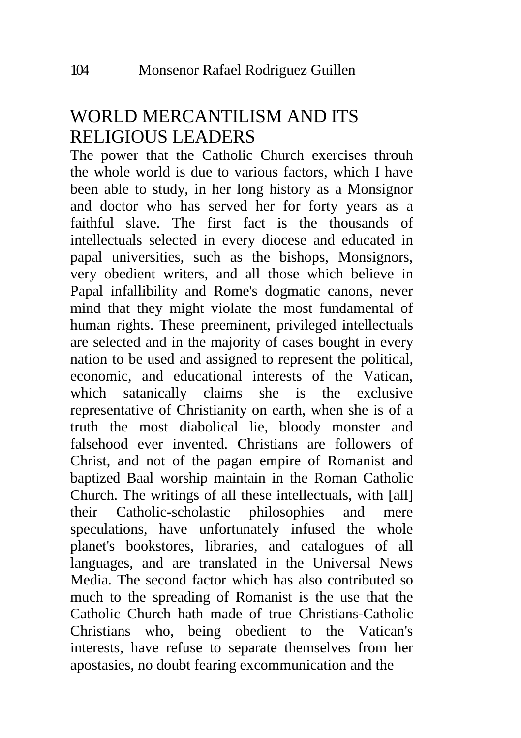## WORLD MERCANTILISM AND ITS RELIGIOUS LEADERS

The power that the Catholic Church exercises throuh the whole world is due to various factors, which I have been able to study, in her long history as a Monsignor and doctor who has served her for forty years as a faithful slave. The first fact is the thousands of intellectuals selected in every diocese and educated in papal universities, such as the bishops, Monsignors, very obedient writers, and all those which believe in Papal infallibility and Rome's dogmatic canons, never mind that they might violate the most fundamental of human rights. These preeminent, privileged intellectuals are selected and in the majority of cases bought in every nation to be used and assigned to represent the political, economic, and educational interests of the Vatican, which satanically claims she is the exclusive representative of Christianity on earth, when she is of a truth the most diabolical lie, bloody monster and falsehood ever invented. Christians are followers of Christ, and not of the pagan empire of Romanist and baptized Baal worship maintain in the Roman Catholic Church. The writings of all these intellectuals, with [all] their Catholic-scholastic philosophies and mere speculations, have unfortunately infused the whole planet's bookstores, libraries, and catalogues of all languages, and are translated in the Universal News Media. The second factor which has also contributed so much to the spreading of Romanist is the use that the Catholic Church hath made of true Christians-Catholic Christians who, being obedient to the Vatican's interests, have refuse to separate themselves from her apostasies, no doubt fearing excommunication and the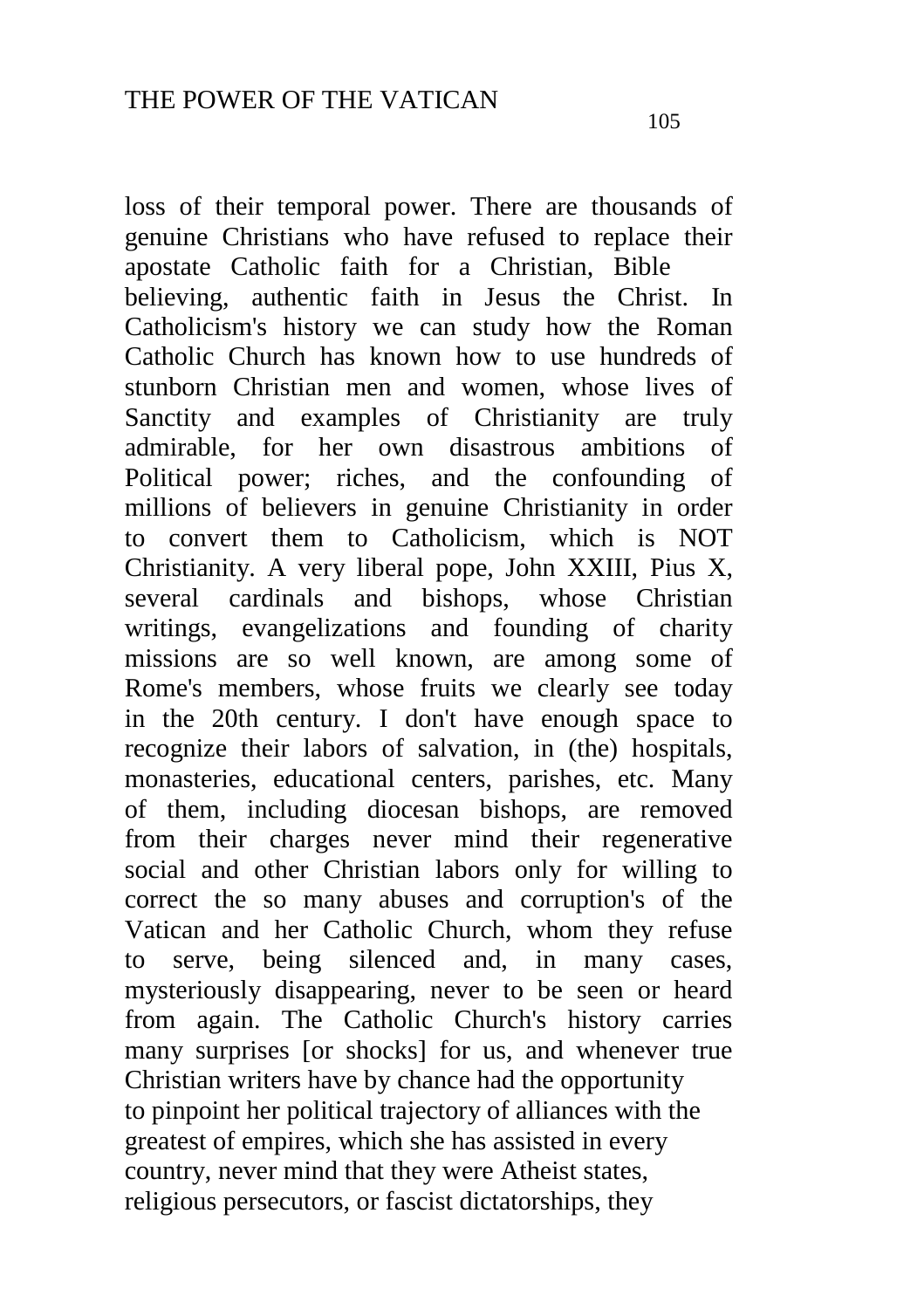loss of their temporal power. There are thousands of genuine Christians who have refused to replace their apostate Catholic faith for a Christian, Bible believing, authentic faith in Jesus the Christ. In Catholicism's history we can study how the Roman Catholic Church has known how to use hundreds of stunborn Christian men and women, whose lives of Sanctity and examples of Christianity are truly admirable, for her own disastrous ambitions of Political power; riches, and the confounding of millions of believers in genuine Christianity in order to convert them to Catholicism, which is NOT Christianity. A very liberal pope, John XXIII, Pius X, several cardinals and bishops, whose Christian writings, evangelizations and founding of charity missions are so well known, are among some of Rome's members, whose fruits we clearly see today in the 20th century. I don't have enough space to recognize their labors of salvation, in (the) hospitals, monasteries, educational centers, parishes, etc. Many of them, including diocesan bishops, are removed from their charges never mind their regenerative social and other Christian labors only for willing to correct the so many abuses and corruption's of the Vatican and her Catholic Church, whom they refuse to serve, being silenced and, in many cases, mysteriously disappearing, never to be seen or heard from again. The Catholic Church's history carries many surprises [or shocks] for us, and whenever true Christian writers have by chance had the opportunity to pinpoint her political trajectory of alliances with the greatest of empires, which she has assisted in every country, never mind that they were Atheist states, religious persecutors, or fascist dictatorships, they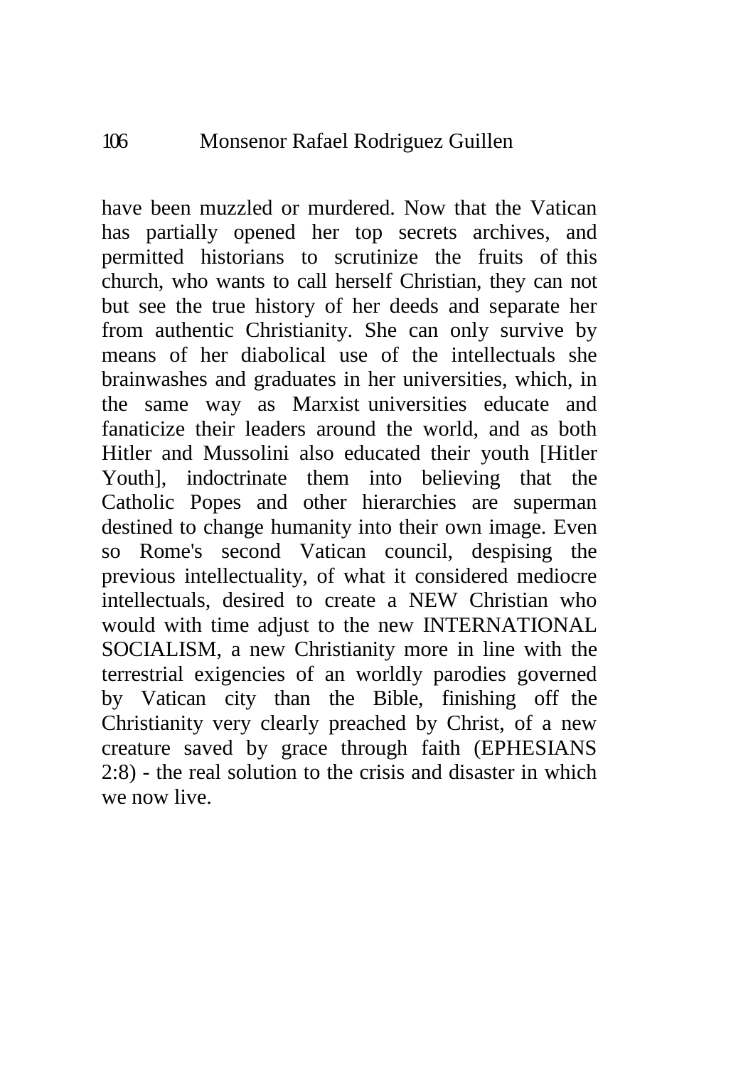have been muzzled or murdered. Now that the Vatican has partially opened her top secrets archives, and permitted historians to scrutinize the fruits of this church, who wants to call herself Christian, they can not but see the true history of her deeds and separate her from authentic Christianity. She can only survive by means of her diabolical use of the intellectuals she brainwashes and graduates in her universities, which, in the same way as Marxist universities educate and fanaticize their leaders around the world, and as both Hitler and Mussolini also educated their youth [Hitler Youth], indoctrinate them into believing that the Catholic Popes and other hierarchies are superman destined to change humanity into their own image. Even so Rome's second Vatican council, despising the previous intellectuality, of what it considered mediocre intellectuals, desired to create a NEW Christian who would with time adjust to the new INTERNATIONAL SOCIALISM, a new Christianity more in line with the terrestrial exigencies of an worldly parodies governed by Vatican city than the Bible, finishing off the Christianity very clearly preached by Christ, of a new creature saved by grace through faith (EPHESIANS 2:8) - the real solution to the crisis and disaster in which we now live.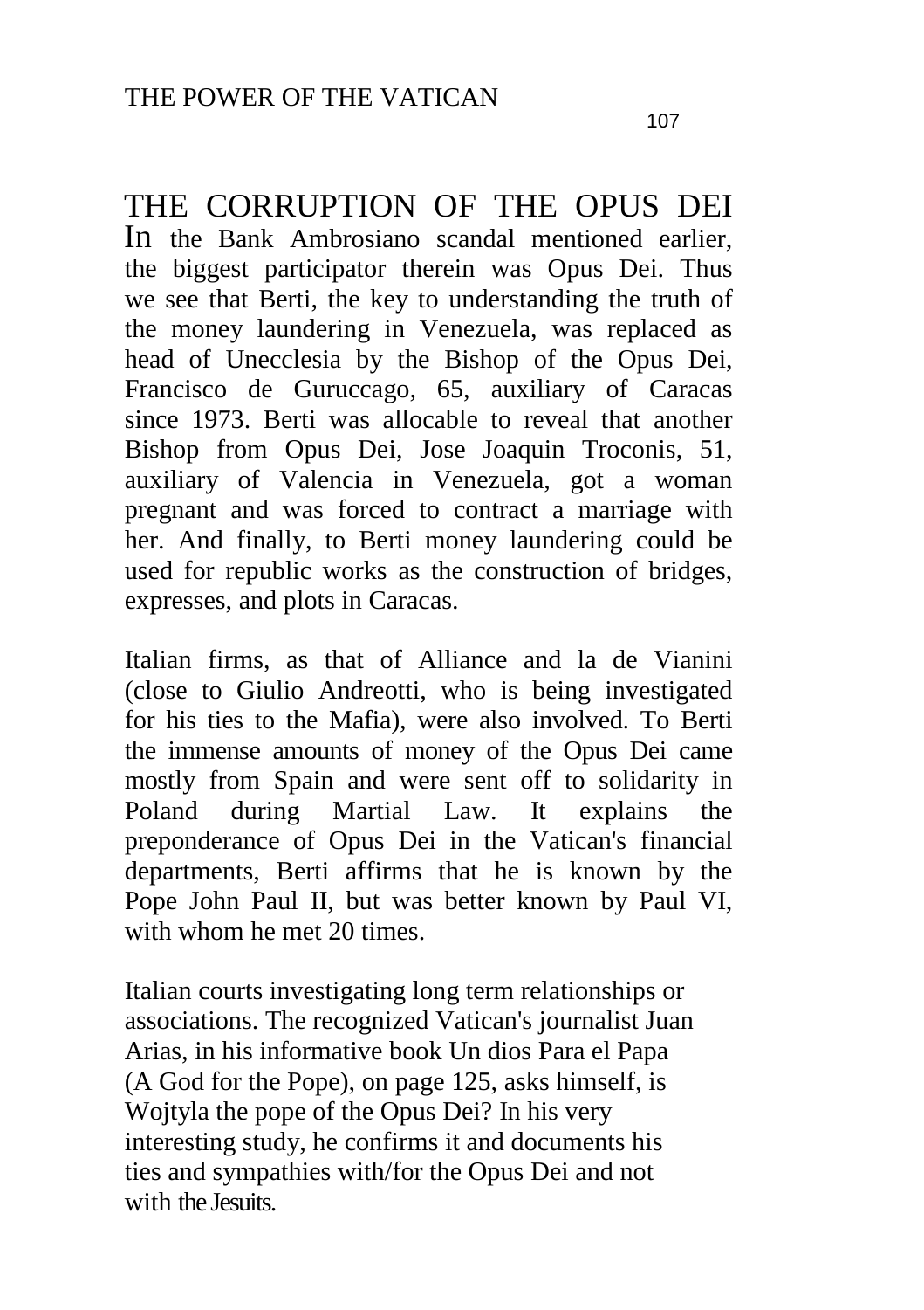# THE CORRUPTION OF THE OPUS DEI

In the Bank Ambrosiano scandal mentioned earlier, the biggest participator therein was Opus Dei. Thus we see that Berti, the key to understanding the truth of the money laundering in Venezuela, was replaced as head of Unecclesia by the Bishop of the Opus Dei, Francisco de Guruccago, 65, auxiliary of Caracas since 1973. Berti was allocable to reveal that another Bishop from Opus Dei, Jose Joaquin Troconis, 51, auxiliary of Valencia in Venezuela, got a woman pregnant and was forced to contract a marriage with her. And finally, to Berti money laundering could be used for republic works as the construction of bridges, expresses, and plots in Caracas.

Italian firms, as that of Alliance and la de Vianini (close to Giulio Andreotti, who is being investigated for his ties to the Mafia), were also involved. To Berti the immense amounts of money of the Opus Dei came mostly from Spain and were sent off to solidarity in Poland during Martial Law. It explains the preponderance of Opus Dei in the Vatican's financial departments, Berti affirms that he is known by the Pope John Paul II, but was better known by Paul VI, with whom he met 20 times.

Italian courts investigating long term relationships or associations. The recognized Vatican's journalist Juan Arias, in his informative book Un dios Para el Papa (A God for the Pope), on page 125, asks himself, is Wojtyla the pope of the Opus Dei? In his very interesting study, he confirms it and documents his ties and sympathies with/for the Opus Dei and not with the Jesuits.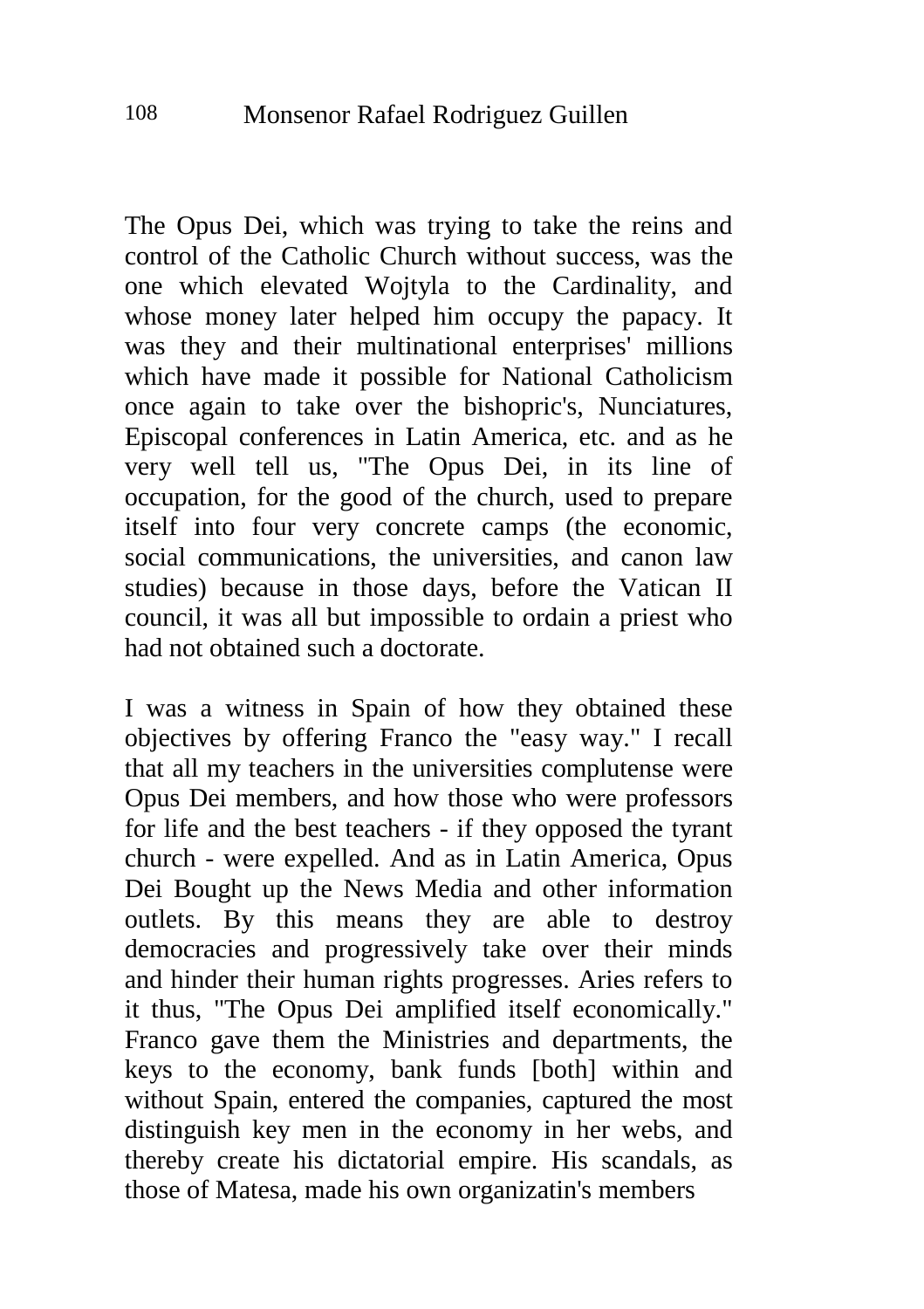The Opus Dei, which was trying to take the reins and control of the Catholic Church without success, was the one which elevated Wojtyla to the Cardinality, and whose money later helped him occupy the papacy. It was they and their multinational enterprises' millions which have made it possible for National Catholicism once again to take over the bishopric's, Nunciatures, Episcopal conferences in Latin America, etc. and as he very well tell us, "The Opus Dei, in its line of occupation, for the good of the church, used to prepare itself into four very concrete camps (the economic, social communications, the universities, and canon law studies) because in those days, before the Vatican II council, it was all but impossible to ordain a priest who had not obtained such a doctorate.

I was a witness in Spain of how they obtained these objectives by offering Franco the "easy way." I recall that all my teachers in the universities complutense were Opus Dei members, and how those who were professors for life and the best teachers - if they opposed the tyrant church - were expelled. And as in Latin America, Opus Dei Bought up the News Media and other information outlets. By this means they are able to destroy democracies and progressively take over their minds and hinder their human rights progresses. Aries refers to it thus, "The Opus Dei amplified itself economically." Franco gave them the Ministries and departments, the keys to the economy, bank funds [both] within and without Spain, entered the companies, captured the most distinguish key men in the economy in her webs, and thereby create his dictatorial empire. His scandals, as those of Matesa, made his own organizatin's members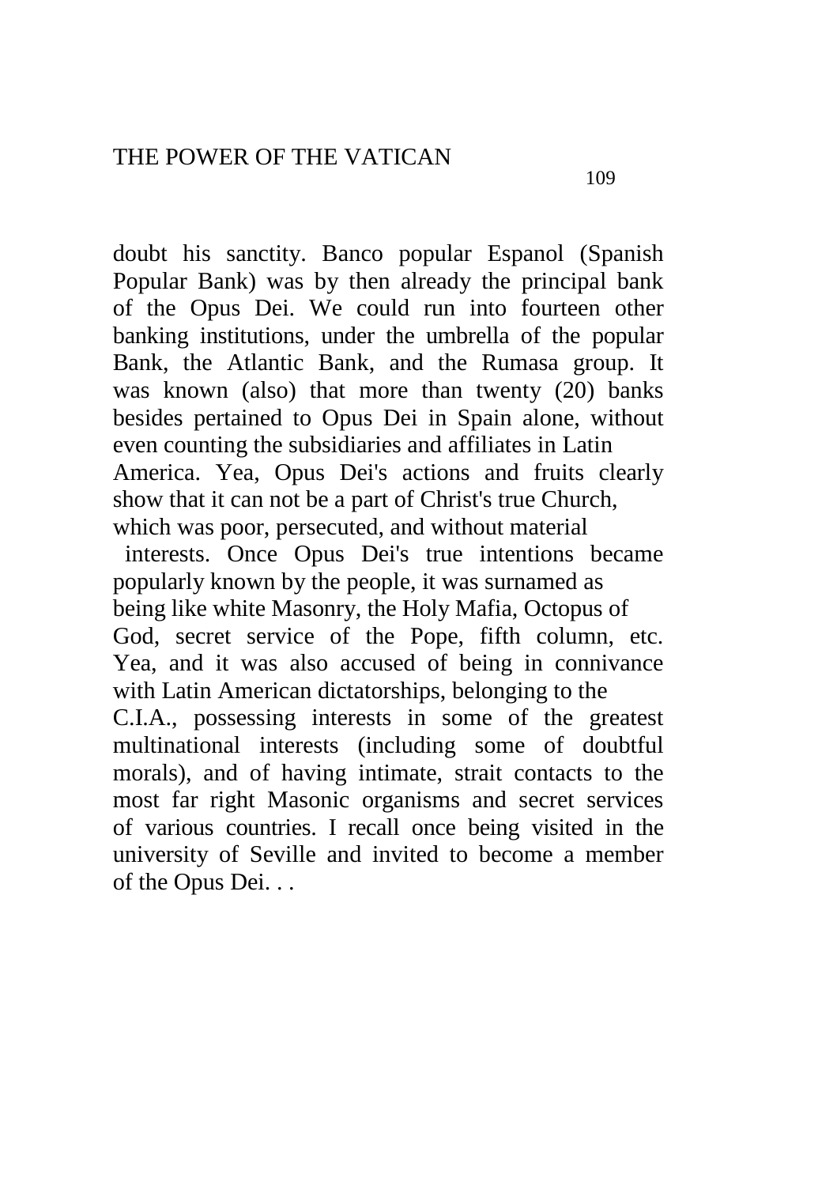doubt his sanctity. Banco popular Espanol (Spanish Popular Bank) was by then already the principal bank of the Opus Dei. We could run into fourteen other banking institutions, under the umbrella of the popular Bank, the Atlantic Bank, and the Rumasa group. It was known (also) that more than twenty (20) banks besides pertained to Opus Dei in Spain alone, without even counting the subsidiaries and affiliates in Latin America. Yea, Opus Dei's actions and fruits clearly show that it can not be a part of Christ's true Church, which was poor, persecuted, and without material interests. Once Opus Dei's true intentions became popularly known by the people, it was surnamed as being like white Masonry, the Holy Mafia, Octopus of God, secret service of the Pope, fifth column, etc. Yea, and it was also accused of being in connivance with Latin American dictatorships, belonging to the C.I.A., possessing interests in some of the greatest multinational interests (including some of doubtful morals), and of having intimate, strait contacts to the most far right Masonic organisms and secret services of various countries. I recall once being visited in the university of Seville and invited to become a member of the Opus Dei. . .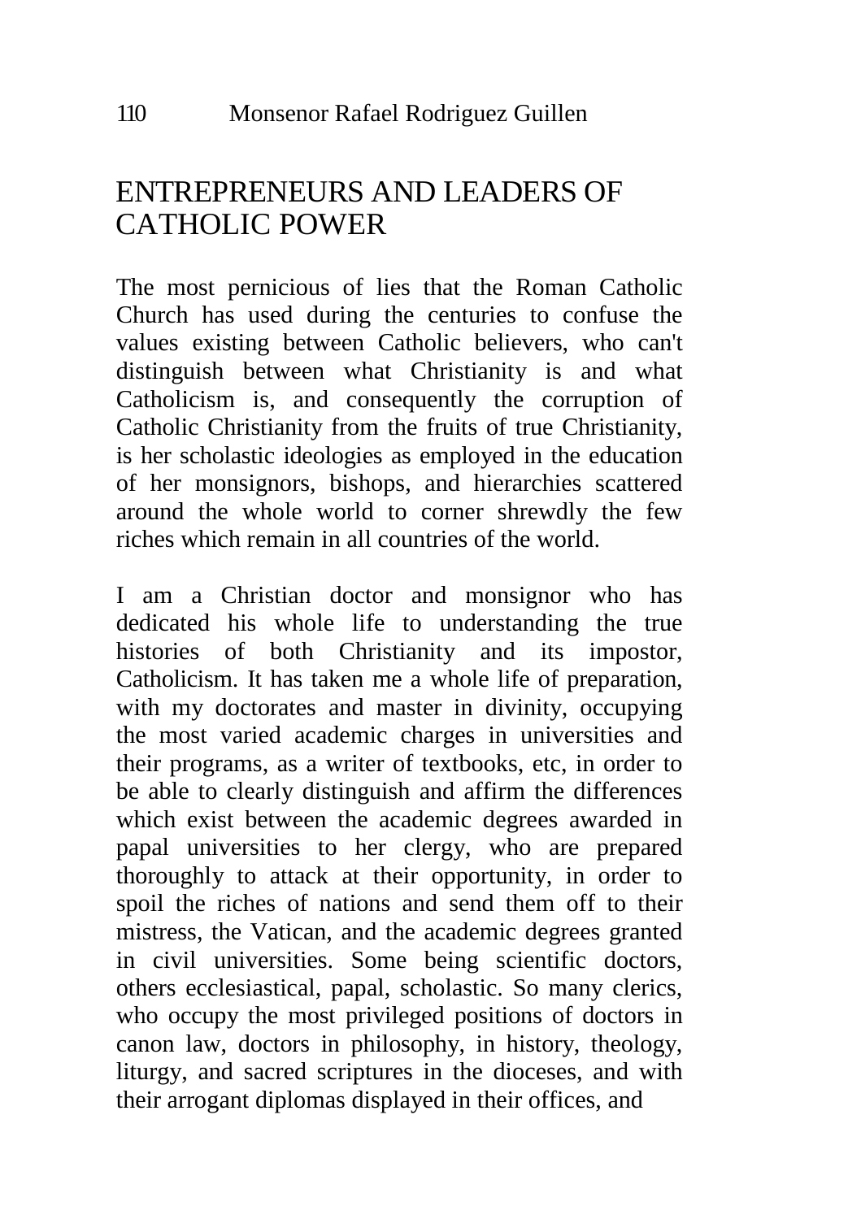# ENTREPRENEURS AND LEADERS OF CATHOLIC POWER

The most pernicious of lies that the Roman Catholic Church has used during the centuries to confuse the values existing between Catholic believers, who can't distinguish between what Christianity is and what Catholicism is, and consequently the corruption of Catholic Christianity from the fruits of true Christianity, is her scholastic ideologies as employed in the education of her monsignors, bishops, and hierarchies scattered around the whole world to corner shrewdly the few riches which remain in all countries of the world.

I am a Christian doctor and monsignor who has dedicated his whole life to understanding the true histories of both Christianity and its impostor, Catholicism. It has taken me a whole life of preparation, with my doctorates and master in divinity, occupying the most varied academic charges in universities and their programs, as a writer of textbooks, etc, in order to be able to clearly distinguish and affirm the differences which exist between the academic degrees awarded in papal universities to her clergy, who are prepared thoroughly to attack at their opportunity, in order to spoil the riches of nations and send them off to their mistress, the Vatican, and the academic degrees granted in civil universities. Some being scientific doctors, others ecclesiastical, papal, scholastic. So many clerics, who occupy the most privileged positions of doctors in canon law, doctors in philosophy, in history, theology, liturgy, and sacred scriptures in the dioceses, and with their arrogant diplomas displayed in their offices, and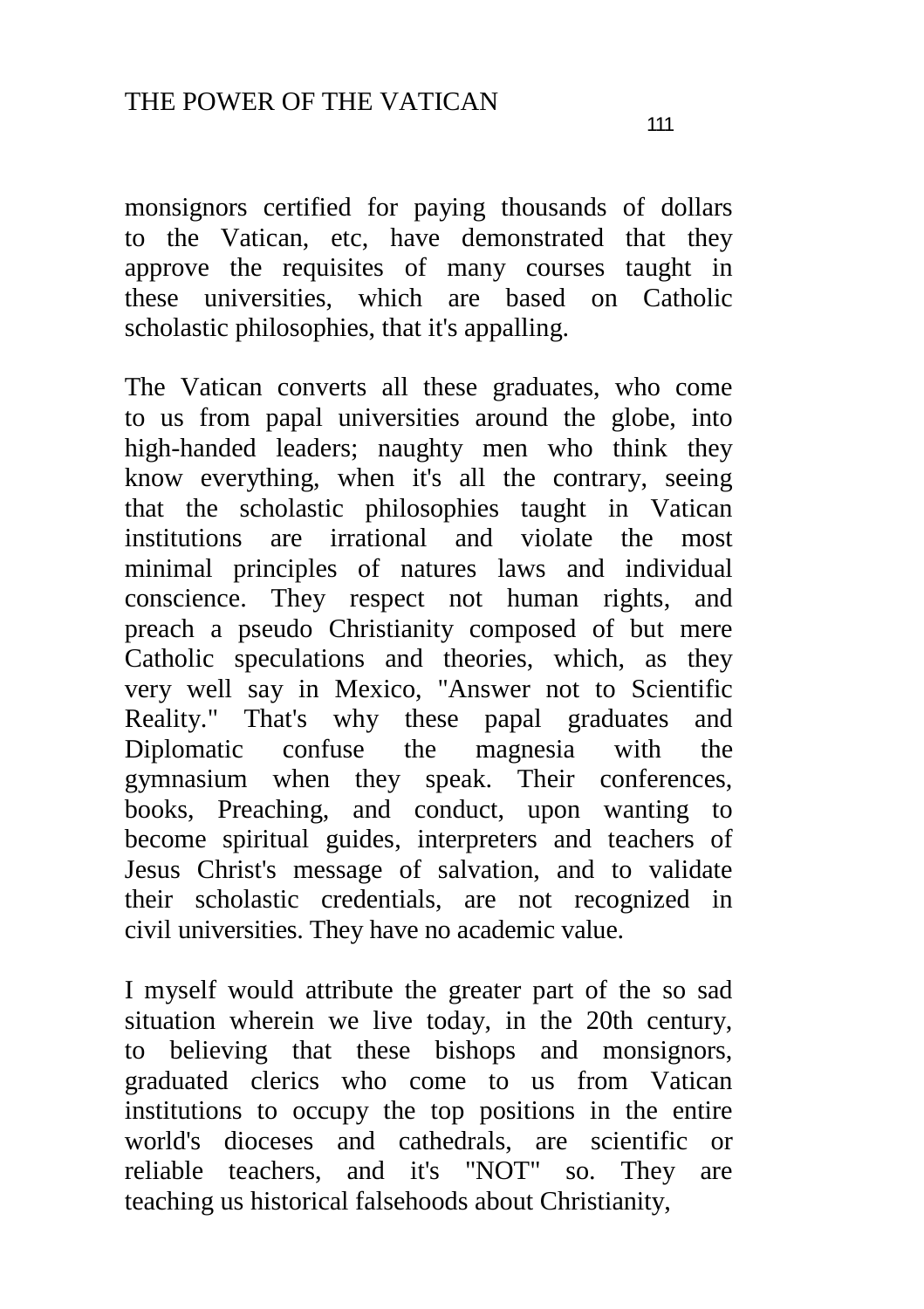monsignors certified for paying thousands of dollars to the Vatican, etc, have demonstrated that they approve the requisites of many courses taught in these universities, which are based on Catholic scholastic philosophies, that it's appalling.

The Vatican converts all these graduates, who come to us from papal universities around the globe, into high-handed leaders; naughty men who think they know everything, when it's all the contrary, seeing that the scholastic philosophies taught in Vatican institutions are irrational and violate the most minimal principles of natures laws and individual conscience. They respect not human rights, and preach a pseudo Christianity composed of but mere Catholic speculations and theories, which, as they very well say in Mexico, "Answer not to Scientific Reality." That's why these papal graduates and Diplomatic confuse the magnesia with the gymnasium when they speak. Their conferences, books, Preaching, and conduct, upon wanting to become spiritual guides, interpreters and teachers of Jesus Christ's message of salvation, and to validate their scholastic credentials, are not recognized in civil universities. They have no academic value.

I myself would attribute the greater part of the so sad situation wherein we live today, in the 20th century, to believing that these bishops and monsignors, graduated clerics who come to us from Vatican institutions to occupy the top positions in the entire world's dioceses and cathedrals, are scientific or reliable teachers, and it's "NOT" so. They are teaching us historical falsehoods about Christianity,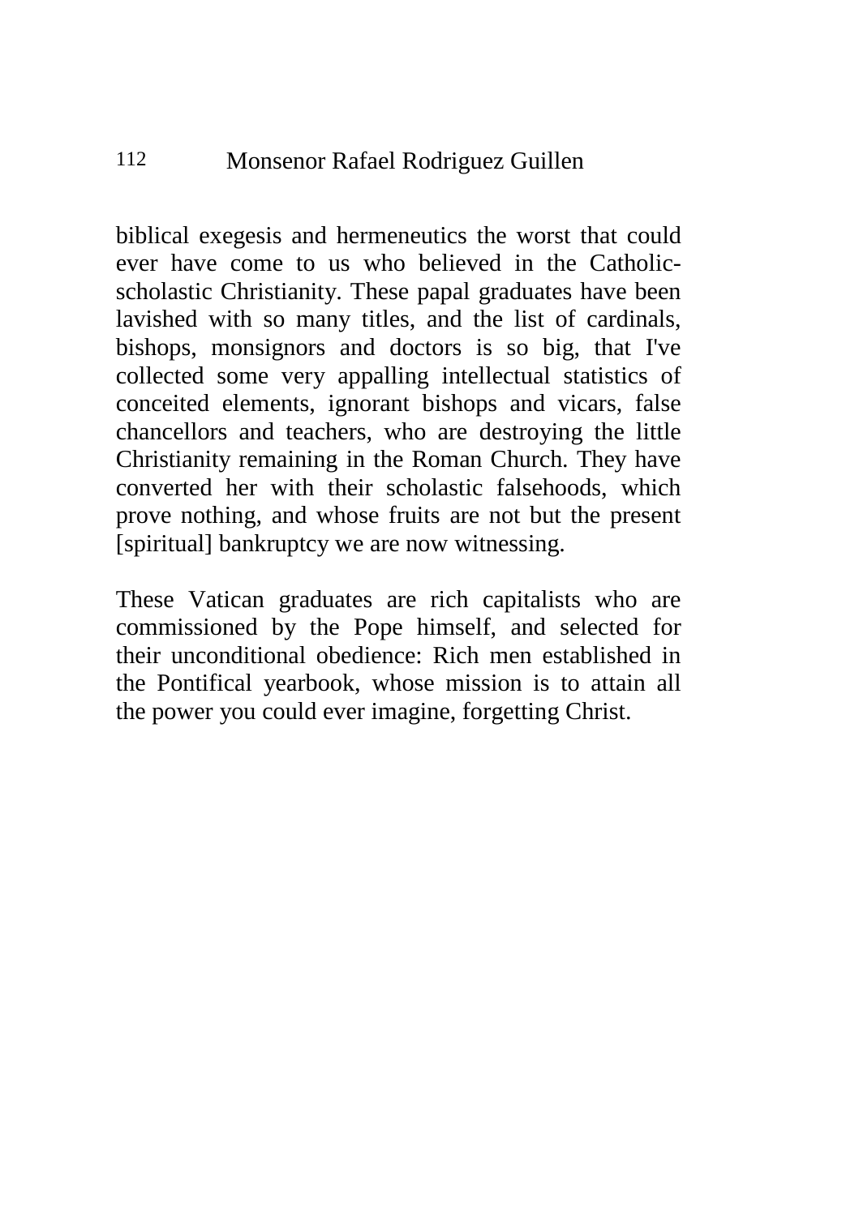biblical exegesis and hermeneutics the worst that could ever have come to us who believed in the Catholic-scholastic Christianity. These papal graduates have been lavished with so many titles, and the list of cardinals, bishops, monsignors and doctors is so big, that I've collected some very appalling intellectual statistics of conceited elements, ignorant bishops and vicars, false chancellors and teachers, who are destroying the little Christianity remaining in the Roman Church. They have converted her with their scholastic falsehoods, which prove nothing, and whose fruits are not but the present [spiritual] bankruptcy we are now witnessing.

These Vatican graduates are rich capitalists who are commissioned by the Pope himself, and selected for their unconditional obedience: Rich men established in the Pontifical yearbook, whose mission is to attain all the power you could ever imagine, forgetting Christ.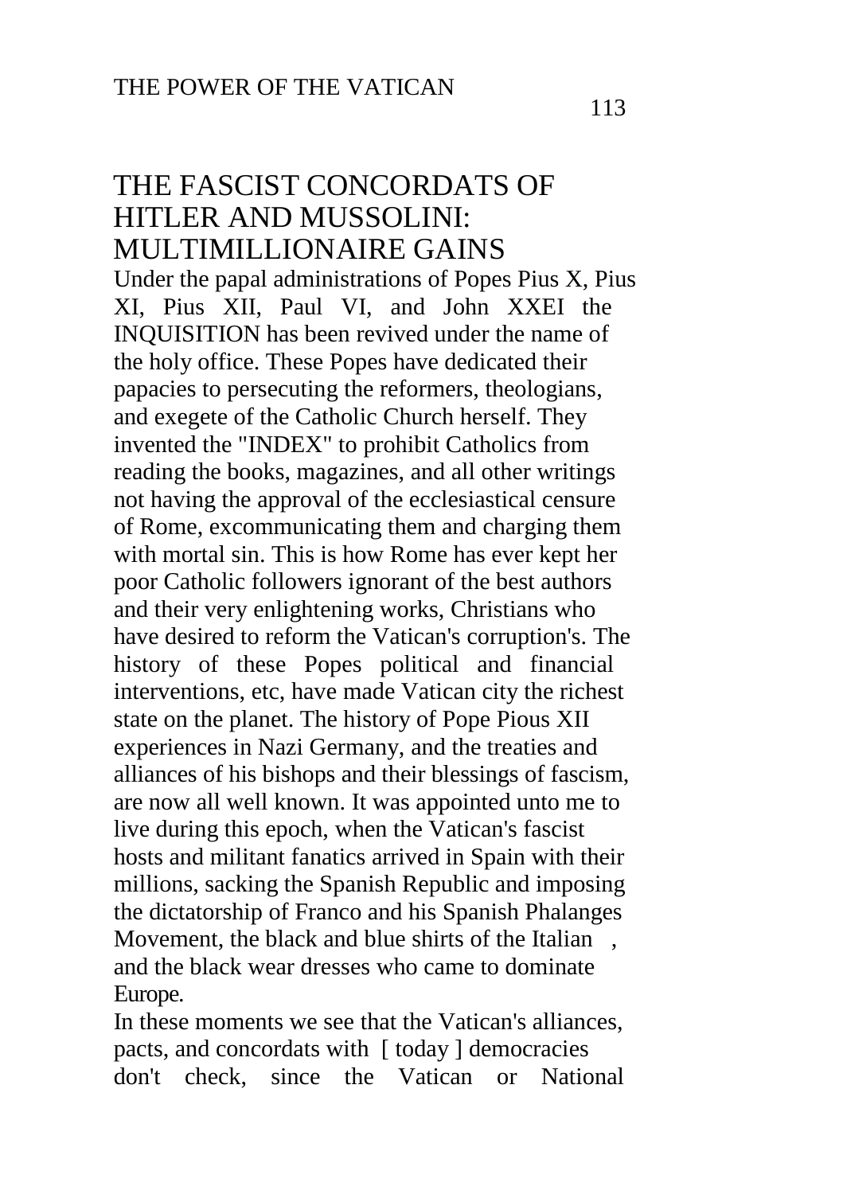## THE FASCIST CONCORDATS OF HITLER AND MUSSOLINI: MULTIMILLIONAIRE GAINS

Under the papal administrations of Popes Pius X, Pius XI, Pius XII, Paul VI, and John XXEI the INQUISITION has been revived under the name of the holy office. These Popes have dedicated their papacies to persecuting the reformers, theologians, and exegete of the Catholic Church herself. They invented the "INDEX" to prohibit Catholics from reading the books, magazines, and all other writings not having the approval of the ecclesiastical censure of Rome, excommunicating them and charging them with mortal sin. This is how Rome has ever kept her poor Catholic followers ignorant of the best authors and their very enlightening works, Christians who have desired to reform the Vatican's corruption's. The history of these Popes political and financial interventions, etc, have made Vatican city the richest state on the planet. The history of Pope Pious XII experiences in Nazi Germany, and the treaties and alliances of his bishops and their blessings of fascism, are now all well known. It was appointed unto me to live during this epoch, when the Vatican's fascist hosts and militant fanatics arrived in Spain with their millions, sacking the Spanish Republic and imposing the dictatorship of Franco and his Spanish Phalanges Movement, the black and blue shirts of the Italian , and the black wear dresses who came to dominate Europe.

In these moments we see that the Vatican's alliances, pacts, and concordats with [ today ] democracies don't check, since the Vatican or National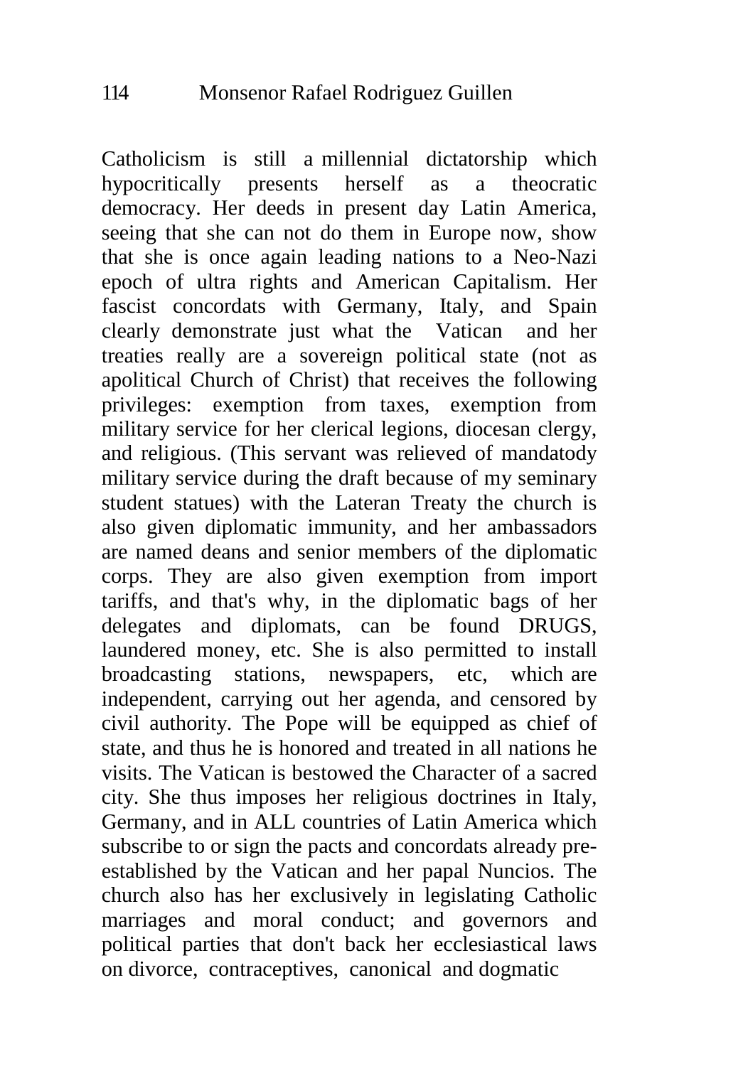Catholicism is still a millennial dictatorship which hypocritically presents herself as a theocratic democracy. Her deeds in present day Latin America, seeing that she can not do them in Europe now, show that she is once again leading nations to a Neo-Nazi epoch of ultra rights and American Capitalism. Her fascist concordats with Germany, Italy, and Spain clearly demonstrate just what the Vatican and her treaties really are a sovereign political state (not as apolitical Church of Christ) that receives the following privileges: exemption from taxes, exemption from military service for her clerical legions, diocesan clergy, and religious. (This servant was relieved of mandatody military service during the draft because of my seminary student statues) with the Lateran Treaty the church is also given diplomatic immunity, and her ambassadors are named deans and senior members of the diplomatic corps. They are also given exemption from import tariffs, and that's why, in the diplomatic bags of her delegates and diplomats, can be found DRUGS, laundered money, etc. She is also permitted to install broadcasting stations, newspapers, etc, which are independent, carrying out her agenda, and censored by civil authority. The Pope will be equipped as chief of state, and thus he is honored and treated in all nations he visits. The Vatican is bestowed the Character of a sacred city. She thus imposes her religious doctrines in Italy, Germany, and in ALL countries of Latin America which subscribe to or sign the pacts and concordats already pre-established by the Vatican and her papal Nuncios. The church also has her exclusively in legislating Catholic marriages and moral conduct; and governors and political parties that don't back her ecclesiastical laws on divorce, contraceptives, canonical and dogmatic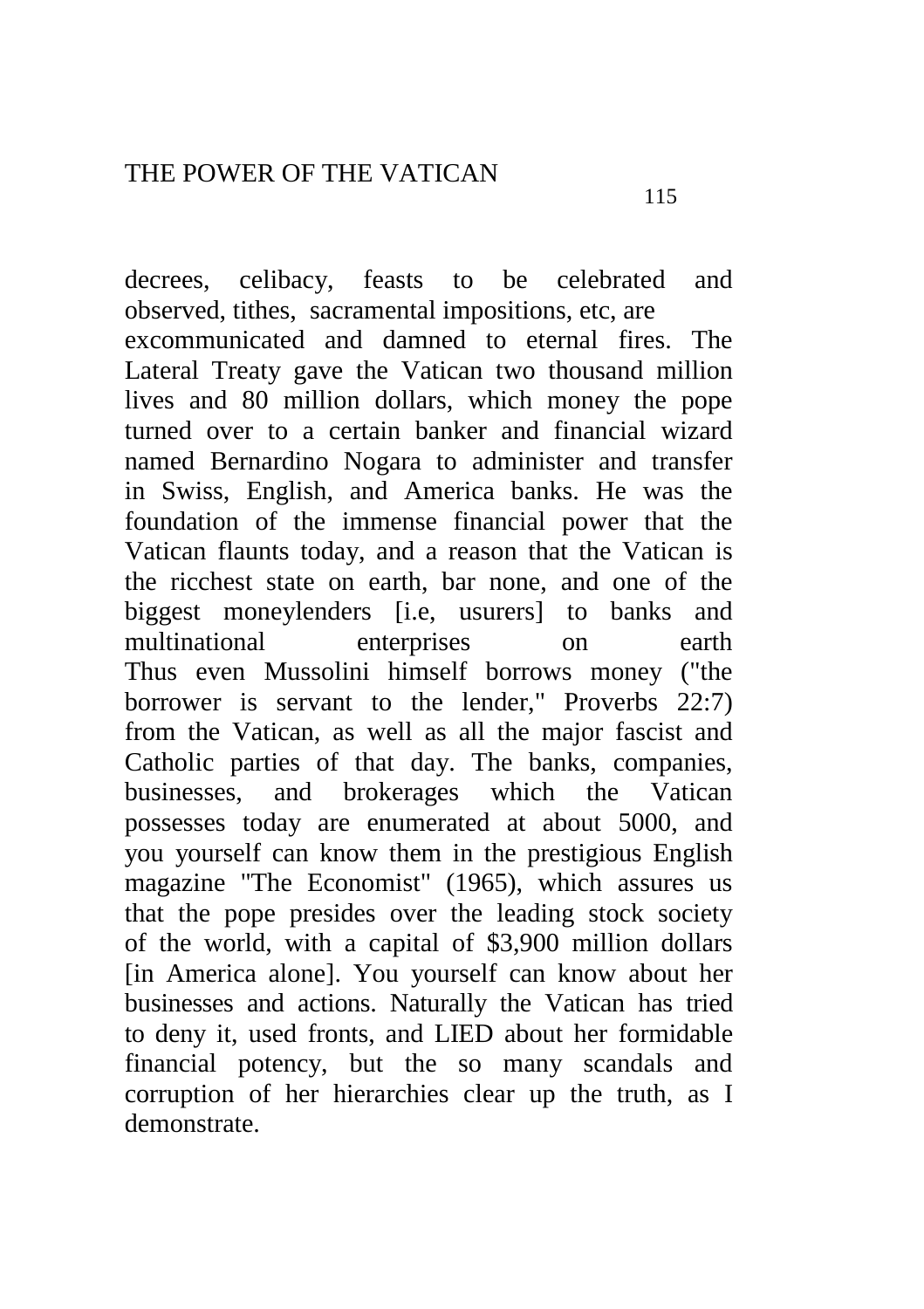decrees, celibacy, feasts to be celebrated and observed, tithes, sacramental impositions, etc, are excommunicated and damned to eternal fires. The Lateral Treaty gave the Vatican two thousand million lives and 80 million dollars, which money the pope turned over to a certain banker and financial wizard named Bernardino Nogara to administer and transfer in Swiss, English, and America banks. He was the foundation of the immense financial power that the Vatican flaunts today, and a reason that the Vatican is the ricchest state on earth, bar none, and one of the biggest moneylenders [i.e, usurers] to banks and multinational enterprises on earth
Thus even Mussolini himself borrows money ("the borrower is servant to the lender," Proverbs 22:7) from the Vatican, as well as all the major fascist and Catholic parties of that day. The banks, companies, businesses, and brokerages which the Vatican possesses today are enumerated at about 5000, and you yourself can know them in the prestigious English magazine "The Economist" (1965), which assures us that the pope presides over the leading stock society of the world, with a capital of $3,900 million dollars [in America alone]. You yourself can know about her businesses and actions. Naturally the Vatican has tried to deny it, used fronts, and LIED about her formidable financial potency, but the so many scandals and corruption of her hierarchies clear up the truth, as I demonstrate.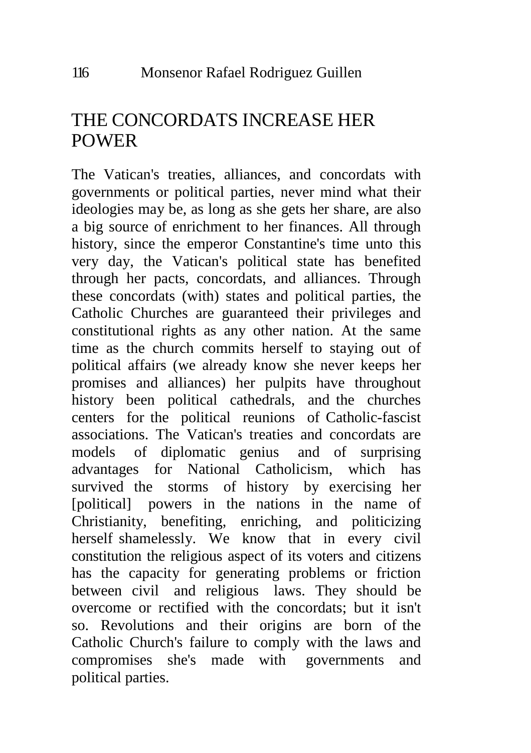## THE CONCORDATS INCREASE HER POWER

The Vatican's treaties, alliances, and concordats with governments or political parties, never mind what their ideologies may be, as long as she gets her share, are also a big source of enrichment to her finances. All through history, since the emperor Constantine's time unto this very day, the Vatican's political state has benefited through her pacts, concordats, and alliances. Through these concordats (with) states and political parties, the Catholic Churches are guaranteed their privileges and constitutional rights as any other nation. At the same time as the church commits herself to staying out of political affairs (we already know she never keeps her promises and alliances) her pulpits have throughout history been political cathedrals, and the churches centers for the political reunions of Catholic-fascist associations. The Vatican's treaties and concordats are models of diplomatic genius and of surprising advantages for National Catholicism, which has survived the storms of history by exercising her [political] powers in the nations in the name of Christianity, benefiting, enriching, and politicizing herself shamelessly. We know that in every civil constitution the religious aspect of its voters and citizens has the capacity for generating problems or friction between civil and religious laws. They should be overcome or rectified with the concordats; but it isn't so. Revolutions and their origins are born of the Catholic Church's failure to comply with the laws and compromises she's made with governments and political parties.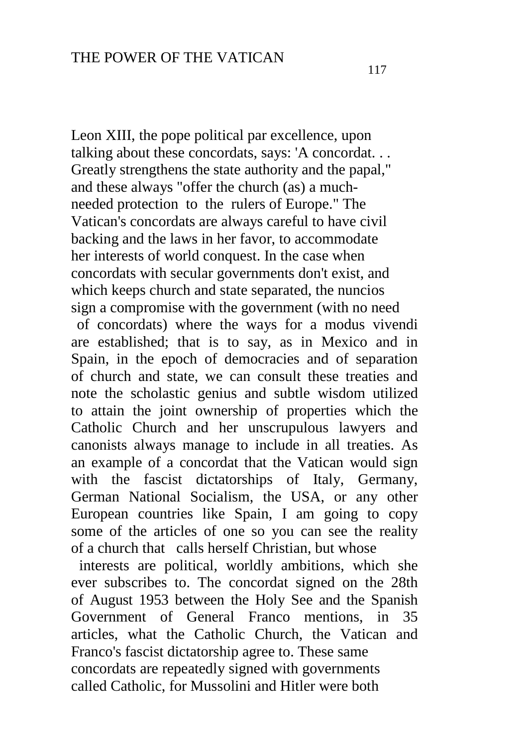Leon XIII, the pope political par excellence, upon talking about these concordats, says: 'A concordat. . . Greatly strengthens the state authority and the papal," and these always "offer the church (as) a much-needed protection to the rulers of Europe." The Vatican's concordats are always careful to have civil backing and the laws in her favor, to accommodate her interests of world conquest. In the case when concordats with secular governments don't exist, and which keeps church and state separated, the nuncios sign a compromise with the government (with no need of concordats) where the ways for a modus vivendi are established; that is to say, as in Mexico and in Spain, in the epoch of democracies and of separation of church and state, we can consult these treaties and note the scholastic genius and subtle wisdom utilized to attain the joint ownership of properties which the Catholic Church and her unscrupulous lawyers and canonists always manage to include in all treaties. As an example of a concordat that the Vatican would sign with the fascist dictatorships of Italy, Germany, German National Socialism, the USA, or any other European countries like Spain, I am going to copy some of the articles of one so you can see the reality of a church that calls herself Christian, but whose interests are political, worldly ambitions, which she ever subscribes to. The concordat signed on the 28th of August 1953 between the Holy See and the Spanish Government of General Franco mentions, in 35 articles, what the Catholic Church, the Vatican and Franco's fascist dictatorship agree to. These same concordats are repeatedly signed with governments called Catholic, for Mussolini and Hitler were both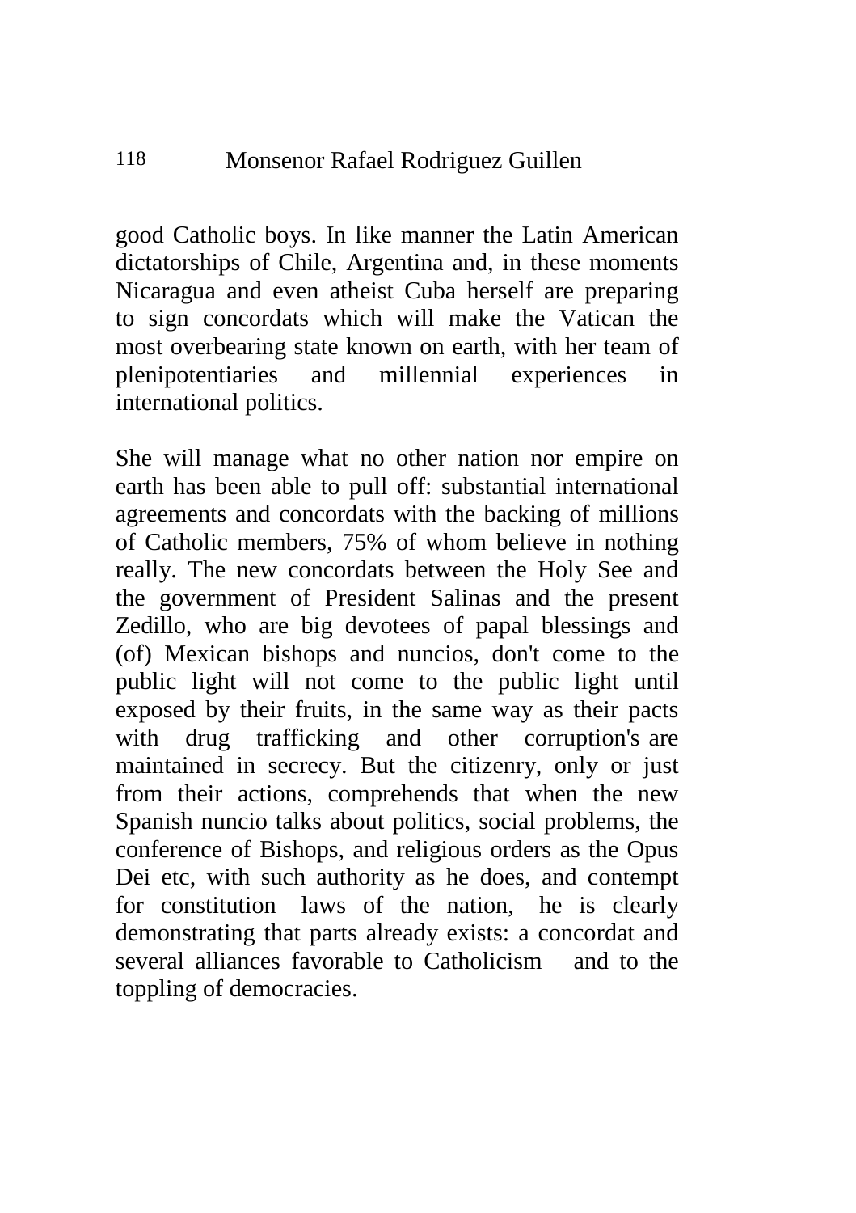good Catholic boys. In like manner the Latin American dictatorships of Chile, Argentina and, in these moments Nicaragua and even atheist Cuba herself are preparing to sign concordats which will make the Vatican the most overbearing state known on earth, with her team of plenipotentiaries and millennial experiences in international politics.

She will manage what no other nation nor empire on earth has been able to pull off: substantial international agreements and concordats with the backing of millions of Catholic members, 75% of whom believe in nothing really. The new concordats between the Holy See and the government of President Salinas and the present Zedillo, who are big devotees of papal blessings and (of) Mexican bishops and nuncios, don't come to the public light will not come to the public light until exposed by their fruits, in the same way as their pacts with drug trafficking and other corruption's are maintained in secrecy. But the citizenry, only or just from their actions, comprehends that when the new Spanish nuncio talks about politics, social problems, the conference of Bishops, and religious orders as the Opus Dei etc, with such authority as he does, and contempt for constitution laws of the nation, he is clearly demonstrating that parts already exists: a concordat and several alliances favorable to Catholicism and to the toppling of democracies.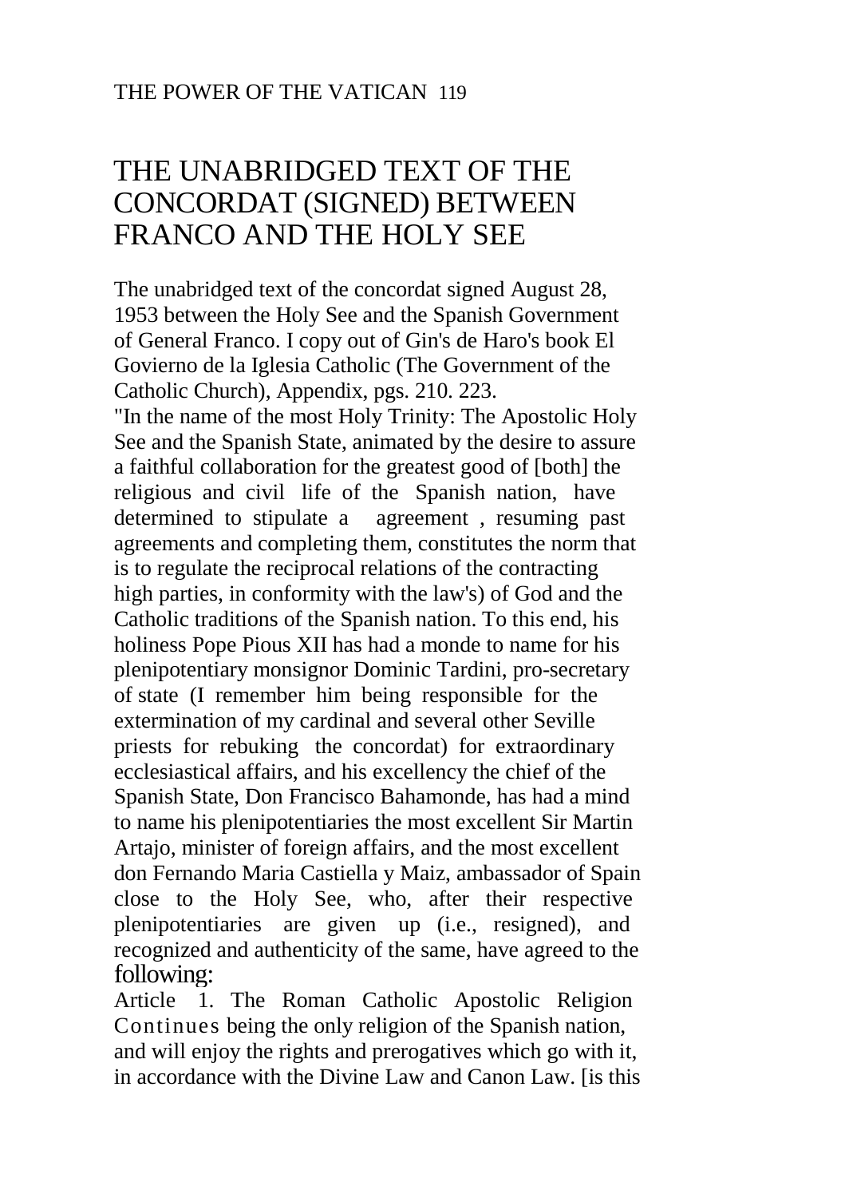# THE UNABRIDGED TEXT OF THE CONCORDAT (SIGNED) BETWEEN FRANCO AND THE HOLY SEE

The unabridged text of the concordat signed August 28, 1953 between the Holy See and the Spanish Government of General Franco. I copy out of Gin's de Haro's book El Govierno de la Iglesia Catholic (The Government of the Catholic Church), Appendix, pgs. 210. 223.

"In the name of the most Holy Trinity: The Apostolic Holy See and the Spanish State, animated by the desire to assure a faithful collaboration for the greatest good of [both] the religious and civil life of the Spanish nation, have determined to stipulate a agreement , resuming past agreements and completing them, constitutes the norm that is to regulate the reciprocal relations of the contracting high parties, in conformity with the law's) of God and the Catholic traditions of the Spanish nation. To this end, his holiness Pope Pious XII has had a monde to name for his plenipotentiary monsignor Dominic Tardini, pro-secretary of state (I remember him being responsible for the extermination of my cardinal and several other Seville priests for rebuking the concordat) for extraordinary ecclesiastical affairs, and his excellency the chief of the Spanish State, Don Francisco Bahamonde, has had a mind to name his plenipotentiaries the most excellent Sir Martin Artajo, minister of foreign affairs, and the most excellent don Fernando Maria Castiella y Maiz, ambassador of Spain close to the Holy See, who, after their respective plenipotentiaries are given up (i.e., resigned), and recognized and authenticity of the same, have agreed to the following:

Article 1. The Roman Catholic Apostolic Religion Continues being the only religion of the Spanish nation, and will enjoy the rights and prerogatives which go with it, in accordance with the Divine Law and Canon Law. [is this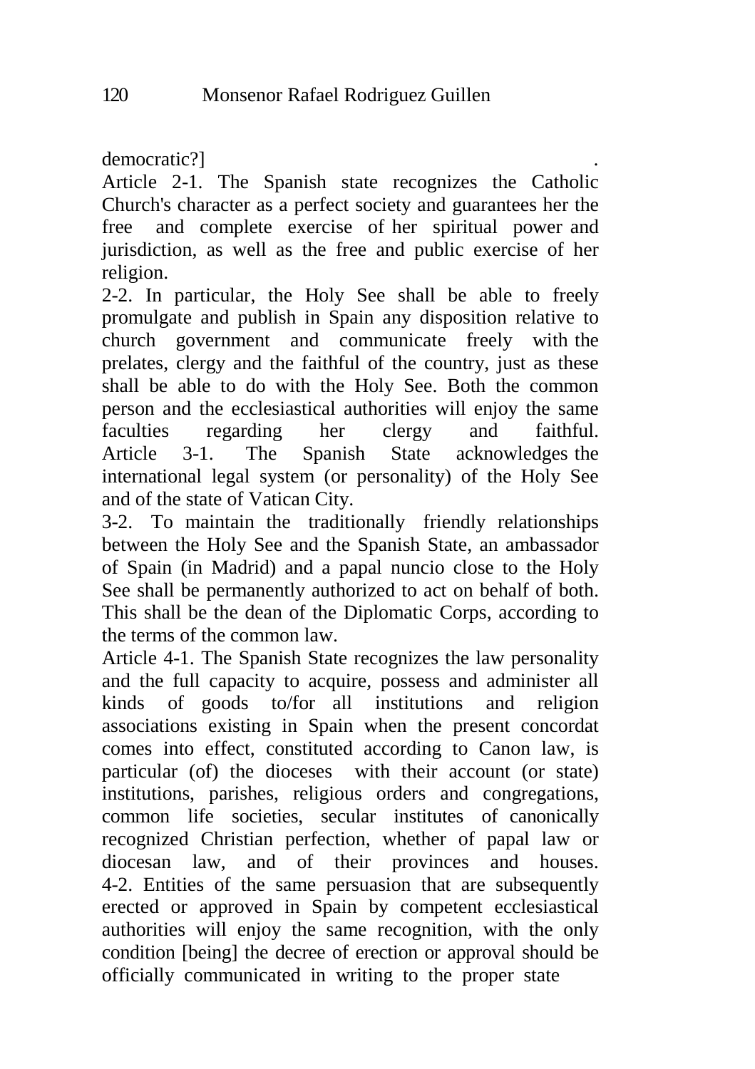democratic?] .

Article 2-1. The Spanish state recognizes the Catholic Church's character as a perfect society and guarantees her the free and complete exercise of her spiritual power and jurisdiction, as well as the free and public exercise of her religion.

2-2. In particular, the Holy See shall be able to freely promulgate and publish in Spain any disposition relative to church government and communicate freely with the prelates, clergy and the faithful of the country, just as these shall be able to do with the Holy See. Both the common person and the ecclesiastical authorities will enjoy the same faculties regarding her clergy and faithful.

Article 3-1. The Spanish State acknowledges the international legal system (or personality) of the Holy See and of the state of Vatican City.

3-2. To maintain the traditionally friendly relationships between the Holy See and the Spanish State, an ambassador of Spain (in Madrid) and a papal nuncio close to the Holy See shall be permanently authorized to act on behalf of both. This shall be the dean of the Diplomatic Corps, according to the terms of the common law.

Article 4-1. The Spanish State recognizes the law personality and the full capacity to acquire, possess and administer all kinds of goods to/for all institutions and religion associations existing in Spain when the present concordat comes into effect, constituted according to Canon law, is particular (of) the dioceses with their account (or state) institutions, parishes, religious orders and congregations, common life societies, secular institutes of canonically recognized Christian perfection, whether of papal law or diocesan law, and of their provinces and houses.

4-2. Entities of the same persuasion that are subsequently erected or approved in Spain by competent ecclesiastical authorities will enjoy the same recognition, with the only condition [being] the decree of erection or approval should be officially communicated in writing to the proper state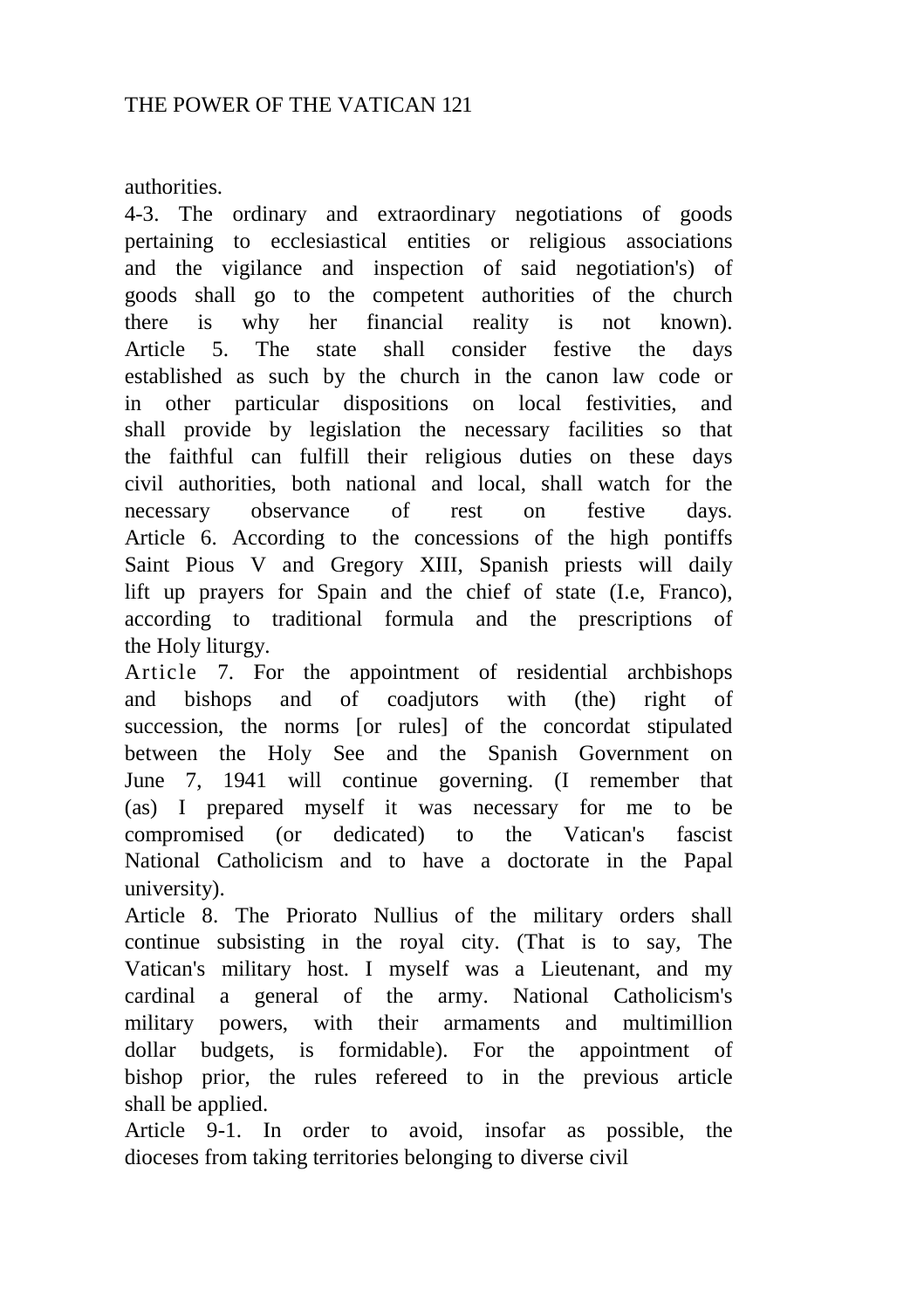authorities.

4-3. The ordinary and extraordinary negotiations of goods pertaining to ecclesiastical entities or religious associations and the vigilance and inspection of said negotiation's) of goods shall go to the competent authorities of the church there is why her financial reality is not known).

Article 5. The state shall consider festive the days established as such by the church in the canon law code or in other particular dispositions on local festivities, and shall provide by legislation the necessary facilities so that the faithful can fulfill their religious duties on these days civil authorities, both national and local, shall watch for the necessary observance of rest on festive days.

Article 6. According to the concessions of the high pontiffs Saint Pious V and Gregory XIII, Spanish priests will daily lift up prayers for Spain and the chief of state (I.e, Franco), according to traditional formula and the prescriptions of the Holy liturgy.

Article 7. For the appointment of residential archbishops and bishops and of coadjutors with (the) right of succession, the norms [or rules] of the concordat stipulated between the Holy See and the Spanish Government on June 7, 1941 will continue governing. (I remember that (as) I prepared myself it was necessary for me to be compromised (or dedicated) to the Vatican's fascist National Catholicism and to have a doctorate in the Papal university).

Article 8. The Priorato Nullius of the military orders shall continue subsisting in the royal city. (That is to say, The Vatican's military host. I myself was a Lieutenant, and my cardinal a general of the army. National Catholicism's military powers, with their armaments and multimillion dollar budgets, is formidable). For the appointment of bishop prior, the rules refereed to in the previous article shall be applied.

Article 9-1. In order to avoid, insofar as possible, the dioceses from taking territories belonging to diverse civil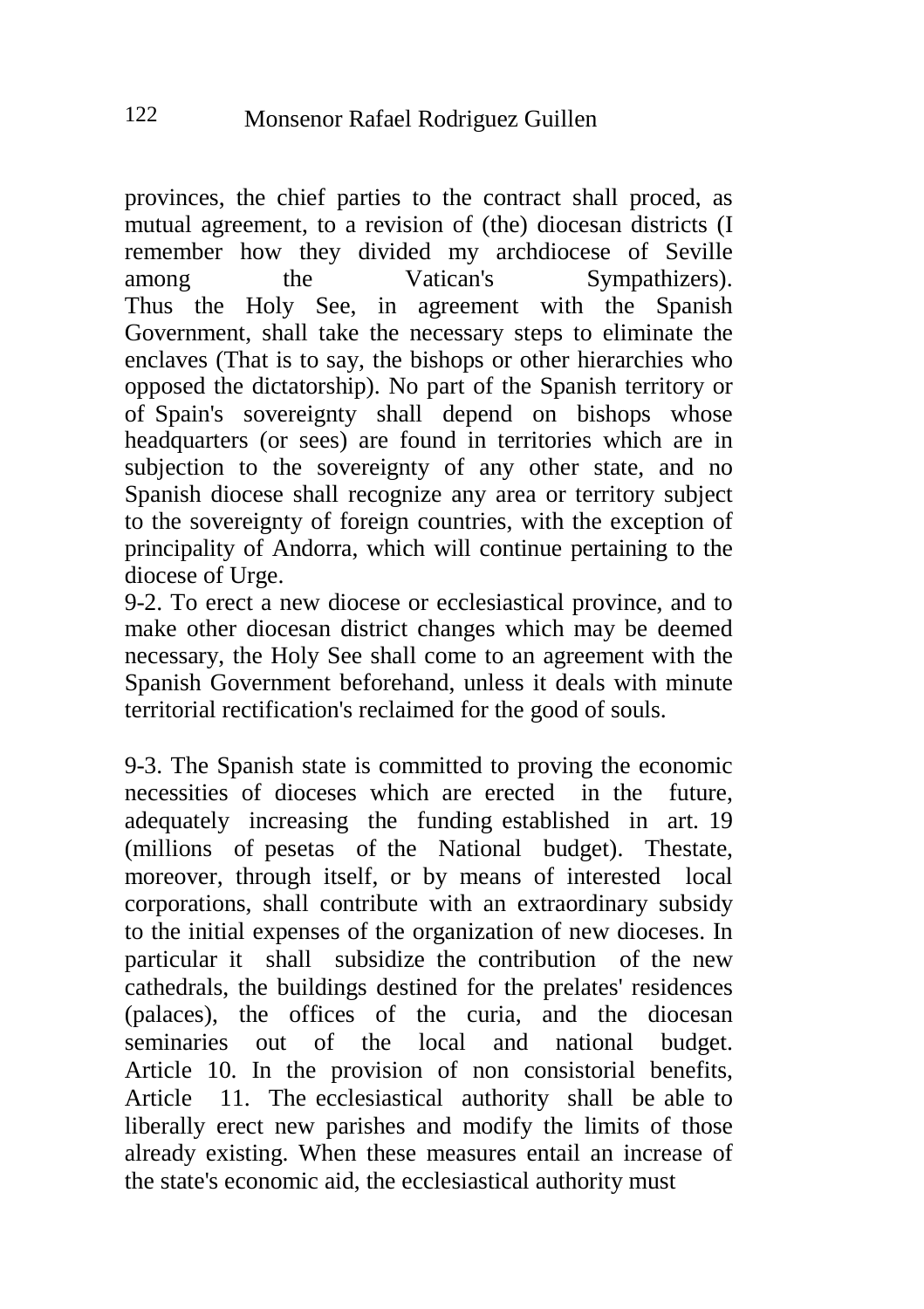provinces, the chief parties to the contract shall proced, as mutual agreement, to a revision of (the) diocesan districts (I remember how they divided my archdiocese of Seville among the Vatican's Sympathizers).
Thus the Holy See, in agreement with the Spanish Government, shall take the necessary steps to eliminate the enclaves (That is to say, the bishops or other hierarchies who opposed the dictatorship). No part of the Spanish territory or of Spain's sovereignty shall depend on bishops whose headquarters (or sees) are found in territories which are in subjection to the sovereignty of any other state, and no Spanish diocese shall recognize any area or territory subject to the sovereignty of foreign countries, with the exception of principality of Andorra, which will continue pertaining to the diocese of Urge.
9-2. To erect a new diocese or ecclesiastical province, and to make other diocesan district changes which may be deemed necessary, the Holy See shall come to an agreement with the Spanish Government beforehand, unless it deals with minute territorial rectification's reclaimed for the good of souls.

9-3. The Spanish state is committed to proving the economic necessities of dioceses which are erected in the future, adequately increasing the funding established in art. 19 (millions of pesetas of the National budget). Thestate, moreover, through itself, or by means of interested local corporations, shall contribute with an extraordinary subsidy to the initial expenses of the organization of new dioceses. In particular it shall subsidize the contribution of the new cathedrals, the buildings destined for the prelates' residences (palaces), the offices of the curia, and the diocesan seminaries out of the local and national budget.
Article 10. In the provision of non consistorial benefits,
Article 11. The ecclesiastical authority shall be able to liberally erect new parishes and modify the limits of those already existing. When these measures entail an increase of the state's economic aid, the ecclesiastical authority must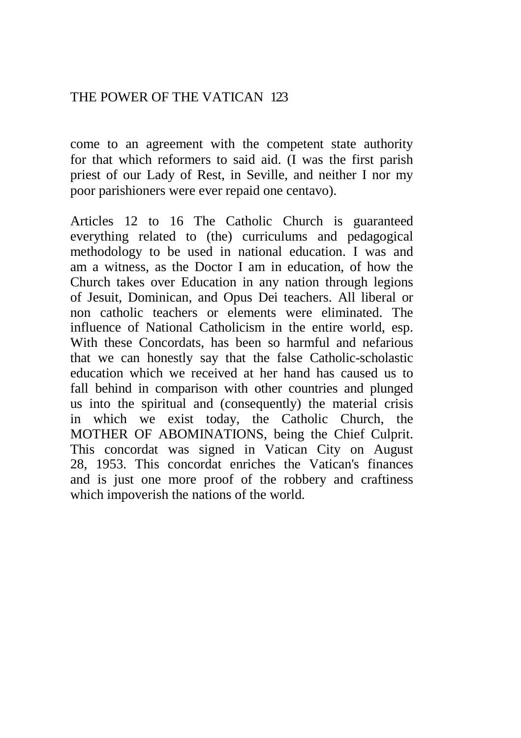come to an agreement with the competent state authority for that which reformers to said aid. (I was the first parish priest of our Lady of Rest, in Seville, and neither I nor my poor parishioners were ever repaid one centavo).

Articles 12 to 16 The Catholic Church is guaranteed everything related to (the) curriculums and pedagogical methodology to be used in national education. I was and am a witness, as the Doctor I am in education, of how the Church takes over Education in any nation through legions of Jesuit, Dominican, and Opus Dei teachers. All liberal or non catholic teachers or elements were eliminated. The influence of National Catholicism in the entire world, esp. With these Concordats, has been so harmful and nefarious that we can honestly say that the false Catholic-scholastic education which we received at her hand has caused us to fall behind in comparison with other countries and plunged us into the spiritual and (consequently) the material crisis in which we exist today, the Catholic Church, the MOTHER OF ABOMINATIONS, being the Chief Culprit. This concordat was signed in Vatican City on August 28, 1953. This concordat enriches the Vatican's finances and is just one more proof of the robbery and craftiness which impoverish the nations of the world.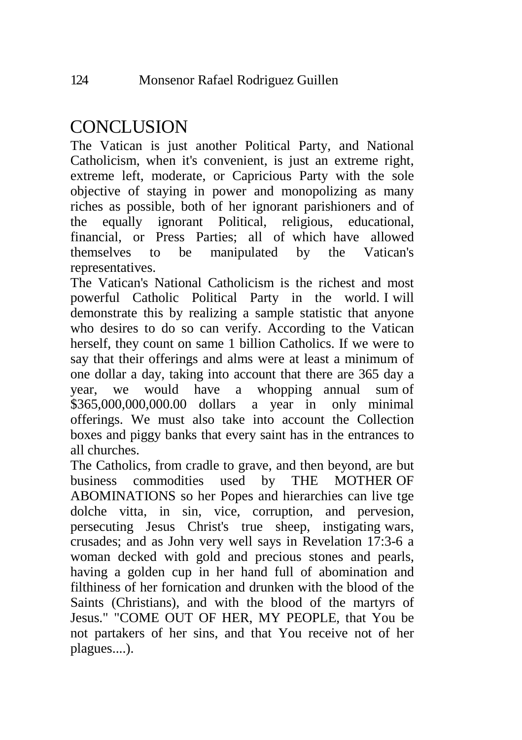# CONCLUSION

The Vatican is just another Political Party, and National Catholicism, when it's convenient, is just an extreme right, extreme left, moderate, or Capricious Party with the sole objective of staying in power and monopolizing as many riches as possible, both of her ignorant parishioners and of the equally ignorant Political, religious, educational, financial, or Press Parties; all of which have allowed themselves to be manipulated by the Vatican's representatives.

The Vatican's National Catholicism is the richest and most powerful Catholic Political Party in the world. I will demonstrate this by realizing a sample statistic that anyone who desires to do so can verify. According to the Vatican herself, they count on same 1 billion Catholics. If we were to say that their offerings and alms were at least a minimum of one dollar a day, taking into account that there are 365 day a year, we would have a whopping annual sum of $365,000,000,000.00 dollars a year in only minimal offerings. We must also take into account the Collection boxes and piggy banks that every saint has in the entrances to all churches.

The Catholics, from cradle to grave, and then beyond, are but business commodities used by THE MOTHER OF ABOMINATIONS so her Popes and hierarchies can live tge dolche vitta, in sin, vice, corruption, and pervesion, persecuting Jesus Christ's true sheep, instigating wars, crusades; and as John very well says in Revelation 17:3-6 a woman decked with gold and precious stones and pearls, having a golden cup in her hand full of abomination and filthiness of her fornication and drunken with the blood of the Saints (Christians), and with the blood of the martyrs of Jesus." "COME OUT OF HER, MY PEOPLE, that You be not partakers of her sins, and that You receive not of her plagues....).